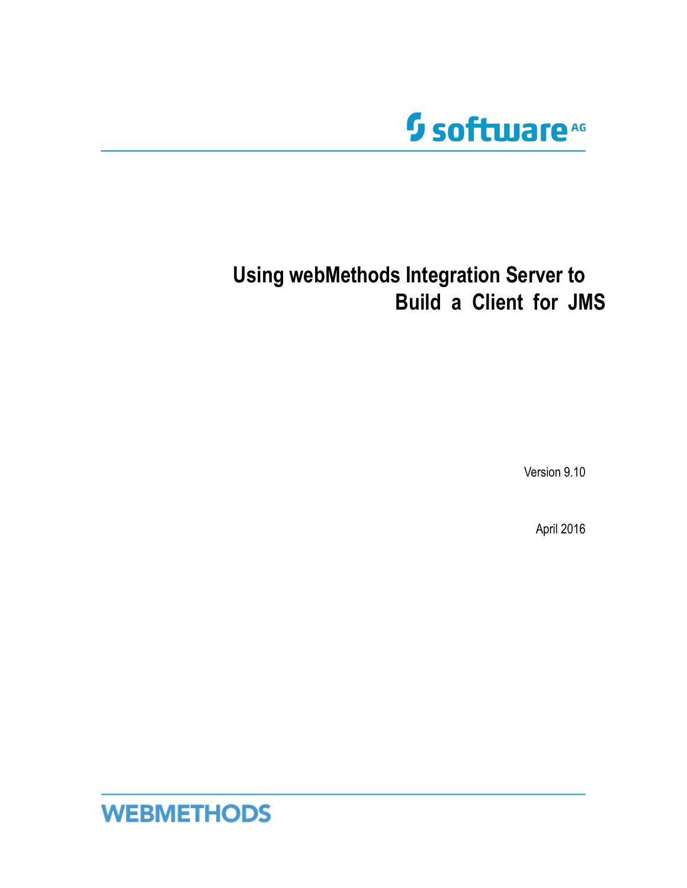# Using webMethods Integration Server to Build a Client for JMS

Version 9.10

April 2016

WEBMETHODS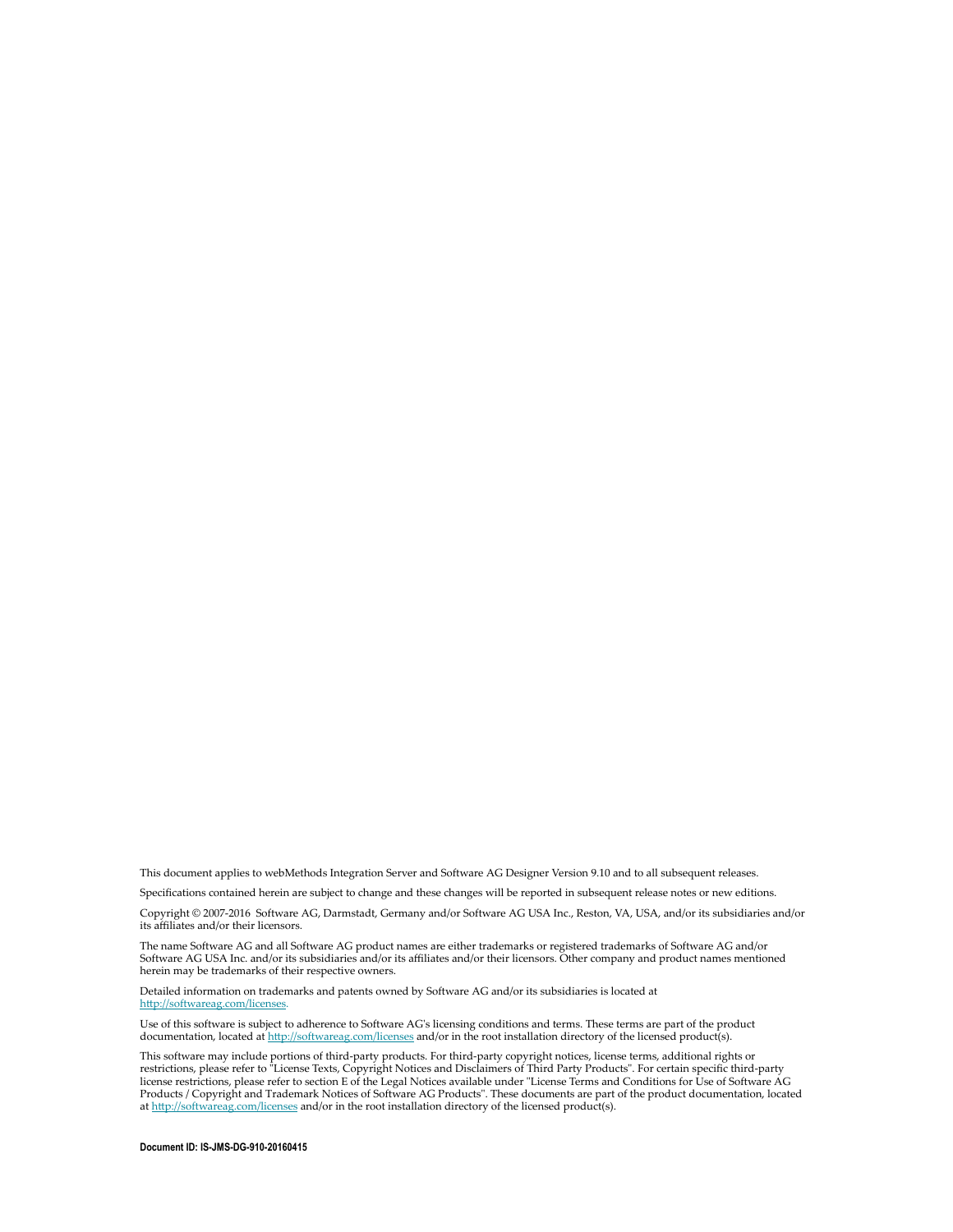This document applies to webMethods Integration Server and Software AG Designer Version 9.10 and to all subsequent releases.

Specifications contained herein are subject to change and these changes will be reported in subsequent release notes or new editions.

Copyright © 2007-2016 Software AG, Darmstadt, Germany and/or Software AG USA Inc., Reston, VA, USA, and/or its subsidiaries and/or its affiliates and/or their licensors.

The name Software AG and all Software AG product names are either trademarks or registered trademarks of Software AG and/or Software AG USA Inc. and/or its subsidiaries and/or its affiliates and/or their licensors. Other company and product names mentioned herein may be trademarks of their respective owners.

Detailed information on trademarks and patents owned by Software AG and/or its subsidiaries is located at http://softwareag.com/licenses.

Use of this software is subject to adherence to Software AG's licensing conditions and terms. These terms are part of the product documentation, located at http://softwareag.com/licenses and/or in the root installation directory of the licensed product(s).

This software may include portions of third-party products. For third-party copyright notices, license terms, additional rights or restrictions, please refer to "License Texts, Copyright Notices and Disclaimers of Third Party Products". For certain specific third-party license restrictions, please refer to section E of the Legal Notices available under "License Terms and Conditions for Use of Software AG Products / Copyright and Trademark Notices of Software AG Products". These documents are part of the product documentation, located at http://softwareag.com/licenses and/or in the root installation directory of the licensed product(s).

**Document ID: IS-JMS-DG-910-20160415**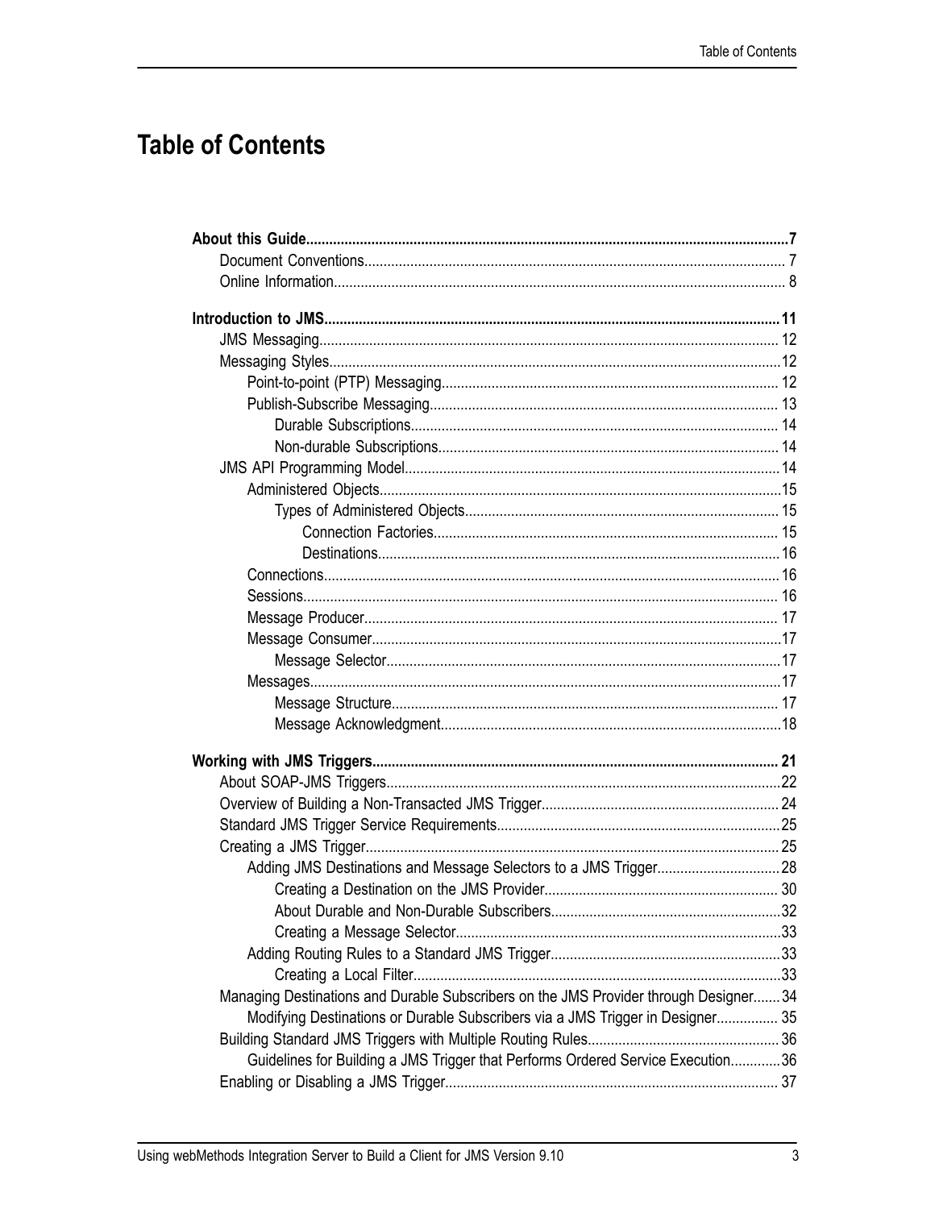# Table of Contents

**About this Guide......7**
- Document Conventions......7
- Online Information......8

**Introduction to JMS......11**
- JMS Messaging......12
- Messaging Styles......12
  - Point-to-point (PTP) Messaging......12
  - Publish-Subscribe Messaging......13
    - Durable Subscriptions......14
    - Non-durable Subscriptions......14
- JMS API Programming Model......14
  - Administered Objects......15
    - Types of Administered Objects......15
      - Connection Factories......15
      - Destinations......16
  - Connections......16
  - Sessions......16
  - Message Producer......17
  - Message Consumer......17
    - Message Selector......17
  - Messages......17
    - Message Structure......17
    - Message Acknowledgment......18

**Working with JMS Triggers......21**
- About SOAP-JMS Triggers......22
- Overview of Building a Non-Transacted JMS Trigger......24
- Standard JMS Trigger Service Requirements......25
- Creating a JMS Trigger......25
  - Adding JMS Destinations and Message Selectors to a JMS Trigger......28
    - Creating a Destination on the JMS Provider......30
    - About Durable and Non-Durable Subscribers......32
    - Creating a Message Selector......33
  - Adding Routing Rules to a Standard JMS Trigger......33
    - Creating a Local Filter......33
- Managing Destinations and Durable Subscribers on the JMS Provider through Designer......34
  - Modifying Destinations or Durable Subscribers via a JMS Trigger in Designer......35
- Building Standard JMS Triggers with Multiple Routing Rules......36
  - Guidelines for Building a JMS Trigger that Performs Ordered Service Execution......36
- Enabling or Disabling a JMS Trigger......37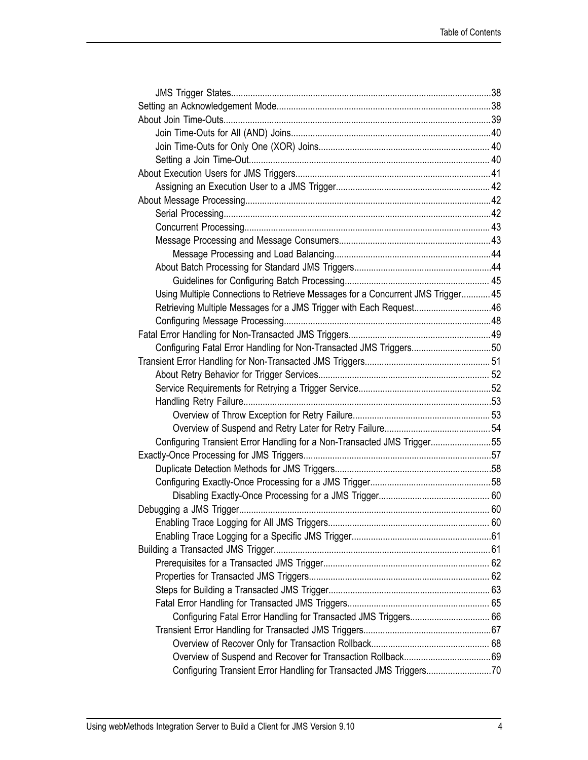- JMS Trigger States....38
- Setting an Acknowledgement Mode....38
- About Join Time-Outs....39
  - Join Time-Outs for All (AND) Joins....40
  - Join Time-Outs for Only One (XOR) Joins....40
  - Setting a Join Time-Out....40
- About Execution Users for JMS Triggers....41
  - Assigning an Execution User to a JMS Trigger....42
- About Message Processing....42
  - Serial Processing....42
  - Concurrent Processing....43
  - Message Processing and Message Consumers....43
    - Message Processing and Load Balancing....44
  - About Batch Processing for Standard JMS Triggers....44
    - Guidelines for Configuring Batch Processing....45
  - Using Multiple Connections to Retrieve Messages for a Concurrent JMS Trigger....45
  - Retrieving Multiple Messages for a JMS Trigger with Each Request....46
  - Configuring Message Processing....48
- Fatal Error Handling for Non-Transacted JMS Triggers....49
  - Configuring Fatal Error Handling for Non-Transacted JMS Triggers....50
- Transient Error Handling for Non-Transacted JMS Triggers....51
  - About Retry Behavior for Trigger Services....52
  - Service Requirements for Retrying a Trigger Service....52
  - Handling Retry Failure....53
    - Overview of Throw Exception for Retry Failure....53
    - Overview of Suspend and Retry Later for Retry Failure....54
  - Configuring Transient Error Handling for a Non-Transacted JMS Trigger....55
- Exactly-Once Processing for JMS Triggers....57
  - Duplicate Detection Methods for JMS Triggers....58
  - Configuring Exactly-Once Processing for a JMS Trigger....58
    - Disabling Exactly-Once Processing for a JMS Trigger....60
- Debugging a JMS Trigger....60
  - Enabling Trace Logging for All JMS Triggers....60
  - Enabling Trace Logging for a Specific JMS Trigger....61
- Building a Transacted JMS Trigger....61
  - Prerequisites for a Transacted JMS Trigger....62
  - Properties for Transacted JMS Triggers....62
  - Steps for Building a Transacted JMS Trigger....63
  - Fatal Error Handling for Transacted JMS Triggers....65
    - Configuring Fatal Error Handling for Transacted JMS Triggers....66
  - Transient Error Handling for Transacted JMS Triggers....67
    - Overview of Recover Only for Transaction Rollback....68
    - Overview of Suspend and Recover for Transaction Rollback....69
    - Configuring Transient Error Handling for Transacted JMS Triggers....70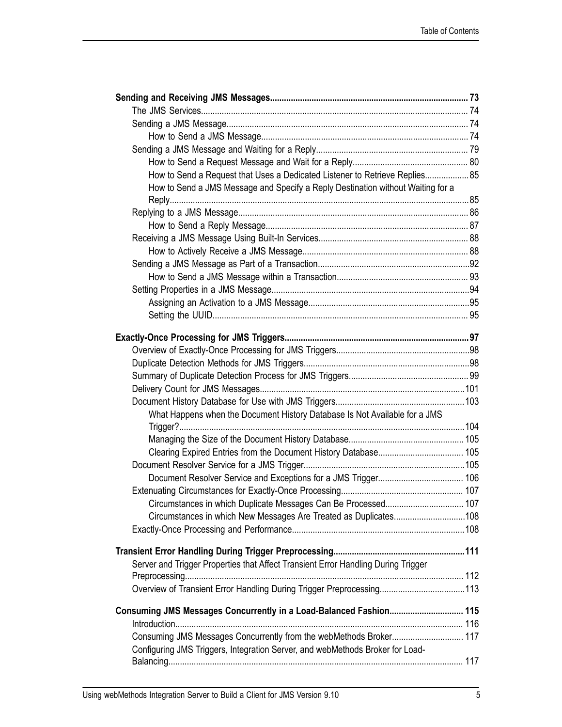**Sending and Receiving JMS Messages.................................................................................... 73**

- The JMS Services.................................................................................................................. 74
- Sending a JMS Message........................................................................................................ 74
  - How to Send a JMS Message......................................................................................... 74
- Sending a JMS Message and Waiting for a Reply................................................................. 79
  - How to Send a Request Message and Wait for a Reply................................................. 80
  - How to Send a Request that Uses a Dedicated Listener to Retrieve Replies.................. 85
  - How to Send a JMS Message and Specify a Reply Destination without Waiting for a Reply................................................................................................................. 85
- Replying to a JMS Message................................................................................................... 86
  - How to Send a Reply Message....................................................................................... 87
- Receiving a JMS Message Using Built-In Services................................................................ 88
  - How to Actively Receive a JMS Message....................................................................... 88
- Sending a JMS Message as Part of a Transaction.................................................................92
  - How to Send a JMS Message within a Transaction........................................................ 93
- Setting Properties in a JMS Message.....................................................................................94
  - Assigning an Activation to a JMS Message.....................................................................95
  - Setting the UUID.............................................................................................................. 95

**Exactly-Once Processing for JMS Triggers...............................................................................97**

- Overview of Exactly-Once Processing for JMS Triggers.........................................................98
- Duplicate Detection Methods for JMS Triggers.......................................................................98
- Summary of Duplicate Detection Process for JMS Triggers................................................... 99
- Delivery Count for JMS Messages........................................................................................101
- Document History Database for Use with JMS Triggers.......................................................103
  - What Happens when the Document History Database Is Not Available for a JMS Trigger?...........................................................................................................104
  - Managing the Size of the Document History Database................................................. 105
  - Clearing Expired Entries from the Document History Database..................................... 105
- Document Resolver Service for a JMS Trigger.....................................................................105
  - Document Resolver Service and Exceptions for a JMS Trigger..................................... 106
- Extenuating Circumstances for Exactly-Once Processing..................................................... 107
  - Circumstances in which Duplicate Messages Can Be Processed.................................. 107
  - Circumstances in which New Messages Are Treated as Duplicates...............................108
- Exactly-Once Processing and Performance..........................................................................108

**Transient Error Handling During Trigger Preprocessing........................................................111**

- Server and Trigger Properties that Affect Transient Error Handling During Trigger Preprocessing........................................................................................................ 112
- Overview of Transient Error Handling During Trigger Preprocessing.....................................113

**Consuming JMS Messages Concurrently in a Load-Balanced Fashion................................ 115**

- Introduction............................................................................................................................ 116
- Consuming JMS Messages Concurrently from the webMethods Broker............................... 117
- Configuring JMS Triggers, Integration Server, and webMethods Broker for Load-Balancing............................................................................................................... 117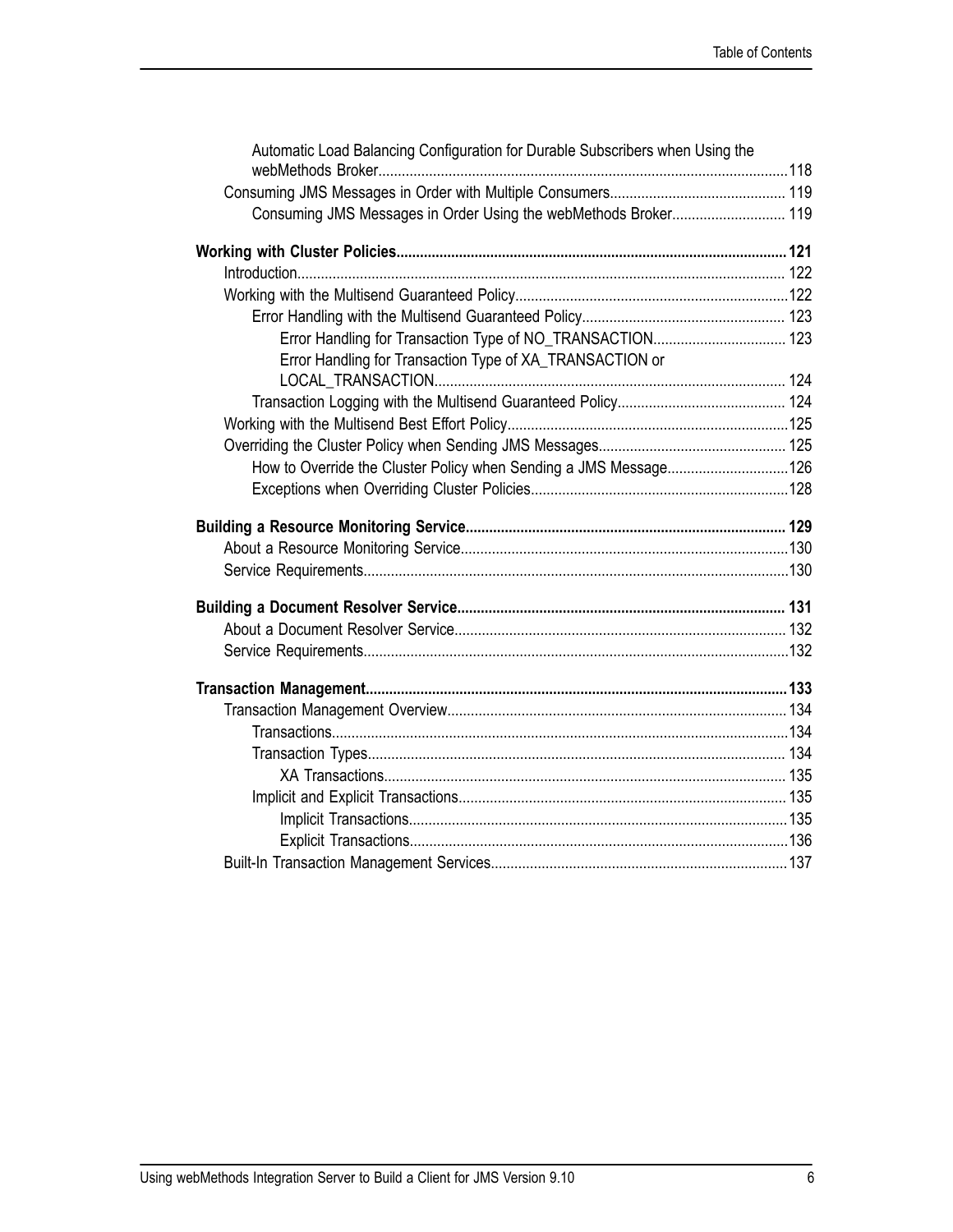Automatic Load Balancing Configuration for Durable Subscribers when Using the webMethods Broker....................118

Consuming JMS Messages in Order with Multiple Consumers.................... 119

Consuming JMS Messages in Order Using the webMethods Broker.................... 119

**Working with Cluster Policies.................... 121**

Introduction.................... 122

Working with the Multisend Guaranteed Policy....................122

Error Handling with the Multisend Guaranteed Policy.................... 123

Error Handling for Transaction Type of NO_TRANSACTION.................... 123

Error Handling for Transaction Type of XA_TRANSACTION or LOCAL_TRANSACTION.................... 124

Transaction Logging with the Multisend Guaranteed Policy.................... 124

Working with the Multisend Best Effort Policy....................125

Overriding the Cluster Policy when Sending JMS Messages.................... 125

How to Override the Cluster Policy when Sending a JMS Message....................126

Exceptions when Overriding Cluster Policies....................128

**Building a Resource Monitoring Service.................... 129**

About a Resource Monitoring Service....................130

Service Requirements....................130

**Building a Document Resolver Service.................... 131**

About a Document Resolver Service.................... 132

Service Requirements....................132

**Transaction Management....................133**

Transaction Management Overview.................... 134

Transactions....................134

Transaction Types.................... 134

XA Transactions.................... 135

Implicit and Explicit Transactions.................... 135

Implicit Transactions....................135

Explicit Transactions....................136

Built-In Transaction Management Services....................137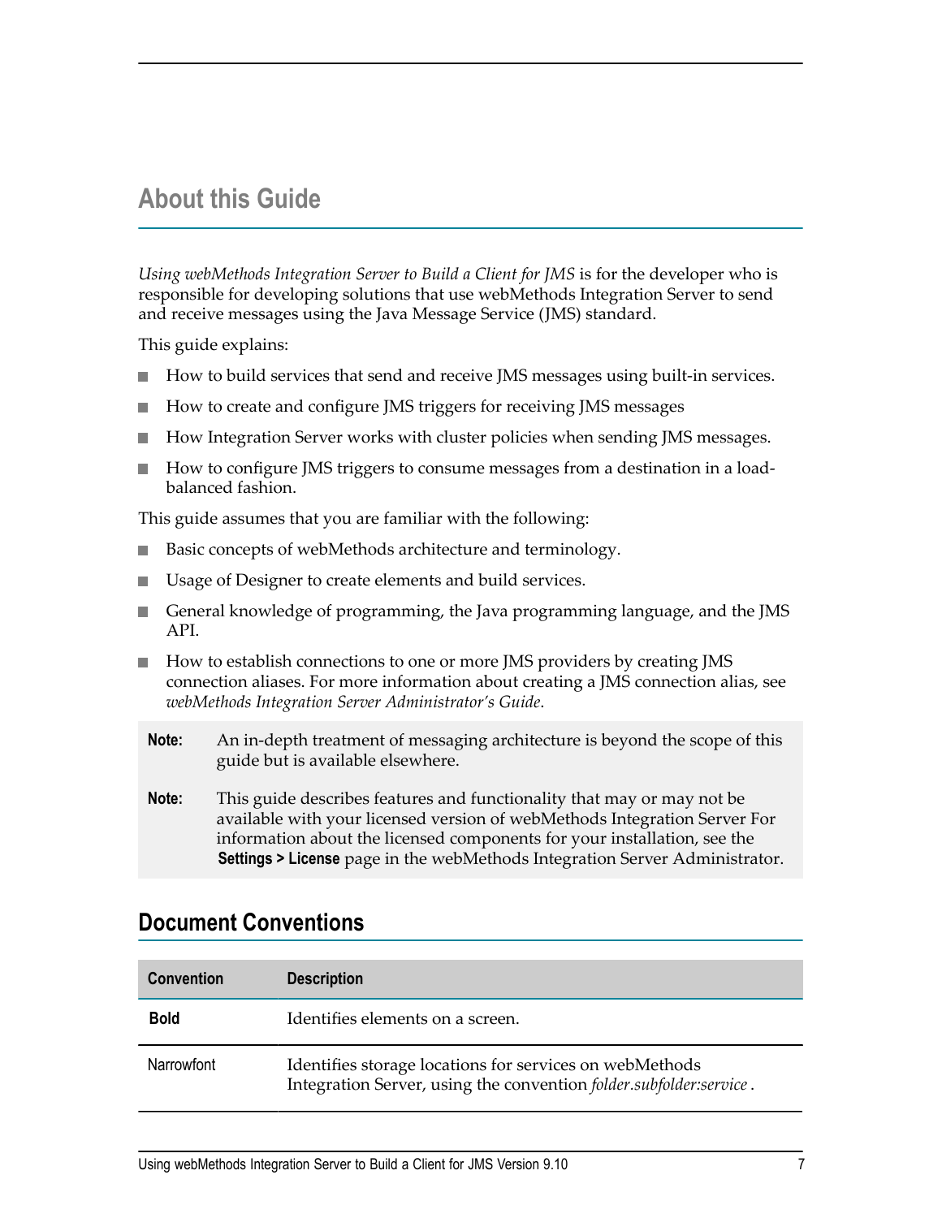# About this Guide

*Using webMethods Integration Server to Build a Client for JMS* is for the developer who is responsible for developing solutions that use webMethods Integration Server to send and receive messages using the Java Message Service (JMS) standard.

This guide explains:

- How to build services that send and receive JMS messages using built-in services.
- How to create and configure JMS triggers for receiving JMS messages
- How Integration Server works with cluster policies when sending JMS messages.
- How to configure JMS triggers to consume messages from a destination in a load-balanced fashion.

This guide assumes that you are familiar with the following:

- Basic concepts of webMethods architecture and terminology.
- Usage of Designer to create elements and build services.
- General knowledge of programming, the Java programming language, and the JMS API.
- How to establish connections to one or more JMS providers by creating JMS connection aliases. For more information about creating a JMS connection alias, see *webMethods Integration Server Administrator's Guide*.

> **Note:** An in-depth treatment of messaging architecture is beyond the scope of this guide but is available elsewhere.
>
> **Note:** This guide describes features and functionality that may or may not be available with your licensed version of webMethods Integration Server For information about the licensed components for your installation, see the **Settings > License** page in the webMethods Integration Server Administrator.

## Document Conventions

| Convention | Description |
| --- | --- |
| **Bold** | Identifies elements on a screen. |
| Narrowfont | Identifies storage locations for services on webMethods Integration Server, using the convention *folder.subfolder:service* . |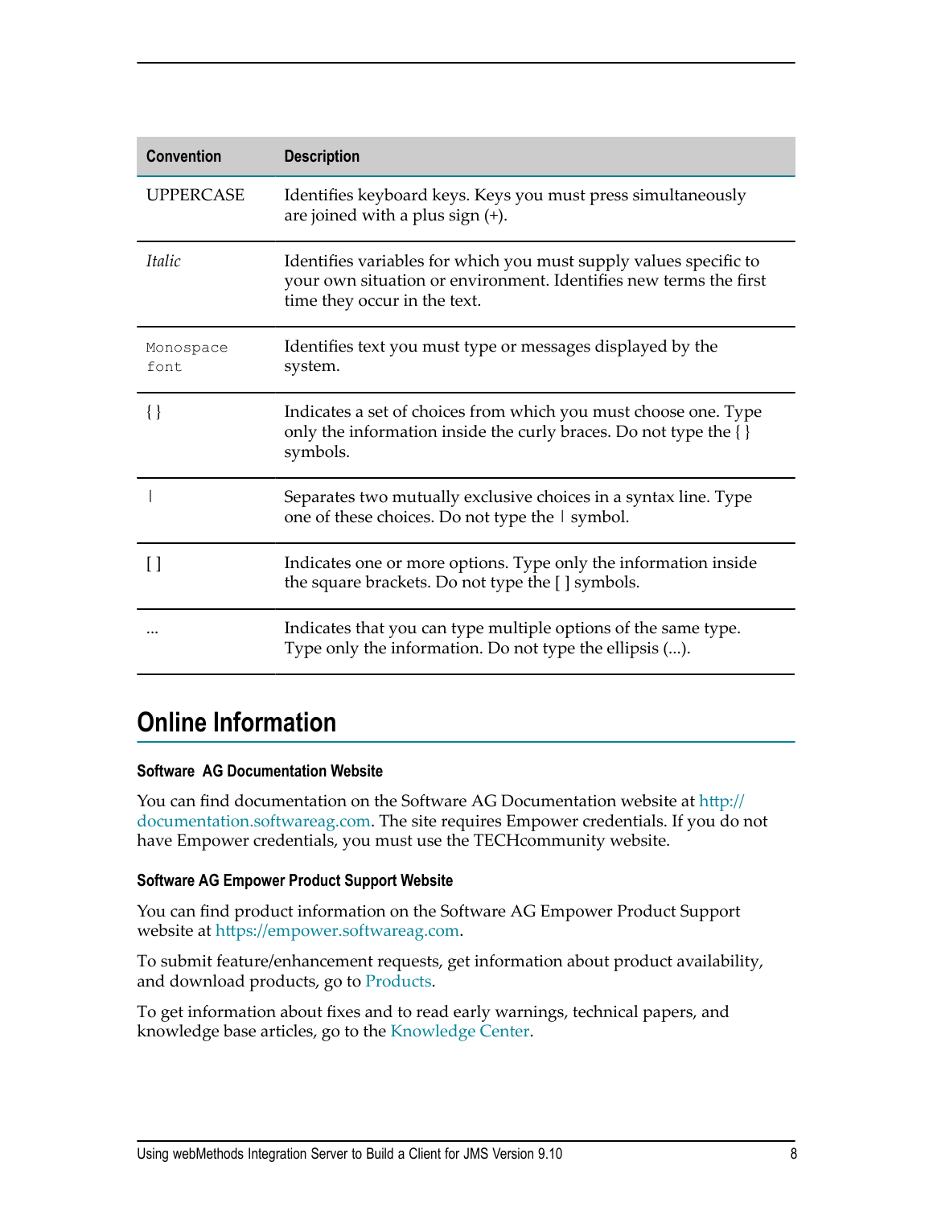| Convention | Description |
|---|---|
| UPPERCASE | Identifies keyboard keys. Keys you must press simultaneously are joined with a plus sign (+). |
| *Italic* | Identifies variables for which you must supply values specific to your own situation or environment. Identifies new terms the first time they occur in the text. |
| `Monospace font` | Identifies text you must type or messages displayed by the system. |
| { } | Indicates a set of choices from which you must choose one. Type only the information inside the curly braces. Do not type the { } symbols. |
| \| | Separates two mutually exclusive choices in a syntax line. Type one of these choices. Do not type the \| symbol. |
| [ ] | Indicates one or more options. Type only the information inside the square brackets. Do not type the [ ] symbols. |
| ... | Indicates that you can type multiple options of the same type. Type only the information. Do not type the ellipsis (...). |

## Online Information

#### Software AG Documentation Website

You can find documentation on the Software AG Documentation website at http://documentation.softwareag.com. The site requires Empower credentials. If you do not have Empower credentials, you must use the TECHcommunity website.

#### Software AG Empower Product Support Website

You can find product information on the Software AG Empower Product Support website at https://empower.softwareag.com.

To submit feature/enhancement requests, get information about product availability, and download products, go to Products.

To get information about fixes and to read early warnings, technical papers, and knowledge base articles, go to the Knowledge Center.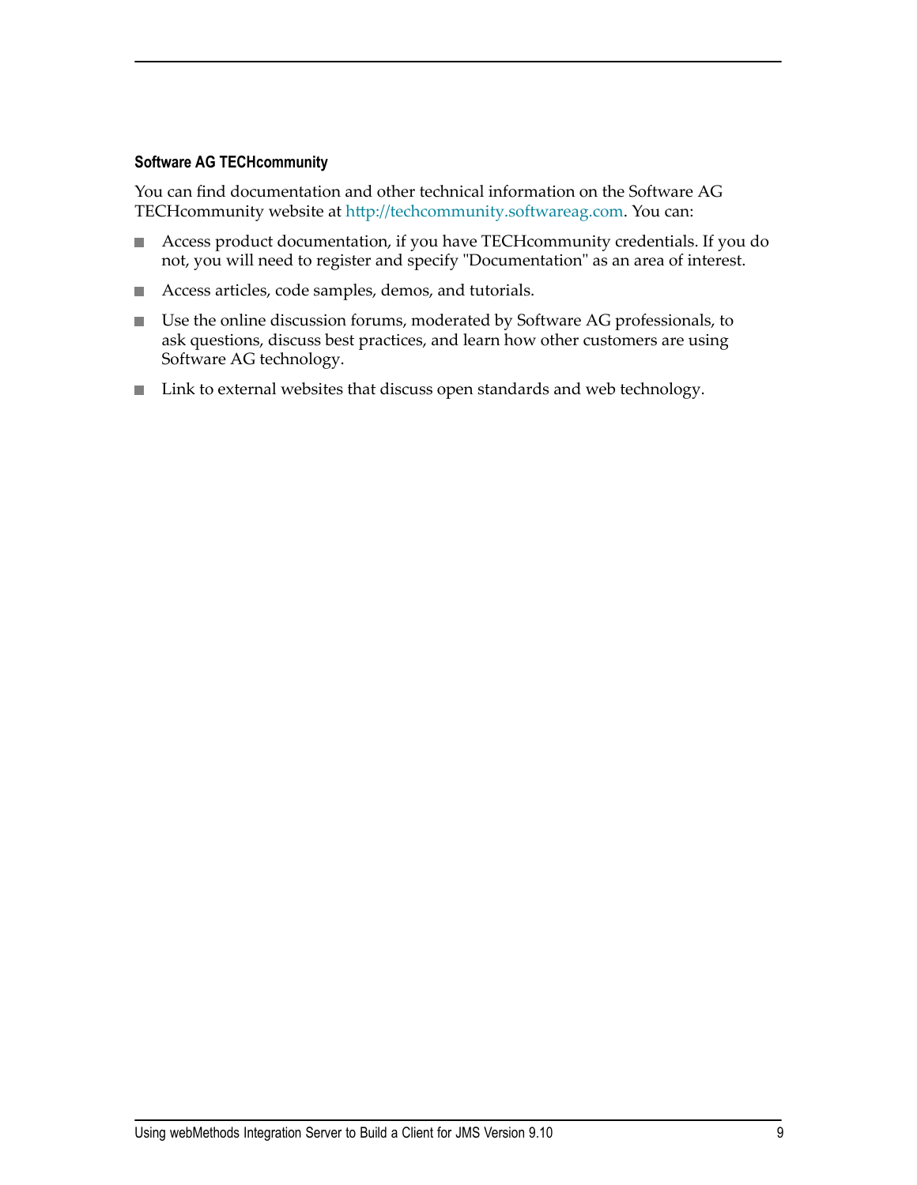### Software AG TECHcommunity

You can find documentation and other technical information on the Software AG TECHcommunity website at http://techcommunity.softwareag.com. You can:

- Access product documentation, if you have TECHcommunity credentials. If you do not, you will need to register and specify "Documentation" as an area of interest.
- Access articles, code samples, demos, and tutorials.
- Use the online discussion forums, moderated by Software AG professionals, to ask questions, discuss best practices, and learn how other customers are using Software AG technology.
- Link to external websites that discuss open standards and web technology.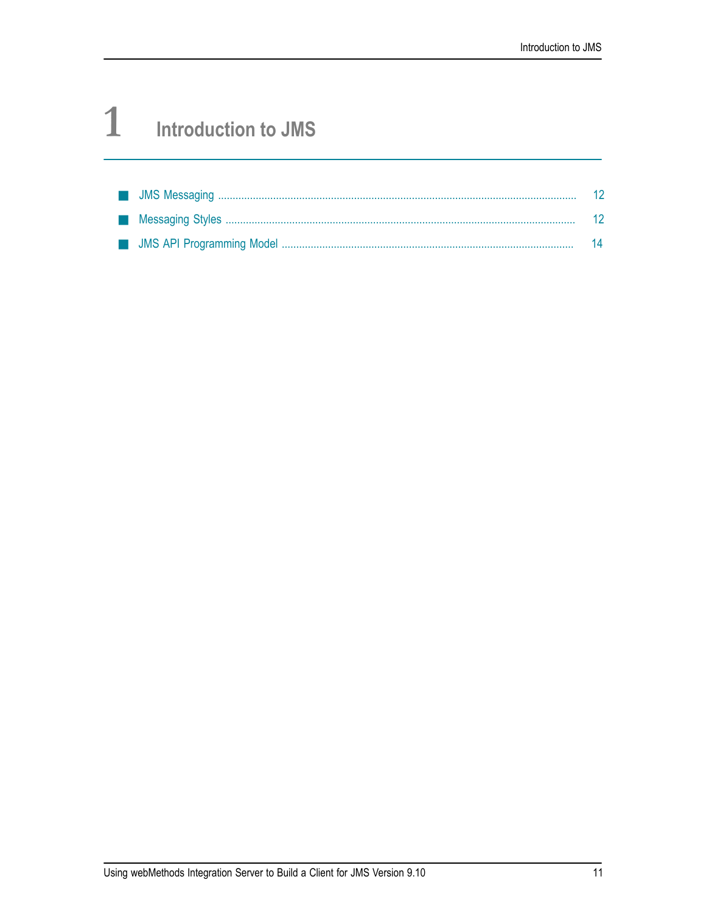# 1 Introduction to JMS

- JMS Messaging ..... 12
- Messaging Styles ..... 12
- JMS API Programming Model ..... 14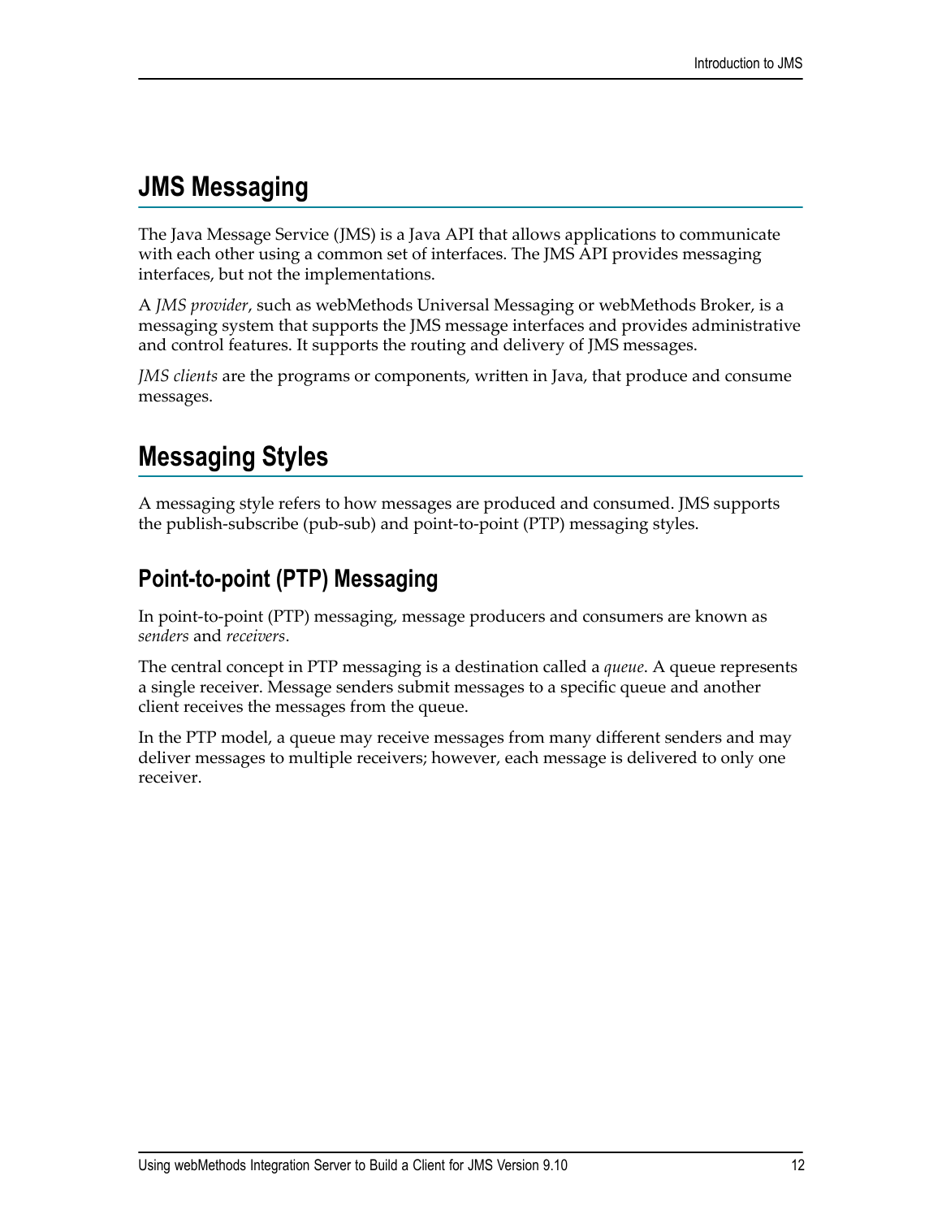## JMS Messaging

The Java Message Service (JMS) is a Java API that allows applications to communicate with each other using a common set of interfaces. The JMS API provides messaging interfaces, but not the implementations.

A *JMS provider*, such as webMethods Universal Messaging or webMethods Broker, is a messaging system that supports the JMS message interfaces and provides administrative and control features. It supports the routing and delivery of JMS messages.

*JMS clients* are the programs or components, written in Java, that produce and consume messages.

## Messaging Styles

A messaging style refers to how messages are produced and consumed. JMS supports the publish-subscribe (pub-sub) and point-to-point (PTP) messaging styles.

### Point-to-point (PTP) Messaging

In point-to-point (PTP) messaging, message producers and consumers are known as *senders* and *receivers*.

The central concept in PTP messaging is a destination called a *queue*. A queue represents a single receiver. Message senders submit messages to a specific queue and another client receives the messages from the queue.

In the PTP model, a queue may receive messages from many different senders and may deliver messages to multiple receivers; however, each message is delivered to only one receiver.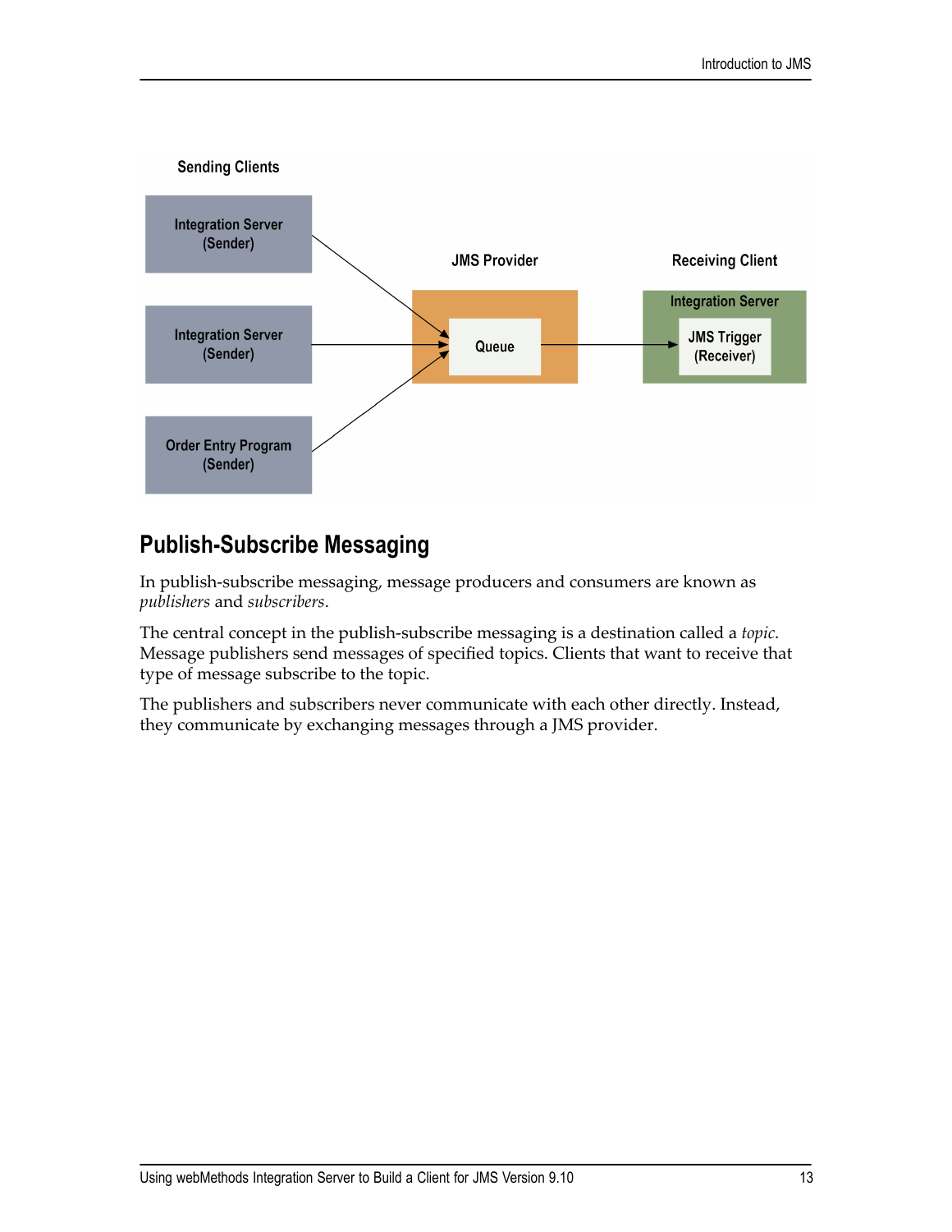Sending Clients

Integration Server (Sender)

Integration Server (Sender)

Order Entry Program (Sender)

JMS Provider

Queue

Receiving Client

Integration Server

JMS Trigger (Receiver)

## Publish-Subscribe Messaging

In publish-subscribe messaging, message producers and consumers are known as *publishers* and *subscribers*.

The central concept in the publish-subscribe messaging is a destination called a *topic*. Message publishers send messages of specified topics. Clients that want to receive that type of message subscribe to the topic.

The publishers and subscribers never communicate with each other directly. Instead, they communicate by exchanging messages through a JMS provider.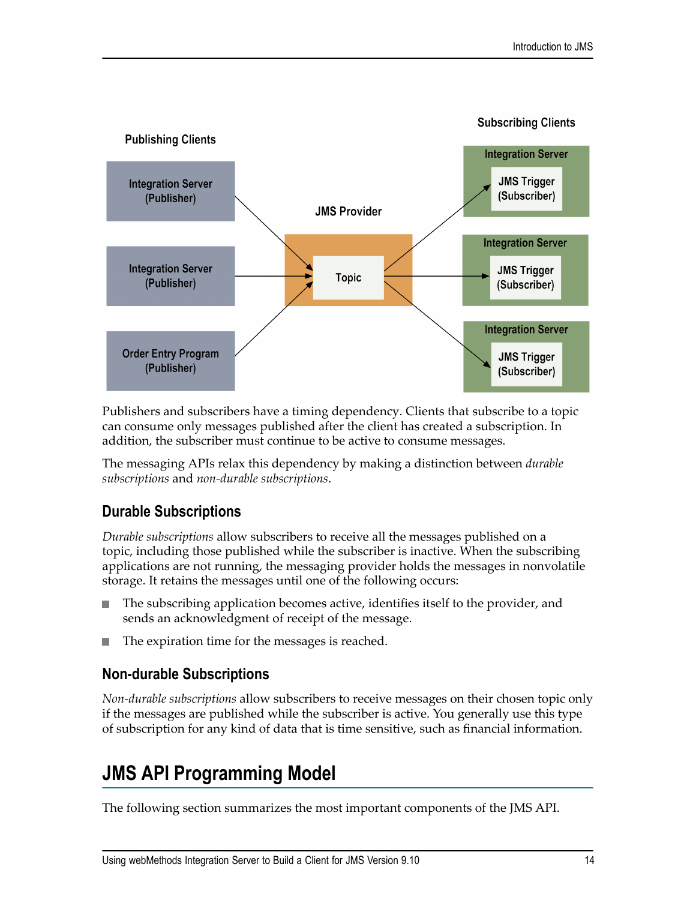Publishers and subscribers have a timing dependency. Clients that subscribe to a topic can consume only messages published after the client has created a subscription. In addition, the subscriber must continue to be active to consume messages.

The messaging APIs relax this dependency by making a distinction between *durable subscriptions* and *non-durable subscriptions*.

### Durable Subscriptions

*Durable subscriptions* allow subscribers to receive all the messages published on a topic, including those published while the subscriber is inactive. When the subscribing applications are not running, the messaging provider holds the messages in nonvolatile storage. It retains the messages until one of the following occurs:

- The subscribing application becomes active, identifies itself to the provider, and sends an acknowledgment of receipt of the message.
- The expiration time for the messages is reached.

### Non-durable Subscriptions

*Non-durable subscriptions* allow subscribers to receive messages on their chosen topic only if the messages are published while the subscriber is active. You generally use this type of subscription for any kind of data that is time sensitive, such as financial information.

## JMS API Programming Model

The following section summarizes the most important components of the JMS API.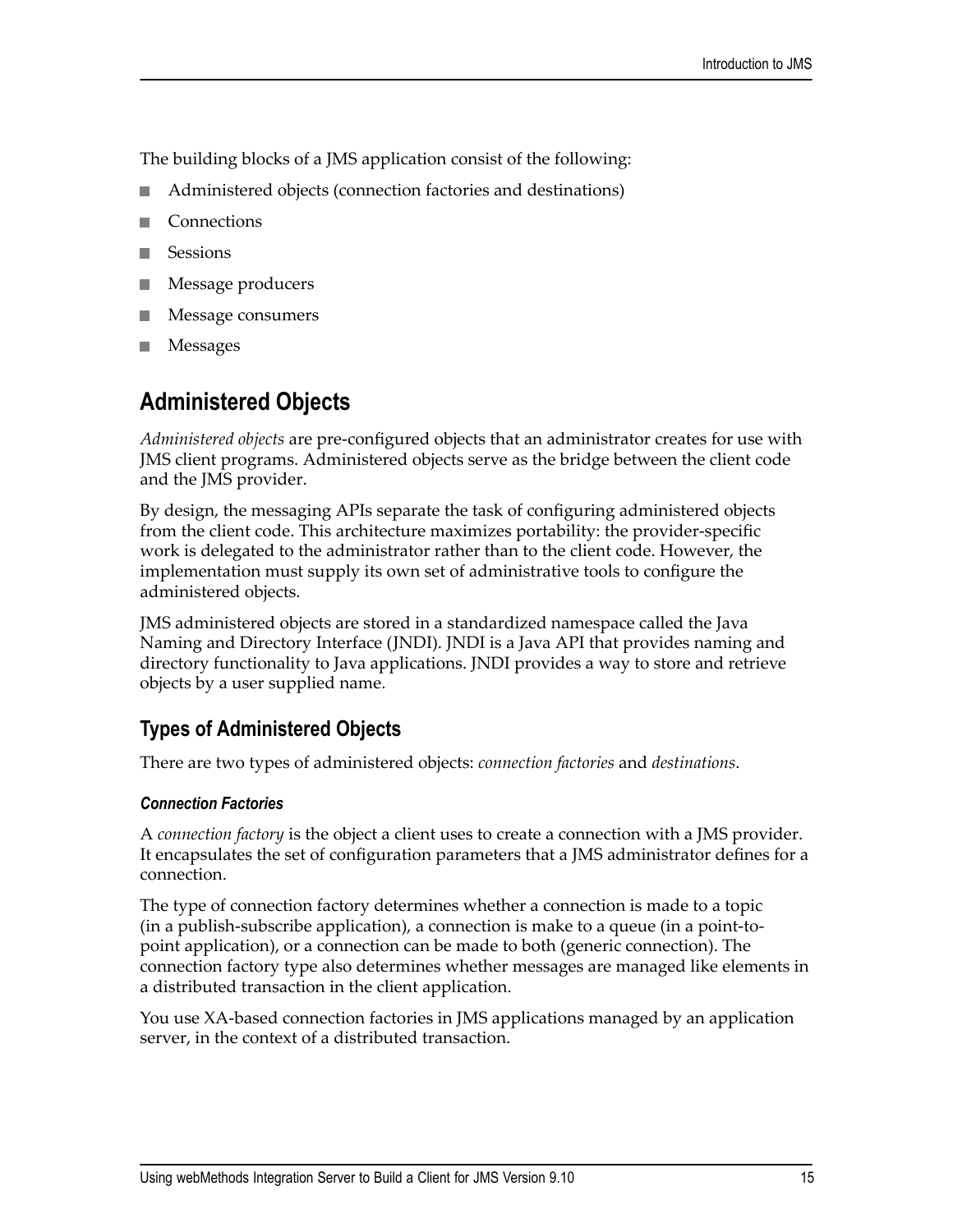The building blocks of a JMS application consist of the following:

- Administered objects (connection factories and destinations)
- Connections
- Sessions
- Message producers
- Message consumers
- Messages

## Administered Objects

*Administered objects* are pre-configured objects that an administrator creates for use with JMS client programs. Administered objects serve as the bridge between the client code and the JMS provider.

By design, the messaging APIs separate the task of configuring administered objects from the client code. This architecture maximizes portability: the provider-specific work is delegated to the administrator rather than to the client code. However, the implementation must supply its own set of administrative tools to configure the administered objects.

JMS administered objects are stored in a standardized namespace called the Java Naming and Directory Interface (JNDI). JNDI is a Java API that provides naming and directory functionality to Java applications. JNDI provides a way to store and retrieve objects by a user supplied name.

### Types of Administered Objects

There are two types of administered objects: *connection factories* and *destinations*.

#### *Connection Factories*

A *connection factory* is the object a client uses to create a connection with a JMS provider. It encapsulates the set of configuration parameters that a JMS administrator defines for a connection.

The type of connection factory determines whether a connection is made to a topic (in a publish-subscribe application), a connection is make to a queue (in a point-to-point application), or a connection can be made to both (generic connection). The connection factory type also determines whether messages are managed like elements in a distributed transaction in the client application.

You use XA-based connection factories in JMS applications managed by an application server, in the context of a distributed transaction.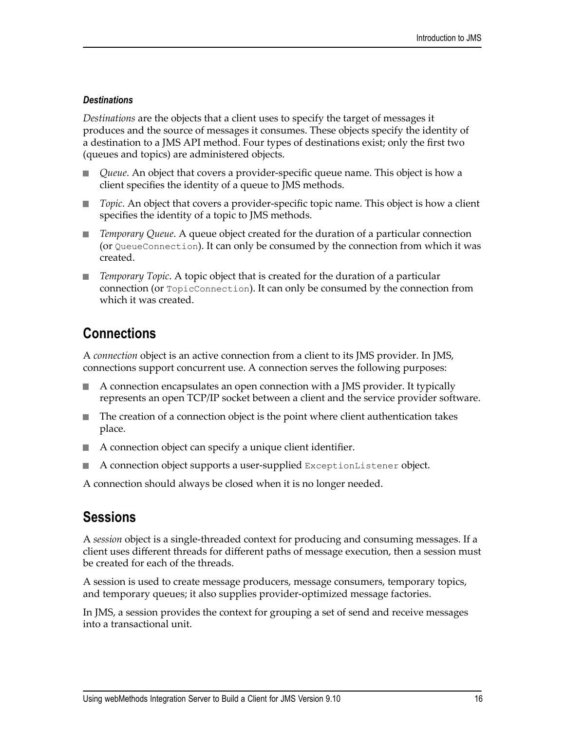#### *Destinations*

*Destinations* are the objects that a client uses to specify the target of messages it produces and the source of messages it consumes. These objects specify the identity of a destination to a JMS API method. Four types of destinations exist; only the first two (queues and topics) are administered objects.

- *Queue*. An object that covers a provider-specific queue name. This object is how a client specifies the identity of a queue to JMS methods.
- *Topic*. An object that covers a provider-specific topic name. This object is how a client specifies the identity of a topic to JMS methods.
- *Temporary Queue*. A queue object created for the duration of a particular connection (or `QueueConnection`). It can only be consumed by the connection from which it was created.
- *Temporary Topic*. A topic object that is created for the duration of a particular connection (or `TopicConnection`). It can only be consumed by the connection from which it was created.

## Connections

A *connection* object is an active connection from a client to its JMS provider. In JMS, connections support concurrent use. A connection serves the following purposes:

- A connection encapsulates an open connection with a JMS provider. It typically represents an open TCP/IP socket between a client and the service provider software.
- The creation of a connection object is the point where client authentication takes place.
- A connection object can specify a unique client identifier.
- A connection object supports a user-supplied `ExceptionListener` object.

A connection should always be closed when it is no longer needed.

## Sessions

A *session* object is a single-threaded context for producing and consuming messages. If a client uses different threads for different paths of message execution, then a session must be created for each of the threads.

A session is used to create message producers, message consumers, temporary topics, and temporary queues; it also supplies provider-optimized message factories.

In JMS, a session provides the context for grouping a set of send and receive messages into a transactional unit.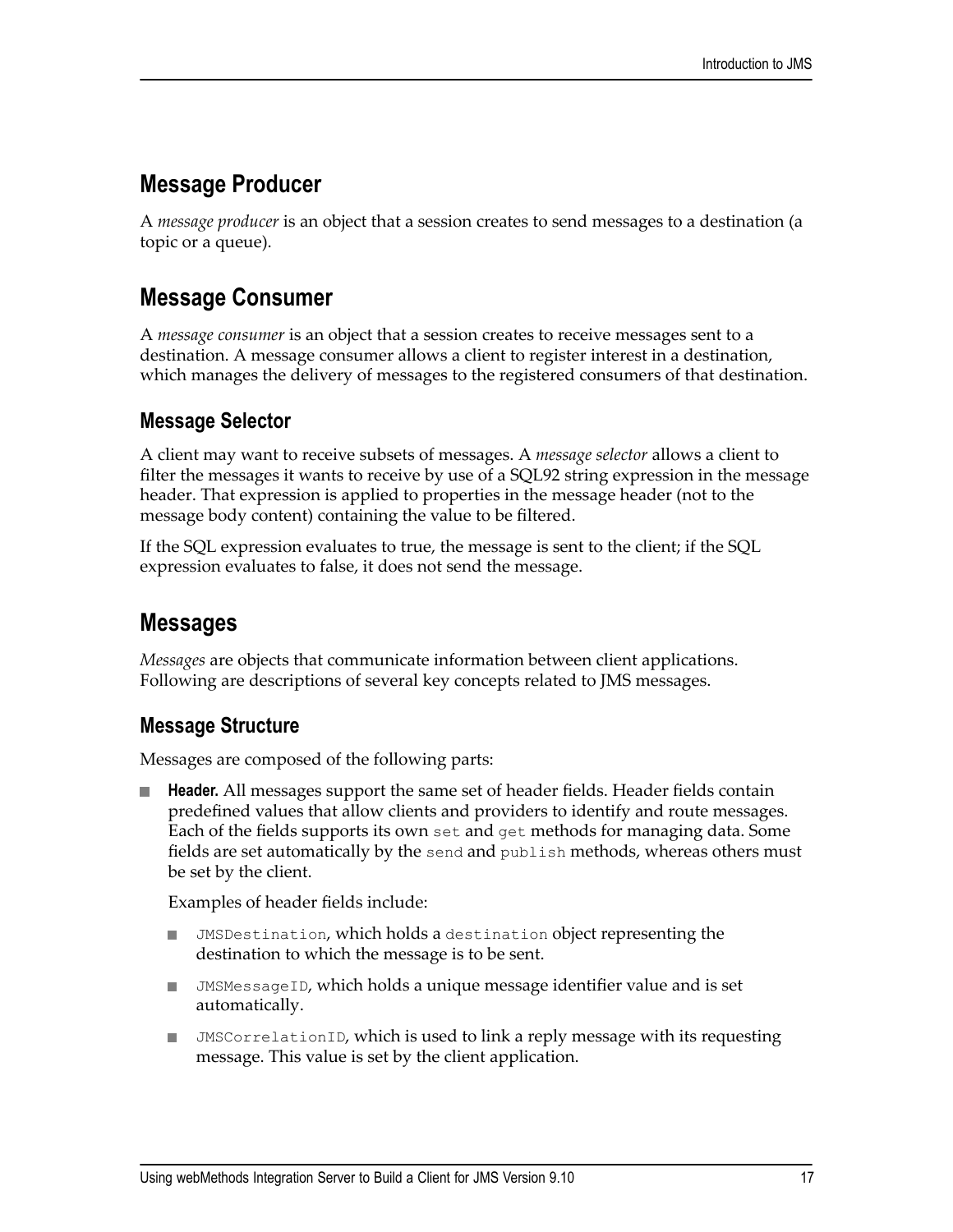## Message Producer

A *message producer* is an object that a session creates to send messages to a destination (a topic or a queue).

## Message Consumer

A *message consumer* is an object that a session creates to receive messages sent to a destination. A message consumer allows a client to register interest in a destination, which manages the delivery of messages to the registered consumers of that destination.

### Message Selector

A client may want to receive subsets of messages. A *message selector* allows a client to filter the messages it wants to receive by use of a SQL92 string expression in the message header. That expression is applied to properties in the message header (not to the message body content) containing the value to be filtered.

If the SQL expression evaluates to true, the message is sent to the client; if the SQL expression evaluates to false, it does not send the message.

## Messages

*Messages* are objects that communicate information between client applications. Following are descriptions of several key concepts related to JMS messages.

### Message Structure

Messages are composed of the following parts:

- **Header.** All messages support the same set of header fields. Header fields contain predefined values that allow clients and providers to identify and route messages. Each of the fields supports its own `set` and `get` methods for managing data. Some fields are set automatically by the `send` and `publish` methods, whereas others must be set by the client.

  Examples of header fields include:

  - `JMSDestination`, which holds a `destination` object representing the destination to which the message is to be sent.
  - `JMSMessageID`, which holds a unique message identifier value and is set automatically.
  - `JMSCorrelationID`, which is used to link a reply message with its requesting message. This value is set by the client application.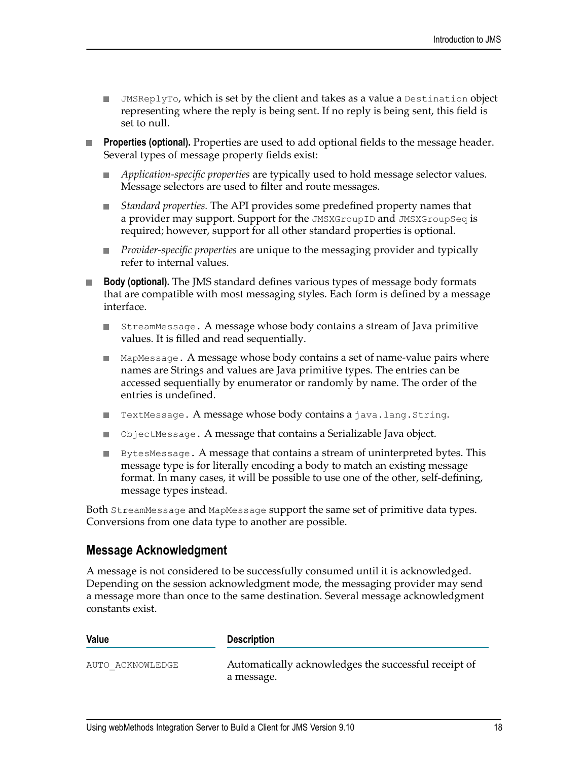- `JMSReplyTo`, which is set by the client and takes as a value a `Destination` object representing where the reply is being sent. If no reply is being sent, this field is set to null.

- **Properties (optional).** Properties are used to add optional fields to the message header. Several types of message property fields exist:
  - *Application-specific properties* are typically used to hold message selector values. Message selectors are used to filter and route messages.
  - *Standard properties.* The API provides some predefined property names that a provider may support. Support for the `JMSXGroupID` and `JMSXGroupSeq` is required; however, support for all other standard properties is optional.
  - *Provider-specific properties* are unique to the messaging provider and typically refer to internal values.

- **Body (optional).** The JMS standard defines various types of message body formats that are compatible with most messaging styles. Each form is defined by a message interface.
  - `StreamMessage`. A message whose body contains a stream of Java primitive values. It is filled and read sequentially.
  - `MapMessage`. A message whose body contains a set of name-value pairs where names are Strings and values are Java primitive types. The entries can be accessed sequentially by enumerator or randomly by name. The order of the entries is undefined.
  - `TextMessage`. A message whose body contains a `java.lang.String`.
  - `ObjectMessage`. A message that contains a Serializable Java object.
  - `BytesMessage`. A message that contains a stream of uninterpreted bytes. This message type is for literally encoding a body to match an existing message format. In many cases, it will be possible to use one of the other, self-defining, message types instead.

Both `StreamMessage` and `MapMessage` support the same set of primitive data types. Conversions from one data type to another are possible.

## Message Acknowledgment

A message is not considered to be successfully consumed until it is acknowledged. Depending on the session acknowledgment mode, the messaging provider may send a message more than once to the same destination. Several message acknowledgment constants exist.

| Value | Description |
|---|---|
| `AUTO_ACKNOWLEDGE` | Automatically acknowledges the successful receipt of a message. |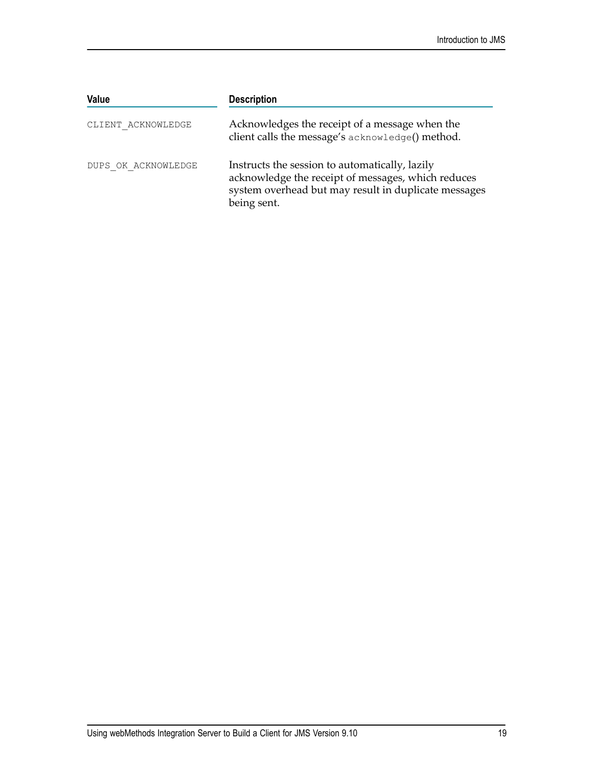| Value | Description |
| --- | --- |
| CLIENT_ACKNOWLEDGE | Acknowledges the receipt of a message when the client calls the message's acknowledge() method. |
| DUPS_OK_ACKNOWLEDGE | Instructs the session to automatically, lazily acknowledge the receipt of messages, which reduces system overhead but may result in duplicate messages being sent. |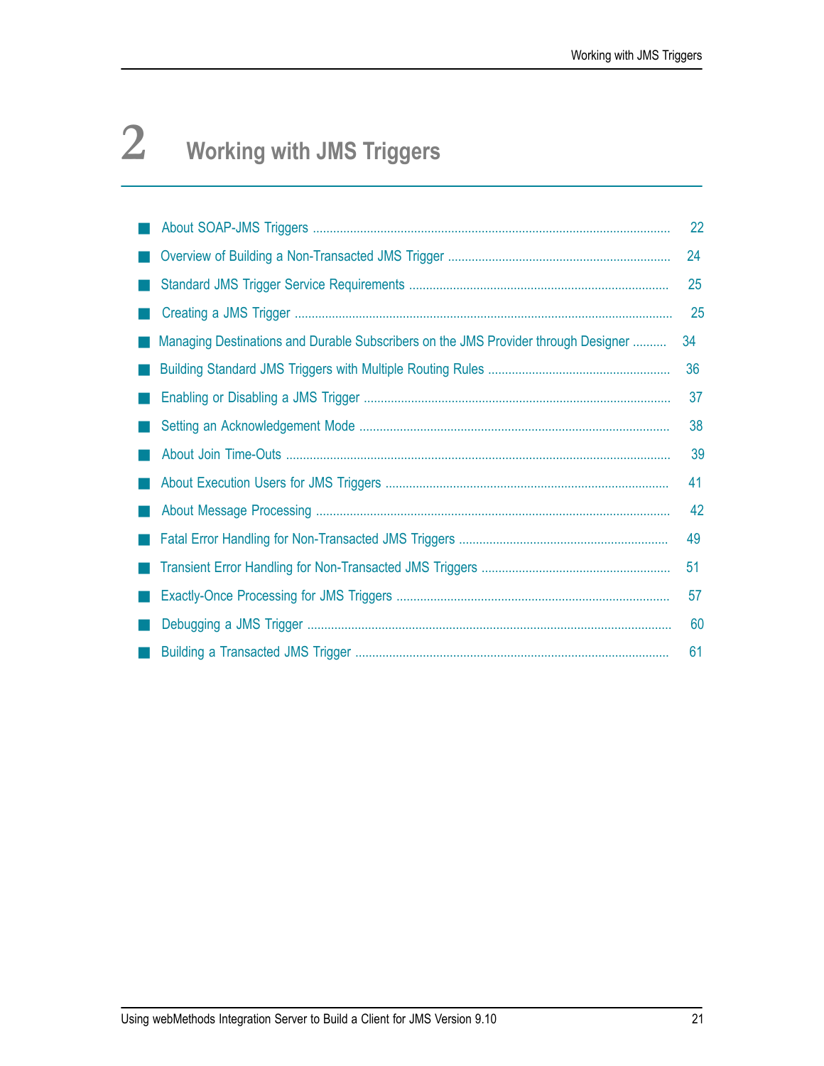# 2 Working with JMS Triggers

- About SOAP-JMS Triggers ........ 22
- Overview of Building a Non-Transacted JMS Trigger ........ 24
- Standard JMS Trigger Service Requirements ........ 25
- Creating a JMS Trigger ........ 25
- Managing Destinations and Durable Subscribers on the JMS Provider through Designer ........ 34
- Building Standard JMS Triggers with Multiple Routing Rules ........ 36
- Enabling or Disabling a JMS Trigger ........ 37
- Setting an Acknowledgement Mode ........ 38
- About Join Time-Outs ........ 39
- About Execution Users for JMS Triggers ........ 41
- About Message Processing ........ 42
- Fatal Error Handling for Non-Transacted JMS Triggers ........ 49
- Transient Error Handling for Non-Transacted JMS Triggers ........ 51
- Exactly-Once Processing for JMS Triggers ........ 57
- Debugging a JMS Trigger ........ 60
- Building a Transacted JMS Trigger ........ 61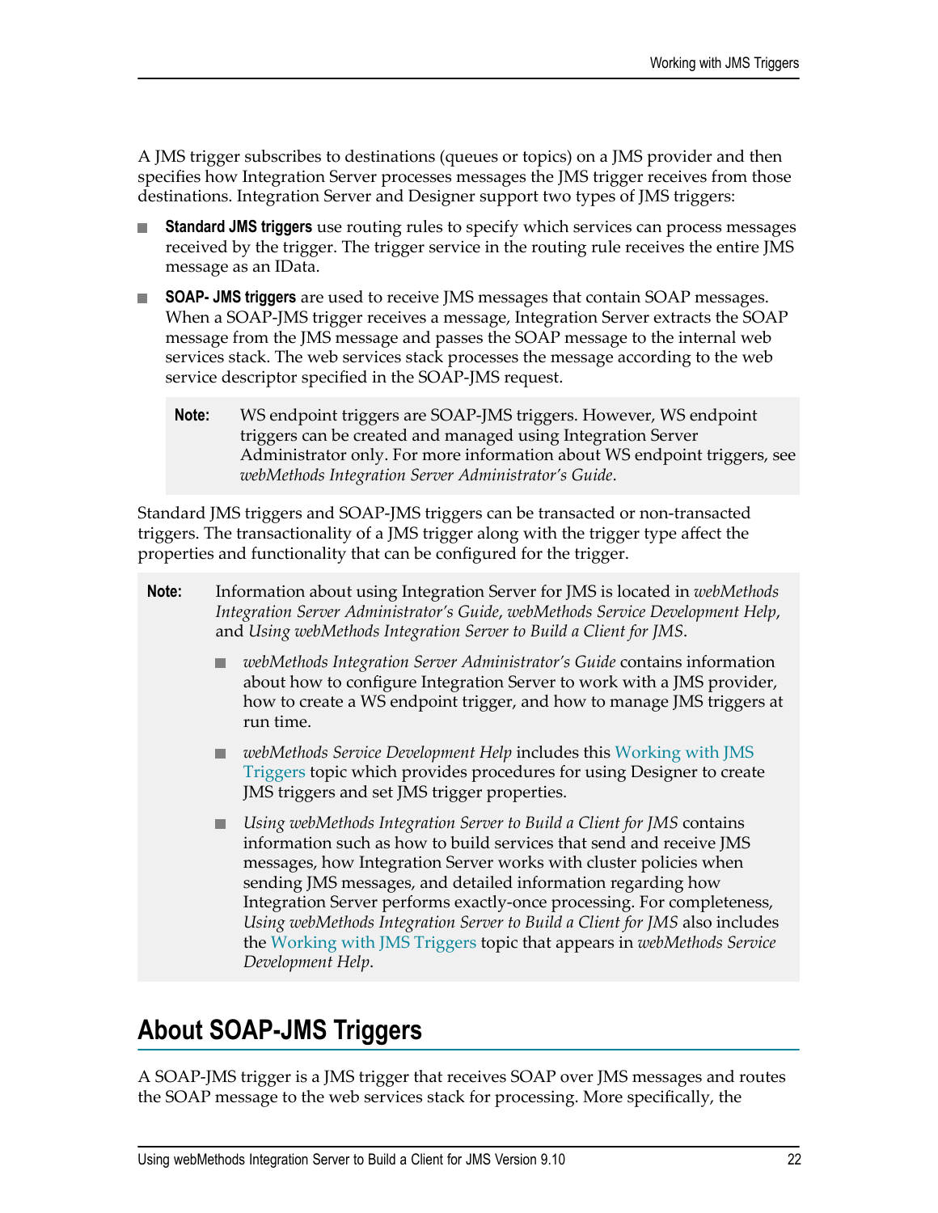A JMS trigger subscribes to destinations (queues or topics) on a JMS provider and then specifies how Integration Server processes messages the JMS trigger receives from those destinations. Integration Server and Designer support two types of JMS triggers:

- **Standard JMS triggers** use routing rules to specify which services can process messages received by the trigger. The trigger service in the routing rule receives the entire JMS message as an IData.
- **SOAP- JMS triggers** are used to receive JMS messages that contain SOAP messages. When a SOAP-JMS trigger receives a message, Integration Server extracts the SOAP message from the JMS message and passes the SOAP message to the internal web services stack. The web services stack processes the message according to the web service descriptor specified in the SOAP-JMS request.

> **Note:** WS endpoint triggers are SOAP-JMS triggers. However, WS endpoint triggers can be created and managed using Integration Server Administrator only. For more information about WS endpoint triggers, see *webMethods Integration Server Administrator's Guide*.

Standard JMS triggers and SOAP-JMS triggers can be transacted or non-transacted triggers. The transactionality of a JMS trigger along with the trigger type affect the properties and functionality that can be configured for the trigger.

> **Note:** Information about using Integration Server for JMS is located in *webMethods Integration Server Administrator's Guide*, *webMethods Service Development Help*, and *Using webMethods Integration Server to Build a Client for JMS*.
>
> - *webMethods Integration Server Administrator's Guide* contains information about how to configure Integration Server to work with a JMS provider, how to create a WS endpoint trigger, and how to manage JMS triggers at run time.
> - *webMethods Service Development Help* includes this Working with JMS Triggers topic which provides procedures for using Designer to create JMS triggers and set JMS trigger properties.
> - *Using webMethods Integration Server to Build a Client for JMS* contains information such as how to build services that send and receive JMS messages, how Integration Server works with cluster policies when sending JMS messages, and detailed information regarding how Integration Server performs exactly-once processing. For completeness, *Using webMethods Integration Server to Build a Client for JMS* also includes the Working with JMS Triggers topic that appears in *webMethods Service Development Help*.

## About SOAP-JMS Triggers

A SOAP-JMS trigger is a JMS trigger that receives SOAP over JMS messages and routes the SOAP message to the web services stack for processing. More specifically, the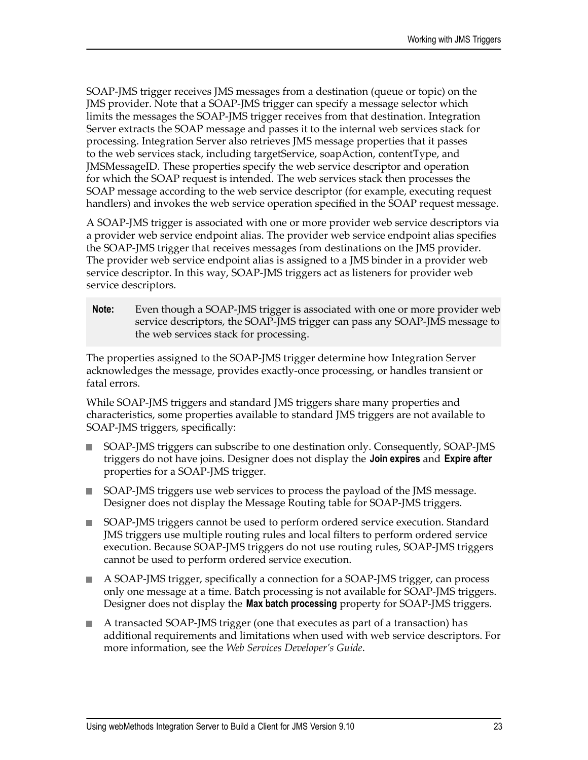SOAP-JMS trigger receives JMS messages from a destination (queue or topic) on the JMS provider. Note that a SOAP-JMS trigger can specify a message selector which limits the messages the SOAP-JMS trigger receives from that destination. Integration Server extracts the SOAP message and passes it to the internal web services stack for processing. Integration Server also retrieves JMS message properties that it passes to the web services stack, including targetService, soapAction, contentType, and JMSMessageID. These properties specify the web service descriptor and operation for which the SOAP request is intended. The web services stack then processes the SOAP message according to the web service descriptor (for example, executing request handlers) and invokes the web service operation specified in the SOAP request message.

A SOAP-JMS trigger is associated with one or more provider web service descriptors via a provider web service endpoint alias. The provider web service endpoint alias specifies the SOAP-JMS trigger that receives messages from destinations on the JMS provider. The provider web service endpoint alias is assigned to a JMS binder in a provider web service descriptor. In this way, SOAP-JMS triggers act as listeners for provider web service descriptors.

> **Note:** Even though a SOAP-JMS trigger is associated with one or more provider web service descriptors, the SOAP-JMS trigger can pass any SOAP-JMS message to the web services stack for processing.

The properties assigned to the SOAP-JMS trigger determine how Integration Server acknowledges the message, provides exactly-once processing, or handles transient or fatal errors.

While SOAP-JMS triggers and standard JMS triggers share many properties and characteristics, some properties available to standard JMS triggers are not available to SOAP-JMS triggers, specifically:

- SOAP-JMS triggers can subscribe to one destination only. Consequently, SOAP-JMS triggers do not have joins. Designer does not display the **Join expires** and **Expire after** properties for a SOAP-JMS trigger.
- SOAP-JMS triggers use web services to process the payload of the JMS message. Designer does not display the Message Routing table for SOAP-JMS triggers.
- SOAP-JMS triggers cannot be used to perform ordered service execution. Standard JMS triggers use multiple routing rules and local filters to perform ordered service execution. Because SOAP-JMS triggers do not use routing rules, SOAP-JMS triggers cannot be used to perform ordered service execution.
- A SOAP-JMS trigger, specifically a connection for a SOAP-JMS trigger, can process only one message at a time. Batch processing is not available for SOAP-JMS triggers. Designer does not display the **Max batch processing** property for SOAP-JMS triggers.
- A transacted SOAP-JMS trigger (one that executes as part of a transaction) has additional requirements and limitations when used with web service descriptors. For more information, see the *Web Services Developer's Guide*.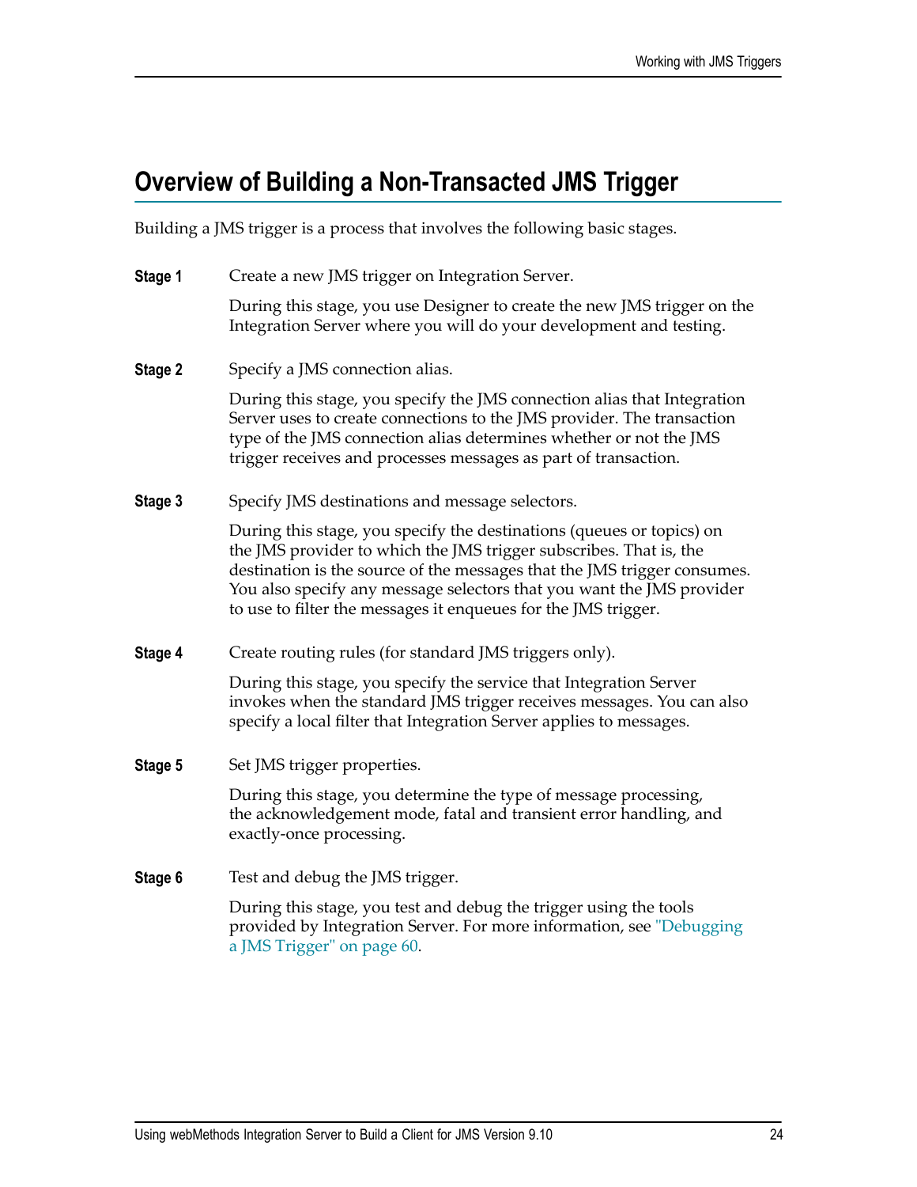## Overview of Building a Non-Transacted JMS Trigger

Building a JMS trigger is a process that involves the following basic stages.

**Stage 1** Create a new JMS trigger on Integration Server.

During this stage, you use Designer to create the new JMS trigger on the Integration Server where you will do your development and testing.

**Stage 2** Specify a JMS connection alias.

During this stage, you specify the JMS connection alias that Integration Server uses to create connections to the JMS provider. The transaction type of the JMS connection alias determines whether or not the JMS trigger receives and processes messages as part of transaction.

**Stage 3** Specify JMS destinations and message selectors.

During this stage, you specify the destinations (queues or topics) on the JMS provider to which the JMS trigger subscribes. That is, the destination is the source of the messages that the JMS trigger consumes. You also specify any message selectors that you want the JMS provider to use to filter the messages it enqueues for the JMS trigger.

**Stage 4** Create routing rules (for standard JMS triggers only).

During this stage, you specify the service that Integration Server invokes when the standard JMS trigger receives messages. You can also specify a local filter that Integration Server applies to messages.

**Stage 5** Set JMS trigger properties.

During this stage, you determine the type of message processing, the acknowledgement mode, fatal and transient error handling, and exactly-once processing.

**Stage 6** Test and debug the JMS trigger.

During this stage, you test and debug the trigger using the tools provided by Integration Server. For more information, see "Debugging a JMS Trigger" on page 60.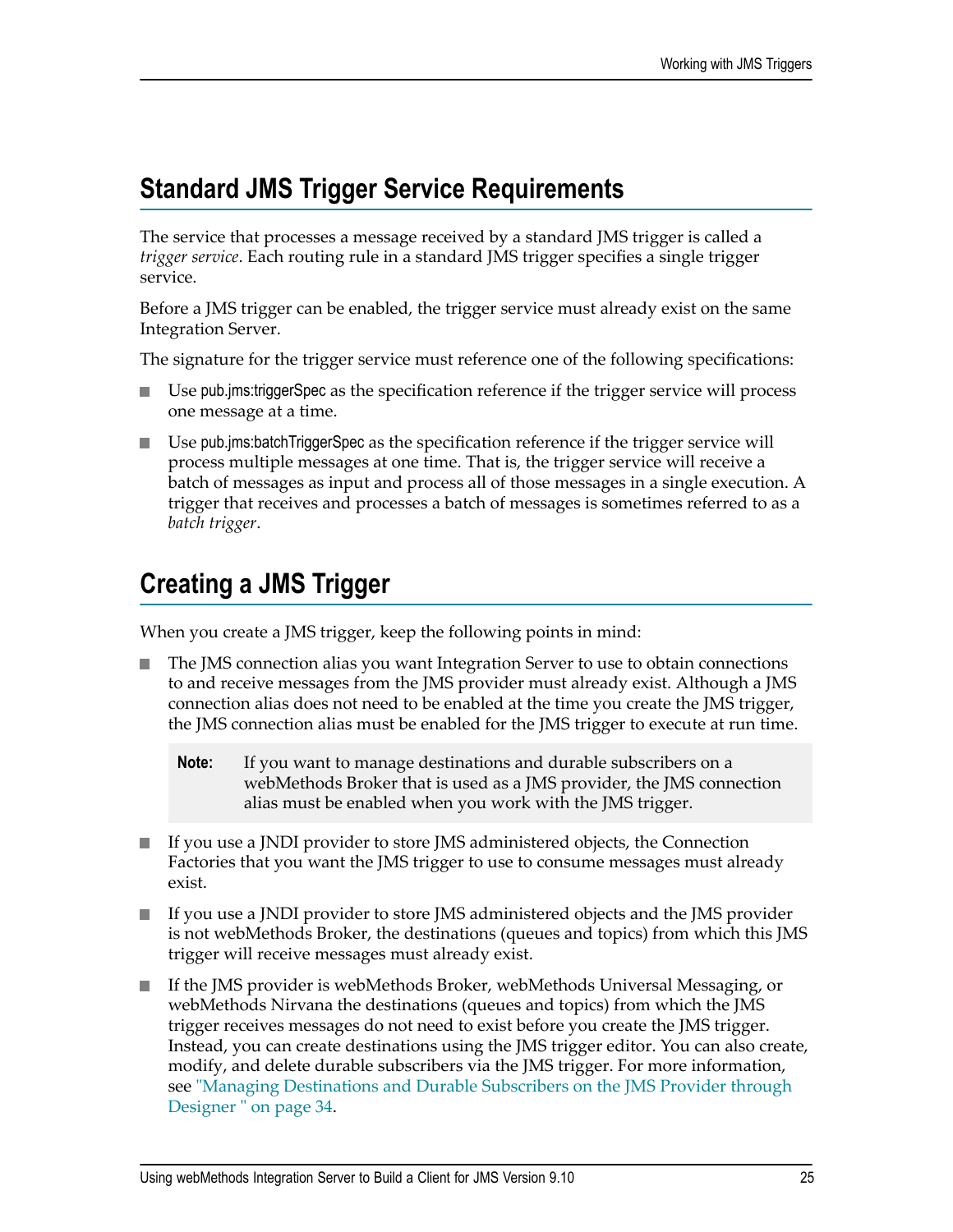## Standard JMS Trigger Service Requirements

The service that processes a message received by a standard JMS trigger is called a *trigger service*. Each routing rule in a standard JMS trigger specifies a single trigger service.

Before a JMS trigger can be enabled, the trigger service must already exist on the same Integration Server.

The signature for the trigger service must reference one of the following specifications:

- Use pub.jms:triggerSpec as the specification reference if the trigger service will process one message at a time.
- Use pub.jms:batchTriggerSpec as the specification reference if the trigger service will process multiple messages at one time. That is, the trigger service will receive a batch of messages as input and process all of those messages in a single execution. A trigger that receives and processes a batch of messages is sometimes referred to as a *batch trigger*.

## Creating a JMS Trigger

When you create a JMS trigger, keep the following points in mind:

- The JMS connection alias you want Integration Server to use to obtain connections to and receive messages from the JMS provider must already exist. Although a JMS connection alias does not need to be enabled at the time you create the JMS trigger, the JMS connection alias must be enabled for the JMS trigger to execute at run time.

  > **Note:** If you want to manage destinations and durable subscribers on a webMethods Broker that is used as a JMS provider, the JMS connection alias must be enabled when you work with the JMS trigger.

- If you use a JNDI provider to store JMS administered objects, the Connection Factories that you want the JMS trigger to use to consume messages must already exist.
- If you use a JNDI provider to store JMS administered objects and the JMS provider is not webMethods Broker, the destinations (queues and topics) from which this JMS trigger will receive messages must already exist.
- If the JMS provider is webMethods Broker, webMethods Universal Messaging, or webMethods Nirvana the destinations (queues and topics) from which the JMS trigger receives messages do not need to exist before you create the JMS trigger. Instead, you can create destinations using the JMS trigger editor. You can also create, modify, and delete durable subscribers via the JMS trigger. For more information, see "Managing Destinations and Durable Subscribers on the JMS Provider through Designer " on page 34.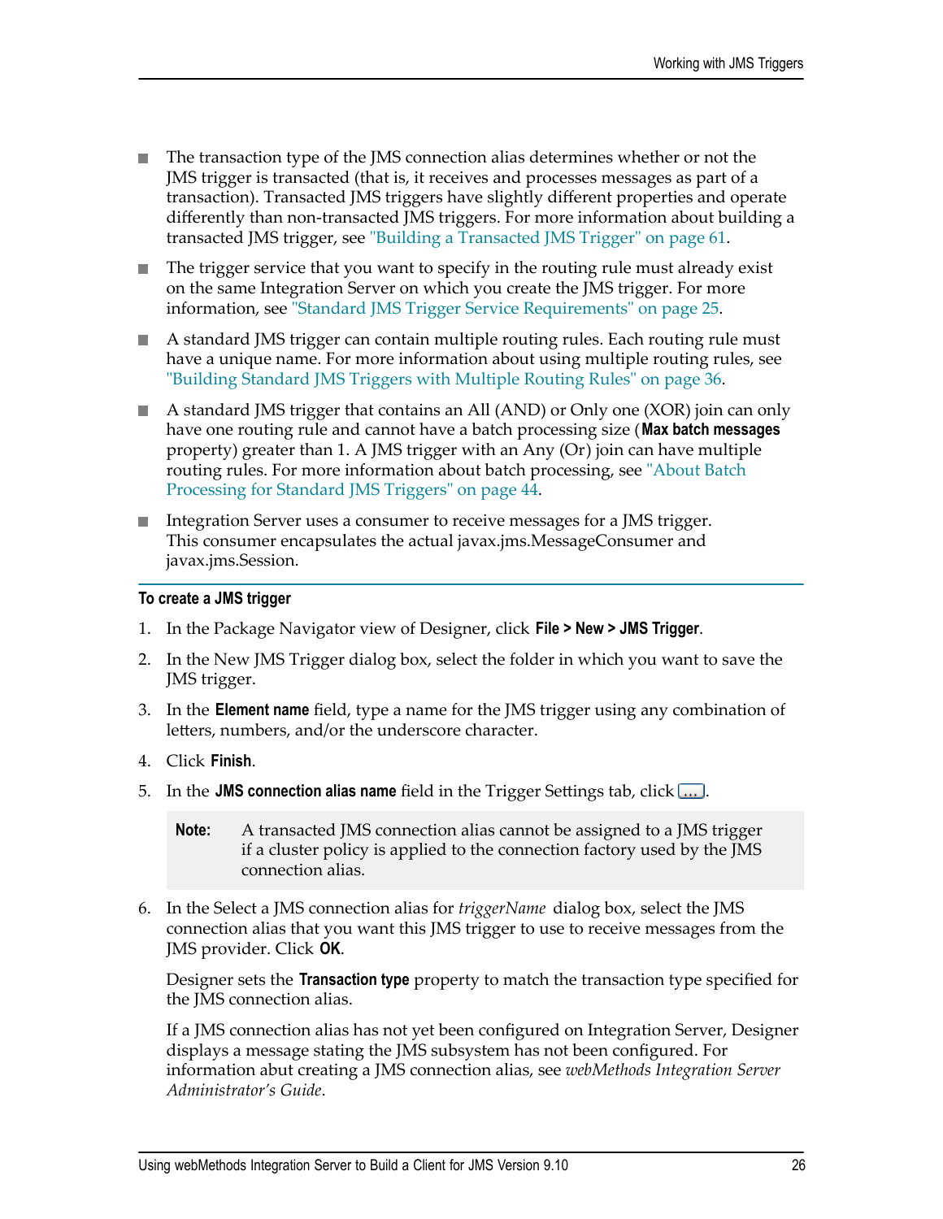- The transaction type of the JMS connection alias determines whether or not the JMS trigger is transacted (that is, it receives and processes messages as part of a transaction). Transacted JMS triggers have slightly different properties and operate differently than non-transacted JMS triggers. For more information about building a transacted JMS trigger, see "Building a Transacted JMS Trigger" on page 61.
- The trigger service that you want to specify in the routing rule must already exist on the same Integration Server on which you create the JMS trigger. For more information, see "Standard JMS Trigger Service Requirements" on page 25.
- A standard JMS trigger can contain multiple routing rules. Each routing rule must have a unique name. For more information about using multiple routing rules, see "Building Standard JMS Triggers with Multiple Routing Rules" on page 36.
- A standard JMS trigger that contains an All (AND) or Only one (XOR) join can only have one routing rule and cannot have a batch processing size (**Max batch messages** property) greater than 1. A JMS trigger with an Any (Or) join can have multiple routing rules. For more information about batch processing, see "About Batch Processing for Standard JMS Triggers" on page 44.
- Integration Server uses a consumer to receive messages for a JMS trigger. This consumer encapsulates the actual javax.jms.MessageConsumer and javax.jms.Session.

**To create a JMS trigger**

1. In the Package Navigator view of Designer, click **File > New > JMS Trigger**.
2. In the New JMS Trigger dialog box, select the folder in which you want to save the JMS trigger.
3. In the **Element name** field, type a name for the JMS trigger using any combination of letters, numbers, and/or the underscore character.
4. Click **Finish**.
5. In the **JMS connection alias name** field in the Trigger Settings tab, click ....

   **Note:** A transacted JMS connection alias cannot be assigned to a JMS trigger if a cluster policy is applied to the connection factory used by the JMS connection alias.

6. In the Select a JMS connection alias for *triggerName* dialog box, select the JMS connection alias that you want this JMS trigger to use to receive messages from the JMS provider. Click **OK**.

   Designer sets the **Transaction type** property to match the transaction type specified for the JMS connection alias.

   If a JMS connection alias has not yet been configured on Integration Server, Designer displays a message stating the JMS subsystem has not been configured. For information abut creating a JMS connection alias, see *webMethods Integration Server Administrator's Guide*.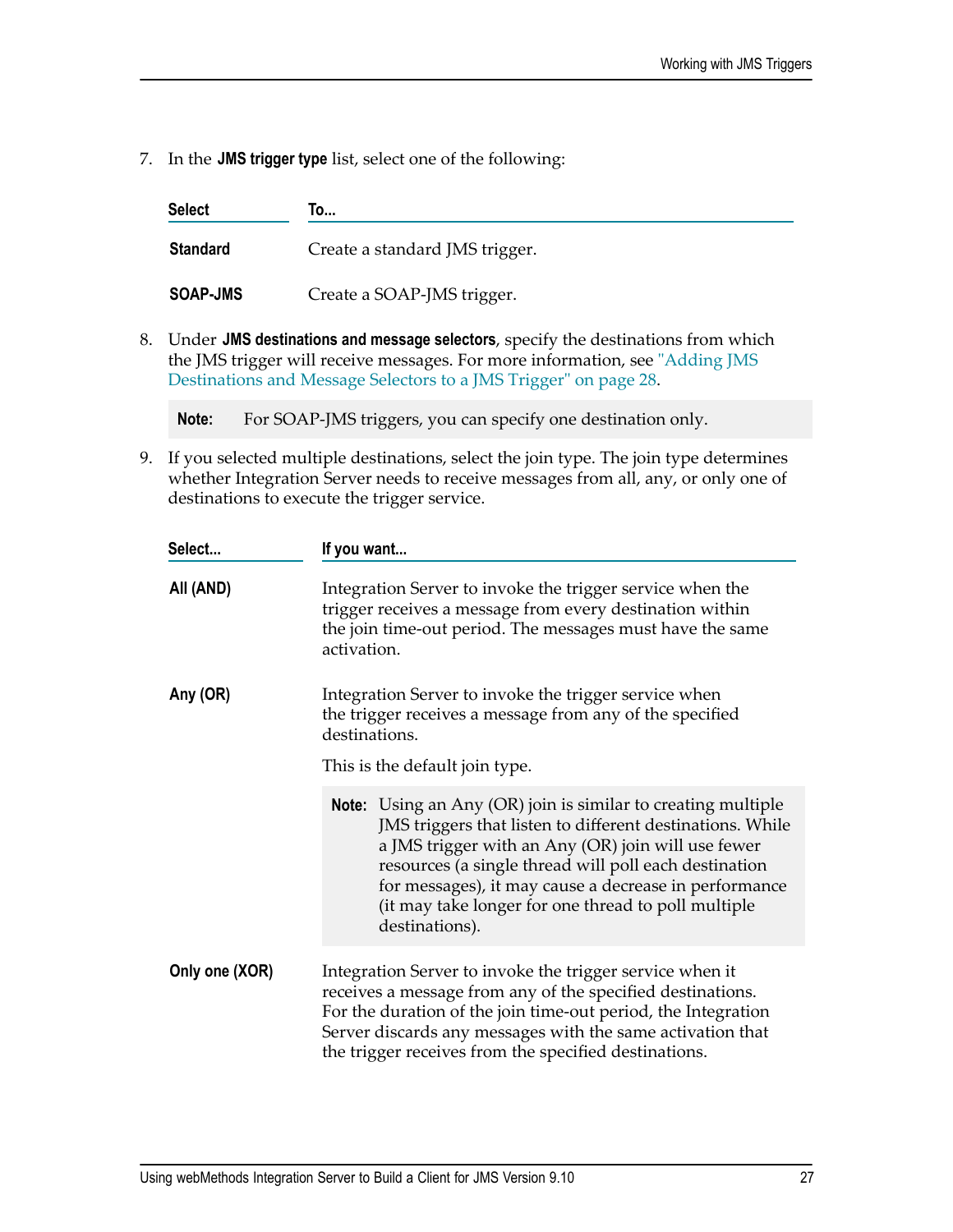7. In the **JMS trigger type** list, select one of the following:

| Select | To... |
|---|---|
| **Standard** | Create a standard JMS trigger. |
| **SOAP-JMS** | Create a SOAP-JMS trigger. |

8. Under **JMS destinations and message selectors**, specify the destinations from which the JMS trigger will receive messages. For more information, see "Adding JMS Destinations and Message Selectors to a JMS Trigger" on page 28.

> **Note:** For SOAP-JMS triggers, you can specify one destination only.

9. If you selected multiple destinations, select the join type. The join type determines whether Integration Server needs to receive messages from all, any, or only one of destinations to execute the trigger service.

| Select... | If you want... |
|---|---|
| **All (AND)** | Integration Server to invoke the trigger service when the trigger receives a message from every destination within the join time-out period. The messages must have the same activation. |
| **Any (OR)** | Integration Server to invoke the trigger service when the trigger receives a message from any of the specified destinations.<br><br>This is the default join type.<br><br>**Note:** Using an Any (OR) join is similar to creating multiple JMS triggers that listen to different destinations. While a JMS trigger with an Any (OR) join will use fewer resources (a single thread will poll each destination for messages), it may cause a decrease in performance (it may take longer for one thread to poll multiple destinations). |
| **Only one (XOR)** | Integration Server to invoke the trigger service when it receives a message from any of the specified destinations. For the duration of the join time-out period, the Integration Server discards any messages with the same activation that the trigger receives from the specified destinations. |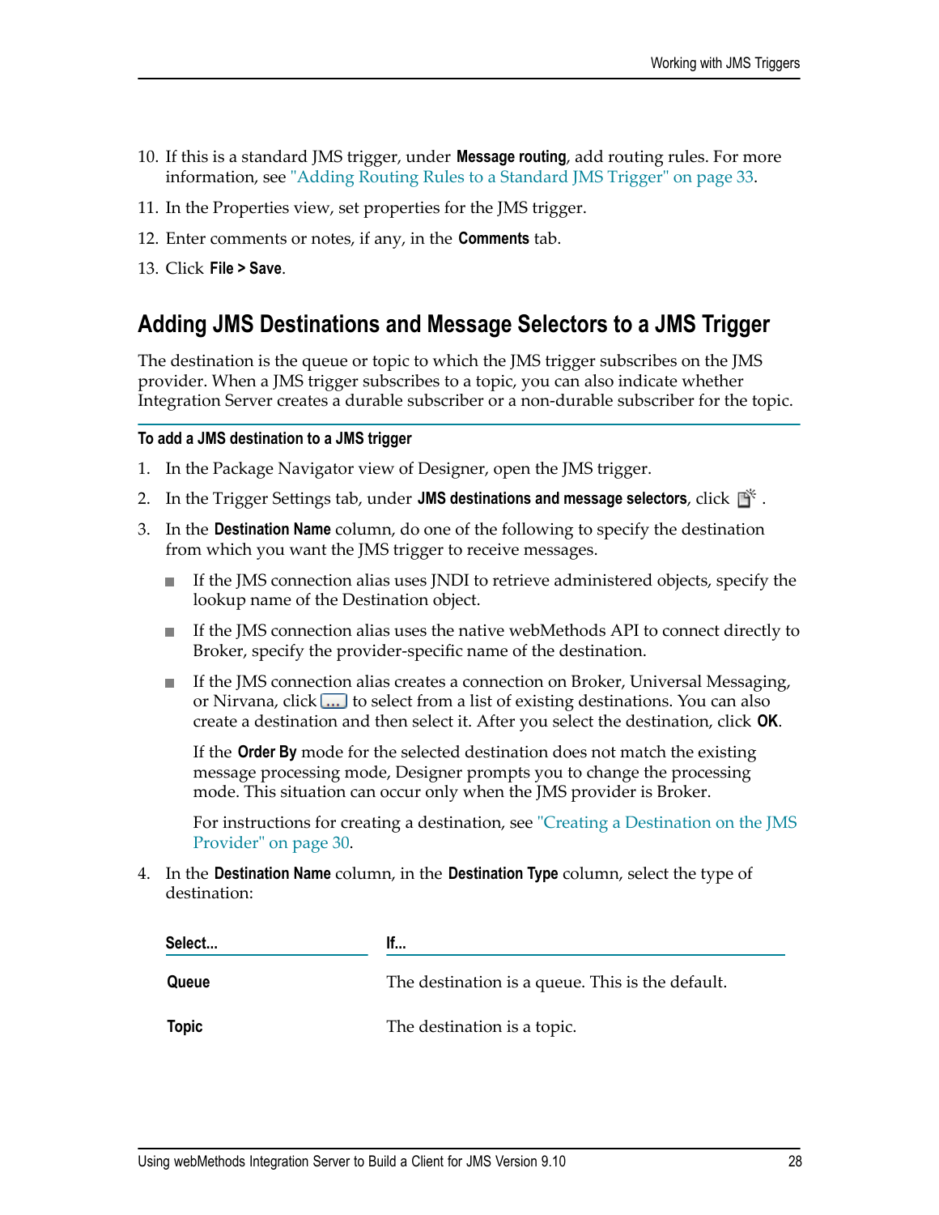10. If this is a standard JMS trigger, under **Message routing**, add routing rules. For more information, see "Adding Routing Rules to a Standard JMS Trigger" on page 33.
11. In the Properties view, set properties for the JMS trigger.
12. Enter comments or notes, if any, in the **Comments** tab.
13. Click **File > Save**.

## Adding JMS Destinations and Message Selectors to a JMS Trigger

The destination is the queue or topic to which the JMS trigger subscribes on the JMS provider. When a JMS trigger subscribes to a topic, you can also indicate whether Integration Server creates a durable subscriber or a non-durable subscriber for the topic.

**To add a JMS destination to a JMS trigger**

1. In the Package Navigator view of Designer, open the JMS trigger.
2. In the Trigger Settings tab, under **JMS destinations and message selectors**, click .
3. In the **Destination Name** column, do one of the following to specify the destination from which you want the JMS trigger to receive messages.
   - If the JMS connection alias uses JNDI to retrieve administered objects, specify the lookup name of the Destination object.
   - If the JMS connection alias uses the native webMethods API to connect directly to Broker, specify the provider-specific name of the destination.
   - If the JMS connection alias creates a connection on Broker, Universal Messaging, or Nirvana, click ... to select from a list of existing destinations. You can also create a destination and then select it. After you select the destination, click **OK**.

     If the **Order By** mode for the selected destination does not match the existing message processing mode, Designer prompts you to change the processing mode. This situation can occur only when the JMS provider is Broker.

     For instructions for creating a destination, see "Creating a Destination on the JMS Provider" on page 30.
4. In the **Destination Name** column, in the **Destination Type** column, select the type of destination:

| Select... | If... |
|---|---|
| **Queue** | The destination is a queue. This is the default. |
| **Topic** | The destination is a topic. |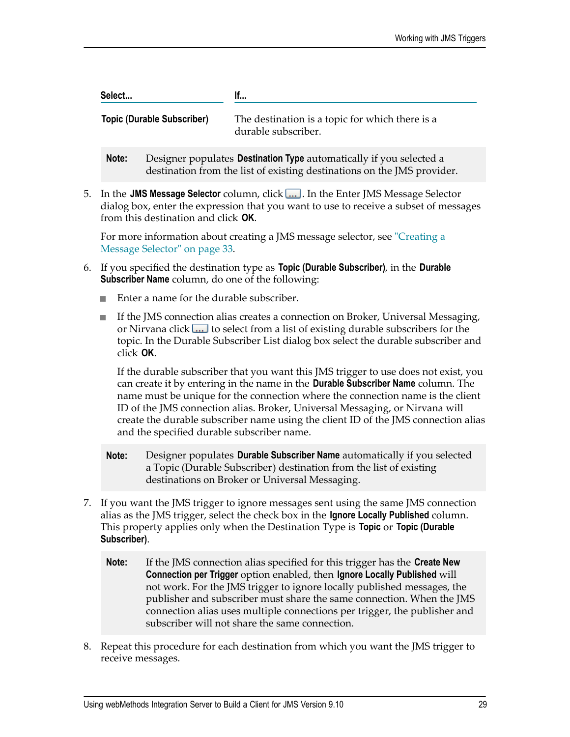| Select... | If... |
| --- | --- |
| **Topic (Durable Subscriber)** | The destination is a topic for which there is a durable subscriber. |

> **Note:** Designer populates **Destination Type** automatically if you selected a destination from the list of existing destinations on the JMS provider.

5. In the **JMS Message Selector** column, click [...]. In the Enter JMS Message Selector dialog box, enter the expression that you want to use to receive a subset of messages from this destination and click **OK**.

   For more information about creating a JMS message selector, see "Creating a Message Selector" on page 33.

6. If you specified the destination type as **Topic (Durable Subscriber)**, in the **Durable Subscriber Name** column, do one of the following:

   - Enter a name for the durable subscriber.
   - If the JMS connection alias creates a connection on Broker, Universal Messaging, or Nirvana click [...] to select from a list of existing durable subscribers for the topic. In the Durable Subscriber List dialog box select the durable subscriber and click **OK**.

     If the durable subscriber that you want this JMS trigger to use does not exist, you can create it by entering in the name in the **Durable Subscriber Name** column. The name must be unique for the connection where the connection name is the client ID of the JMS connection alias. Broker, Universal Messaging, or Nirvana will create the durable subscriber name using the client ID of the JMS connection alias and the specified durable subscriber name.

   > **Note:** Designer populates **Durable Subscriber Name** automatically if you selected a Topic (Durable Subscriber) destination from the list of existing destinations on Broker or Universal Messaging.

7. If you want the JMS trigger to ignore messages sent using the same JMS connection alias as the JMS trigger, select the check box in the **Ignore Locally Published** column. This property applies only when the Destination Type is **Topic** or **Topic (Durable Subscriber)**.

   > **Note:** If the JMS connection alias specified for this trigger has the **Create New Connection per Trigger** option enabled, then **Ignore Locally Published** will not work. For the JMS trigger to ignore locally published messages, the publisher and subscriber must share the same connection. When the JMS connection alias uses multiple connections per trigger, the publisher and subscriber will not share the same connection.

8. Repeat this procedure for each destination from which you want the JMS trigger to receive messages.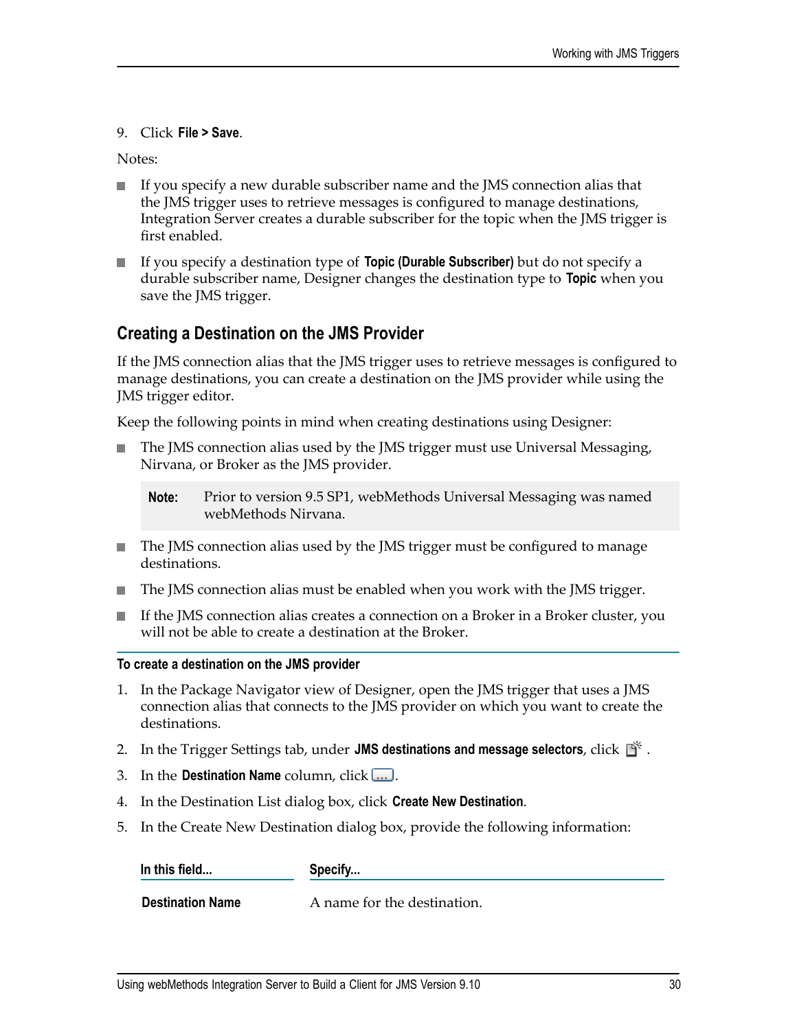9. Click **File > Save**.

Notes:

- If you specify a new durable subscriber name and the JMS connection alias that the JMS trigger uses to retrieve messages is configured to manage destinations, Integration Server creates a durable subscriber for the topic when the JMS trigger is first enabled.
- If you specify a destination type of **Topic (Durable Subscriber)** but do not specify a durable subscriber name, Designer changes the destination type to **Topic** when you save the JMS trigger.

## Creating a Destination on the JMS Provider

If the JMS connection alias that the JMS trigger uses to retrieve messages is configured to manage destinations, you can create a destination on the JMS provider while using the JMS trigger editor.

Keep the following points in mind when creating destinations using Designer:

- The JMS connection alias used by the JMS trigger must use Universal Messaging, Nirvana, or Broker as the JMS provider.

  **Note:** Prior to version 9.5 SP1, webMethods Universal Messaging was named webMethods Nirvana.

- The JMS connection alias used by the JMS trigger must be configured to manage destinations.
- The JMS connection alias must be enabled when you work with the JMS trigger.
- If the JMS connection alias creates a connection on a Broker in a Broker cluster, you will not be able to create a destination at the Broker.

**To create a destination on the JMS provider**

1. In the Package Navigator view of Designer, open the JMS trigger that uses a JMS connection alias that connects to the JMS provider on which you want to create the destinations.
2. In the Trigger Settings tab, under **JMS destinations and message selectors**, click .
3. In the **Destination Name** column, click .
4. In the Destination List dialog box, click **Create New Destination**.
5. In the Create New Destination dialog box, provide the following information:

| In this field... | Specify... |
|---|---|
| **Destination Name** | A name for the destination. |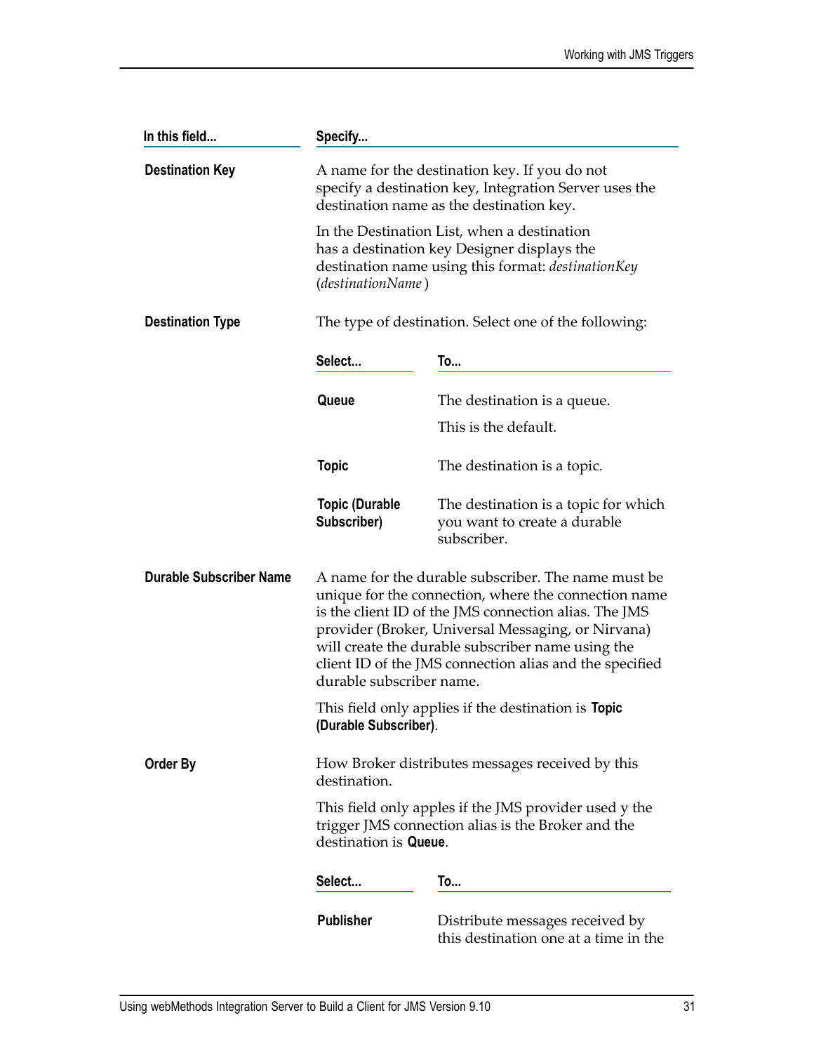| In this field... | Specify... |
|---|---|
| **Destination Key** | A name for the destination key. If you do not specify a destination key, Integration Server uses the destination name as the destination key.<br><br>In the Destination List, when a destination has a destination key Designer displays the destination name using this format: *destinationKey* (*destinationName* ) |
| **Destination Type** | The type of destination. Select one of the following:<br><br>**Select...** / **To...**<br><br>**Queue** — The destination is a queue. This is the default.<br><br>**Topic** — The destination is a topic.<br><br>**Topic (Durable Subscriber)** — The destination is a topic for which you want to create a durable subscriber. |
| **Durable Subscriber Name** | A name for the durable subscriber. The name must be unique for the connection, where the connection name is the client ID of the JMS connection alias. The JMS provider (Broker, Universal Messaging, or Nirvana) will create the durable subscriber name using the client ID of the JMS connection alias and the specified durable subscriber name.<br><br>This field only applies if the destination is **Topic (Durable Subscriber)**. |
| **Order By** | How Broker distributes messages received by this destination.<br><br>This field only apples if the JMS provider used y the trigger JMS connection alias is the Broker and the destination is **Queue**.<br><br>**Select...** / **To...**<br><br>**Publisher** — Distribute messages received by this destination one at a time in the |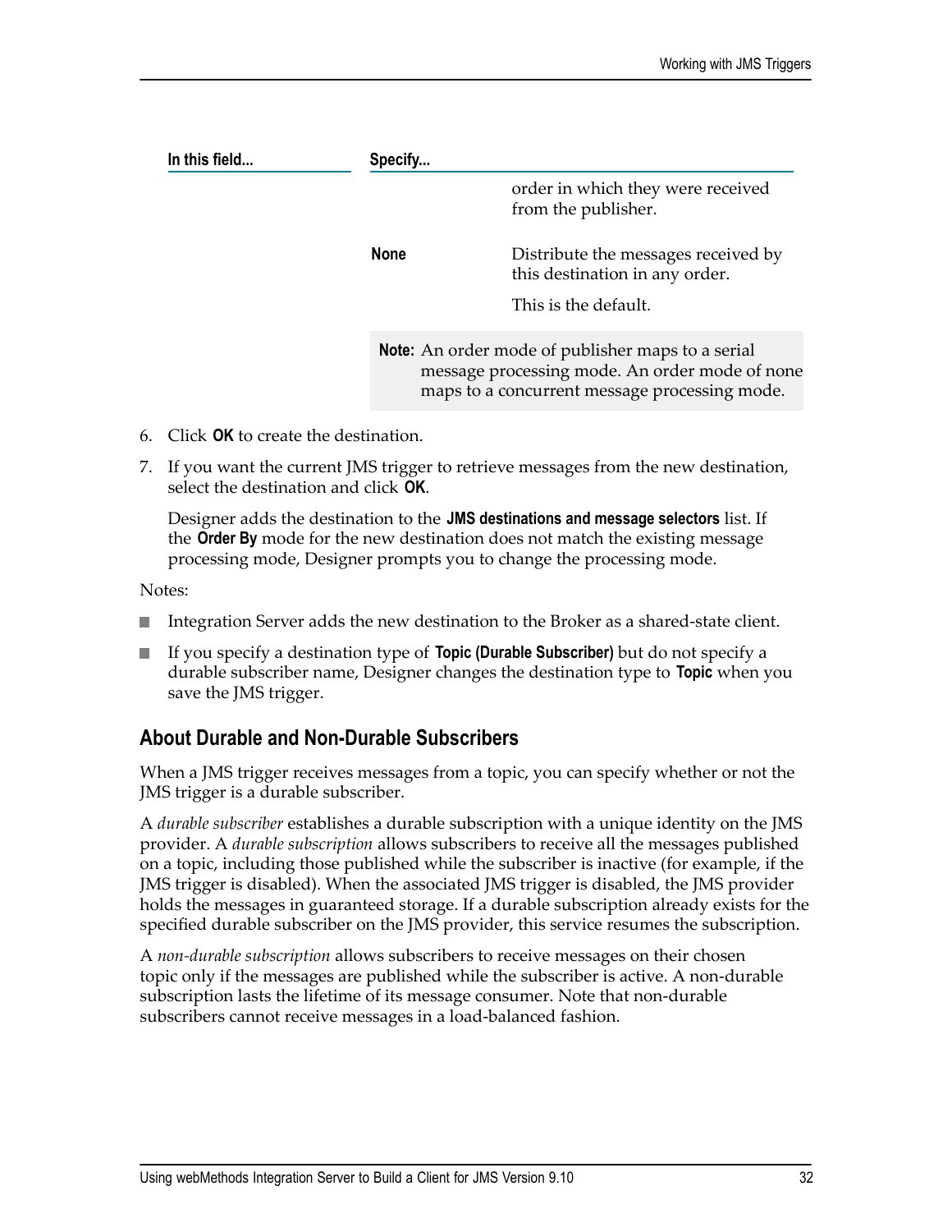| In this field... | Specify... | |
|---|---|---|
| | | order in which they were received from the publisher. |
| | **None** | Distribute the messages received by this destination in any order.<br><br>This is the default. |
| | **Note:** An order mode of publisher maps to a serial message processing mode. An order mode of none maps to a concurrent message processing mode. | |

6. Click **OK** to create the destination.
7. If you want the current JMS trigger to retrieve messages from the new destination, select the destination and click **OK**.

   Designer adds the destination to the **JMS destinations and message selectors** list. If the **Order By** mode for the new destination does not match the existing message processing mode, Designer prompts you to change the processing mode.

Notes:

- Integration Server adds the new destination to the Broker as a shared-state client.
- If you specify a destination type of **Topic (Durable Subscriber)** but do not specify a durable subscriber name, Designer changes the destination type to **Topic** when you save the JMS trigger.

## About Durable and Non-Durable Subscribers

When a JMS trigger receives messages from a topic, you can specify whether or not the JMS trigger is a durable subscriber.

A *durable subscriber* establishes a durable subscription with a unique identity on the JMS provider. A *durable subscription* allows subscribers to receive all the messages published on a topic, including those published while the subscriber is inactive (for example, if the JMS trigger is disabled). When the associated JMS trigger is disabled, the JMS provider holds the messages in guaranteed storage. If a durable subscription already exists for the specified durable subscriber on the JMS provider, this service resumes the subscription.

A *non-durable subscription* allows subscribers to receive messages on their chosen topic only if the messages are published while the subscriber is active. A non-durable subscription lasts the lifetime of its message consumer. Note that non-durable subscribers cannot receive messages in a load-balanced fashion.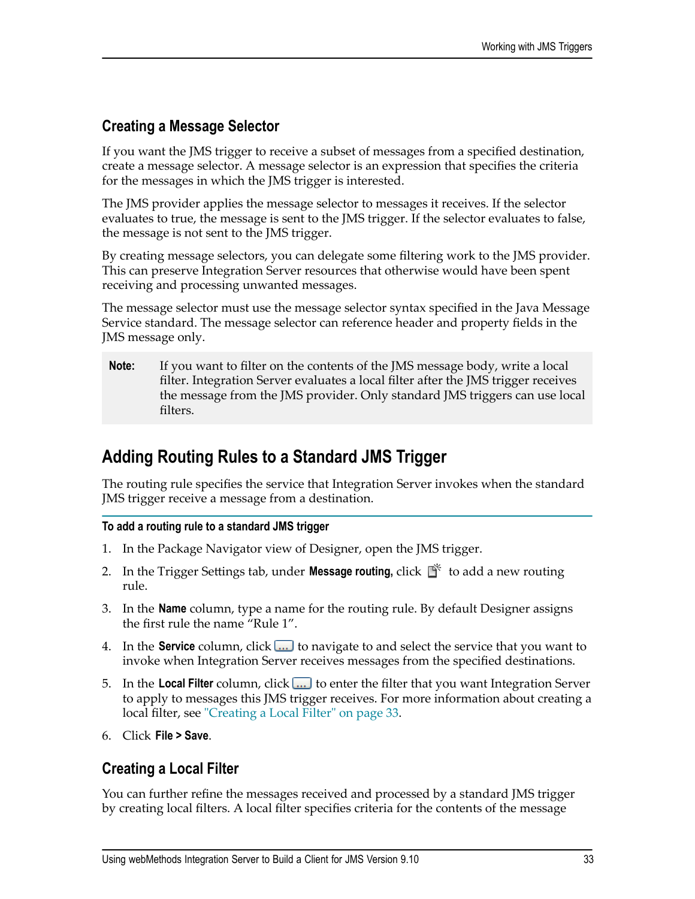### Creating a Message Selector

If you want the JMS trigger to receive a subset of messages from a specified destination, create a message selector. A message selector is an expression that specifies the criteria for the messages in which the JMS trigger is interested.

The JMS provider applies the message selector to messages it receives. If the selector evaluates to true, the message is sent to the JMS trigger. If the selector evaluates to false, the message is not sent to the JMS trigger.

By creating message selectors, you can delegate some filtering work to the JMS provider. This can preserve Integration Server resources that otherwise would have been spent receiving and processing unwanted messages.

The message selector must use the message selector syntax specified in the Java Message Service standard. The message selector can reference header and property fields in the JMS message only.

> **Note:** If you want to filter on the contents of the JMS message body, write a local filter. Integration Server evaluates a local filter after the JMS trigger receives the message from the JMS provider. Only standard JMS triggers can use local filters.

## Adding Routing Rules to a Standard JMS Trigger

The routing rule specifies the service that Integration Server invokes when the standard JMS trigger receive a message from a destination.

**To add a routing rule to a standard JMS trigger**

1. In the Package Navigator view of Designer, open the JMS trigger.
2. In the Trigger Settings tab, under **Message routing,** click to add a new routing rule.
3. In the **Name** column, type a name for the routing rule. By default Designer assigns the first rule the name "Rule 1".
4. In the **Service** column, click to navigate to and select the service that you want to invoke when Integration Server receives messages from the specified destinations.
5. In the **Local Filter** column, click to enter the filter that you want Integration Server to apply to messages this JMS trigger receives. For more information about creating a local filter, see "Creating a Local Filter" on page 33.
6. Click **File > Save**.

### Creating a Local Filter

You can further refine the messages received and processed by a standard JMS trigger by creating local filters. A local filter specifies criteria for the contents of the message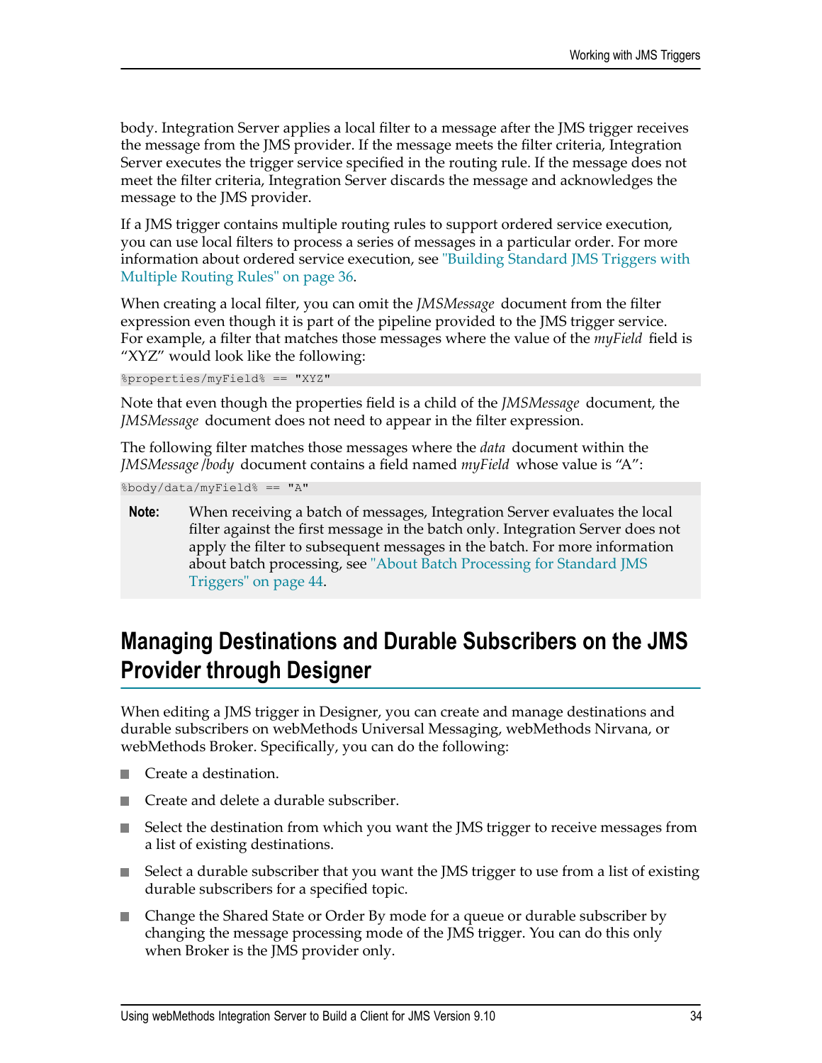body. Integration Server applies a local filter to a message after the JMS trigger receives the message from the JMS provider. If the message meets the filter criteria, Integration Server executes the trigger service specified in the routing rule. If the message does not meet the filter criteria, Integration Server discards the message and acknowledges the message to the JMS provider.

If a JMS trigger contains multiple routing rules to support ordered service execution, you can use local filters to process a series of messages in a particular order. For more information about ordered service execution, see "Building Standard JMS Triggers with Multiple Routing Rules" on page 36.

When creating a local filter, you can omit the *JMSMessage* document from the filter expression even though it is part of the pipeline provided to the JMS trigger service. For example, a filter that matches those messages where the value of the *myField* field is "XYZ" would look like the following:

```
%properties/myField% == "XYZ"
```

Note that even though the properties field is a child of the *JMSMessage* document, the *JMSMessage* document does not need to appear in the filter expression.

The following filter matches those messages where the *data* document within the *JMSMessage/body* document contains a field named *myField* whose value is "A":

```
%body/data/myField% == "A"
```

**Note:** When receiving a batch of messages, Integration Server evaluates the local filter against the first message in the batch only. Integration Server does not apply the filter to subsequent messages in the batch. For more information about batch processing, see "About Batch Processing for Standard JMS Triggers" on page 44.

## Managing Destinations and Durable Subscribers on the JMS Provider through Designer

When editing a JMS trigger in Designer, you can create and manage destinations and durable subscribers on webMethods Universal Messaging, webMethods Nirvana, or webMethods Broker. Specifically, you can do the following:

- Create a destination.
- Create and delete a durable subscriber.
- Select the destination from which you want the JMS trigger to receive messages from a list of existing destinations.
- Select a durable subscriber that you want the JMS trigger to use from a list of existing durable subscribers for a specified topic.
- Change the Shared State or Order By mode for a queue or durable subscriber by changing the message processing mode of the JMS trigger. You can do this only when Broker is the JMS provider only.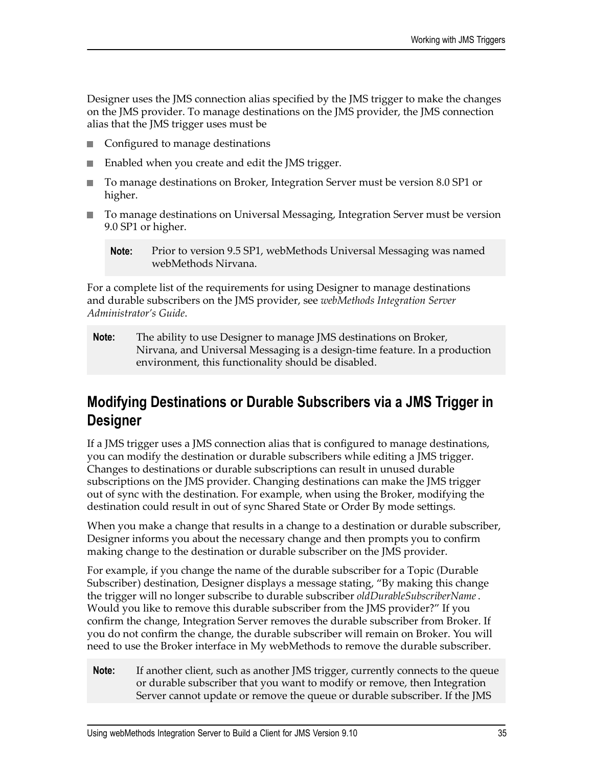Designer uses the JMS connection alias specified by the JMS trigger to make the changes on the JMS provider. To manage destinations on the JMS provider, the JMS connection alias that the JMS trigger uses must be

- Configured to manage destinations
- Enabled when you create and edit the JMS trigger.
- To manage destinations on Broker, Integration Server must be version 8.0 SP1 or higher.
- To manage destinations on Universal Messaging, Integration Server must be version 9.0 SP1 or higher.

> **Note:** Prior to version 9.5 SP1, webMethods Universal Messaging was named webMethods Nirvana.

For a complete list of the requirements for using Designer to manage destinations and durable subscribers on the JMS provider, see *webMethods Integration Server Administrator's Guide*.

> **Note:** The ability to use Designer to manage JMS destinations on Broker, Nirvana, and Universal Messaging is a design-time feature. In a production environment, this functionality should be disabled.

## Modifying Destinations or Durable Subscribers via a JMS Trigger in Designer

If a JMS trigger uses a JMS connection alias that is configured to manage destinations, you can modify the destination or durable subscribers while editing a JMS trigger. Changes to destinations or durable subscriptions can result in unused durable subscriptions on the JMS provider. Changing destinations can make the JMS trigger out of sync with the destination. For example, when using the Broker, modifying the destination could result in out of sync Shared State or Order By mode settings.

When you make a change that results in a change to a destination or durable subscriber, Designer informs you about the necessary change and then prompts you to confirm making change to the destination or durable subscriber on the JMS provider.

For example, if you change the name of the durable subscriber for a Topic (Durable Subscriber) destination, Designer displays a message stating, "By making this change the trigger will no longer subscribe to durable subscriber *oldDurableSubscriberName* . Would you like to remove this durable subscriber from the JMS provider?" If you confirm the change, Integration Server removes the durable subscriber from Broker. If you do not confirm the change, the durable subscriber will remain on Broker. You will need to use the Broker interface in My webMethods to remove the durable subscriber.

> **Note:** If another client, such as another JMS trigger, currently connects to the queue or durable subscriber that you want to modify or remove, then Integration Server cannot update or remove the queue or durable subscriber. If the JMS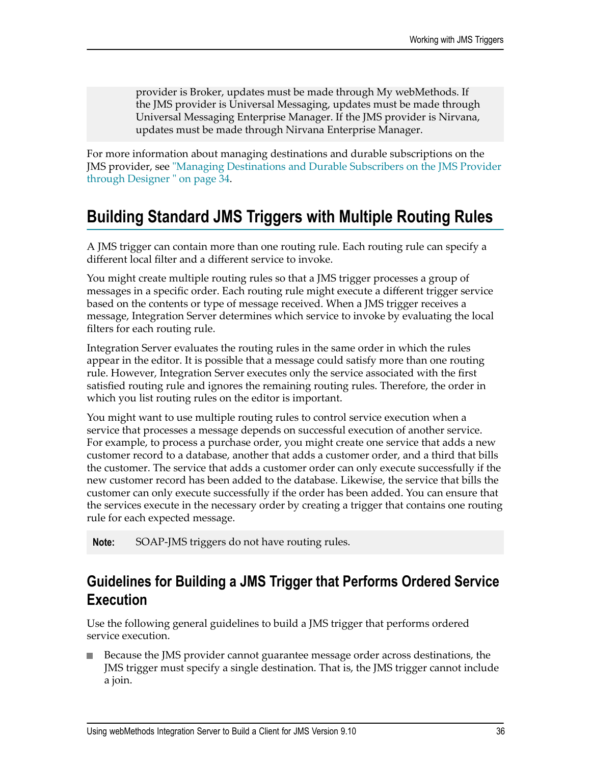provider is Broker, updates must be made through My webMethods. If the JMS provider is Universal Messaging, updates must be made through Universal Messaging Enterprise Manager. If the JMS provider is Nirvana, updates must be made through Nirvana Enterprise Manager.

For more information about managing destinations and durable subscriptions on the JMS provider, see "Managing Destinations and Durable Subscribers on the JMS Provider through Designer " on page 34.

## Building Standard JMS Triggers with Multiple Routing Rules

A JMS trigger can contain more than one routing rule. Each routing rule can specify a different local filter and a different service to invoke.

You might create multiple routing rules so that a JMS trigger processes a group of messages in a specific order. Each routing rule might execute a different trigger service based on the contents or type of message received. When a JMS trigger receives a message, Integration Server determines which service to invoke by evaluating the local filters for each routing rule.

Integration Server evaluates the routing rules in the same order in which the rules appear in the editor. It is possible that a message could satisfy more than one routing rule. However, Integration Server executes only the service associated with the first satisfied routing rule and ignores the remaining routing rules. Therefore, the order in which you list routing rules on the editor is important.

You might want to use multiple routing rules to control service execution when a service that processes a message depends on successful execution of another service. For example, to process a purchase order, you might create one service that adds a new customer record to a database, another that adds a customer order, and a third that bills the customer. The service that adds a customer order can only execute successfully if the new customer record has been added to the database. Likewise, the service that bills the customer can only execute successfully if the order has been added. You can ensure that the services execute in the necessary order by creating a trigger that contains one routing rule for each expected message.

**Note:** SOAP-JMS triggers do not have routing rules.

### Guidelines for Building a JMS Trigger that Performs Ordered Service Execution

Use the following general guidelines to build a JMS trigger that performs ordered service execution.

- Because the JMS provider cannot guarantee message order across destinations, the JMS trigger must specify a single destination. That is, the JMS trigger cannot include a join.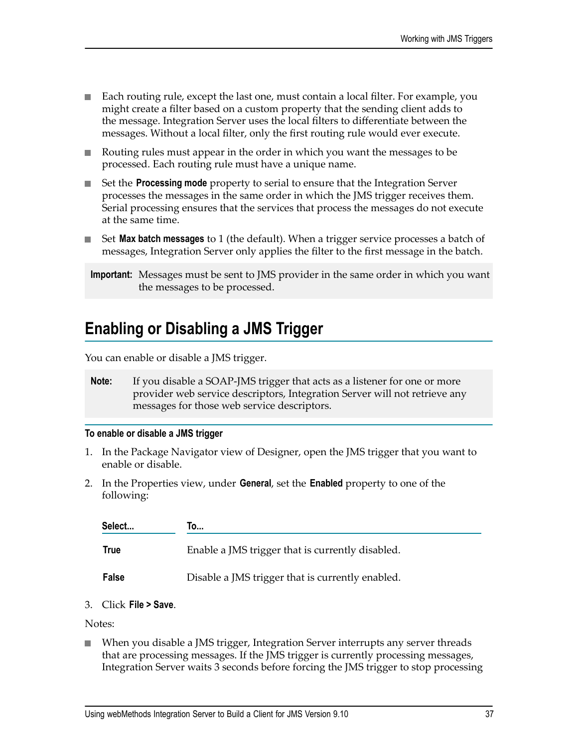- Each routing rule, except the last one, must contain a local filter. For example, you might create a filter based on a custom property that the sending client adds to the message. Integration Server uses the local filters to differentiate between the messages. Without a local filter, only the first routing rule would ever execute.
- Routing rules must appear in the order in which you want the messages to be processed. Each routing rule must have a unique name.
- Set the **Processing mode** property to serial to ensure that the Integration Server processes the messages in the same order in which the JMS trigger receives them. Serial processing ensures that the services that process the messages do not execute at the same time.
- Set **Max batch messages** to 1 (the default). When a trigger service processes a batch of messages, Integration Server only applies the filter to the first message in the batch.

**Important:** Messages must be sent to JMS provider in the same order in which you want the messages to be processed.

## Enabling or Disabling a JMS Trigger

You can enable or disable a JMS trigger.

**Note:** If you disable a SOAP-JMS trigger that acts as a listener for one or more provider web service descriptors, Integration Server will not retrieve any messages for those web service descriptors.

#### To enable or disable a JMS trigger

1. In the Package Navigator view of Designer, open the JMS trigger that you want to enable or disable.
2. In the Properties view, under **General**, set the **Enabled** property to one of the following:

| Select... | To... |
|---|---|
| **True** | Enable a JMS trigger that is currently disabled. |
| **False** | Disable a JMS trigger that is currently enabled. |

3. Click **File > Save**.

Notes:

- When you disable a JMS trigger, Integration Server interrupts any server threads that are processing messages. If the JMS trigger is currently processing messages, Integration Server waits 3 seconds before forcing the JMS trigger to stop processing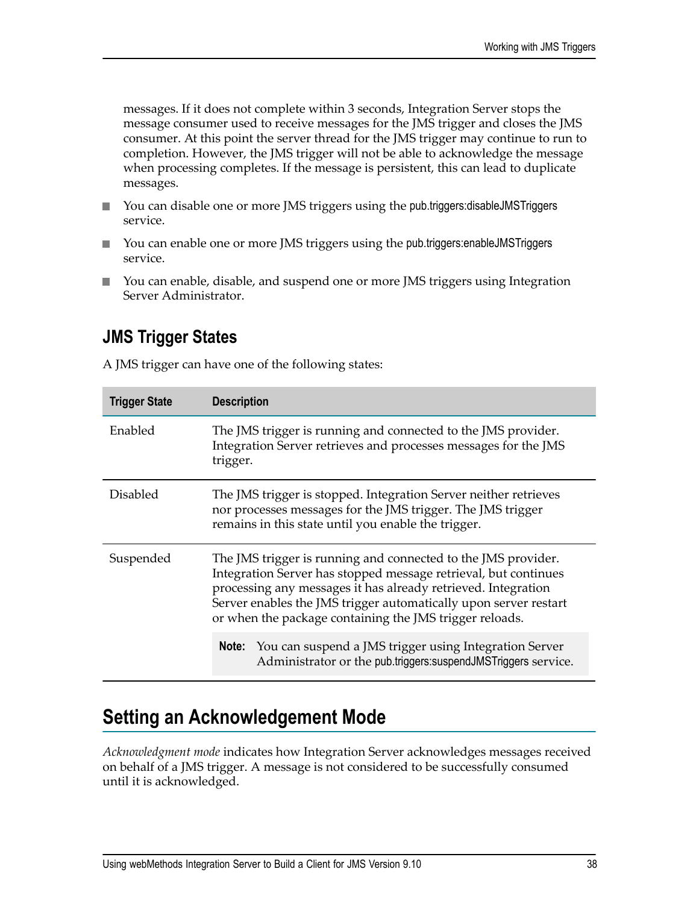messages. If it does not complete within 3 seconds, Integration Server stops the message consumer used to receive messages for the JMS trigger and closes the JMS consumer. At this point the server thread for the JMS trigger may continue to run to completion. However, the JMS trigger will not be able to acknowledge the message when processing completes. If the message is persistent, this can lead to duplicate messages.

- You can disable one or more JMS triggers using the pub.triggers:disableJMSTriggers service.
- You can enable one or more JMS triggers using the pub.triggers:enableJMSTriggers service.
- You can enable, disable, and suspend one or more JMS triggers using Integration Server Administrator.

### JMS Trigger States

A JMS trigger can have one of the following states:

| Trigger State | Description |
|---|---|
| Enabled | The JMS trigger is running and connected to the JMS provider. Integration Server retrieves and processes messages for the JMS trigger. |
| Disabled | The JMS trigger is stopped. Integration Server neither retrieves nor processes messages for the JMS trigger. The JMS trigger remains in this state until you enable the trigger. |
| Suspended | The JMS trigger is running and connected to the JMS provider. Integration Server has stopped message retrieval, but continues processing any messages it has already retrieved. Integration Server enables the JMS trigger automatically upon server restart or when the package containing the JMS trigger reloads. **Note:** You can suspend a JMS trigger using Integration Server Administrator or the pub.triggers:suspendJMSTriggers service. |

## Setting an Acknowledgement Mode

*Acknowledgment mode* indicates how Integration Server acknowledges messages received on behalf of a JMS trigger. A message is not considered to be successfully consumed until it is acknowledged.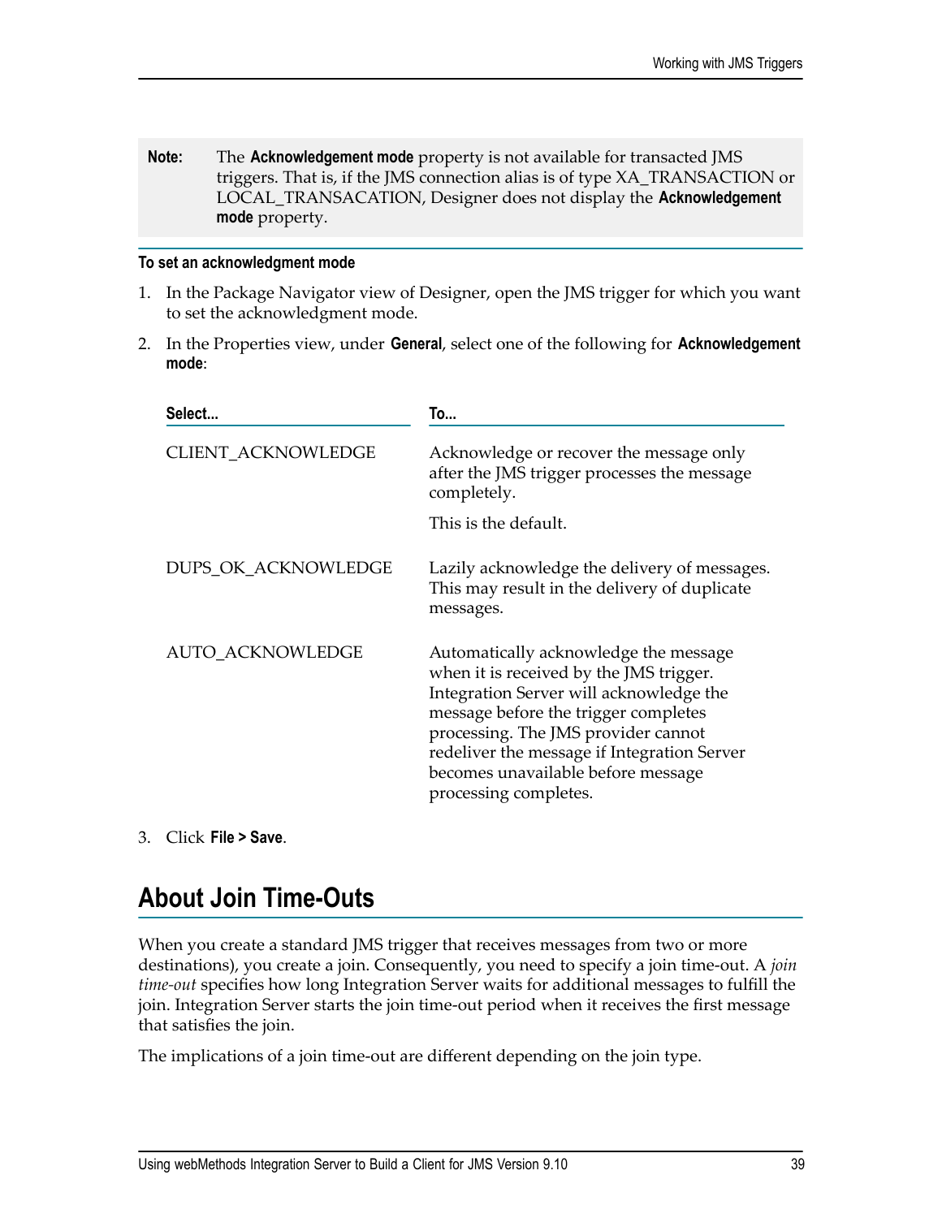**Note:** The **Acknowledgement mode** property is not available for transacted JMS triggers. That is, if the JMS connection alias is of type XA_TRANSACTION or LOCAL_TRANSACATION, Designer does not display the **Acknowledgement mode** property.

**To set an acknowledgment mode**

1. In the Package Navigator view of Designer, open the JMS trigger for which you want to set the acknowledgment mode.
2. In the Properties view, under **General**, select one of the following for **Acknowledgement mode**:

| Select... | To... |
|---|---|
| CLIENT_ACKNOWLEDGE | Acknowledge or recover the message only after the JMS trigger processes the message completely.<br><br>This is the default. |
| DUPS_OK_ACKNOWLEDGE | Lazily acknowledge the delivery of messages. This may result in the delivery of duplicate messages. |
| AUTO_ACKNOWLEDGE | Automatically acknowledge the message when it is received by the JMS trigger. Integration Server will acknowledge the message before the trigger completes processing. The JMS provider cannot redeliver the message if Integration Server becomes unavailable before message processing completes. |

3. Click **File > Save**.

## About Join Time-Outs

When you create a standard JMS trigger that receives messages from two or more destinations), you create a join. Consequently, you need to specify a join time-out. A *join time-out* specifies how long Integration Server waits for additional messages to fulfill the join. Integration Server starts the join time-out period when it receives the first message that satisfies the join.

The implications of a join time-out are different depending on the join type.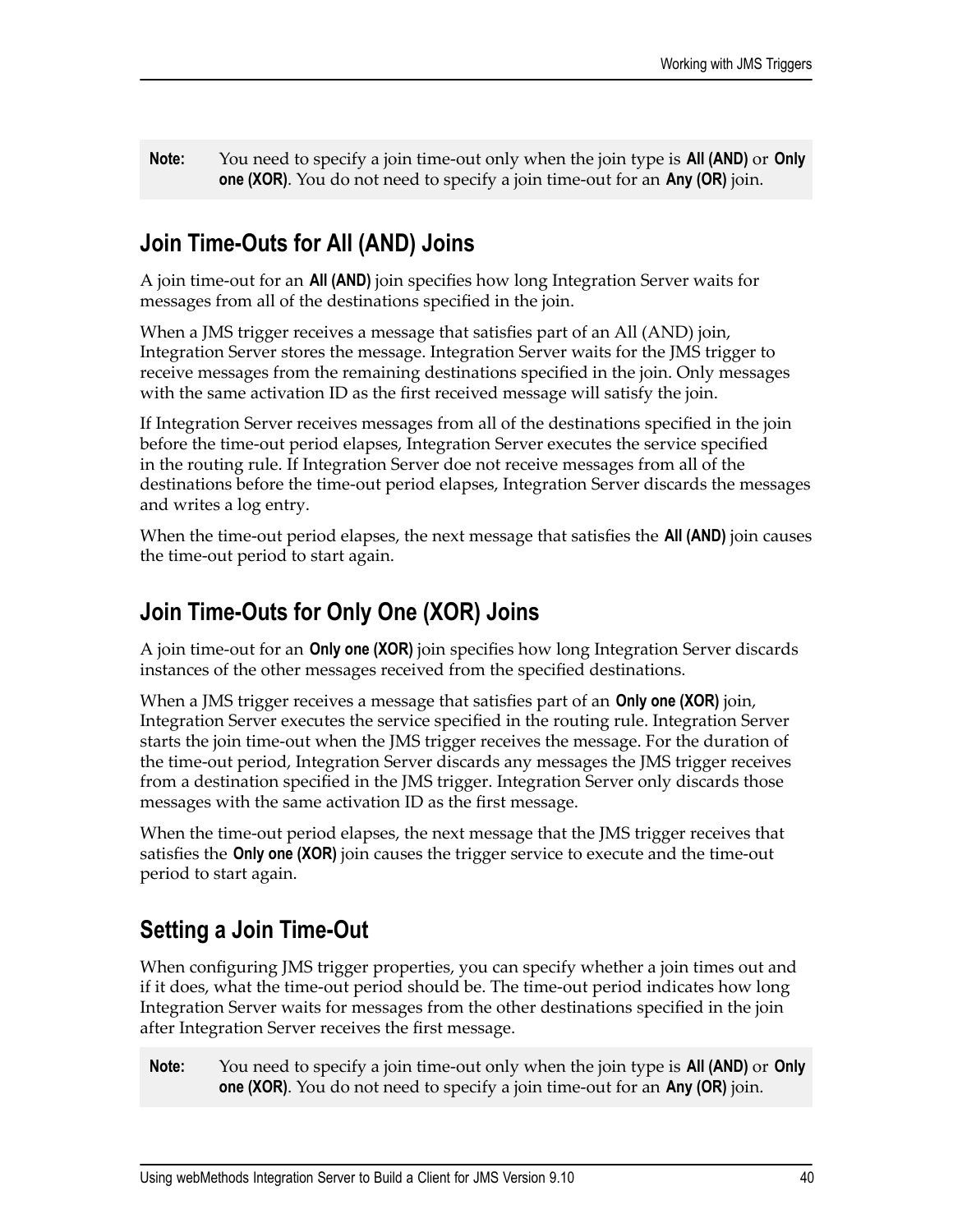**Note:** You need to specify a join time-out only when the join type is **All (AND)** or **Only one (XOR)**. You do not need to specify a join time-out for an **Any (OR)** join.

## Join Time-Outs for All (AND) Joins

A join time-out for an **All (AND)** join specifies how long Integration Server waits for messages from all of the destinations specified in the join.

When a JMS trigger receives a message that satisfies part of an All (AND) join, Integration Server stores the message. Integration Server waits for the JMS trigger to receive messages from the remaining destinations specified in the join. Only messages with the same activation ID as the first received message will satisfy the join.

If Integration Server receives messages from all of the destinations specified in the join before the time-out period elapses, Integration Server executes the service specified in the routing rule. If Integration Server doe not receive messages from all of the destinations before the time-out period elapses, Integration Server discards the messages and writes a log entry.

When the time-out period elapses, the next message that satisfies the **All (AND)** join causes the time-out period to start again.

## Join Time-Outs for Only One (XOR) Joins

A join time-out for an **Only one (XOR)** join specifies how long Integration Server discards instances of the other messages received from the specified destinations.

When a JMS trigger receives a message that satisfies part of an **Only one (XOR)** join, Integration Server executes the service specified in the routing rule. Integration Server starts the join time-out when the JMS trigger receives the message. For the duration of the time-out period, Integration Server discards any messages the JMS trigger receives from a destination specified in the JMS trigger. Integration Server only discards those messages with the same activation ID as the first message.

When the time-out period elapses, the next message that the JMS trigger receives that satisfies the **Only one (XOR)** join causes the trigger service to execute and the time-out period to start again.

## Setting a Join Time-Out

When configuring JMS trigger properties, you can specify whether a join times out and if it does, what the time-out period should be. The time-out period indicates how long Integration Server waits for messages from the other destinations specified in the join after Integration Server receives the first message.

**Note:** You need to specify a join time-out only when the join type is **All (AND)** or **Only one (XOR)**. You do not need to specify a join time-out for an **Any (OR)** join.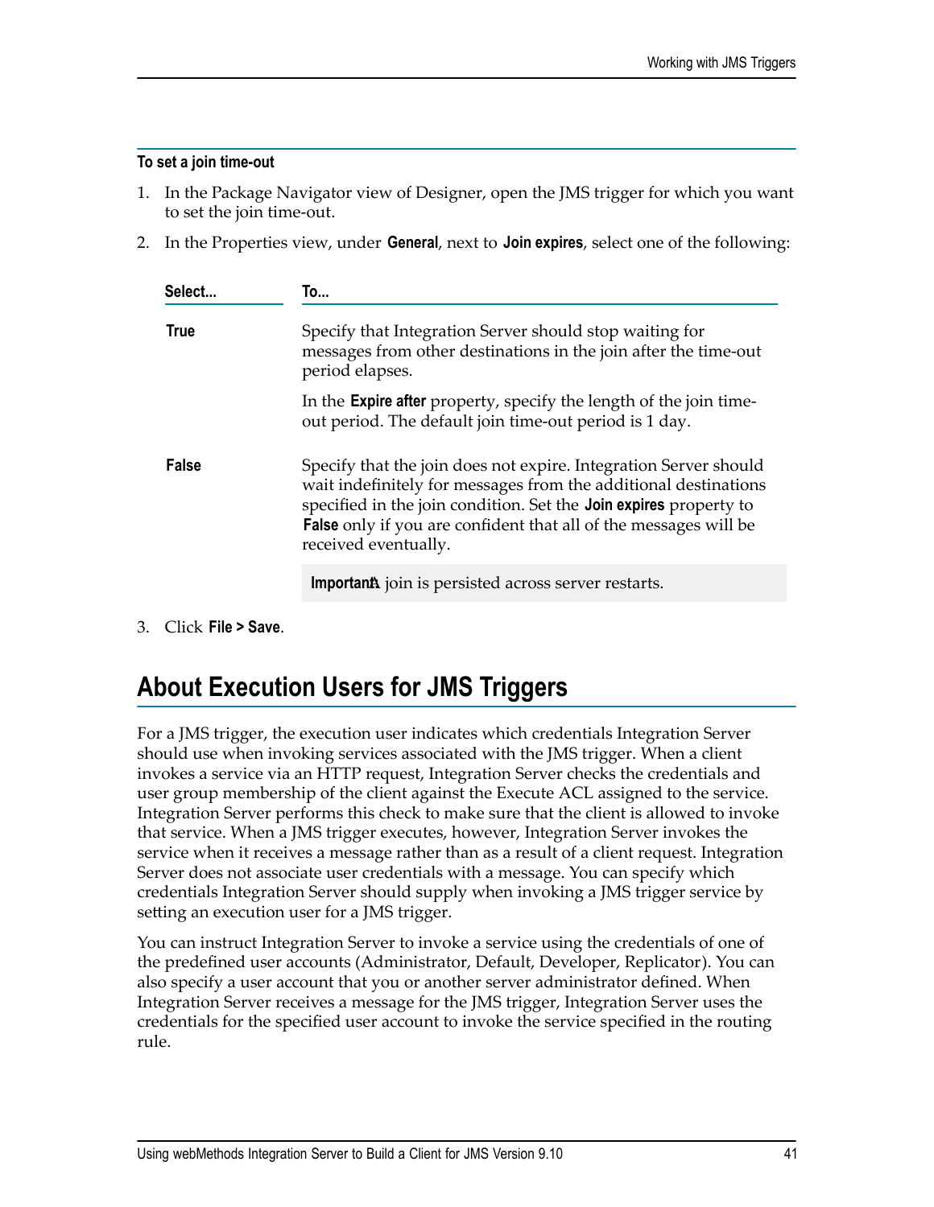**To set a join time-out**

1. In the Package Navigator view of Designer, open the JMS trigger for which you want to set the join time-out.
2. In the Properties view, under **General**, next to **Join expires**, select one of the following:

| Select... | To... |
|---|---|
| **True** | Specify that Integration Server should stop waiting for messages from other destinations in the join after the time-out period elapses.<br><br>In the **Expire after** property, specify the length of the join time-out period. The default join time-out period is 1 day. |
| **False** | Specify that the join does not expire. Integration Server should wait indefinitely for messages from the additional destinations specified in the join condition. Set the **Join expires** property to **False** only if you are confident that all of the messages will be received eventually.<br><br>**Important:** A join is persisted across server restarts. |

3. Click **File > Save**.

## About Execution Users for JMS Triggers

For a JMS trigger, the execution user indicates which credentials Integration Server should use when invoking services associated with the JMS trigger. When a client invokes a service via an HTTP request, Integration Server checks the credentials and user group membership of the client against the Execute ACL assigned to the service. Integration Server performs this check to make sure that the client is allowed to invoke that service. When a JMS trigger executes, however, Integration Server invokes the service when it receives a message rather than as a result of a client request. Integration Server does not associate user credentials with a message. You can specify which credentials Integration Server should supply when invoking a JMS trigger service by setting an execution user for a JMS trigger.

You can instruct Integration Server to invoke a service using the credentials of one of the predefined user accounts (Administrator, Default, Developer, Replicator). You can also specify a user account that you or another server administrator defined. When Integration Server receives a message for the JMS trigger, Integration Server uses the credentials for the specified user account to invoke the service specified in the routing rule.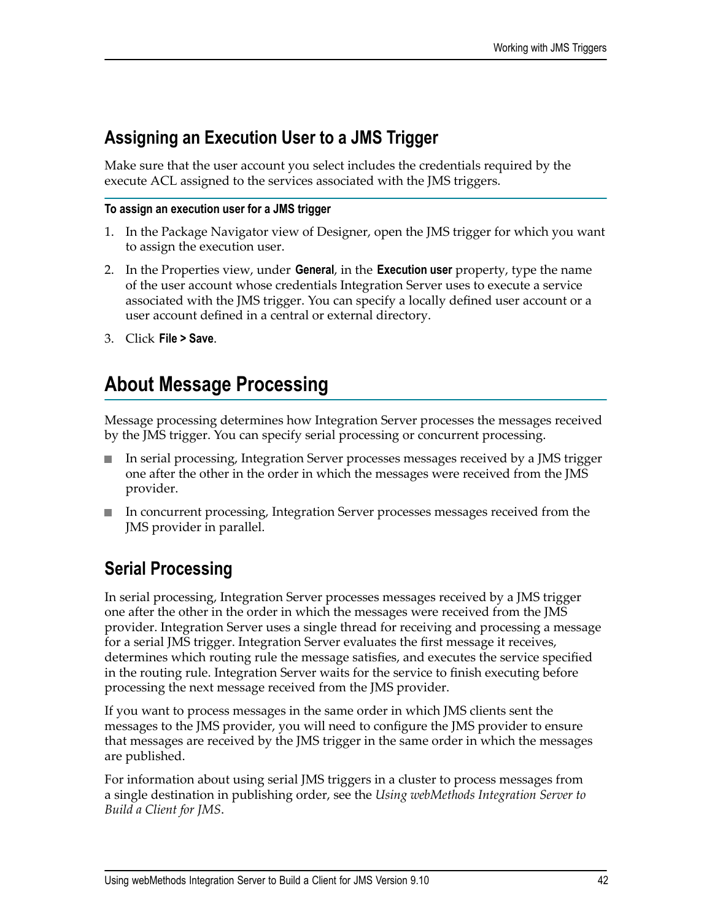## Assigning an Execution User to a JMS Trigger

Make sure that the user account you select includes the credentials required by the execute ACL assigned to the services associated with the JMS triggers.

**To assign an execution user for a JMS trigger**

1. In the Package Navigator view of Designer, open the JMS trigger for which you want to assign the execution user.
2. In the Properties view, under **General**, in the **Execution user** property, type the name of the user account whose credentials Integration Server uses to execute a service associated with the JMS trigger. You can specify a locally defined user account or a user account defined in a central or external directory.
3. Click **File > Save**.

# About Message Processing

Message processing determines how Integration Server processes the messages received by the JMS trigger. You can specify serial processing or concurrent processing.

- In serial processing, Integration Server processes messages received by a JMS trigger one after the other in the order in which the messages were received from the JMS provider.
- In concurrent processing, Integration Server processes messages received from the JMS provider in parallel.

## Serial Processing

In serial processing, Integration Server processes messages received by a JMS trigger one after the other in the order in which the messages were received from the JMS provider. Integration Server uses a single thread for receiving and processing a message for a serial JMS trigger. Integration Server evaluates the first message it receives, determines which routing rule the message satisfies, and executes the service specified in the routing rule. Integration Server waits for the service to finish executing before processing the next message received from the JMS provider.

If you want to process messages in the same order in which JMS clients sent the messages to the JMS provider, you will need to configure the JMS provider to ensure that messages are received by the JMS trigger in the same order in which the messages are published.

For information about using serial JMS triggers in a cluster to process messages from a single destination in publishing order, see the *Using webMethods Integration Server to Build a Client for JMS*.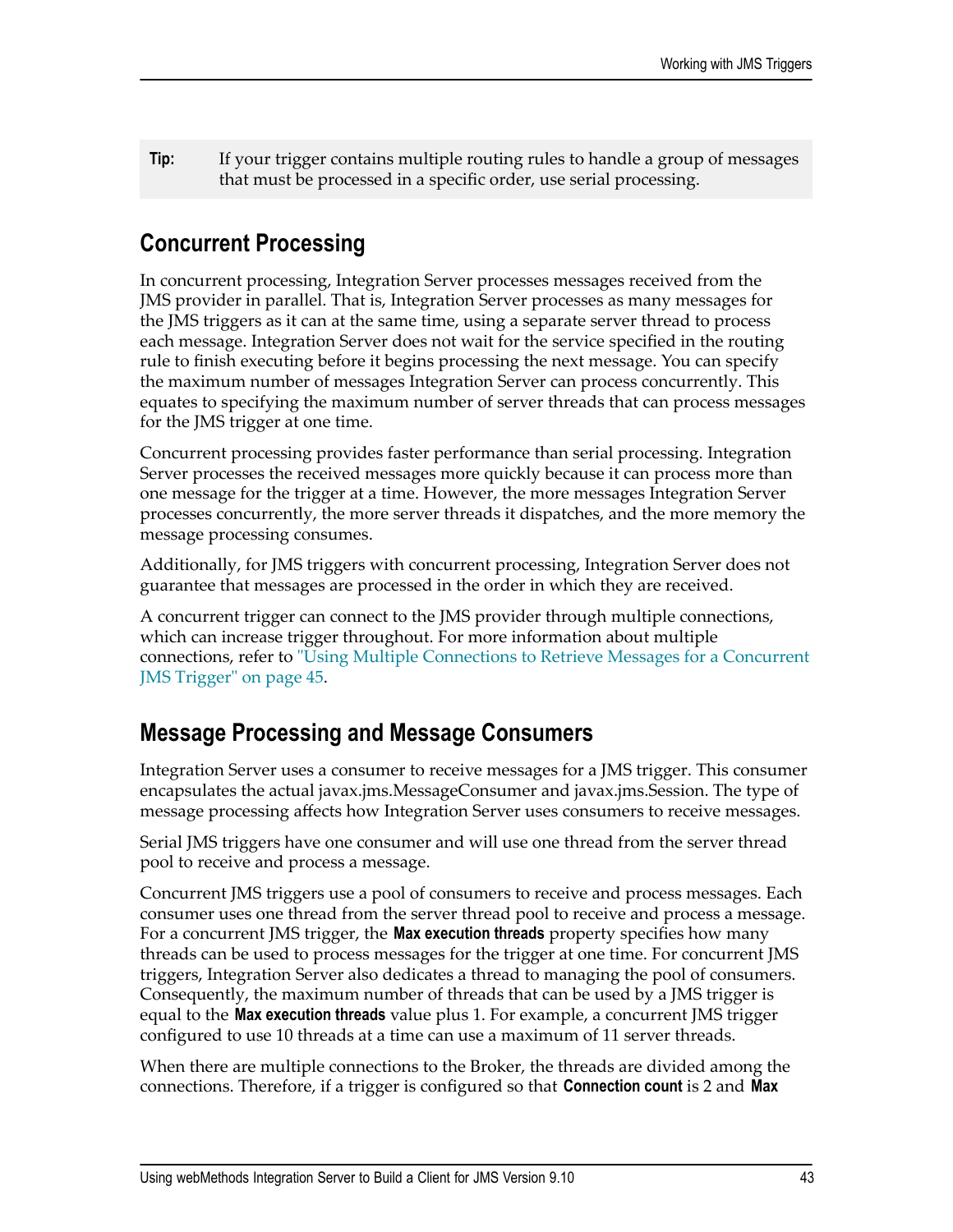**Tip:** If your trigger contains multiple routing rules to handle a group of messages that must be processed in a specific order, use serial processing.

## Concurrent Processing

In concurrent processing, Integration Server processes messages received from the JMS provider in parallel. That is, Integration Server processes as many messages for the JMS triggers as it can at the same time, using a separate server thread to process each message. Integration Server does not wait for the service specified in the routing rule to finish executing before it begins processing the next message. You can specify the maximum number of messages Integration Server can process concurrently. This equates to specifying the maximum number of server threads that can process messages for the JMS trigger at one time.

Concurrent processing provides faster performance than serial processing. Integration Server processes the received messages more quickly because it can process more than one message for the trigger at a time. However, the more messages Integration Server processes concurrently, the more server threads it dispatches, and the more memory the message processing consumes.

Additionally, for JMS triggers with concurrent processing, Integration Server does not guarantee that messages are processed in the order in which they are received.

A concurrent trigger can connect to the JMS provider through multiple connections, which can increase trigger throughout. For more information about multiple connections, refer to "Using Multiple Connections to Retrieve Messages for a Concurrent JMS Trigger" on page 45.

## Message Processing and Message Consumers

Integration Server uses a consumer to receive messages for a JMS trigger. This consumer encapsulates the actual javax.jms.MessageConsumer and javax.jms.Session. The type of message processing affects how Integration Server uses consumers to receive messages.

Serial JMS triggers have one consumer and will use one thread from the server thread pool to receive and process a message.

Concurrent JMS triggers use a pool of consumers to receive and process messages. Each consumer uses one thread from the server thread pool to receive and process a message. For a concurrent JMS trigger, the **Max execution threads** property specifies how many threads can be used to process messages for the trigger at one time. For concurrent JMS triggers, Integration Server also dedicates a thread to managing the pool of consumers. Consequently, the maximum number of threads that can be used by a JMS trigger is equal to the **Max execution threads** value plus 1. For example, a concurrent JMS trigger configured to use 10 threads at a time can use a maximum of 11 server threads.

When there are multiple connections to the Broker, the threads are divided among the connections. Therefore, if a trigger is configured so that **Connection count** is 2 and **Max**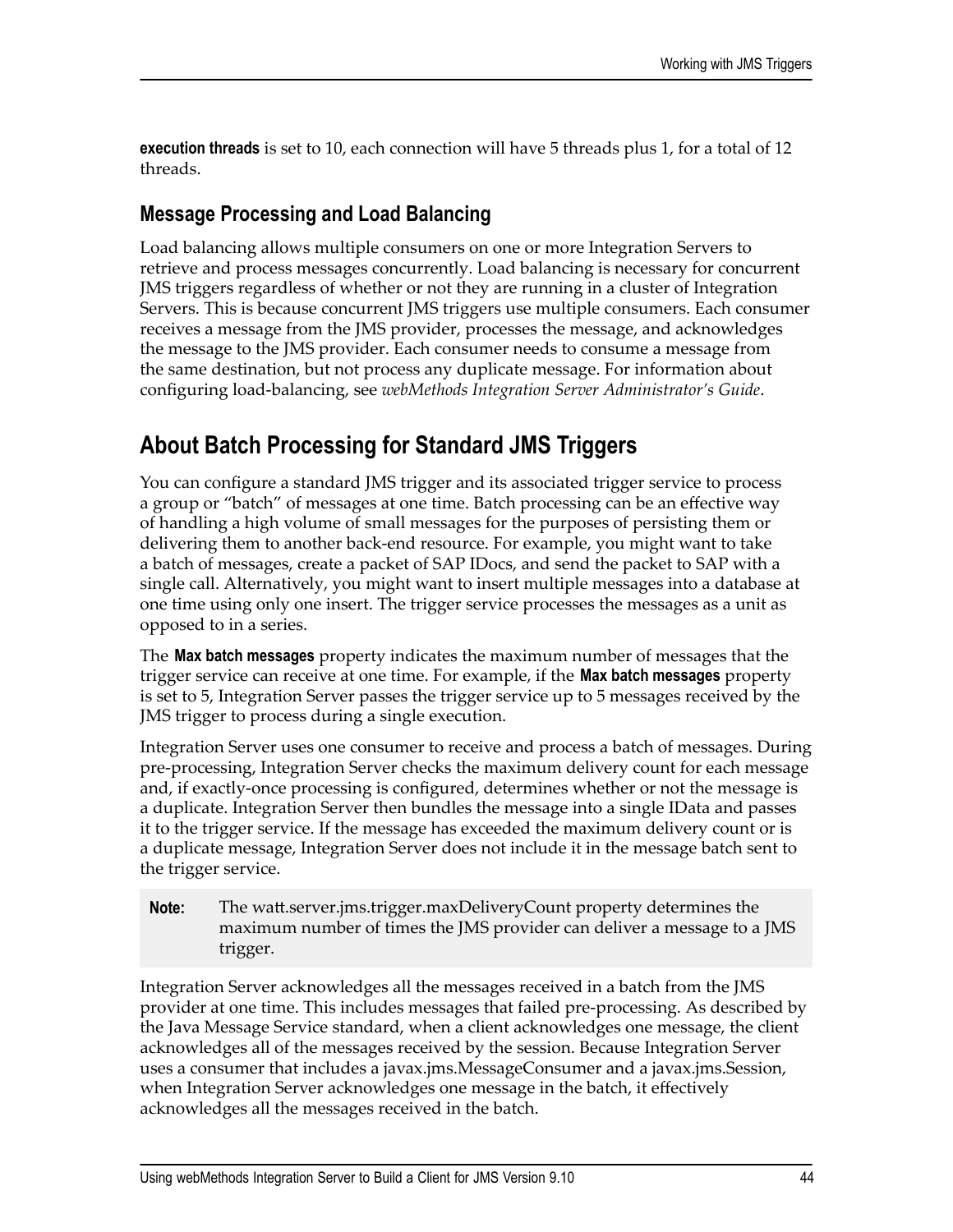**execution threads** is set to 10, each connection will have 5 threads plus 1, for a total of 12 threads.

### Message Processing and Load Balancing

Load balancing allows multiple consumers on one or more Integration Servers to retrieve and process messages concurrently. Load balancing is necessary for concurrent JMS triggers regardless of whether or not they are running in a cluster of Integration Servers. This is because concurrent JMS triggers use multiple consumers. Each consumer receives a message from the JMS provider, processes the message, and acknowledges the message to the JMS provider. Each consumer needs to consume a message from the same destination, but not process any duplicate message. For information about configuring load-balancing, see *webMethods Integration Server Administrator's Guide*.

## About Batch Processing for Standard JMS Triggers

You can configure a standard JMS trigger and its associated trigger service to process a group or "batch" of messages at one time. Batch processing can be an effective way of handling a high volume of small messages for the purposes of persisting them or delivering them to another back-end resource. For example, you might want to take a batch of messages, create a packet of SAP IDocs, and send the packet to SAP with a single call. Alternatively, you might want to insert multiple messages into a database at one time using only one insert. The trigger service processes the messages as a unit as opposed to in a series.

The **Max batch messages** property indicates the maximum number of messages that the trigger service can receive at one time. For example, if the **Max batch messages** property is set to 5, Integration Server passes the trigger service up to 5 messages received by the JMS trigger to process during a single execution.

Integration Server uses one consumer to receive and process a batch of messages. During pre-processing, Integration Server checks the maximum delivery count for each message and, if exactly-once processing is configured, determines whether or not the message is a duplicate. Integration Server then bundles the message into a single IData and passes it to the trigger service. If the message has exceeded the maximum delivery count or is a duplicate message, Integration Server does not include it in the message batch sent to the trigger service.

**Note:** The watt.server.jms.trigger.maxDeliveryCount property determines the maximum number of times the JMS provider can deliver a message to a JMS trigger.

Integration Server acknowledges all the messages received in a batch from the JMS provider at one time. This includes messages that failed pre-processing. As described by the Java Message Service standard, when a client acknowledges one message, the client acknowledges all of the messages received by the session. Because Integration Server uses a consumer that includes a javax.jms.MessageConsumer and a javax.jms.Session, when Integration Server acknowledges one message in the batch, it effectively acknowledges all the messages received in the batch.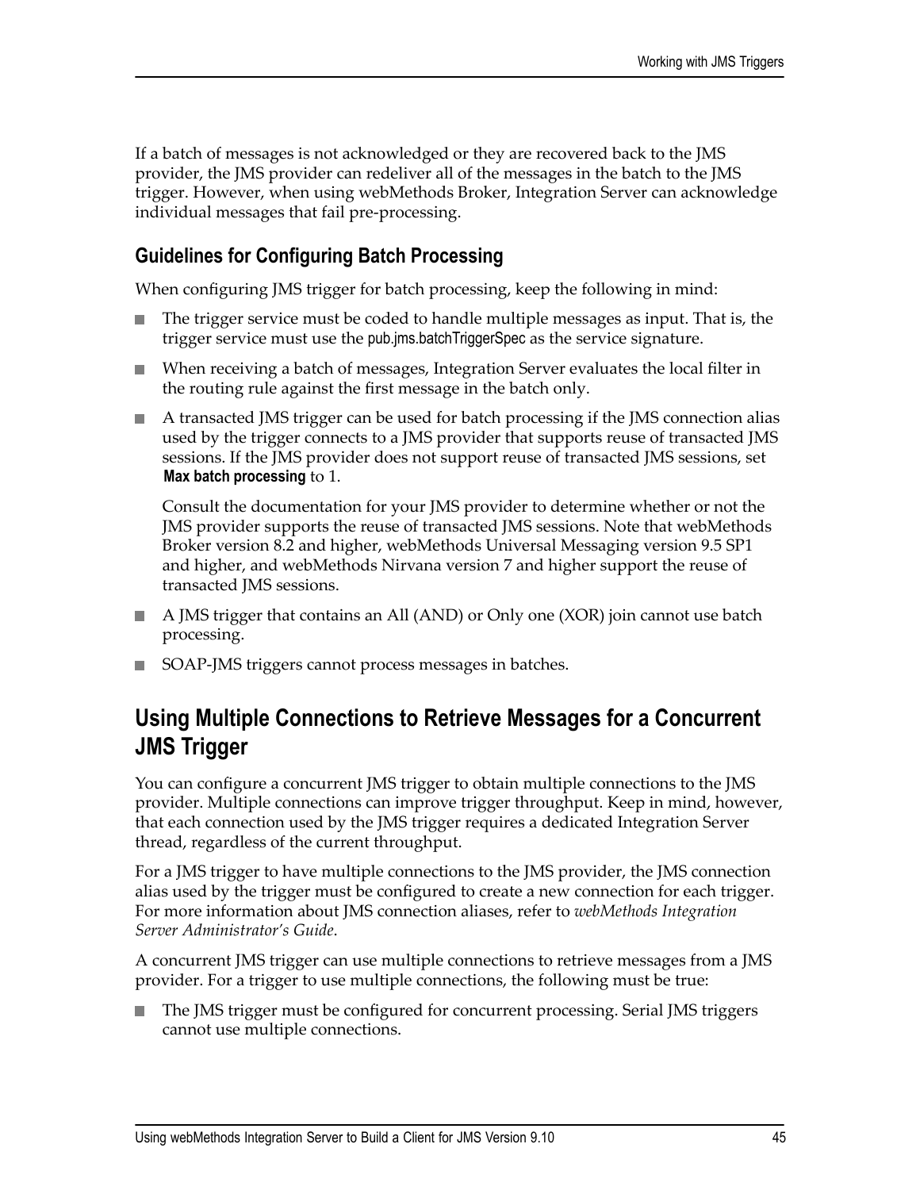If a batch of messages is not acknowledged or they are recovered back to the JMS provider, the JMS provider can redeliver all of the messages in the batch to the JMS trigger. However, when using webMethods Broker, Integration Server can acknowledge individual messages that fail pre-processing.

### Guidelines for Configuring Batch Processing

When configuring JMS trigger for batch processing, keep the following in mind:

- The trigger service must be coded to handle multiple messages as input. That is, the trigger service must use the pub.jms.batchTriggerSpec as the service signature.
- When receiving a batch of messages, Integration Server evaluates the local filter in the routing rule against the first message in the batch only.
- A transacted JMS trigger can be used for batch processing if the JMS connection alias used by the trigger connects to a JMS provider that supports reuse of transacted JMS sessions. If the JMS provider does not support reuse of transacted JMS sessions, set **Max batch processing** to 1.

  Consult the documentation for your JMS provider to determine whether or not the JMS provider supports the reuse of transacted JMS sessions. Note that webMethods Broker version 8.2 and higher, webMethods Universal Messaging version 9.5 SP1 and higher, and webMethods Nirvana version 7 and higher support the reuse of transacted JMS sessions.
- A JMS trigger that contains an All (AND) or Only one (XOR) join cannot use batch processing.
- SOAP-JMS triggers cannot process messages in batches.

## Using Multiple Connections to Retrieve Messages for a Concurrent JMS Trigger

You can configure a concurrent JMS trigger to obtain multiple connections to the JMS provider. Multiple connections can improve trigger throughput. Keep in mind, however, that each connection used by the JMS trigger requires a dedicated Integration Server thread, regardless of the current throughput.

For a JMS trigger to have multiple connections to the JMS provider, the JMS connection alias used by the trigger must be configured to create a new connection for each trigger. For more information about JMS connection aliases, refer to *webMethods Integration Server Administrator's Guide*.

A concurrent JMS trigger can use multiple connections to retrieve messages from a JMS provider. For a trigger to use multiple connections, the following must be true:

- The JMS trigger must be configured for concurrent processing. Serial JMS triggers cannot use multiple connections.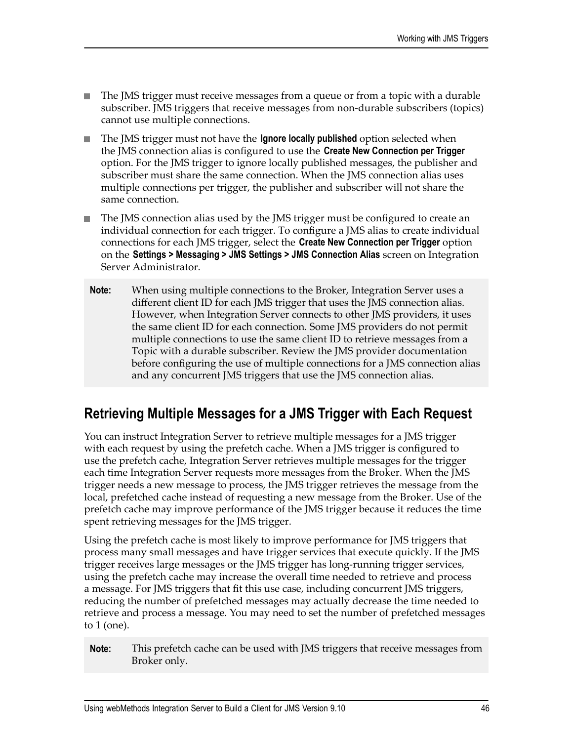- The JMS trigger must receive messages from a queue or from a topic with a durable subscriber. JMS triggers that receive messages from non-durable subscribers (topics) cannot use multiple connections.
- The JMS trigger must not have the **Ignore locally published** option selected when the JMS connection alias is configured to use the **Create New Connection per Trigger** option. For the JMS trigger to ignore locally published messages, the publisher and subscriber must share the same connection. When the JMS connection alias uses multiple connections per trigger, the publisher and subscriber will not share the same connection.
- The JMS connection alias used by the JMS trigger must be configured to create an individual connection for each trigger. To configure a JMS alias to create individual connections for each JMS trigger, select the **Create New Connection per Trigger** option on the **Settings > Messaging > JMS Settings > JMS Connection Alias** screen on Integration Server Administrator.

> **Note:** When using multiple connections to the Broker, Integration Server uses a different client ID for each JMS trigger that uses the JMS connection alias. However, when Integration Server connects to other JMS providers, it uses the same client ID for each connection. Some JMS providers do not permit multiple connections to use the same client ID to retrieve messages from a Topic with a durable subscriber. Review the JMS provider documentation before configuring the use of multiple connections for a JMS connection alias and any concurrent JMS triggers that use the JMS connection alias.

## Retrieving Multiple Messages for a JMS Trigger with Each Request

You can instruct Integration Server to retrieve multiple messages for a JMS trigger with each request by using the prefetch cache. When a JMS trigger is configured to use the prefetch cache, Integration Server retrieves multiple messages for the trigger each time Integration Server requests more messages from the Broker. When the JMS trigger needs a new message to process, the JMS trigger retrieves the message from the local, prefetched cache instead of requesting a new message from the Broker. Use of the prefetch cache may improve performance of the JMS trigger because it reduces the time spent retrieving messages for the JMS trigger.

Using the prefetch cache is most likely to improve performance for JMS triggers that process many small messages and have trigger services that execute quickly. If the JMS trigger receives large messages or the JMS trigger has long-running trigger services, using the prefetch cache may increase the overall time needed to retrieve and process a message. For JMS triggers that fit this use case, including concurrent JMS triggers, reducing the number of prefetched messages may actually decrease the time needed to retrieve and process a message. You may need to set the number of prefetched messages to 1 (one).

> **Note:** This prefetch cache can be used with JMS triggers that receive messages from Broker only.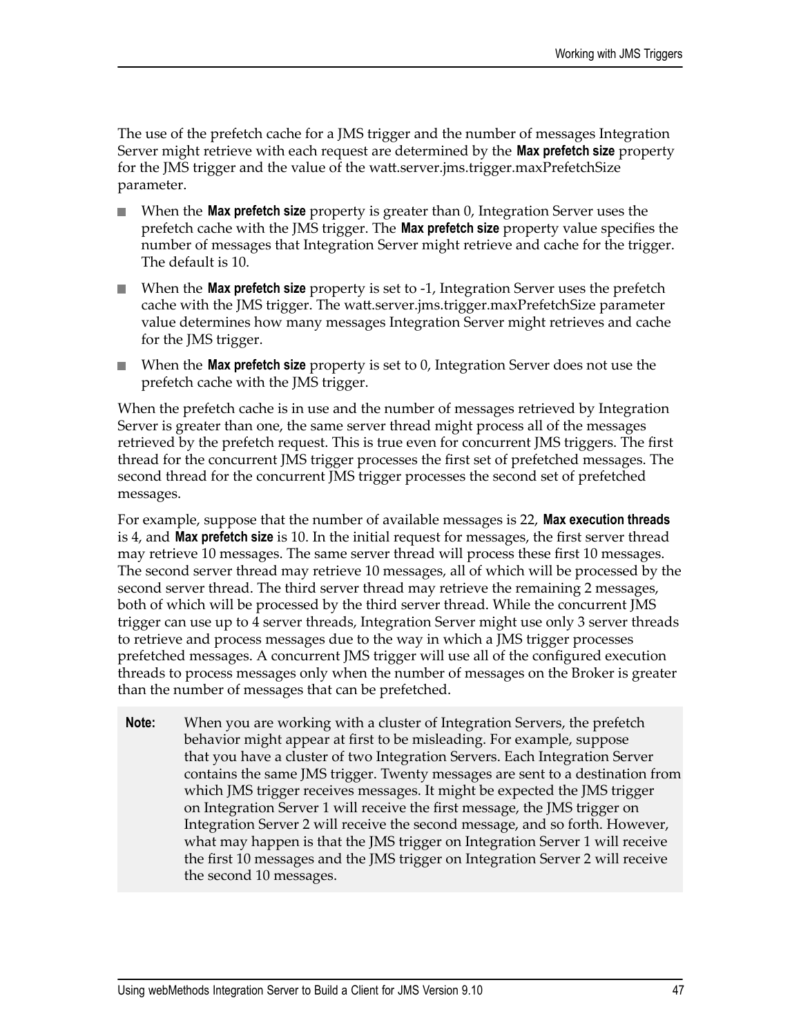The use of the prefetch cache for a JMS trigger and the number of messages Integration Server might retrieve with each request are determined by the **Max prefetch size** property for the JMS trigger and the value of the watt.server.jms.trigger.maxPrefetchSize parameter.

- When the **Max prefetch size** property is greater than 0, Integration Server uses the prefetch cache with the JMS trigger. The **Max prefetch size** property value specifies the number of messages that Integration Server might retrieve and cache for the trigger. The default is 10.
- When the **Max prefetch size** property is set to -1, Integration Server uses the prefetch cache with the JMS trigger. The watt.server.jms.trigger.maxPrefetchSize parameter value determines how many messages Integration Server might retrieves and cache for the JMS trigger.
- When the **Max prefetch size** property is set to 0, Integration Server does not use the prefetch cache with the JMS trigger.

When the prefetch cache is in use and the number of messages retrieved by Integration Server is greater than one, the same server thread might process all of the messages retrieved by the prefetch request. This is true even for concurrent JMS triggers. The first thread for the concurrent JMS trigger processes the first set of prefetched messages. The second thread for the concurrent JMS trigger processes the second set of prefetched messages.

For example, suppose that the number of available messages is 22, **Max execution threads** is 4, and **Max prefetch size** is 10. In the initial request for messages, the first server thread may retrieve 10 messages. The same server thread will process these first 10 messages. The second server thread may retrieve 10 messages, all of which will be processed by the second server thread. The third server thread may retrieve the remaining 2 messages, both of which will be processed by the third server thread. While the concurrent JMS trigger can use up to 4 server threads, Integration Server might use only 3 server threads to retrieve and process messages due to the way in which a JMS trigger processes prefetched messages. A concurrent JMS trigger will use all of the configured execution threads to process messages only when the number of messages on the Broker is greater than the number of messages that can be prefetched.

**Note:** When you are working with a cluster of Integration Servers, the prefetch behavior might appear at first to be misleading. For example, suppose that you have a cluster of two Integration Servers. Each Integration Server contains the same JMS trigger. Twenty messages are sent to a destination from which JMS trigger receives messages. It might be expected the JMS trigger on Integration Server 1 will receive the first message, the JMS trigger on Integration Server 2 will receive the second message, and so forth. However, what may happen is that the JMS trigger on Integration Server 1 will receive the first 10 messages and the JMS trigger on Integration Server 2 will receive the second 10 messages.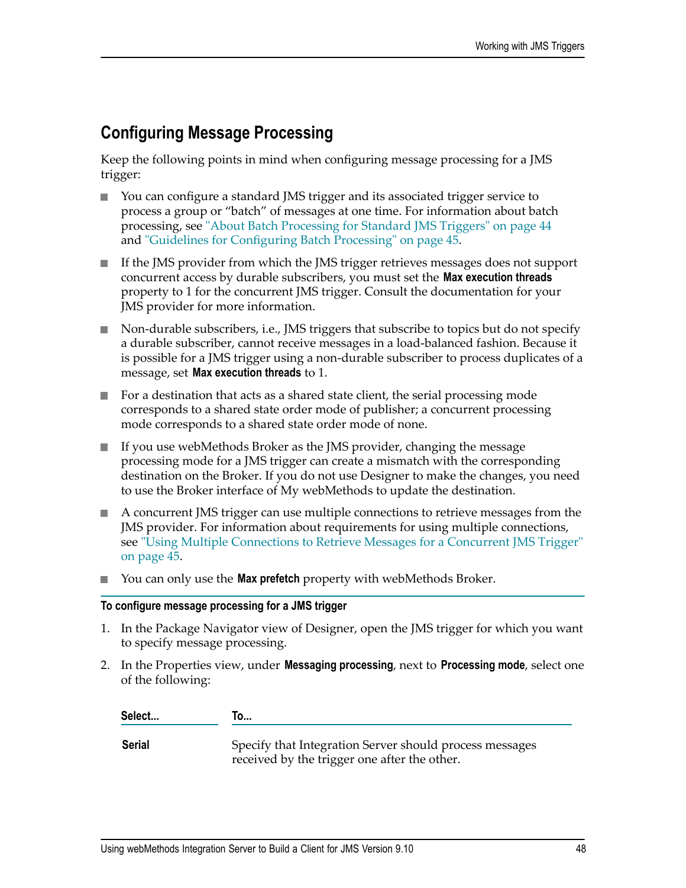## Configuring Message Processing

Keep the following points in mind when configuring message processing for a JMS trigger:

- You can configure a standard JMS trigger and its associated trigger service to process a group or "batch" of messages at one time. For information about batch processing, see "About Batch Processing for Standard JMS Triggers" on page 44 and "Guidelines for Configuring Batch Processing" on page 45.
- If the JMS provider from which the JMS trigger retrieves messages does not support concurrent access by durable subscribers, you must set the **Max execution threads** property to 1 for the concurrent JMS trigger. Consult the documentation for your JMS provider for more information.
- Non-durable subscribers, i.e., JMS triggers that subscribe to topics but do not specify a durable subscriber, cannot receive messages in a load-balanced fashion. Because it is possible for a JMS trigger using a non-durable subscriber to process duplicates of a message, set **Max execution threads** to 1.
- For a destination that acts as a shared state client, the serial processing mode corresponds to a shared state order mode of publisher; a concurrent processing mode corresponds to a shared state order mode of none.
- If you use webMethods Broker as the JMS provider, changing the message processing mode for a JMS trigger can create a mismatch with the corresponding destination on the Broker. If you do not use Designer to make the changes, you need to use the Broker interface of My webMethods to update the destination.
- A concurrent JMS trigger can use multiple connections to retrieve messages from the JMS provider. For information about requirements for using multiple connections, see "Using Multiple Connections to Retrieve Messages for a Concurrent JMS Trigger" on page 45.
- You can only use the **Max prefetch** property with webMethods Broker.

**To configure message processing for a JMS trigger**

1. In the Package Navigator view of Designer, open the JMS trigger for which you want to specify message processing.
2. In the Properties view, under **Messaging processing**, next to **Processing mode**, select one of the following:

| Select... | To... |
|---|---|
| **Serial** | Specify that Integration Server should process messages received by the trigger one after the other. |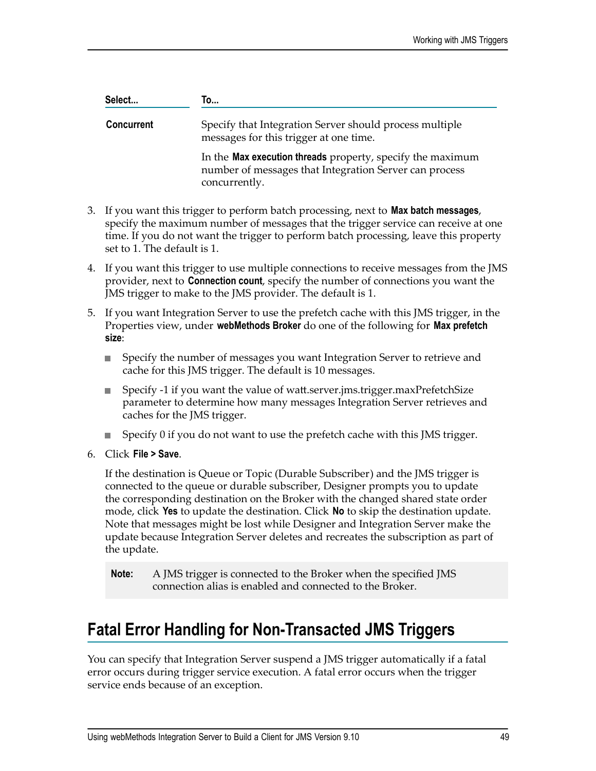| Select... | To... |
| --- | --- |
| **Concurrent** | Specify that Integration Server should process multiple messages for this trigger at one time.<br><br>In the **Max execution threads** property, specify the maximum number of messages that Integration Server can process concurrently. |

3. If you want this trigger to perform batch processing, next to **Max batch messages**, specify the maximum number of messages that the trigger service can receive at one time. If you do not want the trigger to perform batch processing, leave this property set to 1. The default is 1.

4. If you want this trigger to use multiple connections to receive messages from the JMS provider, next to **Connection count**, specify the number of connections you want the JMS trigger to make to the JMS provider. The default is 1.

5. If you want Integration Server to use the prefetch cache with this JMS trigger, in the Properties view, under **webMethods Broker** do one of the following for **Max prefetch size**:

   - Specify the number of messages you want Integration Server to retrieve and cache for this JMS trigger. The default is 10 messages.
   - Specify -1 if you want the value of watt.server.jms.trigger.maxPrefetchSize parameter to determine how many messages Integration Server retrieves and caches for the JMS trigger.
   - Specify 0 if you do not want to use the prefetch cache with this JMS trigger.

6. Click **File > Save**.

   If the destination is Queue or Topic (Durable Subscriber) and the JMS trigger is connected to the queue or durable subscriber, Designer prompts you to update the corresponding destination on the Broker with the changed shared state order mode, click **Yes** to update the destination. Click **No** to skip the destination update. Note that messages might be lost while Designer and Integration Server make the update because Integration Server deletes and recreates the subscription as part of the update.

   > **Note:** A JMS trigger is connected to the Broker when the specified JMS connection alias is enabled and connected to the Broker.

## Fatal Error Handling for Non-Transacted JMS Triggers

You can specify that Integration Server suspend a JMS trigger automatically if a fatal error occurs during trigger service execution. A fatal error occurs when the trigger service ends because of an exception.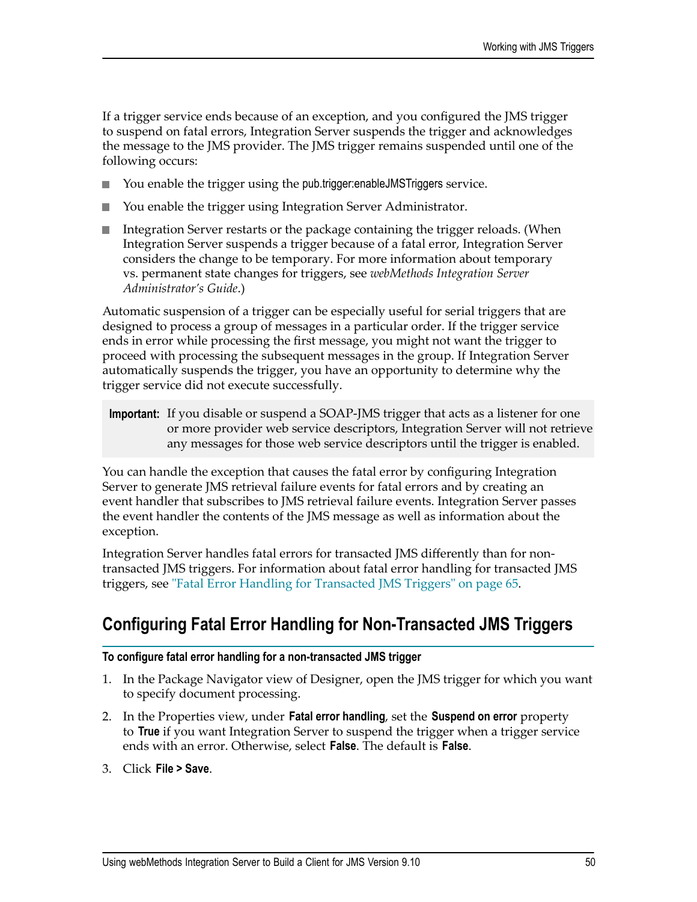If a trigger service ends because of an exception, and you configured the JMS trigger to suspend on fatal errors, Integration Server suspends the trigger and acknowledges the message to the JMS provider. The JMS trigger remains suspended until one of the following occurs:

- You enable the trigger using the pub.trigger:enableJMSTriggers service.
- You enable the trigger using Integration Server Administrator.
- Integration Server restarts or the package containing the trigger reloads. (When Integration Server suspends a trigger because of a fatal error, Integration Server considers the change to be temporary. For more information about temporary vs. permanent state changes for triggers, see *webMethods Integration Server Administrator's Guide*.)

Automatic suspension of a trigger can be especially useful for serial triggers that are designed to process a group of messages in a particular order. If the trigger service ends in error while processing the first message, you might not want the trigger to proceed with processing the subsequent messages in the group. If Integration Server automatically suspends the trigger, you have an opportunity to determine why the trigger service did not execute successfully.

> **Important:** If you disable or suspend a SOAP-JMS trigger that acts as a listener for one or more provider web service descriptors, Integration Server will not retrieve any messages for those web service descriptors until the trigger is enabled.

You can handle the exception that causes the fatal error by configuring Integration Server to generate JMS retrieval failure events for fatal errors and by creating an event handler that subscribes to JMS retrieval failure events. Integration Server passes the event handler the contents of the JMS message as well as information about the exception.

Integration Server handles fatal errors for transacted JMS differently than for non-transacted JMS triggers. For information about fatal error handling for transacted JMS triggers, see "Fatal Error Handling for Transacted JMS Triggers" on page 65.

## Configuring Fatal Error Handling for Non-Transacted JMS Triggers

**To configure fatal error handling for a non-transacted JMS trigger**

1. In the Package Navigator view of Designer, open the JMS trigger for which you want to specify document processing.
2. In the Properties view, under **Fatal error handling**, set the **Suspend on error** property to **True** if you want Integration Server to suspend the trigger when a trigger service ends with an error. Otherwise, select **False**. The default is **False**.
3. Click **File > Save**.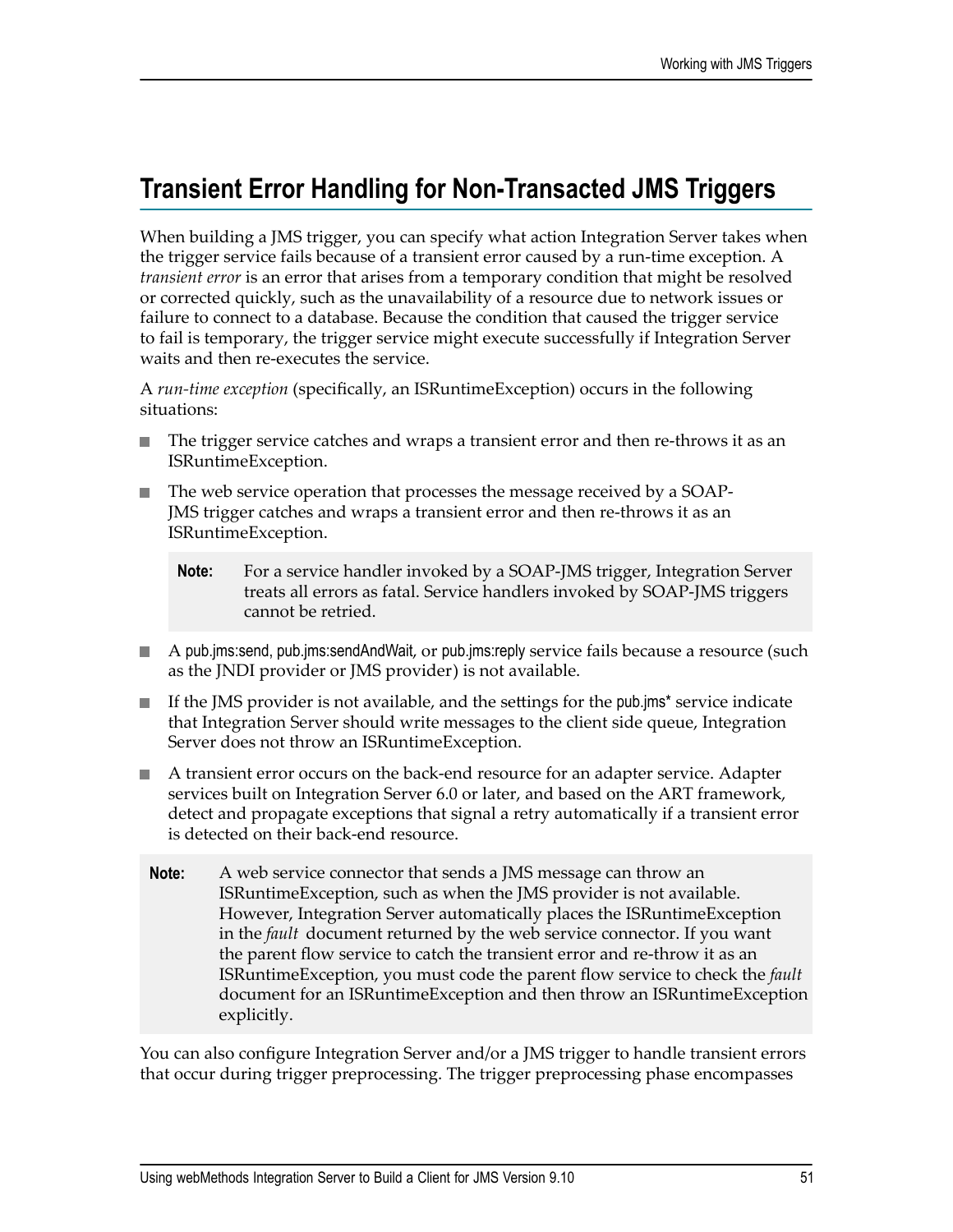## Transient Error Handling for Non-Transacted JMS Triggers

When building a JMS trigger, you can specify what action Integration Server takes when the trigger service fails because of a transient error caused by a run-time exception. A *transient error* is an error that arises from a temporary condition that might be resolved or corrected quickly, such as the unavailability of a resource due to network issues or failure to connect to a database. Because the condition that caused the trigger service to fail is temporary, the trigger service might execute successfully if Integration Server waits and then re-executes the service.

A *run-time exception* (specifically, an ISRuntimeException) occurs in the following situations:

- The trigger service catches and wraps a transient error and then re-throws it as an ISRuntimeException.
- The web service operation that processes the message received by a SOAP-JMS trigger catches and wraps a transient error and then re-throws it as an ISRuntimeException.

  > **Note:** For a service handler invoked by a SOAP-JMS trigger, Integration Server treats all errors as fatal. Service handlers invoked by SOAP-JMS triggers cannot be retried.

- A pub.jms:send, pub.jms:sendAndWait, or pub.jms:reply service fails because a resource (such as the JNDI provider or JMS provider) is not available.
- If the JMS provider is not available, and the settings for the pub.jms* service indicate that Integration Server should write messages to the client side queue, Integration Server does not throw an ISRuntimeException.
- A transient error occurs on the back-end resource for an adapter service. Adapter services built on Integration Server 6.0 or later, and based on the ART framework, detect and propagate exceptions that signal a retry automatically if a transient error is detected on their back-end resource.

> **Note:** A web service connector that sends a JMS message can throw an ISRuntimeException, such as when the JMS provider is not available. However, Integration Server automatically places the ISRuntimeException in the *fault* document returned by the web service connector. If you want the parent flow service to catch the transient error and re-throw it as an ISRuntimeException, you must code the parent flow service to check the *fault* document for an ISRuntimeException and then throw an ISRuntimeException explicitly.

You can also configure Integration Server and/or a JMS trigger to handle transient errors that occur during trigger preprocessing. The trigger preprocessing phase encompasses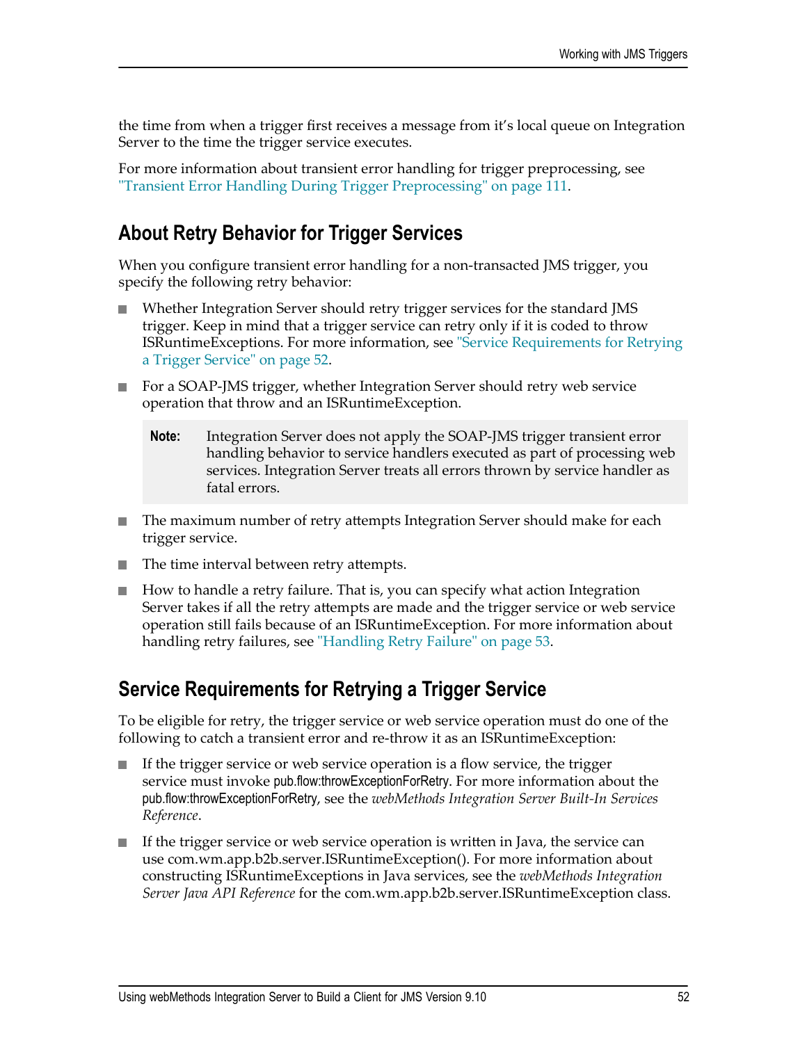the time from when a trigger first receives a message from it's local queue on Integration Server to the time the trigger service executes.

For more information about transient error handling for trigger preprocessing, see "Transient Error Handling During Trigger Preprocessing" on page 111.

## About Retry Behavior for Trigger Services

When you configure transient error handling for a non-transacted JMS trigger, you specify the following retry behavior:

- Whether Integration Server should retry trigger services for the standard JMS trigger. Keep in mind that a trigger service can retry only if it is coded to throw ISRuntimeExceptions. For more information, see "Service Requirements for Retrying a Trigger Service" on page 52.
- For a SOAP-JMS trigger, whether Integration Server should retry web service operation that throw and an ISRuntimeException.

  > **Note:** Integration Server does not apply the SOAP-JMS trigger transient error handling behavior to service handlers executed as part of processing web services. Integration Server treats all errors thrown by service handler as fatal errors.

- The maximum number of retry attempts Integration Server should make for each trigger service.
- The time interval between retry attempts.
- How to handle a retry failure. That is, you can specify what action Integration Server takes if all the retry attempts are made and the trigger service or web service operation still fails because of an ISRuntimeException. For more information about handling retry failures, see "Handling Retry Failure" on page 53.

## Service Requirements for Retrying a Trigger Service

To be eligible for retry, the trigger service or web service operation must do one of the following to catch a transient error and re-throw it as an ISRuntimeException:

- If the trigger service or web service operation is a flow service, the trigger service must invoke pub.flow:throwExceptionForRetry. For more information about the pub.flow:throwExceptionForRetry, see the *webMethods Integration Server Built-In Services Reference*.
- If the trigger service or web service operation is written in Java, the service can use com.wm.app.b2b.server.ISRuntimeException(). For more information about constructing ISRuntimeExceptions in Java services, see the *webMethods Integration Server Java API Reference* for the com.wm.app.b2b.server.ISRuntimeException class.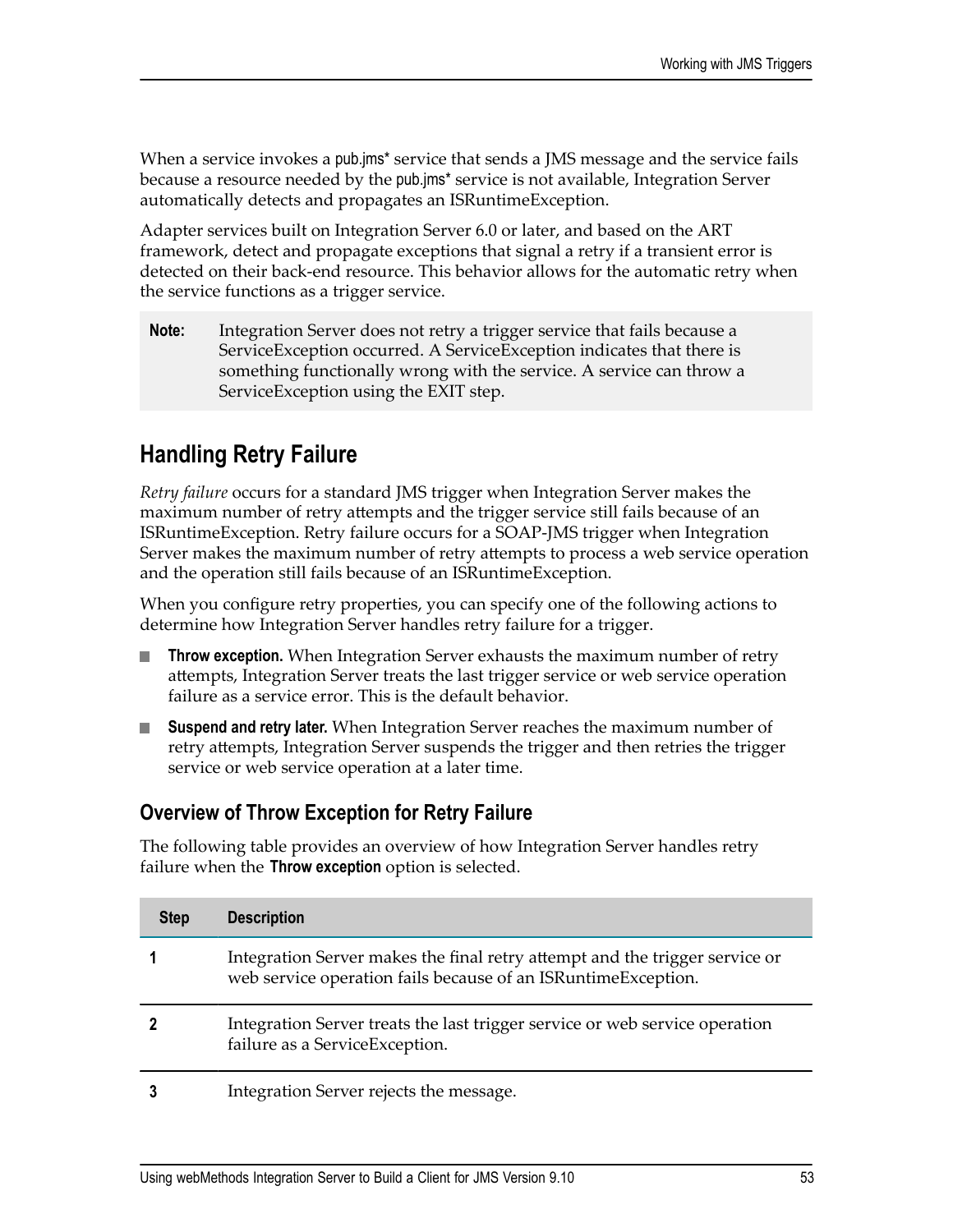When a service invokes a pub.jms* service that sends a JMS message and the service fails because a resource needed by the pub.jms* service is not available, Integration Server automatically detects and propagates an ISRuntimeException.

Adapter services built on Integration Server 6.0 or later, and based on the ART framework, detect and propagate exceptions that signal a retry if a transient error is detected on their back-end resource. This behavior allows for the automatic retry when the service functions as a trigger service.

> **Note:** Integration Server does not retry a trigger service that fails because a ServiceException occurred. A ServiceException indicates that there is something functionally wrong with the service. A service can throw a ServiceException using the EXIT step.

## Handling Retry Failure

*Retry failure* occurs for a standard JMS trigger when Integration Server makes the maximum number of retry attempts and the trigger service still fails because of an ISRuntimeException. Retry failure occurs for a SOAP-JMS trigger when Integration Server makes the maximum number of retry attempts to process a web service operation and the operation still fails because of an ISRuntimeException.

When you configure retry properties, you can specify one of the following actions to determine how Integration Server handles retry failure for a trigger.

- **Throw exception.** When Integration Server exhausts the maximum number of retry attempts, Integration Server treats the last trigger service or web service operation failure as a service error. This is the default behavior.
- **Suspend and retry later.** When Integration Server reaches the maximum number of retry attempts, Integration Server suspends the trigger and then retries the trigger service or web service operation at a later time.

### Overview of Throw Exception for Retry Failure

The following table provides an overview of how Integration Server handles retry failure when the **Throw exception** option is selected.

| Step | Description |
|---|---|
| **1** | Integration Server makes the final retry attempt and the trigger service or web service operation fails because of an ISRuntimeException. |
| **2** | Integration Server treats the last trigger service or web service operation failure as a ServiceException. |
| **3** | Integration Server rejects the message. |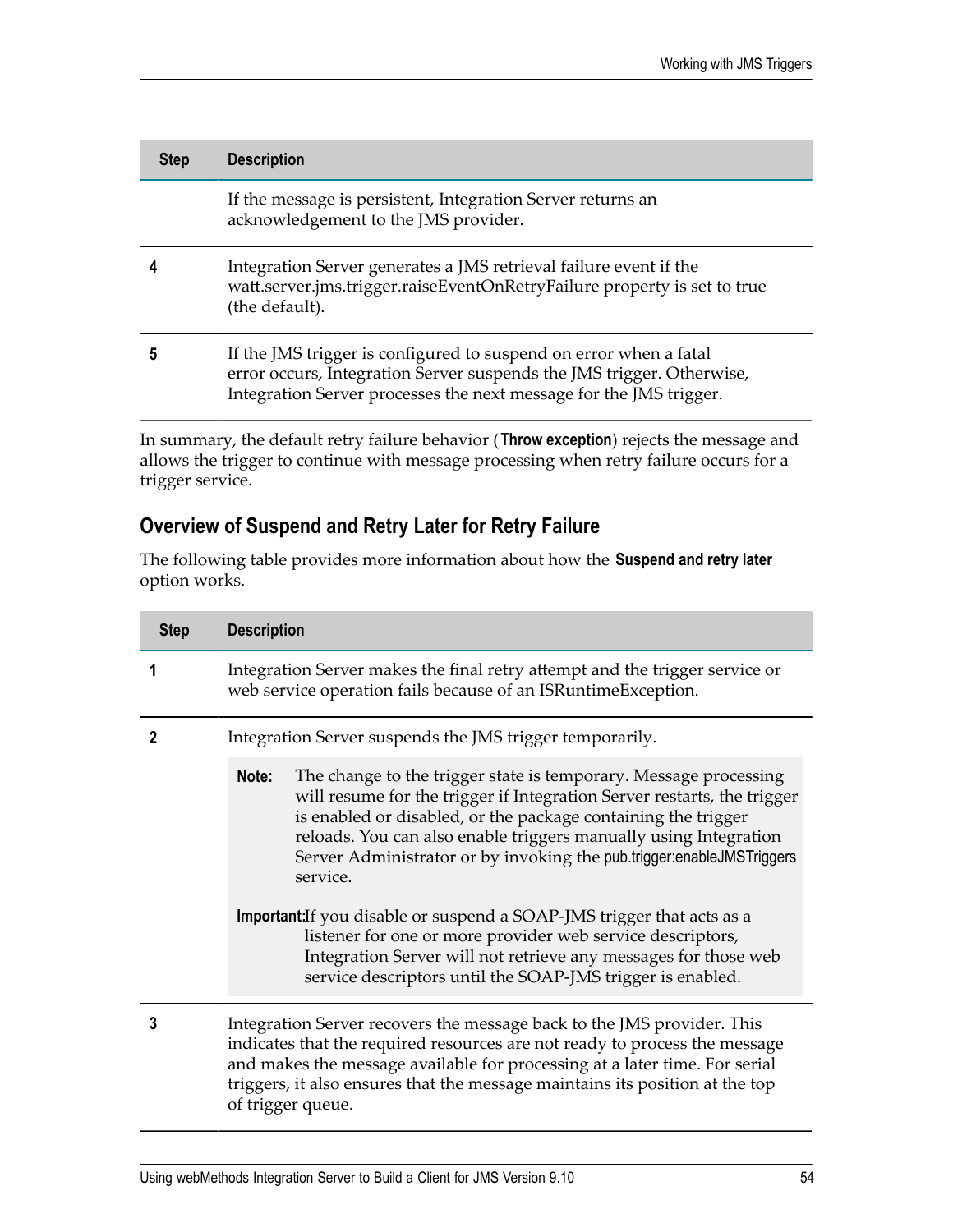| Step | Description |
|---|---|
| | If the message is persistent, Integration Server returns an acknowledgement to the JMS provider. |
| **4** | Integration Server generates a JMS retrieval failure event if the watt.server.jms.trigger.raiseEventOnRetryFailure property is set to true (the default). |
| **5** | If the JMS trigger is configured to suspend on error when a fatal error occurs, Integration Server suspends the JMS trigger. Otherwise, Integration Server processes the next message for the JMS trigger. |

In summary, the default retry failure behavior (**Throw exception**) rejects the message and allows the trigger to continue with message processing when retry failure occurs for a trigger service.

## Overview of Suspend and Retry Later for Retry Failure

The following table provides more information about how the **Suspend and retry later** option works.

| Step | Description |
|---|---|
| **1** | Integration Server makes the final retry attempt and the trigger service or web service operation fails because of an ISRuntimeException. |
| **2** | Integration Server suspends the JMS trigger temporarily.<br><br>**Note:** The change to the trigger state is temporary. Message processing will resume for the trigger if Integration Server restarts, the trigger is enabled or disabled, or the package containing the trigger reloads. You can also enable triggers manually using Integration Server Administrator or by invoking the pub.trigger:enableJMSTriggers service.<br><br>**Important:** If you disable or suspend a SOAP-JMS trigger that acts as a listener for one or more provider web service descriptors, Integration Server will not retrieve any messages for those web service descriptors until the SOAP-JMS trigger is enabled. |
| **3** | Integration Server recovers the message back to the JMS provider. This indicates that the required resources are not ready to process the message and makes the message available for processing at a later time. For serial triggers, it also ensures that the message maintains its position at the top of trigger queue. |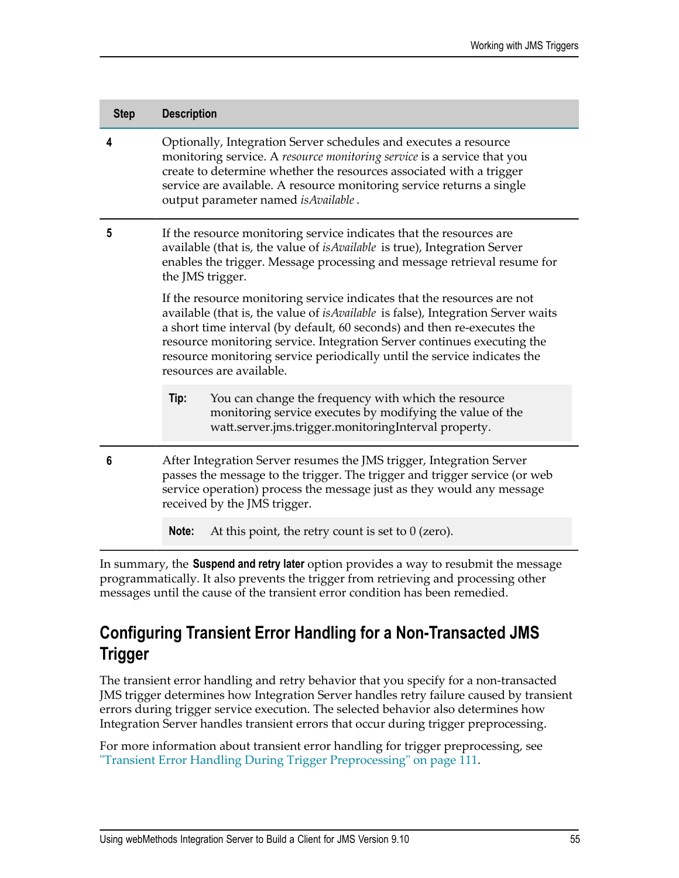| Step | Description |
| --- | --- |
| **4** | Optionally, Integration Server schedules and executes a resource monitoring service. A *resource monitoring service* is a service that you create to determine whether the resources associated with a trigger service are available. A resource monitoring service returns a single output parameter named *isAvailable* . |
| **5** | If the resource monitoring service indicates that the resources are available (that is, the value of *isAvailable* is true), Integration Server enables the trigger. Message processing and message retrieval resume for the JMS trigger.<br><br>If the resource monitoring service indicates that the resources are not available (that is, the value of *isAvailable* is false), Integration Server waits a short time interval (by default, 60 seconds) and then re-executes the resource monitoring service. Integration Server continues executing the resource monitoring service periodically until the service indicates the resources are available.<br><br>**Tip:** You can change the frequency with which the resource monitoring service executes by modifying the value of the watt.server.jms.trigger.monitoringInterval property. |
| **6** | After Integration Server resumes the JMS trigger, Integration Server passes the message to the trigger. The trigger and trigger service (or web service operation) process the message just as they would any message received by the JMS trigger.<br><br>**Note:** At this point, the retry count is set to 0 (zero). |

In summary, the **Suspend and retry later** option provides a way to resubmit the message programmatically. It also prevents the trigger from retrieving and processing other messages until the cause of the transient error condition has been remedied.

## Configuring Transient Error Handling for a Non-Transacted JMS Trigger

The transient error handling and retry behavior that you specify for a non-transacted JMS trigger determines how Integration Server handles retry failure caused by transient errors during trigger service execution. The selected behavior also determines how Integration Server handles transient errors that occur during trigger preprocessing.

For more information about transient error handling for trigger preprocessing, see "Transient Error Handling During Trigger Preprocessing" on page 111.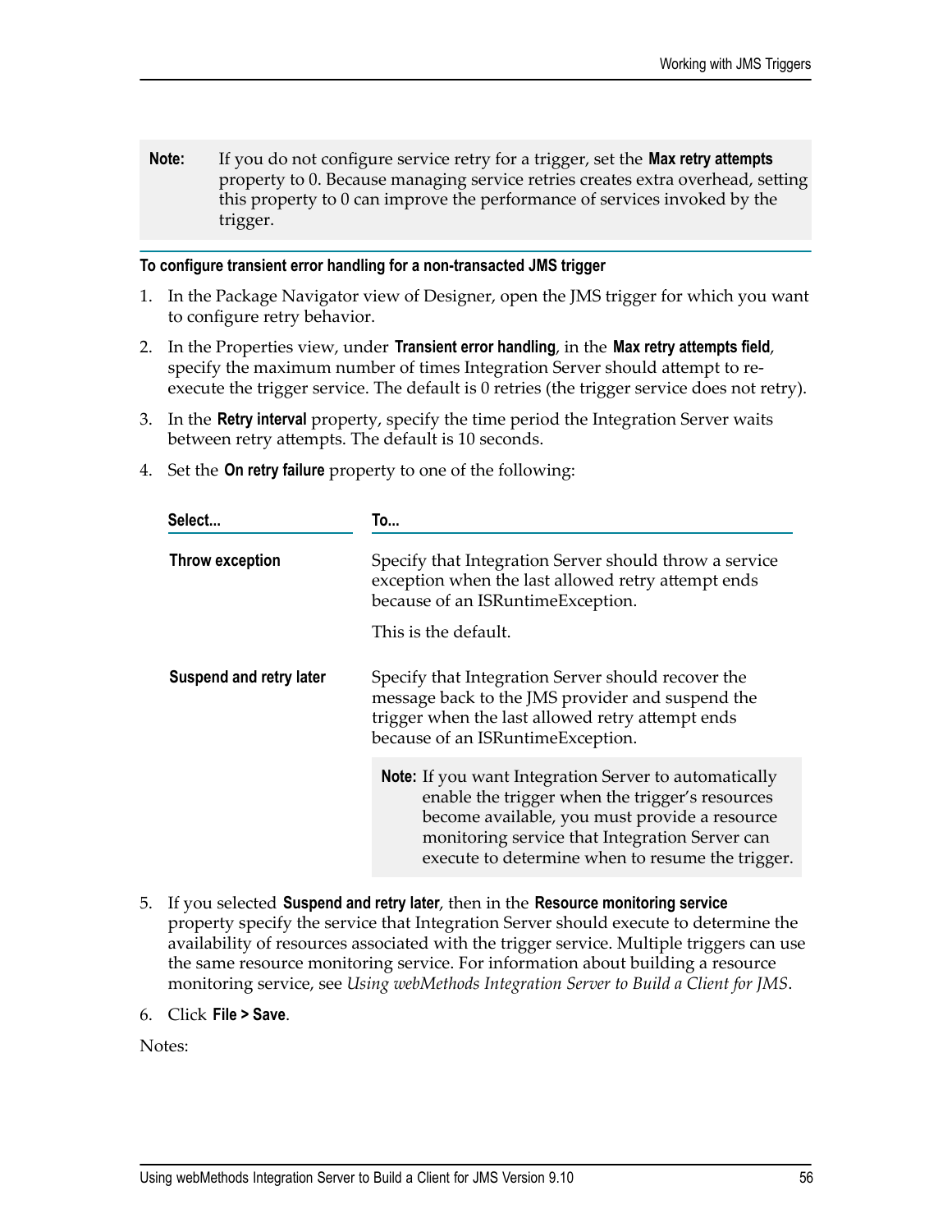**Note:** If you do not configure service retry for a trigger, set the **Max retry attempts** property to 0. Because managing service retries creates extra overhead, setting this property to 0 can improve the performance of services invoked by the trigger.

**To configure transient error handling for a non-transacted JMS trigger**

1. In the Package Navigator view of Designer, open the JMS trigger for which you want to configure retry behavior.
2. In the Properties view, under **Transient error handling**, in the **Max retry attempts field**, specify the maximum number of times Integration Server should attempt to re-execute the trigger service. The default is 0 retries (the trigger service does not retry).
3. In the **Retry interval** property, specify the time period the Integration Server waits between retry attempts. The default is 10 seconds.
4. Set the **On retry failure** property to one of the following:

| Select... | To... |
|---|---|
| **Throw exception** | Specify that Integration Server should throw a service exception when the last allowed retry attempt ends because of an ISRuntimeException.<br><br>This is the default. |
| **Suspend and retry later** | Specify that Integration Server should recover the message back to the JMS provider and suspend the trigger when the last allowed retry attempt ends because of an ISRuntimeException.<br><br>**Note:** If you want Integration Server to automatically enable the trigger when the trigger's resources become available, you must provide a resource monitoring service that Integration Server can execute to determine when to resume the trigger. |

5. If you selected **Suspend and retry later**, then in the **Resource monitoring service** property specify the service that Integration Server should execute to determine the availability of resources associated with the trigger service. Multiple triggers can use the same resource monitoring service. For information about building a resource monitoring service, see *Using webMethods Integration Server to Build a Client for JMS*.
6. Click **File > Save**.

Notes: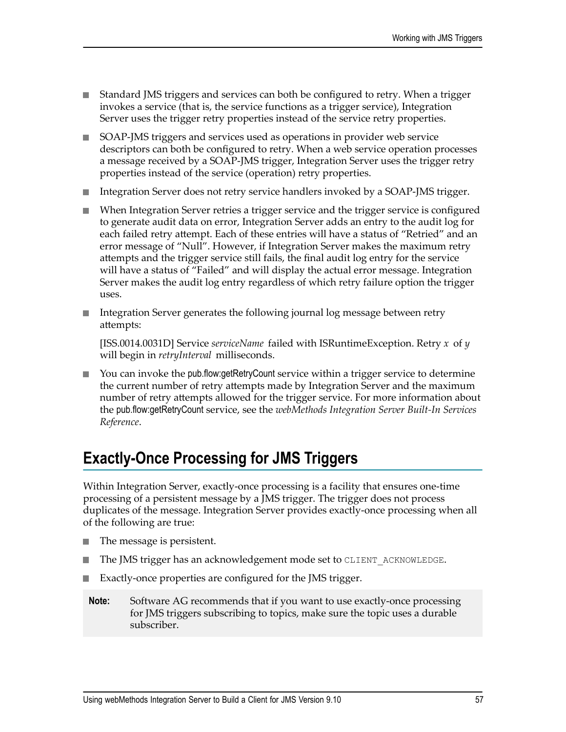- Standard JMS triggers and services can both be configured to retry. When a trigger invokes a service (that is, the service functions as a trigger service), Integration Server uses the trigger retry properties instead of the service retry properties.
- SOAP-JMS triggers and services used as operations in provider web service descriptors can both be configured to retry. When a web service operation processes a message received by a SOAP-JMS trigger, Integration Server uses the trigger retry properties instead of the service (operation) retry properties.
- Integration Server does not retry service handlers invoked by a SOAP-JMS trigger.
- When Integration Server retries a trigger service and the trigger service is configured to generate audit data on error, Integration Server adds an entry to the audit log for each failed retry attempt. Each of these entries will have a status of "Retried" and an error message of "Null". However, if Integration Server makes the maximum retry attempts and the trigger service still fails, the final audit log entry for the service will have a status of "Failed" and will display the actual error message. Integration Server makes the audit log entry regardless of which retry failure option the trigger uses.
- Integration Server generates the following journal log message between retry attempts:

  [ISS.0014.0031D] Service *serviceName* failed with ISRuntimeException. Retry *x* of *y* will begin in *retryInterval* milliseconds.
- You can invoke the pub.flow:getRetryCount service within a trigger service to determine the current number of retry attempts made by Integration Server and the maximum number of retry attempts allowed for the trigger service. For more information about the pub.flow:getRetryCount service, see the *webMethods Integration Server Built-In Services Reference*.

## Exactly-Once Processing for JMS Triggers

Within Integration Server, exactly-once processing is a facility that ensures one-time processing of a persistent message by a JMS trigger. The trigger does not process duplicates of the message. Integration Server provides exactly-once processing when all of the following are true:

- The message is persistent.
- The JMS trigger has an acknowledgement mode set to `CLIENT_ACKNOWLEDGE`.
- Exactly-once properties are configured for the JMS trigger.

**Note:** Software AG recommends that if you want to use exactly-once processing for JMS triggers subscribing to topics, make sure the topic uses a durable subscriber.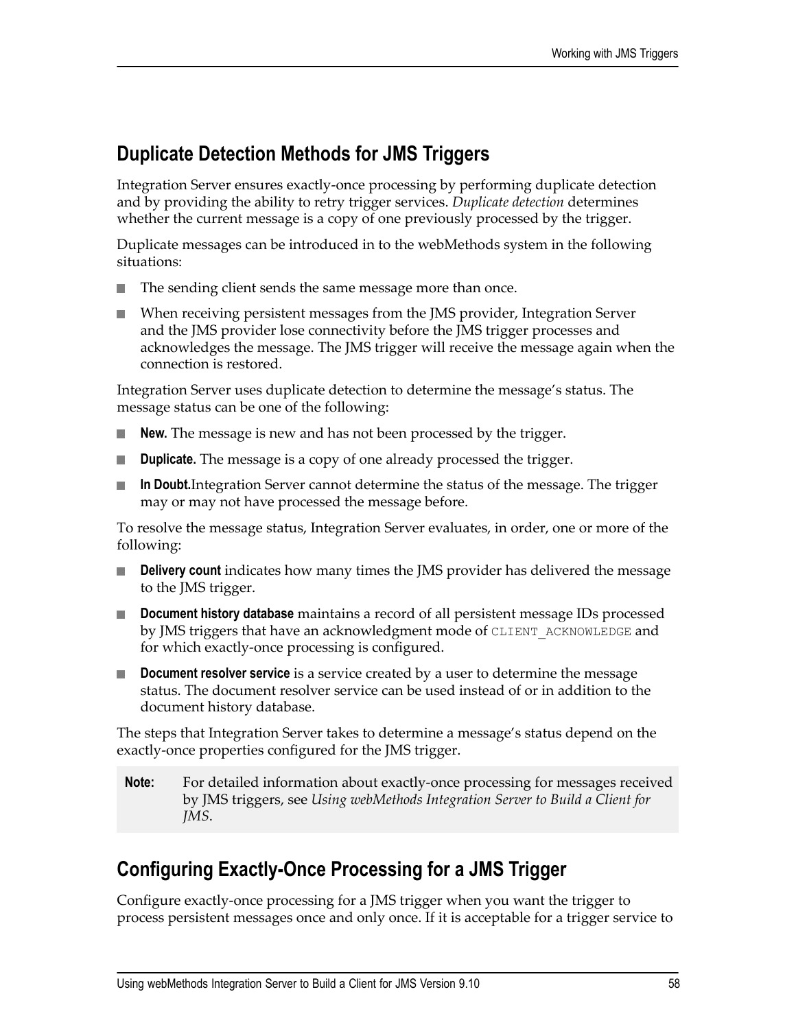## Duplicate Detection Methods for JMS Triggers

Integration Server ensures exactly-once processing by performing duplicate detection and by providing the ability to retry trigger services. *Duplicate detection* determines whether the current message is a copy of one previously processed by the trigger.

Duplicate messages can be introduced in to the webMethods system in the following situations:

- The sending client sends the same message more than once.
- When receiving persistent messages from the JMS provider, Integration Server and the JMS provider lose connectivity before the JMS trigger processes and acknowledges the message. The JMS trigger will receive the message again when the connection is restored.

Integration Server uses duplicate detection to determine the message's status. The message status can be one of the following:

- **New.** The message is new and has not been processed by the trigger.
- **Duplicate.** The message is a copy of one already processed the trigger.
- **In Doubt.**Integration Server cannot determine the status of the message. The trigger may or may not have processed the message before.

To resolve the message status, Integration Server evaluates, in order, one or more of the following:

- **Delivery count** indicates how many times the JMS provider has delivered the message to the JMS trigger.
- **Document history database** maintains a record of all persistent message IDs processed by JMS triggers that have an acknowledgment mode of `CLIENT_ACKNOWLEDGE` and for which exactly-once processing is configured.
- **Document resolver service** is a service created by a user to determine the message status. The document resolver service can be used instead of or in addition to the document history database.

The steps that Integration Server takes to determine a message's status depend on the exactly-once properties configured for the JMS trigger.

> **Note:** For detailed information about exactly-once processing for messages received by JMS triggers, see *Using webMethods Integration Server to Build a Client for JMS*.

## Configuring Exactly-Once Processing for a JMS Trigger

Configure exactly-once processing for a JMS trigger when you want the trigger to process persistent messages once and only once. If it is acceptable for a trigger service to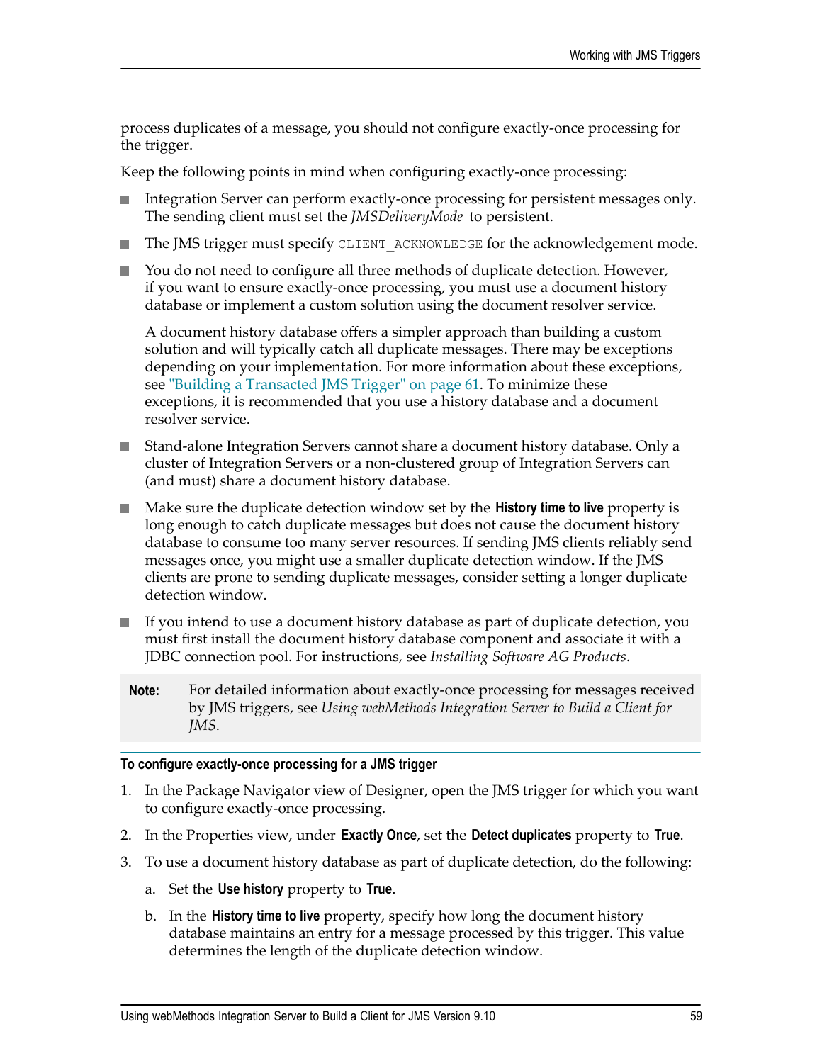process duplicates of a message, you should not configure exactly-once processing for the trigger.

Keep the following points in mind when configuring exactly-once processing:

- Integration Server can perform exactly-once processing for persistent messages only. The sending client must set the *JMSDeliveryMode* to persistent.
- The JMS trigger must specify `CLIENT_ACKNOWLEDGE` for the acknowledgement mode.
- You do not need to configure all three methods of duplicate detection. However, if you want to ensure exactly-once processing, you must use a document history database or implement a custom solution using the document resolver service.

  A document history database offers a simpler approach than building a custom solution and will typically catch all duplicate messages. There may be exceptions depending on your implementation. For more information about these exceptions, see "Building a Transacted JMS Trigger" on page 61. To minimize these exceptions, it is recommended that you use a history database and a document resolver service.
- Stand-alone Integration Servers cannot share a document history database. Only a cluster of Integration Servers or a non-clustered group of Integration Servers can (and must) share a document history database.
- Make sure the duplicate detection window set by the **History time to live** property is long enough to catch duplicate messages but does not cause the document history database to consume too many server resources. If sending JMS clients reliably send messages once, you might use a smaller duplicate detection window. If the JMS clients are prone to sending duplicate messages, consider setting a longer duplicate detection window.
- If you intend to use a document history database as part of duplicate detection, you must first install the document history database component and associate it with a JDBC connection pool. For instructions, see *Installing Software AG Products*.

> **Note:** For detailed information about exactly-once processing for messages received by JMS triggers, see *Using webMethods Integration Server to Build a Client for JMS*.

**To configure exactly-once processing for a JMS trigger**

1. In the Package Navigator view of Designer, open the JMS trigger for which you want to configure exactly-once processing.
2. In the Properties view, under **Exactly Once**, set the **Detect duplicates** property to **True**.
3. To use a document history database as part of duplicate detection, do the following:
   a. Set the **Use history** property to **True**.
   b. In the **History time to live** property, specify how long the document history database maintains an entry for a message processed by this trigger. This value determines the length of the duplicate detection window.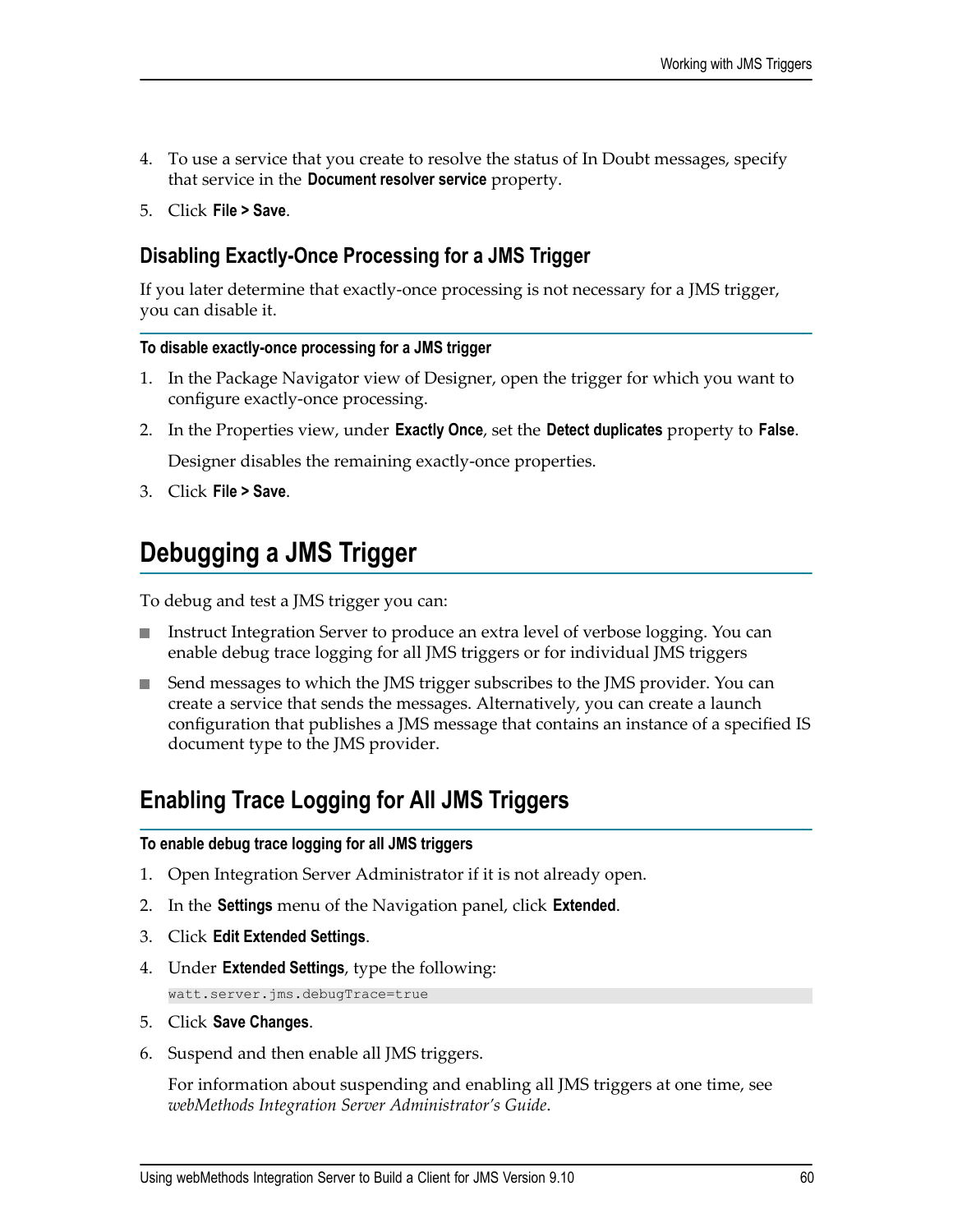4. To use a service that you create to resolve the status of In Doubt messages, specify that service in the **Document resolver service** property.

5. Click **File > Save**.

### Disabling Exactly-Once Processing for a JMS Trigger

If you later determine that exactly-once processing is not necessary for a JMS trigger, you can disable it.

**To disable exactly-once processing for a JMS trigger**

1. In the Package Navigator view of Designer, open the trigger for which you want to configure exactly-once processing.

2. In the Properties view, under **Exactly Once**, set the **Detect duplicates** property to **False**.

   Designer disables the remaining exactly-once properties.

3. Click **File > Save**.

## Debugging a JMS Trigger

To debug and test a JMS trigger you can:

- Instruct Integration Server to produce an extra level of verbose logging. You can enable debug trace logging for all JMS triggers or for individual JMS triggers

- Send messages to which the JMS trigger subscribes to the JMS provider. You can create a service that sends the messages. Alternatively, you can create a launch configuration that publishes a JMS message that contains an instance of a specified IS document type to the JMS provider.

### Enabling Trace Logging for All JMS Triggers

**To enable debug trace logging for all JMS triggers**

1. Open Integration Server Administrator if it is not already open.

2. In the **Settings** menu of the Navigation panel, click **Extended**.

3. Click **Edit Extended Settings**.

4. Under **Extended Settings**, type the following:

   ```
   watt.server.jms.debugTrace=true
   ```

5. Click **Save Changes**.

6. Suspend and then enable all JMS triggers.

   For information about suspending and enabling all JMS triggers at one time, see *webMethods Integration Server Administrator's Guide*.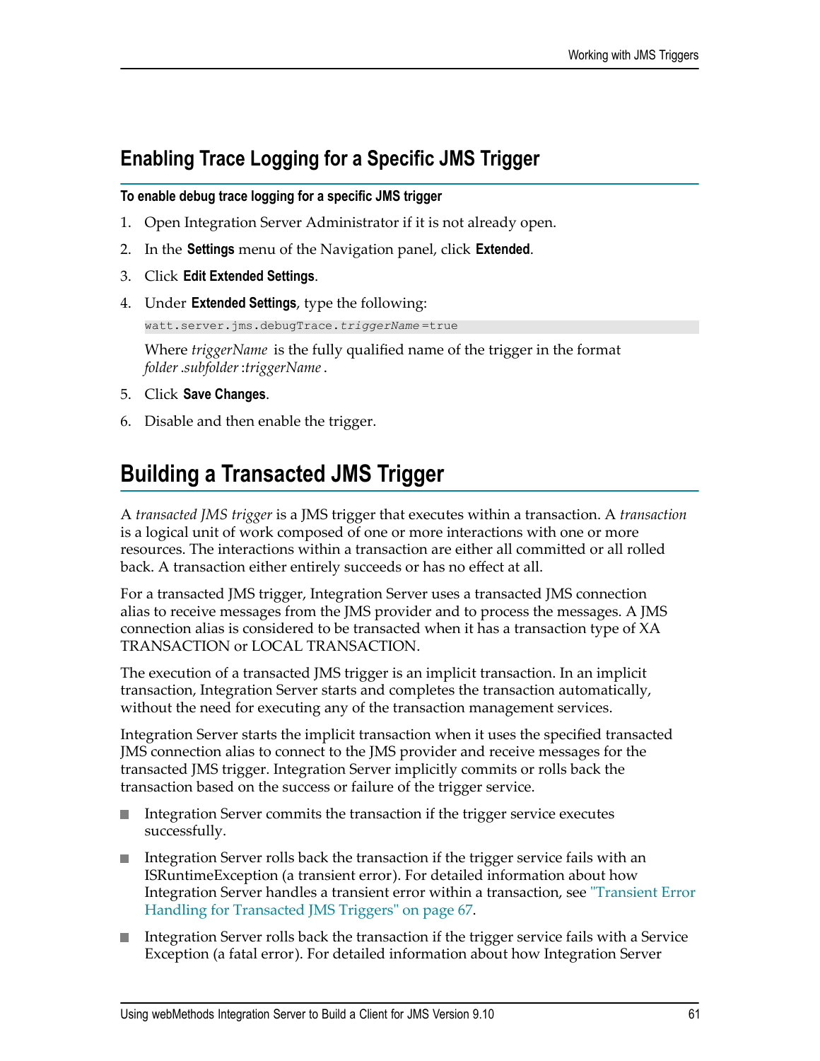## Enabling Trace Logging for a Specific JMS Trigger

**To enable debug trace logging for a specific JMS trigger**

1. Open Integration Server Administrator if it is not already open.
2. In the **Settings** menu of the Navigation panel, click **Extended**.
3. Click **Edit Extended Settings**.
4. Under **Extended Settings**, type the following:

   ```
   watt.server.jms.debugTrace.triggerName=true
   ```

   Where *triggerName* is the fully qualified name of the trigger in the format *folder.subfolder:triggerName*.
5. Click **Save Changes**.
6. Disable and then enable the trigger.

# Building a Transacted JMS Trigger

A *transacted JMS trigger* is a JMS trigger that executes within a transaction. A *transaction* is a logical unit of work composed of one or more interactions with one or more resources. The interactions within a transaction are either all committed or all rolled back. A transaction either entirely succeeds or has no effect at all.

For a transacted JMS trigger, Integration Server uses a transacted JMS connection alias to receive messages from the JMS provider and to process the messages. A JMS connection alias is considered to be transacted when it has a transaction type of XA TRANSACTION or LOCAL TRANSACTION.

The execution of a transacted JMS trigger is an implicit transaction. In an implicit transaction, Integration Server starts and completes the transaction automatically, without the need for executing any of the transaction management services.

Integration Server starts the implicit transaction when it uses the specified transacted JMS connection alias to connect to the JMS provider and receive messages for the transacted JMS trigger. Integration Server implicitly commits or rolls back the transaction based on the success or failure of the trigger service.

- Integration Server commits the transaction if the trigger service executes successfully.
- Integration Server rolls back the transaction if the trigger service fails with an ISRuntimeException (a transient error). For detailed information about how Integration Server handles a transient error within a transaction, see "Transient Error Handling for Transacted JMS Triggers" on page 67.
- Integration Server rolls back the transaction if the trigger service fails with a Service Exception (a fatal error). For detailed information about how Integration Server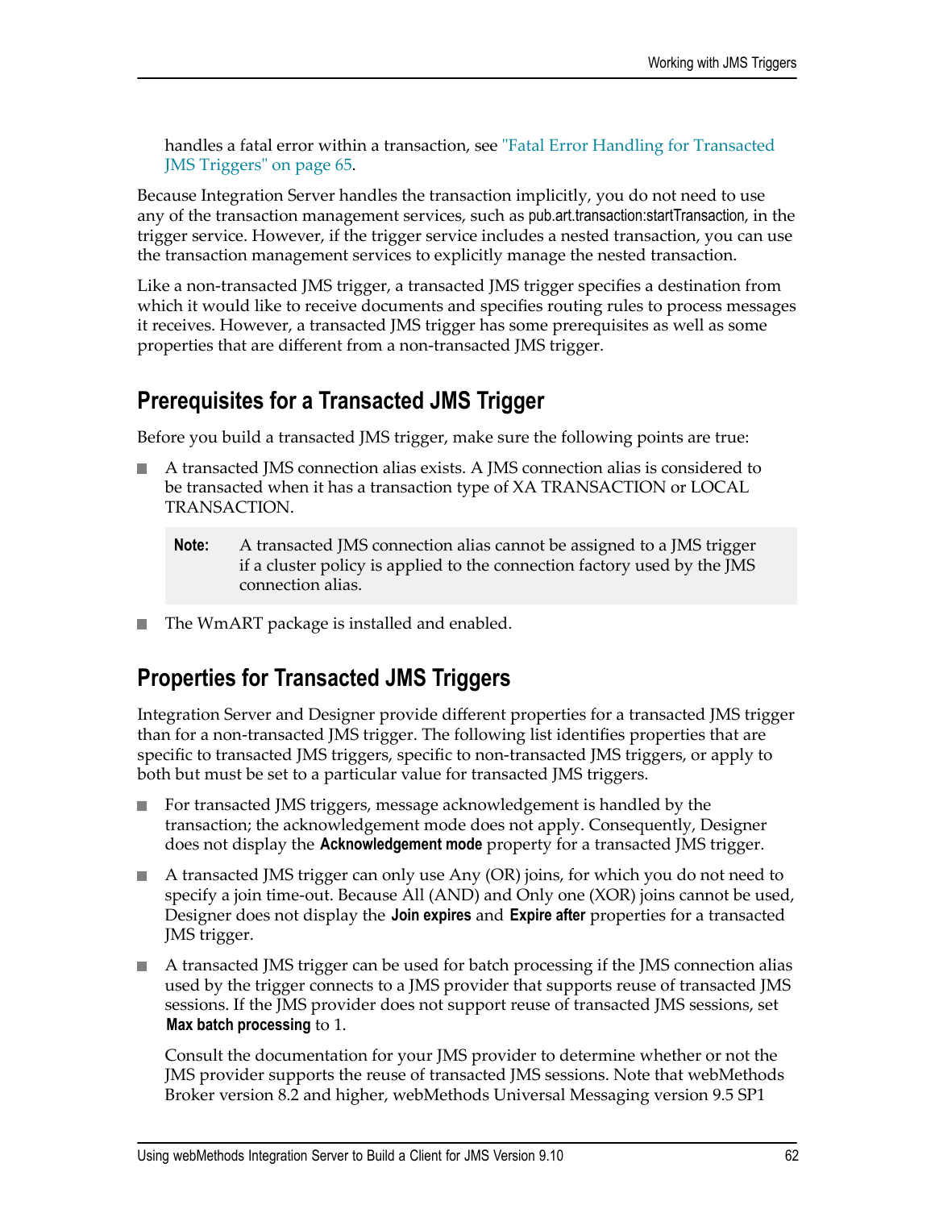handles a fatal error within a transaction, see "Fatal Error Handling for Transacted JMS Triggers" on page 65.

Because Integration Server handles the transaction implicitly, you do not need to use any of the transaction management services, such as pub.art.transaction:startTransaction, in the trigger service. However, if the trigger service includes a nested transaction, you can use the transaction management services to explicitly manage the nested transaction.

Like a non-transacted JMS trigger, a transacted JMS trigger specifies a destination from which it would like to receive documents and specifies routing rules to process messages it receives. However, a transacted JMS trigger has some prerequisites as well as some properties that are different from a non-transacted JMS trigger.

## Prerequisites for a Transacted JMS Trigger

Before you build a transacted JMS trigger, make sure the following points are true:

- A transacted JMS connection alias exists. A JMS connection alias is considered to be transacted when it has a transaction type of XA TRANSACTION or LOCAL TRANSACTION.

  **Note:** A transacted JMS connection alias cannot be assigned to a JMS trigger if a cluster policy is applied to the connection factory used by the JMS connection alias.

- The WmART package is installed and enabled.

## Properties for Transacted JMS Triggers

Integration Server and Designer provide different properties for a transacted JMS trigger than for a non-transacted JMS trigger. The following list identifies properties that are specific to transacted JMS triggers, specific to non-transacted JMS triggers, or apply to both but must be set to a particular value for transacted JMS triggers.

- For transacted JMS triggers, message acknowledgement is handled by the transaction; the acknowledgement mode does not apply. Consequently, Designer does not display the **Acknowledgement mode** property for a transacted JMS trigger.

- A transacted JMS trigger can only use Any (OR) joins, for which you do not need to specify a join time-out. Because All (AND) and Only one (XOR) joins cannot be used, Designer does not display the **Join expires** and **Expire after** properties for a transacted JMS trigger.

- A transacted JMS trigger can be used for batch processing if the JMS connection alias used by the trigger connects to a JMS provider that supports reuse of transacted JMS sessions. If the JMS provider does not support reuse of transacted JMS sessions, set **Max batch processing** to 1.

  Consult the documentation for your JMS provider to determine whether or not the JMS provider supports the reuse of transacted JMS sessions. Note that webMethods Broker version 8.2 and higher, webMethods Universal Messaging version 9.5 SP1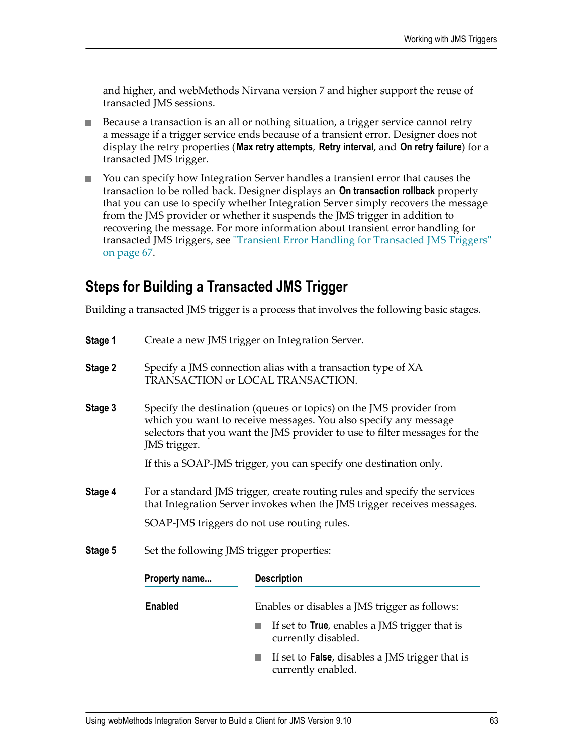and higher, and webMethods Nirvana version 7 and higher support the reuse of transacted JMS sessions.

- Because a transaction is an all or nothing situation, a trigger service cannot retry a message if a trigger service ends because of a transient error. Designer does not display the retry properties (**Max retry attempts**, **Retry interval**, and **On retry failure**) for a transacted JMS trigger.
- You can specify how Integration Server handles a transient error that causes the transaction to be rolled back. Designer displays an **On transaction rollback** property that you can use to specify whether Integration Server simply recovers the message from the JMS provider or whether it suspends the JMS trigger in addition to recovering the message. For more information about transient error handling for transacted JMS triggers, see "Transient Error Handling for Transacted JMS Triggers" on page 67.

## Steps for Building a Transacted JMS Trigger

Building a transacted JMS trigger is a process that involves the following basic stages.

**Stage 1** Create a new JMS trigger on Integration Server.

**Stage 2** Specify a JMS connection alias with a transaction type of XA TRANSACTION or LOCAL TRANSACTION.

**Stage 3** Specify the destination (queues or topics) on the JMS provider from which you want to receive messages. You also specify any message selectors that you want the JMS provider to use to filter messages for the JMS trigger.

If this a SOAP-JMS trigger, you can specify one destination only.

**Stage 4** For a standard JMS trigger, create routing rules and specify the services that Integration Server invokes when the JMS trigger receives messages.

SOAP-JMS triggers do not use routing rules.

**Stage 5** Set the following JMS trigger properties:

| Property name... | Description |
|---|---|
| **Enabled** | Enables or disables a JMS trigger as follows:<br>- If set to **True**, enables a JMS trigger that is currently disabled.<br>- If set to **False**, disables a JMS trigger that is currently enabled. |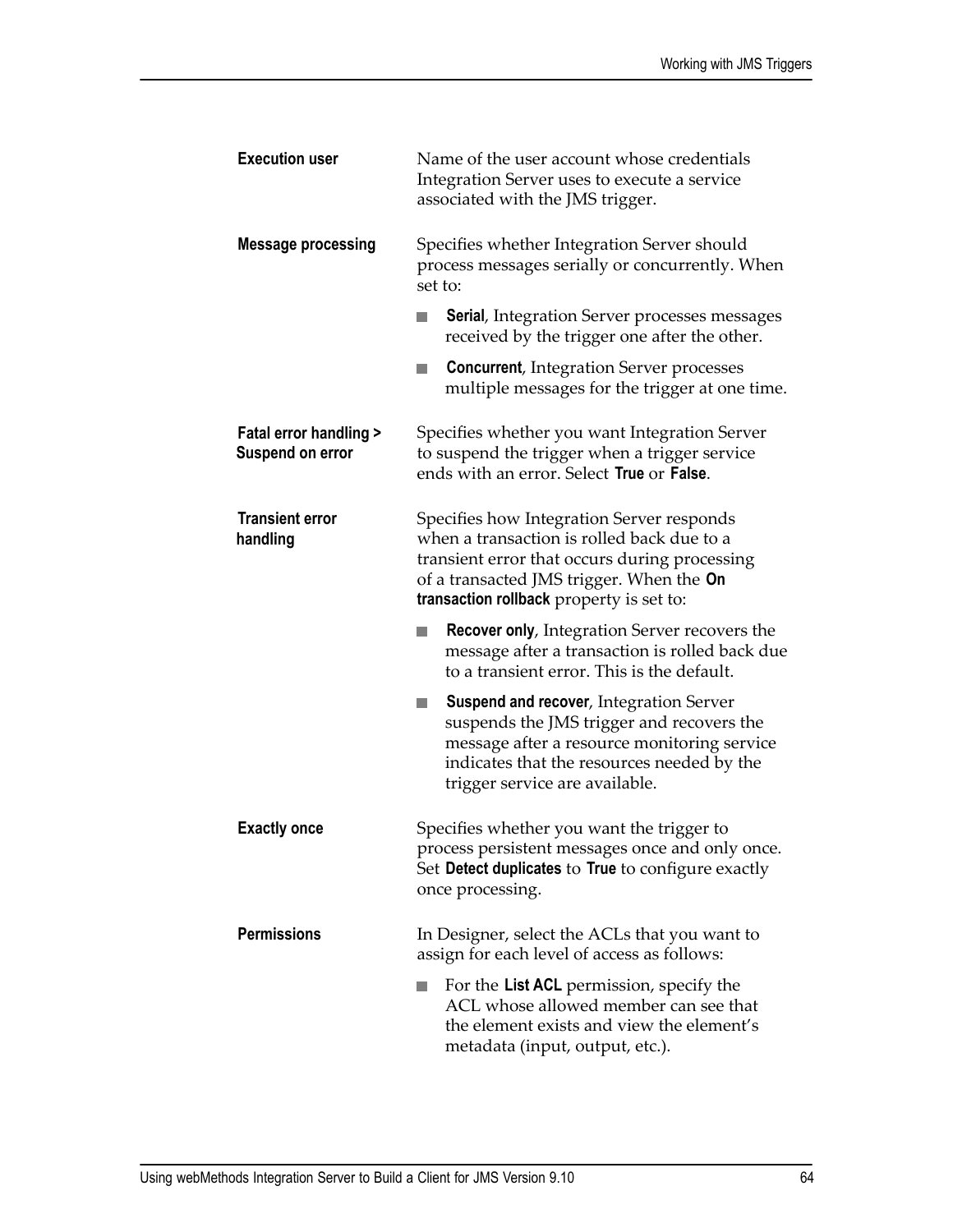| | |
|---|---|
| **Execution user** | Name of the user account whose credentials Integration Server uses to execute a service associated with the JMS trigger. |
| **Message processing** | Specifies whether Integration Server should process messages serially or concurrently. When set to:<br>- **Serial**, Integration Server processes messages received by the trigger one after the other.<br>- **Concurrent**, Integration Server processes multiple messages for the trigger at one time. |
| **Fatal error handling > Suspend on error** | Specifies whether you want Integration Server to suspend the trigger when a trigger service ends with an error. Select **True** or **False**. |
| **Transient error handling** | Specifies how Integration Server responds when a transaction is rolled back due to a transient error that occurs during processing of a transacted JMS trigger. When the **On transaction rollback** property is set to:<br>- **Recover only**, Integration Server recovers the message after a transaction is rolled back due to a transient error. This is the default.<br>- **Suspend and recover**, Integration Server suspends the JMS trigger and recovers the message after a resource monitoring service indicates that the resources needed by the trigger service are available. |
| **Exactly once** | Specifies whether you want the trigger to process persistent messages once and only once. Set **Detect duplicates** to **True** to configure exactly once processing. |
| **Permissions** | In Designer, select the ACLs that you want to assign for each level of access as follows:<br>- For the **List ACL** permission, specify the ACL whose allowed member can see that the element exists and view the element's metadata (input, output, etc.). |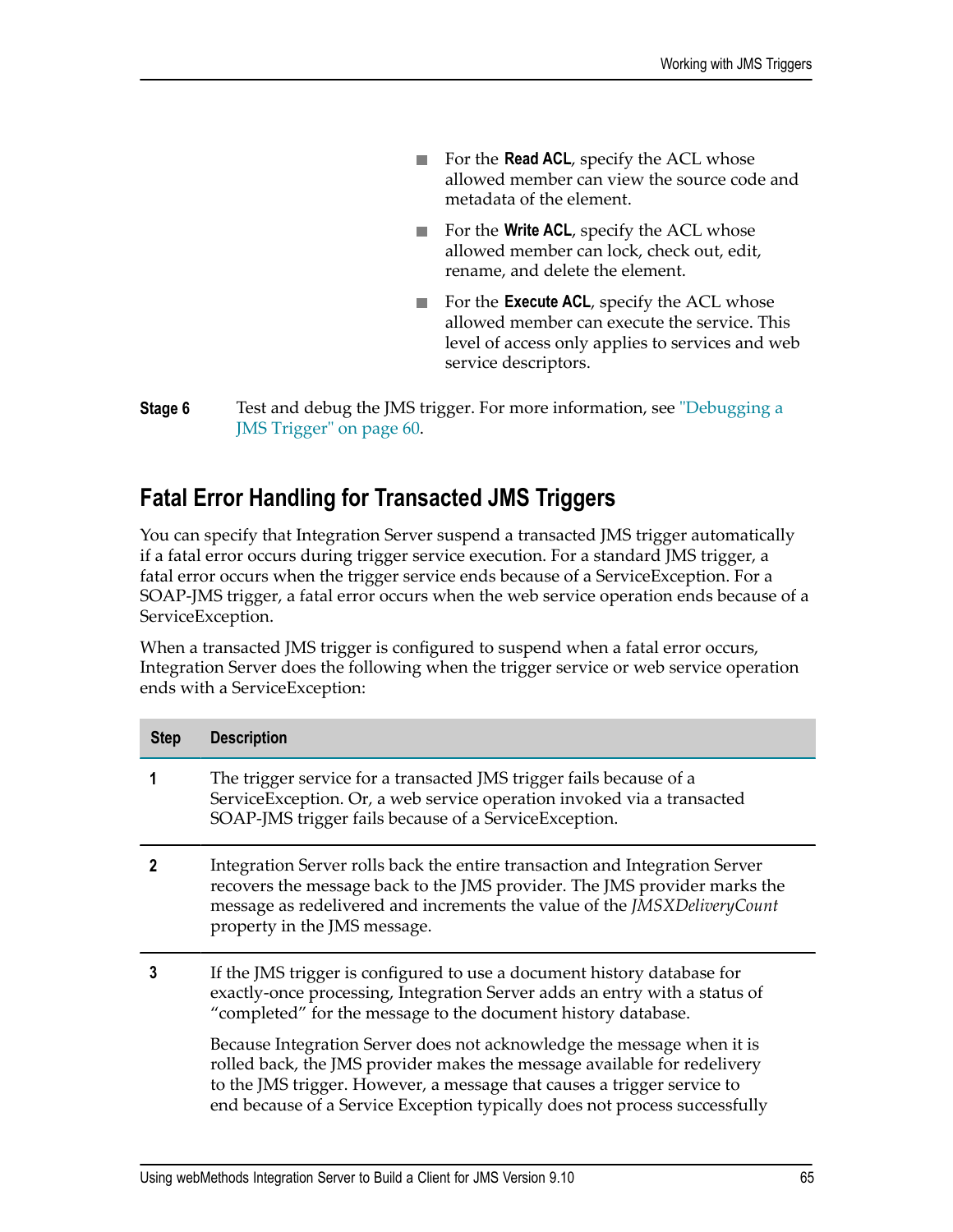- For the **Read ACL**, specify the ACL whose allowed member can view the source code and metadata of the element.
- For the **Write ACL**, specify the ACL whose allowed member can lock, check out, edit, rename, and delete the element.
- For the **Execute ACL**, specify the ACL whose allowed member can execute the service. This level of access only applies to services and web service descriptors.

**Stage 6** Test and debug the JMS trigger. For more information, see "Debugging a JMS Trigger" on page 60.

## Fatal Error Handling for Transacted JMS Triggers

You can specify that Integration Server suspend a transacted JMS trigger automatically if a fatal error occurs during trigger service execution. For a standard JMS trigger, a fatal error occurs when the trigger service ends because of a ServiceException. For a SOAP-JMS trigger, a fatal error occurs when the web service operation ends because of a ServiceException.

When a transacted JMS trigger is configured to suspend when a fatal error occurs, Integration Server does the following when the trigger service or web service operation ends with a ServiceException:

| Step | Description |
|---|---|
| **1** | The trigger service for a transacted JMS trigger fails because of a ServiceException. Or, a web service operation invoked via a transacted SOAP-JMS trigger fails because of a ServiceException. |
| **2** | Integration Server rolls back the entire transaction and Integration Server recovers the message back to the JMS provider. The JMS provider marks the message as redelivered and increments the value of the *JMSXDeliveryCount* property in the JMS message. |
| **3** | If the JMS trigger is configured to use a document history database for exactly-once processing, Integration Server adds an entry with a status of “completed” for the message to the document history database.<br><br>Because Integration Server does not acknowledge the message when it is rolled back, the JMS provider makes the message available for redelivery to the JMS trigger. However, a message that causes a trigger service to end because of a Service Exception typically does not process successfully |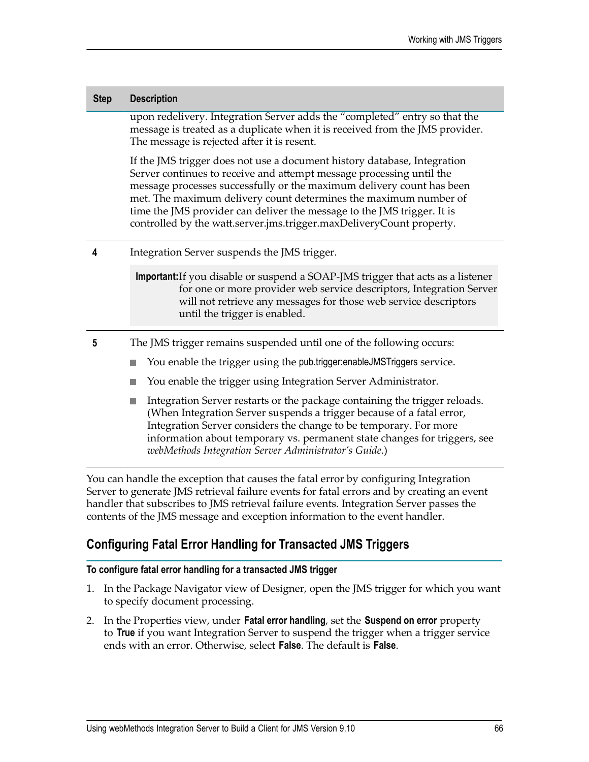| Step | Description |
|---|---|
| | upon redelivery. Integration Server adds the “completed” entry so that the message is treated as a duplicate when it is received from the JMS provider. The message is rejected after it is resent.<br><br>If the JMS trigger does not use a document history database, Integration Server continues to receive and attempt message processing until the message processes successfully or the maximum delivery count has been met. The maximum delivery count determines the maximum number of time the JMS provider can deliver the message to the JMS trigger. It is controlled by the watt.server.jms.trigger.maxDeliveryCount property. |
| **4** | Integration Server suspends the JMS trigger.<br><br>**Important:** If you disable or suspend a SOAP-JMS trigger that acts as a listener for one or more provider web service descriptors, Integration Server will not retrieve any messages for those web service descriptors until the trigger is enabled. |
| **5** | The JMS trigger remains suspended until one of the following occurs:<br><br>■ You enable the trigger using the pub.trigger:enableJMSTriggers service.<br><br>■ You enable the trigger using Integration Server Administrator.<br><br>■ Integration Server restarts or the package containing the trigger reloads. (When Integration Server suspends a trigger because of a fatal error, Integration Server considers the change to be temporary. For more information about temporary vs. permanent state changes for triggers, see *webMethods Integration Server Administrator’s Guide*.) |

You can handle the exception that causes the fatal error by configuring Integration Server to generate JMS retrieval failure events for fatal errors and by creating an event handler that subscribes to JMS retrieval failure events. Integration Server passes the contents of the JMS message and exception information to the event handler.

## Configuring Fatal Error Handling for Transacted JMS Triggers

**To configure fatal error handling for a transacted JMS trigger**

1. In the Package Navigator view of Designer, open the JMS trigger for which you want to specify document processing.
2. In the Properties view, under **Fatal error handling**, set the **Suspend on error** property to **True** if you want Integration Server to suspend the trigger when a trigger service ends with an error. Otherwise, select **False**. The default is **False**.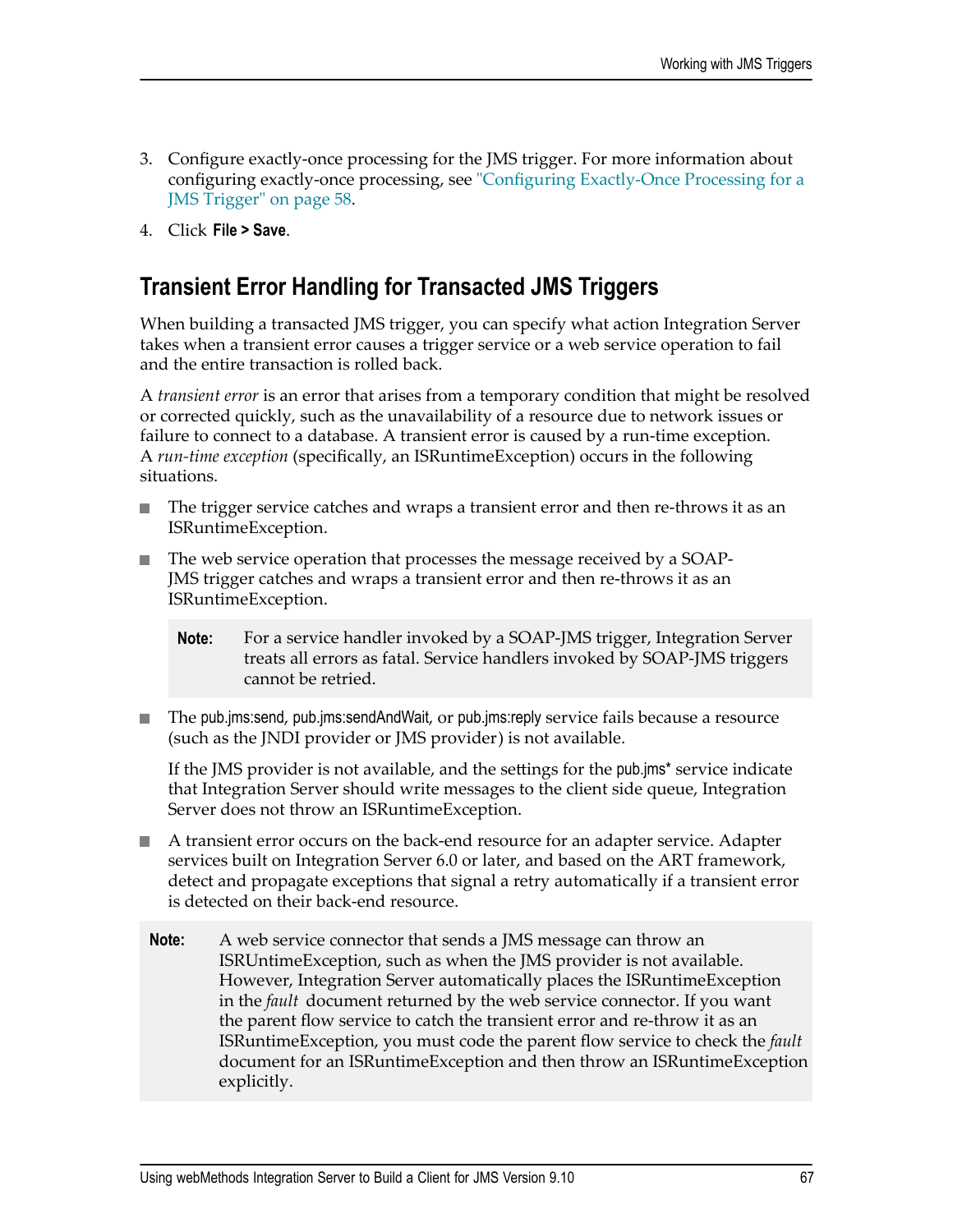3. Configure exactly-once processing for the JMS trigger. For more information about configuring exactly-once processing, see "Configuring Exactly-Once Processing for a JMS Trigger" on page 58.

4. Click **File > Save**.

## Transient Error Handling for Transacted JMS Triggers

When building a transacted JMS trigger, you can specify what action Integration Server takes when a transient error causes a trigger service or a web service operation to fail and the entire transaction is rolled back.

A *transient error* is an error that arises from a temporary condition that might be resolved or corrected quickly, such as the unavailability of a resource due to network issues or failure to connect to a database. A transient error is caused by a run-time exception. A *run-time exception* (specifically, an ISRuntimeException) occurs in the following situations.

- The trigger service catches and wraps a transient error and then re-throws it as an ISRuntimeException.
- The web service operation that processes the message received by a SOAP-JMS trigger catches and wraps a transient error and then re-throws it as an ISRuntimeException.

  > **Note:** For a service handler invoked by a SOAP-JMS trigger, Integration Server treats all errors as fatal. Service handlers invoked by SOAP-JMS triggers cannot be retried.

- The pub.jms:send, pub.jms:sendAndWait, or pub.jms:reply service fails because a resource (such as the JNDI provider or JMS provider) is not available.

  If the JMS provider is not available, and the settings for the pub.jms* service indicate that Integration Server should write messages to the client side queue, Integration Server does not throw an ISRuntimeException.

- A transient error occurs on the back-end resource for an adapter service. Adapter services built on Integration Server 6.0 or later, and based on the ART framework, detect and propagate exceptions that signal a retry automatically if a transient error is detected on their back-end resource.

> **Note:** A web service connector that sends a JMS message can throw an ISRUntimeException, such as when the JMS provider is not available. However, Integration Server automatically places the ISRuntimeException in the *fault* document returned by the web service connector. If you want the parent flow service to catch the transient error and re-throw it as an ISRuntimeException, you must code the parent flow service to check the *fault* document for an ISRuntimeException and then throw an ISRuntimeException explicitly.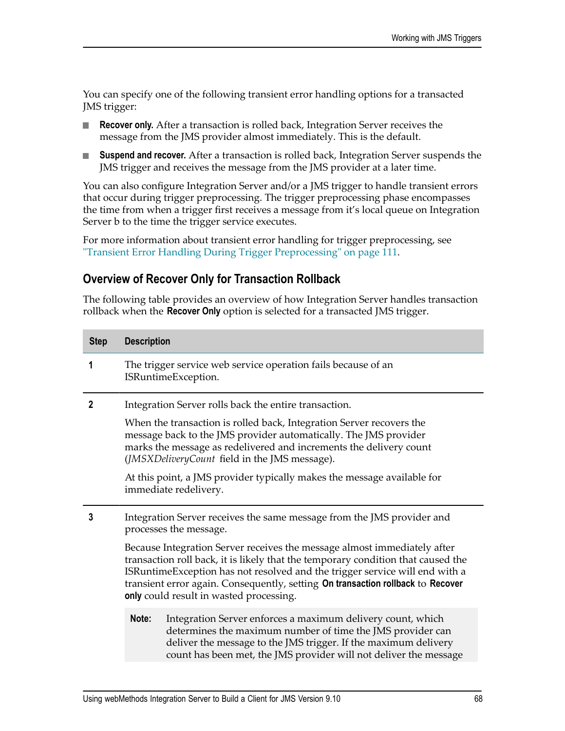You can specify one of the following transient error handling options for a transacted JMS trigger:

- **Recover only.** After a transaction is rolled back, Integration Server receives the message from the JMS provider almost immediately. This is the default.
- **Suspend and recover.** After a transaction is rolled back, Integration Server suspends the JMS trigger and receives the message from the JMS provider at a later time.

You can also configure Integration Server and/or a JMS trigger to handle transient errors that occur during trigger preprocessing. The trigger preprocessing phase encompasses the time from when a trigger first receives a message from it's local queue on Integration Server b to the time the trigger service executes.

For more information about transient error handling for trigger preprocessing, see "Transient Error Handling During Trigger Preprocessing" on page 111.

## Overview of Recover Only for Transaction Rollback

The following table provides an overview of how Integration Server handles transaction rollback when the **Recover Only** option is selected for a transacted JMS trigger.

| Step | Description |
|---|---|
| **1** | The trigger service web service operation fails because of an ISRuntimeException. |
| **2** | Integration Server rolls back the entire transaction.<br><br>When the transaction is rolled back, Integration Server recovers the message back to the JMS provider automatically. The JMS provider marks the message as redelivered and increments the delivery count (*JMSXDeliveryCount* field in the JMS message).<br><br>At this point, a JMS provider typically makes the message available for immediate redelivery. |
| **3** | Integration Server receives the same message from the JMS provider and processes the message.<br><br>Because Integration Server receives the message almost immediately after transaction roll back, it is likely that the temporary condition that caused the ISRuntimeException has not resolved and the trigger service will end with a transient error again. Consequently, setting **On transaction rollback** to **Recover only** could result in wasted processing.<br><br>**Note:** Integration Server enforces a maximum delivery count, which determines the maximum number of time the JMS provider can deliver the message to the JMS trigger. If the maximum delivery count has been met, the JMS provider will not deliver the message |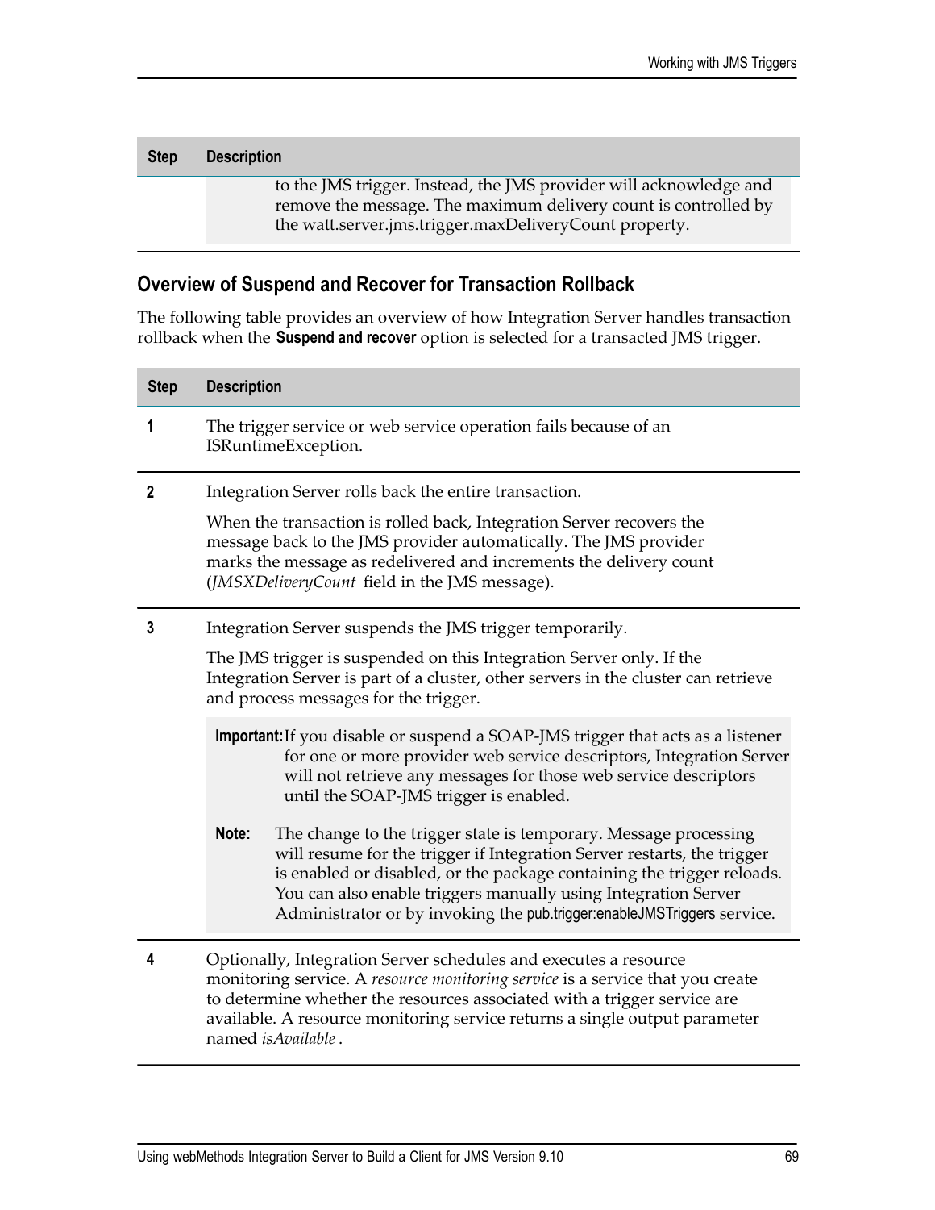| Step | Description |
| --- | --- |
| | to the JMS trigger. Instead, the JMS provider will acknowledge and remove the message. The maximum delivery count is controlled by the watt.server.jms.trigger.maxDeliveryCount property. |

## Overview of Suspend and Recover for Transaction Rollback

The following table provides an overview of how Integration Server handles transaction rollback when the **Suspend and recover** option is selected for a transacted JMS trigger.

| Step | Description |
| --- | --- |
| **1** | The trigger service or web service operation fails because of an ISRuntimeException. |
| **2** | Integration Server rolls back the entire transaction.<br><br>When the transaction is rolled back, Integration Server recovers the message back to the JMS provider automatically. The JMS provider marks the message as redelivered and increments the delivery count (*JMSXDeliveryCount* field in the JMS message). |
| **3** | Integration Server suspends the JMS trigger temporarily.<br><br>The JMS trigger is suspended on this Integration Server only. If the Integration Server is part of a cluster, other servers in the cluster can retrieve and process messages for the trigger.<br><br>**Important:** If you disable or suspend a SOAP-JMS trigger that acts as a listener for one or more provider web service descriptors, Integration Server will not retrieve any messages for those web service descriptors until the SOAP-JMS trigger is enabled.<br><br>**Note:** The change to the trigger state is temporary. Message processing will resume for the trigger if Integration Server restarts, the trigger is enabled or disabled, or the package containing the trigger reloads. You can also enable triggers manually using Integration Server Administrator or by invoking the pub.trigger:enableJMSTriggers service. |
| **4** | Optionally, Integration Server schedules and executes a resource monitoring service. A *resource monitoring service* is a service that you create to determine whether the resources associated with a trigger service are available. A resource monitoring service returns a single output parameter named *isAvailable* . |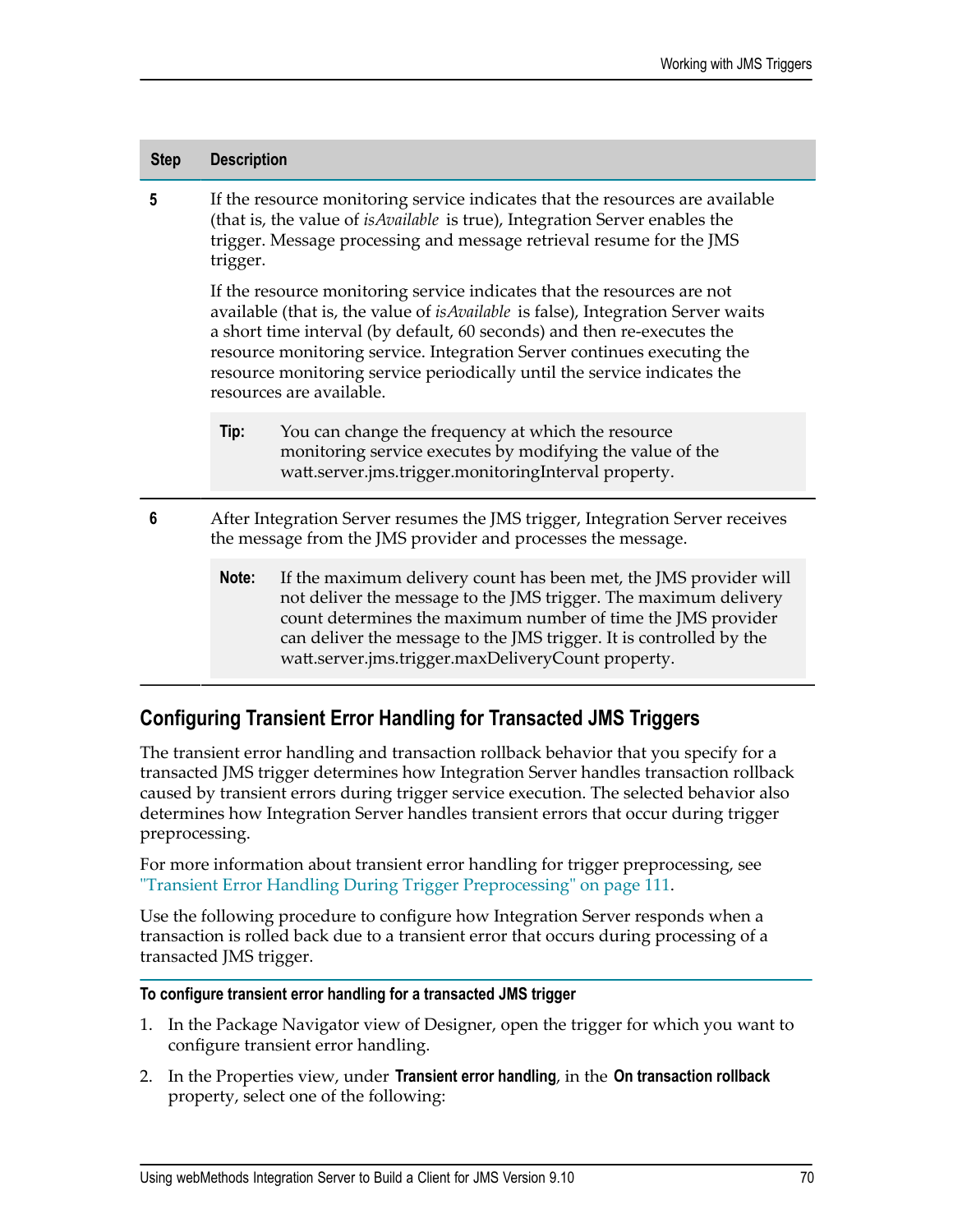| Step | Description |
|---|---|
| 5 | If the resource monitoring service indicates that the resources are available (that is, the value of *isAvailable* is true), Integration Server enables the trigger. Message processing and message retrieval resume for the JMS trigger.<br><br>If the resource monitoring service indicates that the resources are not available (that is, the value of *isAvailable* is false), Integration Server waits a short time interval (by default, 60 seconds) and then re-executes the resource monitoring service. Integration Server continues executing the resource monitoring service periodically until the service indicates the resources are available.<br><br>**Tip:** You can change the frequency at which the resource monitoring service executes by modifying the value of the watt.server.jms.trigger.monitoringInterval property. |
| 6 | After Integration Server resumes the JMS trigger, Integration Server receives the message from the JMS provider and processes the message.<br><br>**Note:** If the maximum delivery count has been met, the JMS provider will not deliver the message to the JMS trigger. The maximum delivery count determines the maximum number of time the JMS provider can deliver the message to the JMS trigger. It is controlled by the watt.server.jms.trigger.maxDeliveryCount property. |

## Configuring Transient Error Handling for Transacted JMS Triggers

The transient error handling and transaction rollback behavior that you specify for a transacted JMS trigger determines how Integration Server handles transaction rollback caused by transient errors during trigger service execution. The selected behavior also determines how Integration Server handles transient errors that occur during trigger preprocessing.

For more information about transient error handling for trigger preprocessing, see "Transient Error Handling During Trigger Preprocessing" on page 111.

Use the following procedure to configure how Integration Server responds when a transaction is rolled back due to a transient error that occurs during processing of a transacted JMS trigger.

**To configure transient error handling for a transacted JMS trigger**

1. In the Package Navigator view of Designer, open the trigger for which you want to configure transient error handling.
2. In the Properties view, under **Transient error handling**, in the **On transaction rollback** property, select one of the following: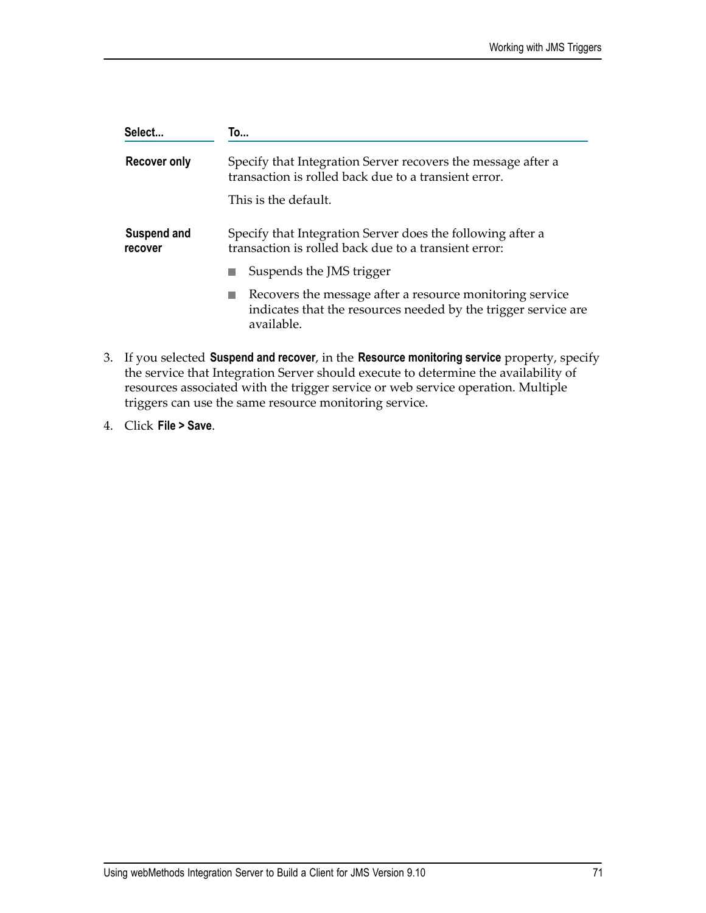| Select... | To... |
|---|---|
| **Recover only** | Specify that Integration Server recovers the message after a transaction is rolled back due to a transient error.<br><br>This is the default. |
| **Suspend and recover** | Specify that Integration Server does the following after a transaction is rolled back due to a transient error:<br><br>■ Suspends the JMS trigger<br><br>■ Recovers the message after a resource monitoring service indicates that the resources needed by the trigger service are available. |

3. If you selected **Suspend and recover**, in the **Resource monitoring service** property, specify the service that Integration Server should execute to determine the availability of resources associated with the trigger service or web service operation. Multiple triggers can use the same resource monitoring service.

4. Click **File > Save**.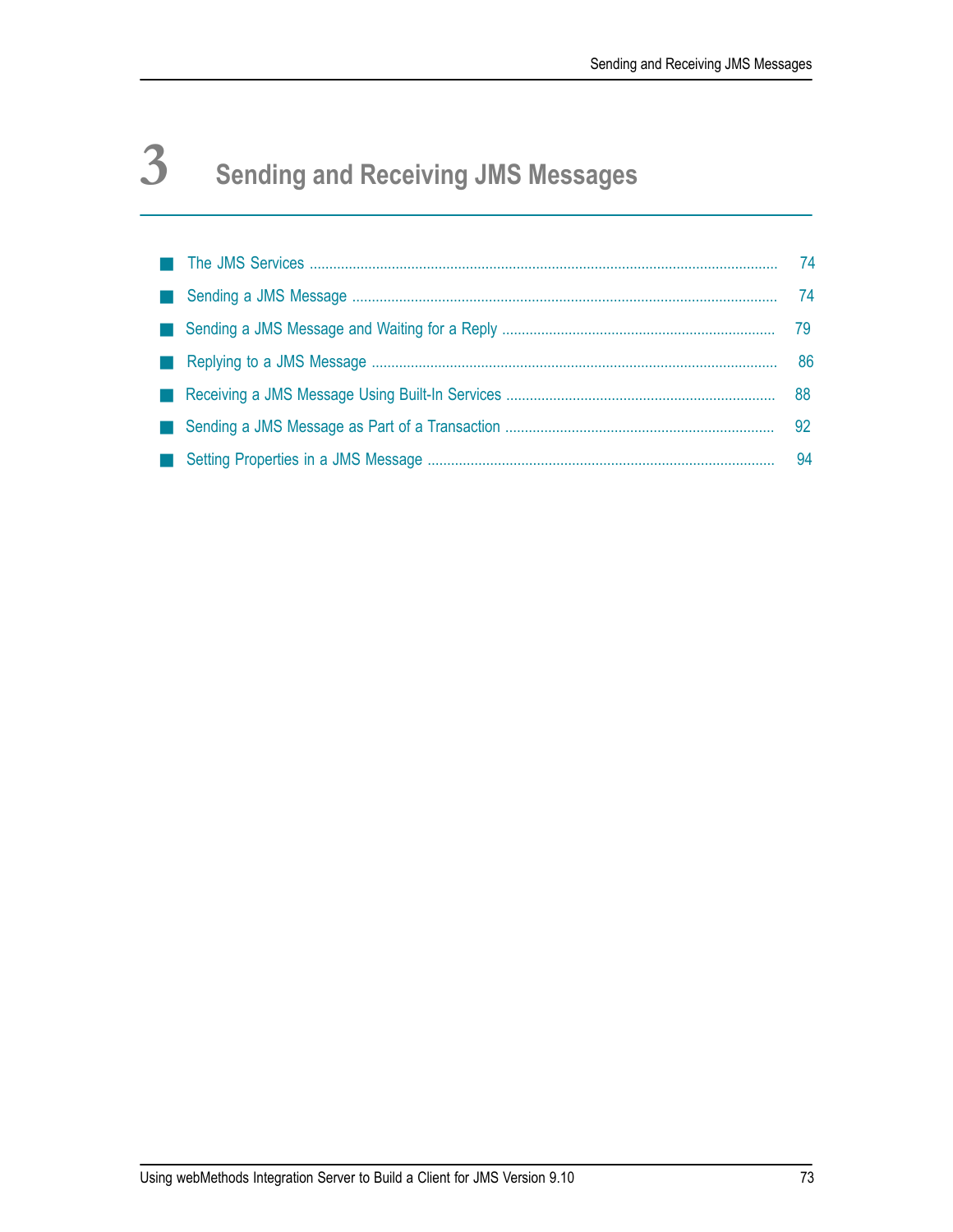# 3 Sending and Receiving JMS Messages

- The JMS Services ..... 74
- Sending a JMS Message ..... 74
- Sending a JMS Message and Waiting for a Reply ..... 79
- Replying to a JMS Message ..... 86
- Receiving a JMS Message Using Built-In Services ..... 88
- Sending a JMS Message as Part of a Transaction ..... 92
- Setting Properties in a JMS Message ..... 94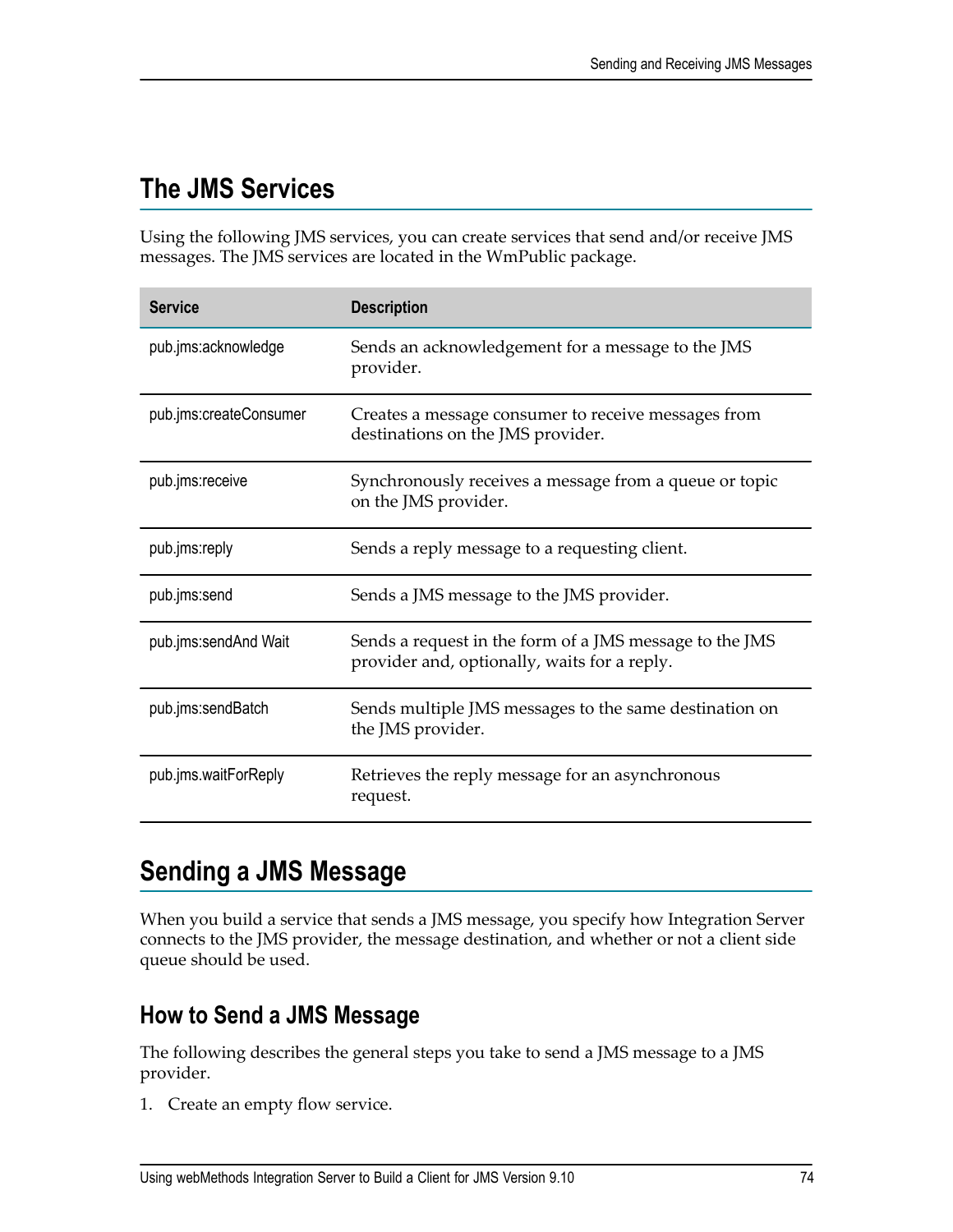## The JMS Services

Using the following JMS services, you can create services that send and/or receive JMS messages. The JMS services are located in the WmPublic package.

| Service | Description |
|---|---|
| pub.jms:acknowledge | Sends an acknowledgement for a message to the JMS provider. |
| pub.jms:createConsumer | Creates a message consumer to receive messages from destinations on the JMS provider. |
| pub.jms:receive | Synchronously receives a message from a queue or topic on the JMS provider. |
| pub.jms:reply | Sends a reply message to a requesting client. |
| pub.jms:send | Sends a JMS message to the JMS provider. |
| pub.jms:sendAnd Wait | Sends a request in the form of a JMS message to the JMS provider and, optionally, waits for a reply. |
| pub.jms:sendBatch | Sends multiple JMS messages to the same destination on the JMS provider. |
| pub.jms.waitForReply | Retrieves the reply message for an asynchronous request. |

## Sending a JMS Message

When you build a service that sends a JMS message, you specify how Integration Server connects to the JMS provider, the message destination, and whether or not a client side queue should be used.

### How to Send a JMS Message

The following describes the general steps you take to send a JMS message to a JMS provider.

1. Create an empty flow service.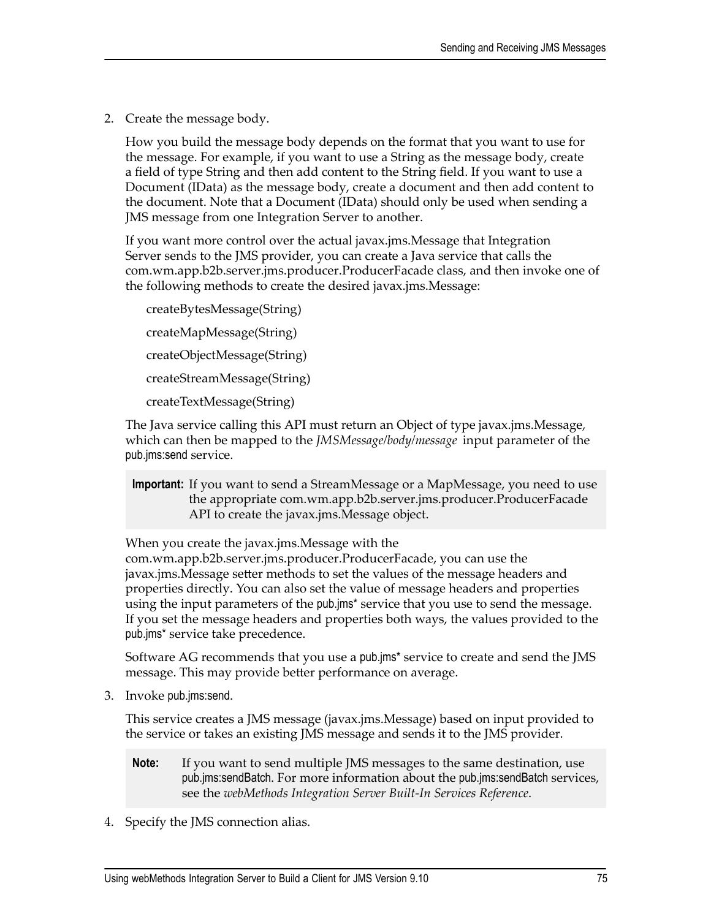2. Create the message body.

   How you build the message body depends on the format that you want to use for the message. For example, if you want to use a String as the message body, create a field of type String and then add content to the String field. If you want to use a Document (IData) as the message body, create a document and then add content to the document. Note that a Document (IData) should only be used when sending a JMS message from one Integration Server to another.

   If you want more control over the actual javax.jms.Message that Integration Server sends to the JMS provider, you can create a Java service that calls the com.wm.app.b2b.server.jms.producer.ProducerFacade class, and then invoke one of the following methods to create the desired javax.jms.Message:

   createBytesMessage(String)

   createMapMessage(String)

   createObjectMessage(String)

   createStreamMessage(String)

   createTextMessage(String)

   The Java service calling this API must return an Object of type javax.jms.Message, which can then be mapped to the *JMSMessage/body/message* input parameter of the pub.jms:send service.

   > **Important:** If you want to send a StreamMessage or a MapMessage, you need to use the appropriate com.wm.app.b2b.server.jms.producer.ProducerFacade API to create the javax.jms.Message object.

   When you create the javax.jms.Message with the com.wm.app.b2b.server.jms.producer.ProducerFacade, you can use the javax.jms.Message setter methods to set the values of the message headers and properties directly. You can also set the value of message headers and properties using the input parameters of the pub.jms* service that you use to send the message. If you set the message headers and properties both ways, the values provided to the pub.jms* service take precedence.

   Software AG recommends that you use a pub.jms* service to create and send the JMS message. This may provide better performance on average.

3. Invoke pub.jms:send.

   This service creates a JMS message (javax.jms.Message) based on input provided to the service or takes an existing JMS message and sends it to the JMS provider.

   > **Note:** If you want to send multiple JMS messages to the same destination, use pub.jms:sendBatch. For more information about the pub.jms:sendBatch services, see the *webMethods Integration Server Built-In Services Reference*.

4. Specify the JMS connection alias.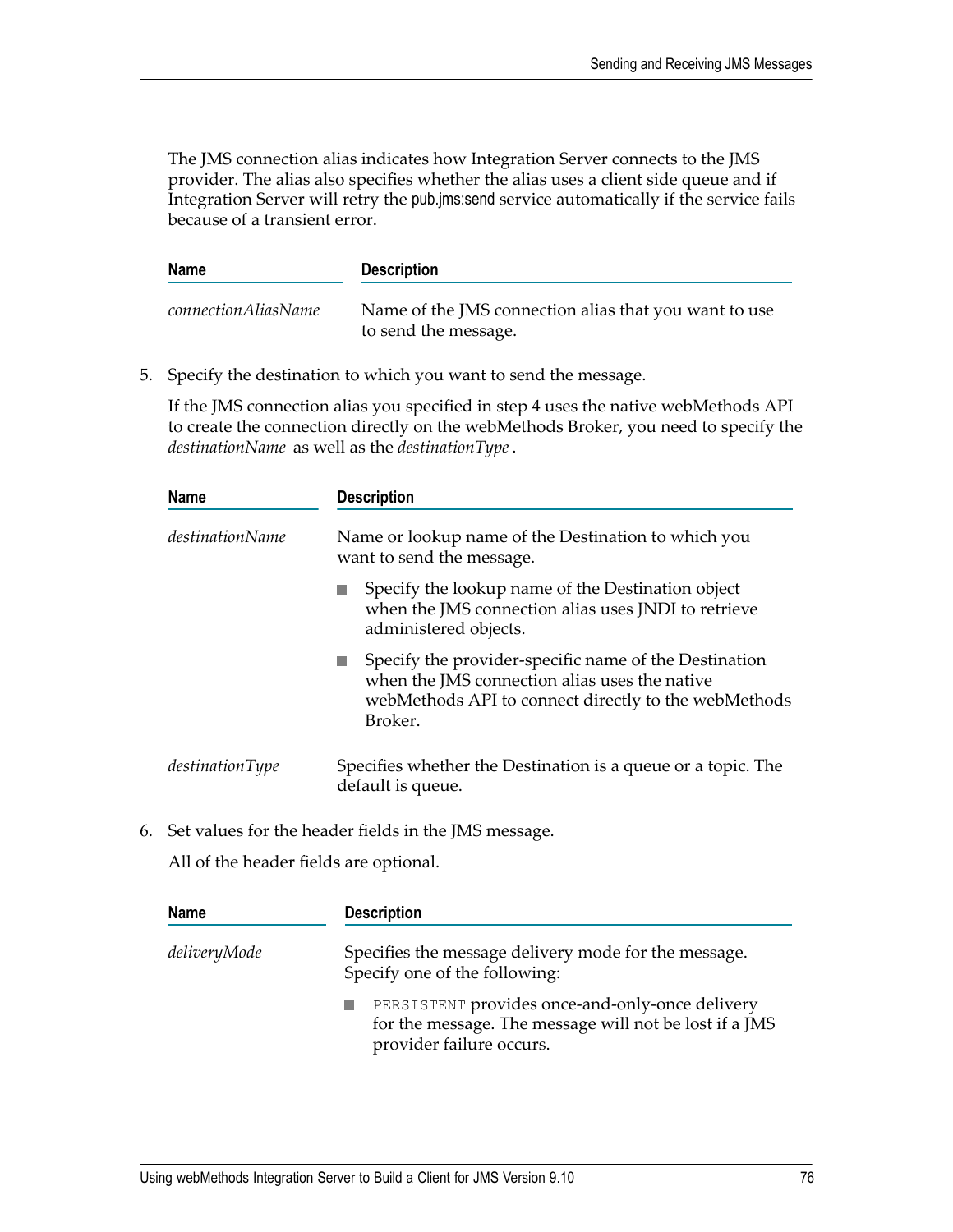The JMS connection alias indicates how Integration Server connects to the JMS provider. The alias also specifies whether the alias uses a client side queue and if Integration Server will retry the pub.jms:send service automatically if the service fails because of a transient error.

| Name | Description |
|---|---|
| *connectionAliasName* | Name of the JMS connection alias that you want to use to send the message. |

5. Specify the destination to which you want to send the message.

   If the JMS connection alias you specified in step 4 uses the native webMethods API to create the connection directly on the webMethods Broker, you need to specify the *destinationName* as well as the *destinationType*.

| Name | Description |
|---|---|
| *destinationName* | Name or lookup name of the Destination to which you want to send the message.<br><br>■ Specify the lookup name of the Destination object when the JMS connection alias uses JNDI to retrieve administered objects.<br><br>■ Specify the provider-specific name of the Destination when the JMS connection alias uses the native webMethods API to connect directly to the webMethods Broker. |
| *destinationType* | Specifies whether the Destination is a queue or a topic. The default is queue. |

6. Set values for the header fields in the JMS message.

   All of the header fields are optional.

| Name | Description |
|---|---|
| *deliveryMode* | Specifies the message delivery mode for the message. Specify one of the following:<br><br>■ `PERSISTENT` provides once-and-only-once delivery for the message. The message will not be lost if a JMS provider failure occurs. |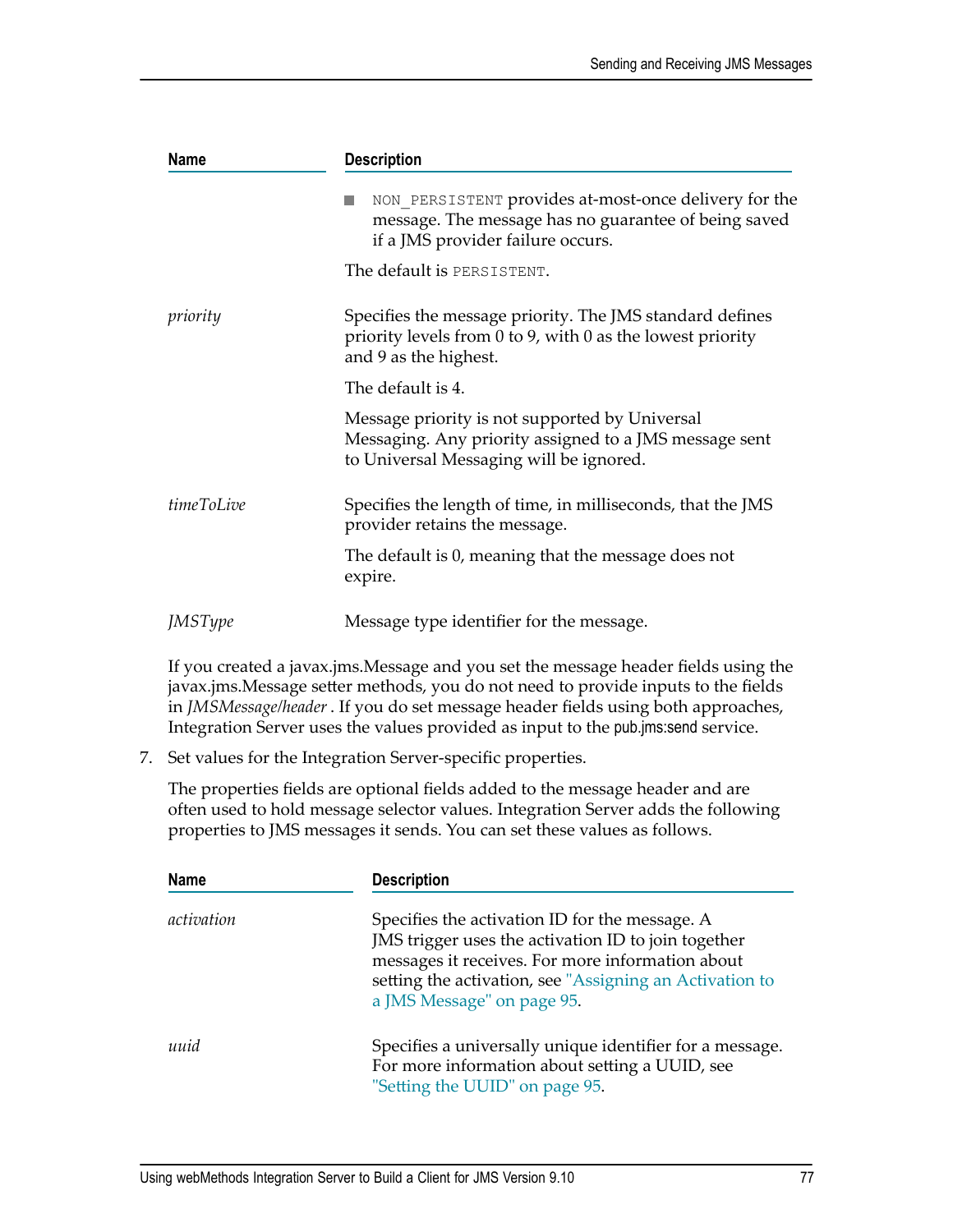| Name | Description |
|---|---|
| | ■ `NON_PERSISTENT` provides at-most-once delivery for the message. The message has no guarantee of being saved if a JMS provider failure occurs.<br><br>The default is `PERSISTENT`. |
| *priority* | Specifies the message priority. The JMS standard defines priority levels from 0 to 9, with 0 as the lowest priority and 9 as the highest.<br><br>The default is 4.<br><br>Message priority is not supported by Universal Messaging. Any priority assigned to a JMS message sent to Universal Messaging will be ignored. |
| *timeToLive* | Specifies the length of time, in milliseconds, that the JMS provider retains the message.<br><br>The default is 0, meaning that the message does not expire. |
| *JMSType* | Message type identifier for the message. |

If you created a javax.jms.Message and you set the message header fields using the javax.jms.Message setter methods, you do not need to provide inputs to the fields in *JMSMessage/header* . If you do set message header fields using both approaches, Integration Server uses the values provided as input to the pub.jms:send service.

7. Set values for the Integration Server-specific properties.

   The properties fields are optional fields added to the message header and are often used to hold message selector values. Integration Server adds the following properties to JMS messages it sends. You can set these values as follows.

| Name | Description |
|---|---|
| *activation* | Specifies the activation ID for the message. A JMS trigger uses the activation ID to join together messages it receives. For more information about setting the activation, see "Assigning an Activation to a JMS Message" on page 95. |
| *uuid* | Specifies a universally unique identifier for a message. For more information about setting a UUID, see "Setting the UUID" on page 95. |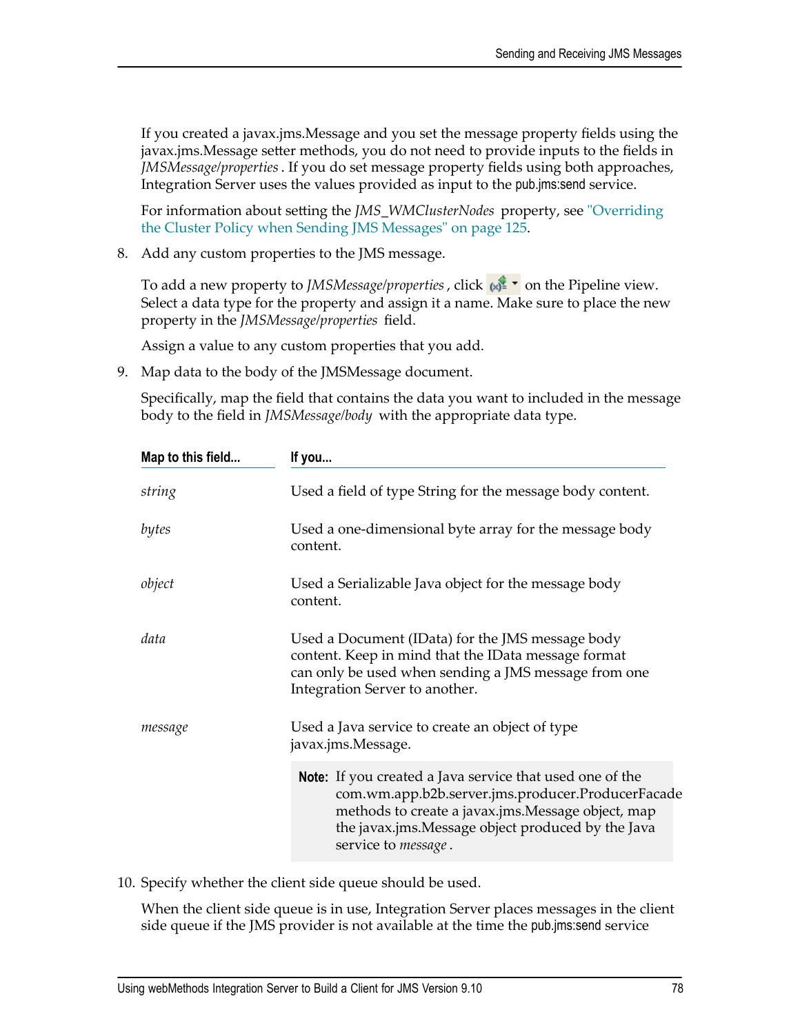If you created a javax.jms.Message and you set the message property fields using the javax.jms.Message setter methods, you do not need to provide inputs to the fields in *JMSMessage/properties* . If you do set message property fields using both approaches, Integration Server uses the values provided as input to the pub.jms:send service.

For information about setting the *JMS_WMClusterNodes* property, see "Overriding the Cluster Policy when Sending JMS Messages" on page 125.

8. Add any custom properties to the JMS message.

   To add a new property to *JMSMessage/properties* , click on the Pipeline view. Select a data type for the property and assign it a name. Make sure to place the new property in the *JMSMessage/properties* field.

   Assign a value to any custom properties that you add.

9. Map data to the body of the JMSMessage document.

   Specifically, map the field that contains the data you want to included in the message body to the field in *JMSMessage/body* with the appropriate data type.

| Map to this field... | If you... |
| --- | --- |
| *string* | Used a field of type String for the message body content. |
| *bytes* | Used a one-dimensional byte array for the message body content. |
| *object* | Used a Serializable Java object for the message body content. |
| *data* | Used a Document (IData) for the JMS message body content. Keep in mind that the IData message format can only be used when sending a JMS message from one Integration Server to another. |
| *message* | Used a Java service to create an object of type javax.jms.Message. **Note:** If you created a Java service that used one of the com.wm.app.b2b.server.jms.producer.ProducerFacade methods to create a javax.jms.Message object, map the javax.jms.Message object produced by the Java service to *message* . |

10. Specify whether the client side queue should be used.

    When the client side queue is in use, Integration Server places messages in the client side queue if the JMS provider is not available at the time the pub.jms:send service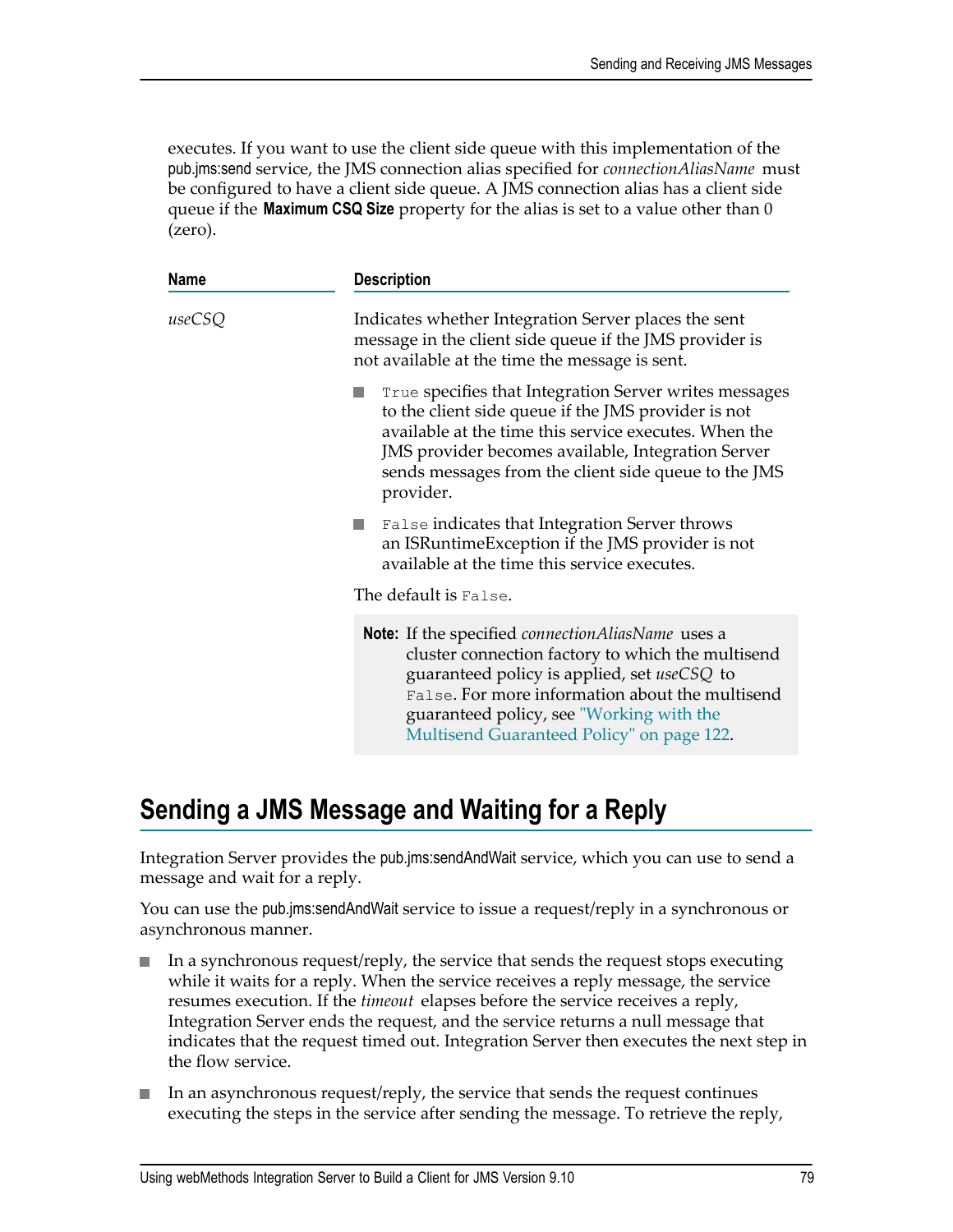executes. If you want to use the client side queue with this implementation of the pub.jms:send service, the JMS connection alias specified for *connectionAliasName* must be configured to have a client side queue. A JMS connection alias has a client side queue if the **Maximum CSQ Size** property for the alias is set to a value other than 0 (zero).

| Name | Description |
| --- | --- |
| *useCSQ* | Indicates whether Integration Server places the sent message in the client side queue if the JMS provider is not available at the time the message is sent.<br><br>- `True` specifies that Integration Server writes messages to the client side queue if the JMS provider is not available at the time this service executes. When the JMS provider becomes available, Integration Server sends messages from the client side queue to the JMS provider.<br>- `False` indicates that Integration Server throws an ISRuntimeException if the JMS provider is not available at the time this service executes.<br><br>The default is `False`.<br><br>**Note:** If the specified *connectionAliasName* uses a cluster connection factory to which the multisend guaranteed policy is applied, set *useCSQ* to `False`. For more information about the multisend guaranteed policy, see "Working with the Multisend Guaranteed Policy" on page 122. |

## Sending a JMS Message and Waiting for a Reply

Integration Server provides the pub.jms:sendAndWait service, which you can use to send a message and wait for a reply.

You can use the pub.jms:sendAndWait service to issue a request/reply in a synchronous or asynchronous manner.

- In a synchronous request/reply, the service that sends the request stops executing while it waits for a reply. When the service receives a reply message, the service resumes execution. If the *timeout* elapses before the service receives a reply, Integration Server ends the request, and the service returns a null message that indicates that the request timed out. Integration Server then executes the next step in the flow service.
- In an asynchronous request/reply, the service that sends the request continues executing the steps in the service after sending the message. To retrieve the reply,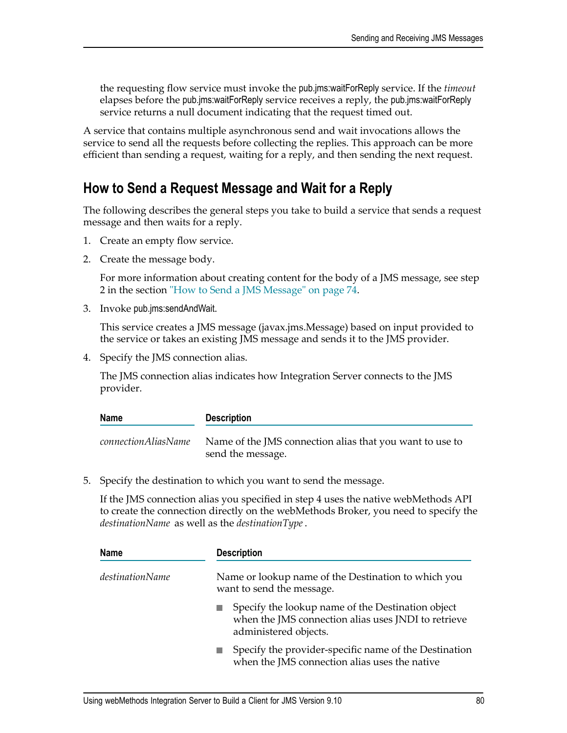the requesting flow service must invoke the pub.jms:waitForReply service. If the *timeout* elapses before the pub.jms:waitForReply service receives a reply, the pub.jms:waitForReply service returns a null document indicating that the request timed out.

A service that contains multiple asynchronous send and wait invocations allows the service to send all the requests before collecting the replies. This approach can be more efficient than sending a request, waiting for a reply, and then sending the next request.

## How to Send a Request Message and Wait for a Reply

The following describes the general steps you take to build a service that sends a request message and then waits for a reply.

1. Create an empty flow service.

2. Create the message body.

   For more information about creating content for the body of a JMS message, see step 2 in the section "How to Send a JMS Message" on page 74.

3. Invoke pub.jms:sendAndWait.

   This service creates a JMS message (javax.jms.Message) based on input provided to the service or takes an existing JMS message and sends it to the JMS provider.

4. Specify the JMS connection alias.

   The JMS connection alias indicates how Integration Server connects to the JMS provider.

   | Name | Description |
   |---|---|
   | *connectionAliasName* | Name of the JMS connection alias that you want to use to send the message. |

5. Specify the destination to which you want to send the message.

   If the JMS connection alias you specified in step 4 uses the native webMethods API to create the connection directly on the webMethods Broker, you need to specify the *destinationName* as well as the *destinationType* .

   | Name | Description |
   |---|---|
   | *destinationName* | Name or lookup name of the Destination to which you want to send the message.<br>■ Specify the lookup name of the Destination object when the JMS connection alias uses JNDI to retrieve administered objects.<br>■ Specify the provider-specific name of the Destination when the JMS connection alias uses the native |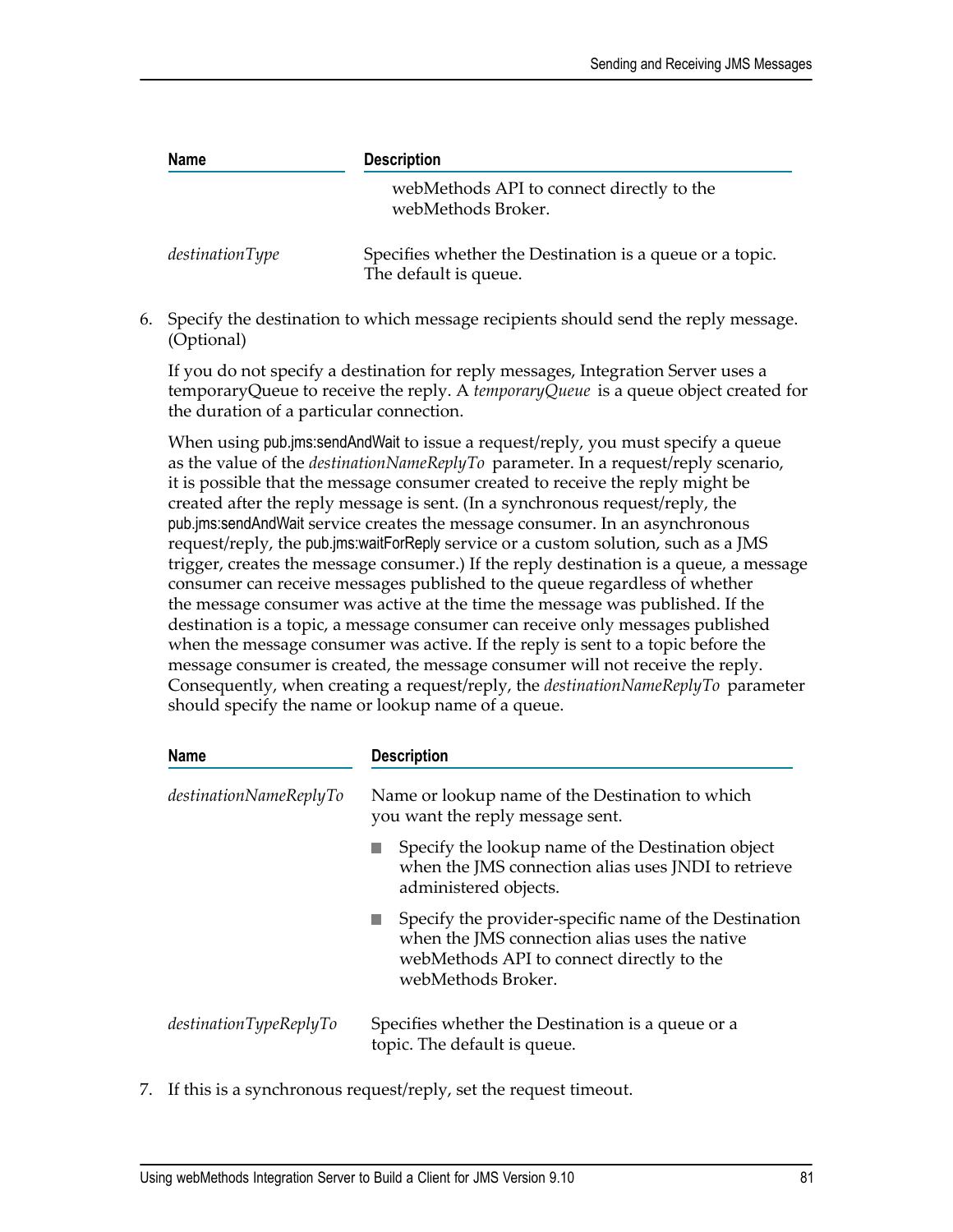| Name | Description |
| --- | --- |
| | webMethods API to connect directly to the webMethods Broker. |
| *destinationType* | Specifies whether the Destination is a queue or a topic. The default is queue. |

6. Specify the destination to which message recipients should send the reply message. (Optional)

   If you do not specify a destination for reply messages, Integration Server uses a temporaryQueue to receive the reply. A *temporaryQueue* is a queue object created for the duration of a particular connection.

   When using pub.jms:sendAndWait to issue a request/reply, you must specify a queue as the value of the *destinationNameReplyTo* parameter. In a request/reply scenario, it is possible that the message consumer created to receive the reply might be created after the reply message is sent. (In a synchronous request/reply, the pub.jms:sendAndWait service creates the message consumer. In an asynchronous request/reply, the pub.jms:waitForReply service or a custom solution, such as a JMS trigger, creates the message consumer.) If the reply destination is a queue, a message consumer can receive messages published to the queue regardless of whether the message consumer was active at the time the message was published. If the destination is a topic, a message consumer can receive only messages published when the message consumer was active. If the reply is sent to a topic before the message consumer is created, the message consumer will not receive the reply. Consequently, when creating a request/reply, the *destinationNameReplyTo* parameter should specify the name or lookup name of a queue.

| Name | Description |
| --- | --- |
| *destinationNameReplyTo* | Name or lookup name of the Destination to which you want the reply message sent.<br>■ Specify the lookup name of the Destination object when the JMS connection alias uses JNDI to retrieve administered objects.<br>■ Specify the provider-specific name of the Destination when the JMS connection alias uses the native webMethods API to connect directly to the webMethods Broker. |
| *destinationTypeReplyTo* | Specifies whether the Destination is a queue or a topic. The default is queue. |

7. If this is a synchronous request/reply, set the request timeout.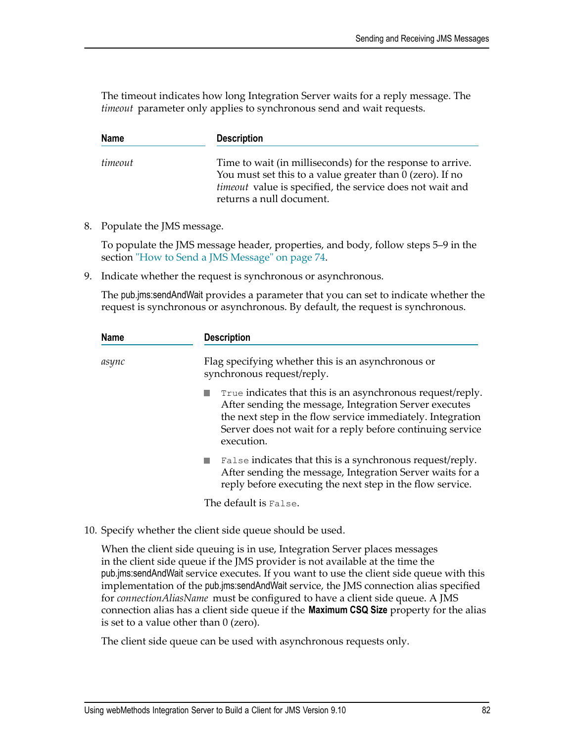The timeout indicates how long Integration Server waits for a reply message. The *timeout* parameter only applies to synchronous send and wait requests.

| Name | Description |
| --- | --- |
| *timeout* | Time to wait (in milliseconds) for the response to arrive. You must set this to a value greater than 0 (zero). If no *timeout* value is specified, the service does not wait and returns a null document. |

8. Populate the JMS message.

   To populate the JMS message header, properties, and body, follow steps 5–9 in the section "How to Send a JMS Message" on page 74.

9. Indicate whether the request is synchronous or asynchronous.

   The pub.jms:sendAndWait provides a parameter that you can set to indicate whether the request is synchronous or asynchronous. By default, the request is synchronous.

| Name | Description |
| --- | --- |
| *async* | Flag specifying whether this is an asynchronous or synchronous request/reply.<br><br>- `True` indicates that this is an asynchronous request/reply. After sending the message, Integration Server executes the next step in the flow service immediately. Integration Server does not wait for a reply before continuing service execution.<br>- `False` indicates that this is a synchronous request/reply. After sending the message, Integration Server waits for a reply before executing the next step in the flow service.<br><br>The default is `False`. |

10. Specify whether the client side queue should be used.

    When the client side queuing is in use, Integration Server places messages in the client side queue if the JMS provider is not available at the time the pub.jms:sendAndWait service executes. If you want to use the client side queue with this implementation of the pub.jms:sendAndWait service, the JMS connection alias specified for *connectionAliasName* must be configured to have a client side queue. A JMS connection alias has a client side queue if the **Maximum CSQ Size** property for the alias is set to a value other than 0 (zero).

    The client side queue can be used with asynchronous requests only.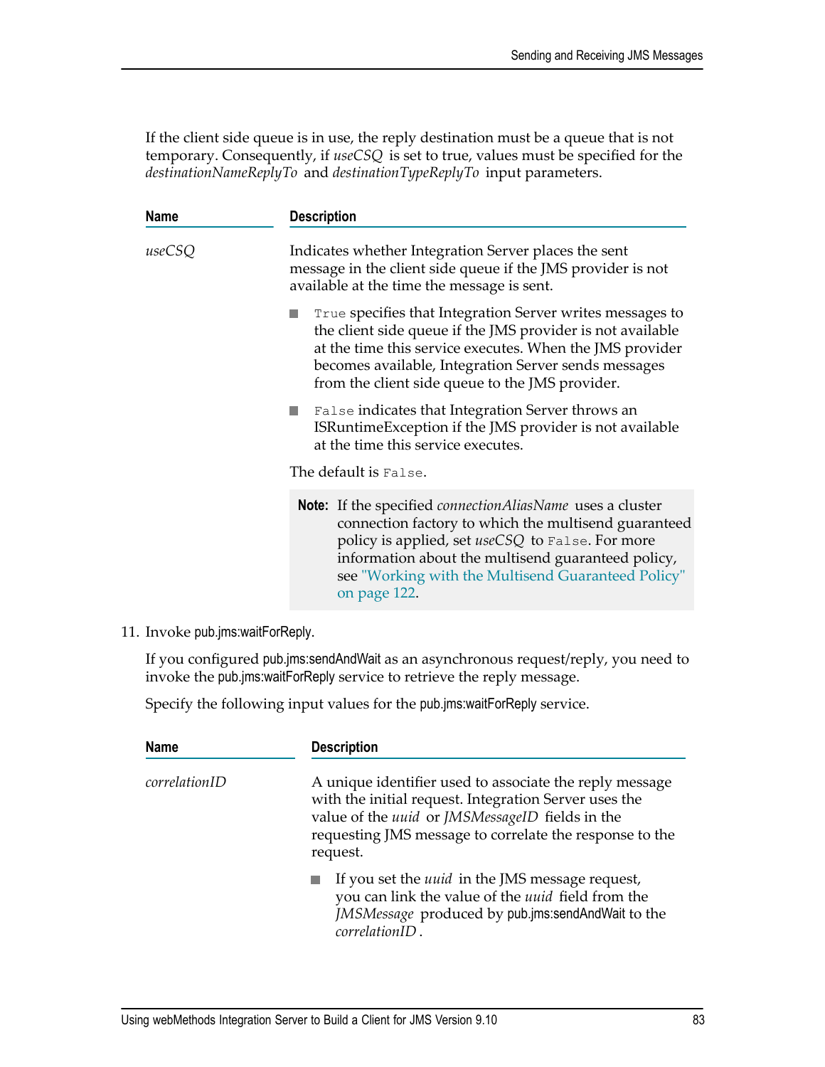If the client side queue is in use, the reply destination must be a queue that is not temporary. Consequently, if *useCSQ* is set to true, values must be specified for the *destinationNameReplyTo* and *destinationTypeReplyTo* input parameters.

| Name | Description |
| --- | --- |
| *useCSQ* | Indicates whether Integration Server places the sent message in the client side queue if the JMS provider is not available at the time the message is sent.<br>■ `True` specifies that Integration Server writes messages to the client side queue if the JMS provider is not available at the time this service executes. When the JMS provider becomes available, Integration Server sends messages from the client side queue to the JMS provider.<br>■ `False` indicates that Integration Server throws an ISRuntimeException if the JMS provider is not available at the time this service executes.<br>The default is `False`.<br>**Note:** If the specified *connectionAliasName* uses a cluster connection factory to which the multisend guaranteed policy is applied, set *useCSQ* to `False`. For more information about the multisend guaranteed policy, see "Working with the Multisend Guaranteed Policy" on page 122. |

11. Invoke pub.jms:waitForReply.

    If you configured pub.jms:sendAndWait as an asynchronous request/reply, you need to invoke the pub.jms:waitForReply service to retrieve the reply message.

    Specify the following input values for the pub.jms:waitForReply service.

| Name | Description |
| --- | --- |
| *correlationID* | A unique identifier used to associate the reply message with the initial request. Integration Server uses the value of the *uuid* or *JMSMessageID* fields in the requesting JMS message to correlate the response to the request.<br>■ If you set the *uuid* in the JMS message request, you can link the value of the *uuid* field from the *JMSMessage* produced by pub.jms:sendAndWait to the *correlationID* . |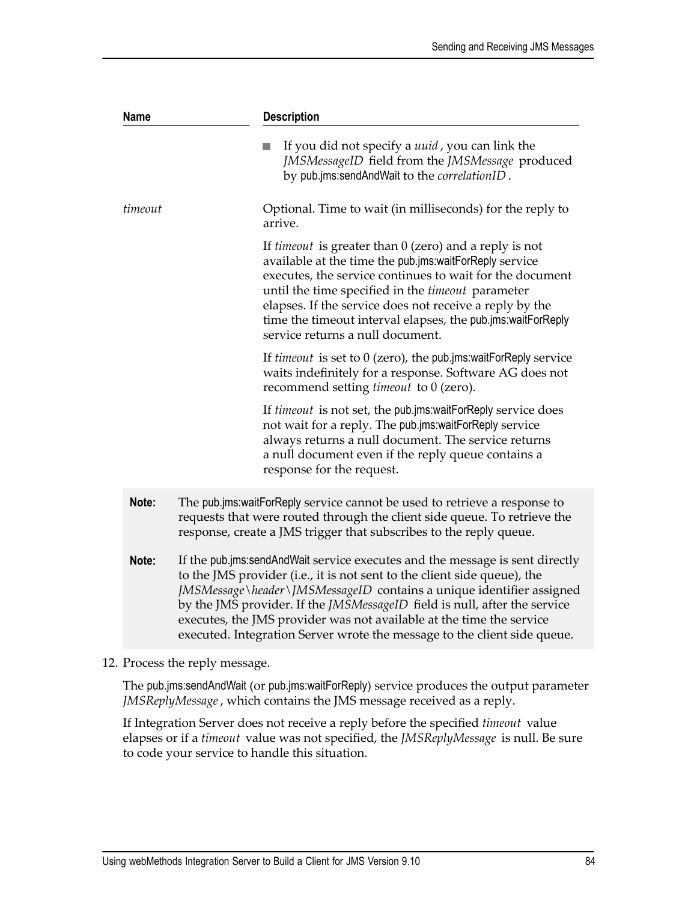| Name | Description |
| --- | --- |
| | ■ If you did not specify a *uuid*, you can link the *JMSMessageID* field from the *JMSMessage* produced by pub.jms:sendAndWait to the *correlationID*. |
| *timeout* | Optional. Time to wait (in milliseconds) for the reply to arrive.<br><br>If *timeout* is greater than 0 (zero) and a reply is not available at the time the pub.jms:waitForReply service executes, the service continues to wait for the document until the time specified in the *timeout* parameter elapses. If the service does not receive a reply by the time the timeout interval elapses, the pub.jms:waitForReply service returns a null document.<br><br>If *timeout* is set to 0 (zero), the pub.jms:waitForReply service waits indefinitely for a response. Software AG does not recommend setting *timeout* to 0 (zero).<br><br>If *timeout* is not set, the pub.jms:waitForReply service does not wait for a reply. The pub.jms:waitForReply service always returns a null document. The service returns a null document even if the reply queue contains a response for the request. |

**Note:** The pub.jms:waitForReply service cannot be used to retrieve a response to requests that were routed through the client side queue. To retrieve the response, create a JMS trigger that subscribes to the reply queue.

**Note:** If the pub.jms:sendAndWait service executes and the message is sent directly to the JMS provider (i.e., it is not sent to the client side queue), the *JMSMessage\header\JMSMessageID* contains a unique identifier assigned by the JMS provider. If the *JMSMessageID* field is null, after the service executes, the JMS provider was not available at the time the service executed. Integration Server wrote the message to the client side queue.

12. Process the reply message.

    The pub.jms:sendAndWait (or pub.jms:waitForReply) service produces the output parameter *JMSReplyMessage*, which contains the JMS message received as a reply.

    If Integration Server does not receive a reply before the specified *timeout* value elapses or if a *timeout* value was not specified, the *JMSReplyMessage* is null. Be sure to code your service to handle this situation.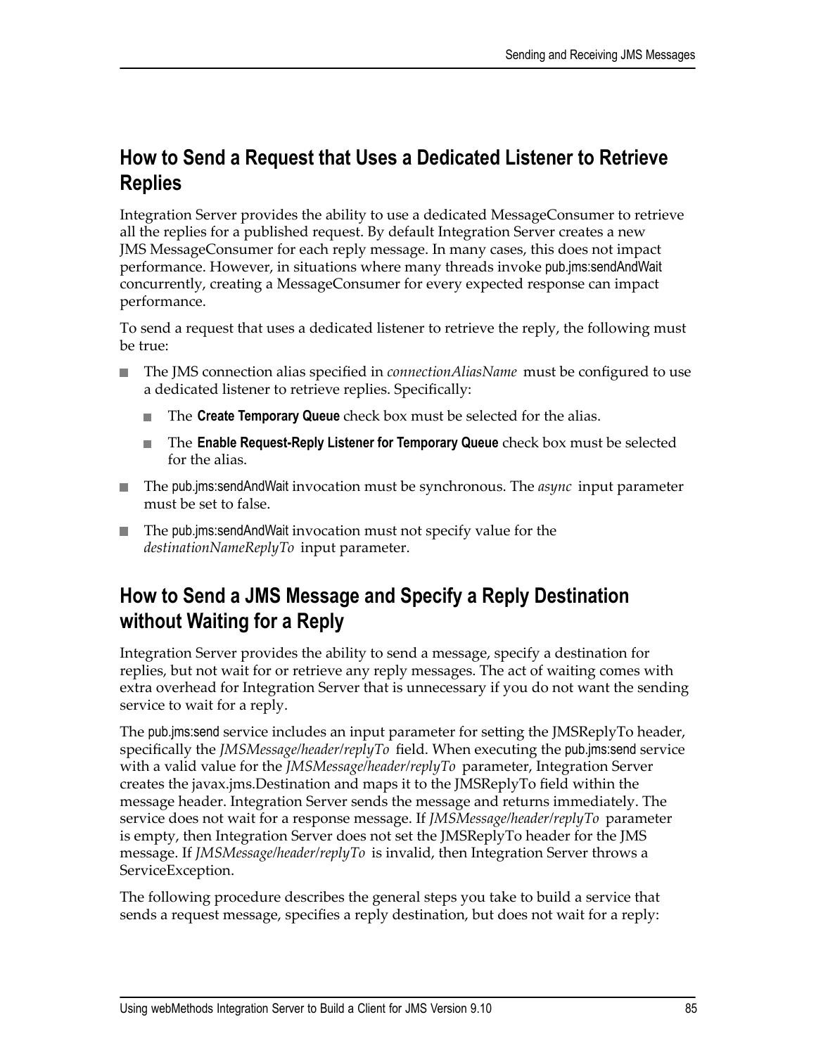## How to Send a Request that Uses a Dedicated Listener to Retrieve Replies

Integration Server provides the ability to use a dedicated MessageConsumer to retrieve all the replies for a published request. By default Integration Server creates a new JMS MessageConsumer for each reply message. In many cases, this does not impact performance. However, in situations where many threads invoke pub.jms:sendAndWait concurrently, creating a MessageConsumer for every expected response can impact performance.

To send a request that uses a dedicated listener to retrieve the reply, the following must be true:

- The JMS connection alias specified in *connectionAliasName* must be configured to use a dedicated listener to retrieve replies. Specifically:
  - The **Create Temporary Queue** check box must be selected for the alias.
  - The **Enable Request-Reply Listener for Temporary Queue** check box must be selected for the alias.
- The pub.jms:sendAndWait invocation must be synchronous. The *async* input parameter must be set to false.
- The pub.jms:sendAndWait invocation must not specify value for the *destinationNameReplyTo* input parameter.

## How to Send a JMS Message and Specify a Reply Destination without Waiting for a Reply

Integration Server provides the ability to send a message, specify a destination for replies, but not wait for or retrieve any reply messages. The act of waiting comes with extra overhead for Integration Server that is unnecessary if you do not want the sending service to wait for a reply.

The pub.jms:send service includes an input parameter for setting the JMSReplyTo header, specifically the *JMSMessage/header/replyTo* field. When executing the pub.jms:send service with a valid value for the *JMSMessage/header/replyTo* parameter, Integration Server creates the javax.jms.Destination and maps it to the JMSReplyTo field within the message header. Integration Server sends the message and returns immediately. The service does not wait for a response message. If *JMSMessage/header/replyTo* parameter is empty, then Integration Server does not set the JMSReplyTo header for the JMS message. If *JMSMessage/header/replyTo* is invalid, then Integration Server throws a ServiceException.

The following procedure describes the general steps you take to build a service that sends a request message, specifies a reply destination, but does not wait for a reply: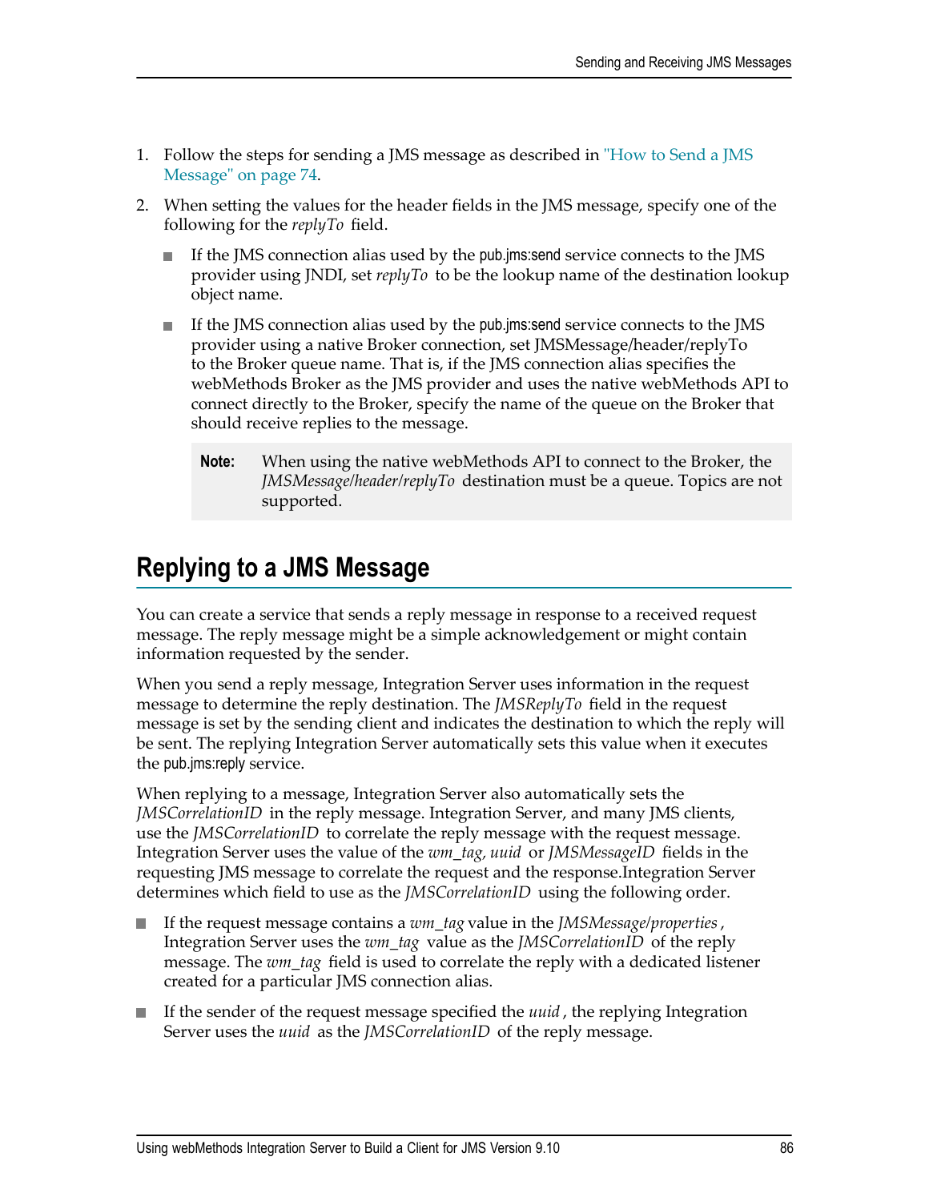1. Follow the steps for sending a JMS message as described in "How to Send a JMS Message" on page 74.
2. When setting the values for the header fields in the JMS message, specify one of the following for the *replyTo* field.

   - If the JMS connection alias used by the pub.jms:send service connects to the JMS provider using JNDI, set *replyTo* to be the lookup name of the destination lookup object name.
   - If the JMS connection alias used by the pub.jms:send service connects to the JMS provider using a native Broker connection, set JMSMessage/header/replyTo to the Broker queue name. That is, if the JMS connection alias specifies the webMethods Broker as the JMS provider and uses the native webMethods API to connect directly to the Broker, specify the name of the queue on the Broker that should receive replies to the message.

   > **Note:** When using the native webMethods API to connect to the Broker, the *JMSMessage/header/replyTo* destination must be a queue. Topics are not supported.

## Replying to a JMS Message

You can create a service that sends a reply message in response to a received request message. The reply message might be a simple acknowledgement or might contain information requested by the sender.

When you send a reply message, Integration Server uses information in the request message to determine the reply destination. The *JMSReplyTo* field in the request message is set by the sending client and indicates the destination to which the reply will be sent. The replying Integration Server automatically sets this value when it executes the pub.jms:reply service.

When replying to a message, Integration Server also automatically sets the *JMSCorrelationID* in the reply message. Integration Server, and many JMS clients, use the *JMSCorrelationID* to correlate the reply message with the request message. Integration Server uses the value of the *wm_tag, uuid* or *JMSMessageID* fields in the requesting JMS message to correlate the request and the response.Integration Server determines which field to use as the *JMSCorrelationID* using the following order.

- If the request message contains a *wm_tag* value in the *JMSMessage/properties*, Integration Server uses the *wm_tag* value as the *JMSCorrelationID* of the reply message. The *wm_tag* field is used to correlate the reply with a dedicated listener created for a particular JMS connection alias.
- If the sender of the request message specified the *uuid*, the replying Integration Server uses the *uuid* as the *JMSCorrelationID* of the reply message.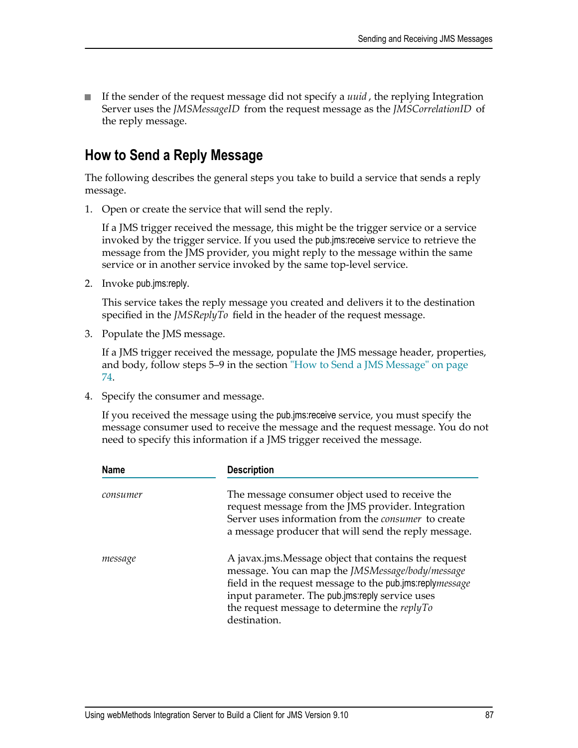- If the sender of the request message did not specify a *uuid*, the replying Integration Server uses the *JMSMessageID* from the request message as the *JMSCorrelationID* of the reply message.

## How to Send a Reply Message

The following describes the general steps you take to build a service that sends a reply message.

1. Open or create the service that will send the reply.

   If a JMS trigger received the message, this might be the trigger service or a service invoked by the trigger service. If you used the pub.jms:receive service to retrieve the message from the JMS provider, you might reply to the message within the same service or in another service invoked by the same top-level service.

2. Invoke pub.jms:reply.

   This service takes the reply message you created and delivers it to the destination specified in the *JMSReplyTo* field in the header of the request message.

3. Populate the JMS message.

   If a JMS trigger received the message, populate the JMS message header, properties, and body, follow steps 5–9 in the section "How to Send a JMS Message" on page 74.

4. Specify the consumer and message.

   If you received the message using the pub.jms:receive service, you must specify the message consumer used to receive the message and the request message. You do not need to specify this information if a JMS trigger received the message.

   | Name | Description |
   |---|---|
   | *consumer* | The message consumer object used to receive the request message from the JMS provider. Integration Server uses information from the *consumer* to create a message producer that will send the reply message. |
   | *message* | A javax.jms.Message object that contains the request message. You can map the *JMSMessage/body/message* field in the request message to the pub.jms:reply*message* input parameter. The pub.jms:reply service uses the request message to determine the *replyTo* destination. |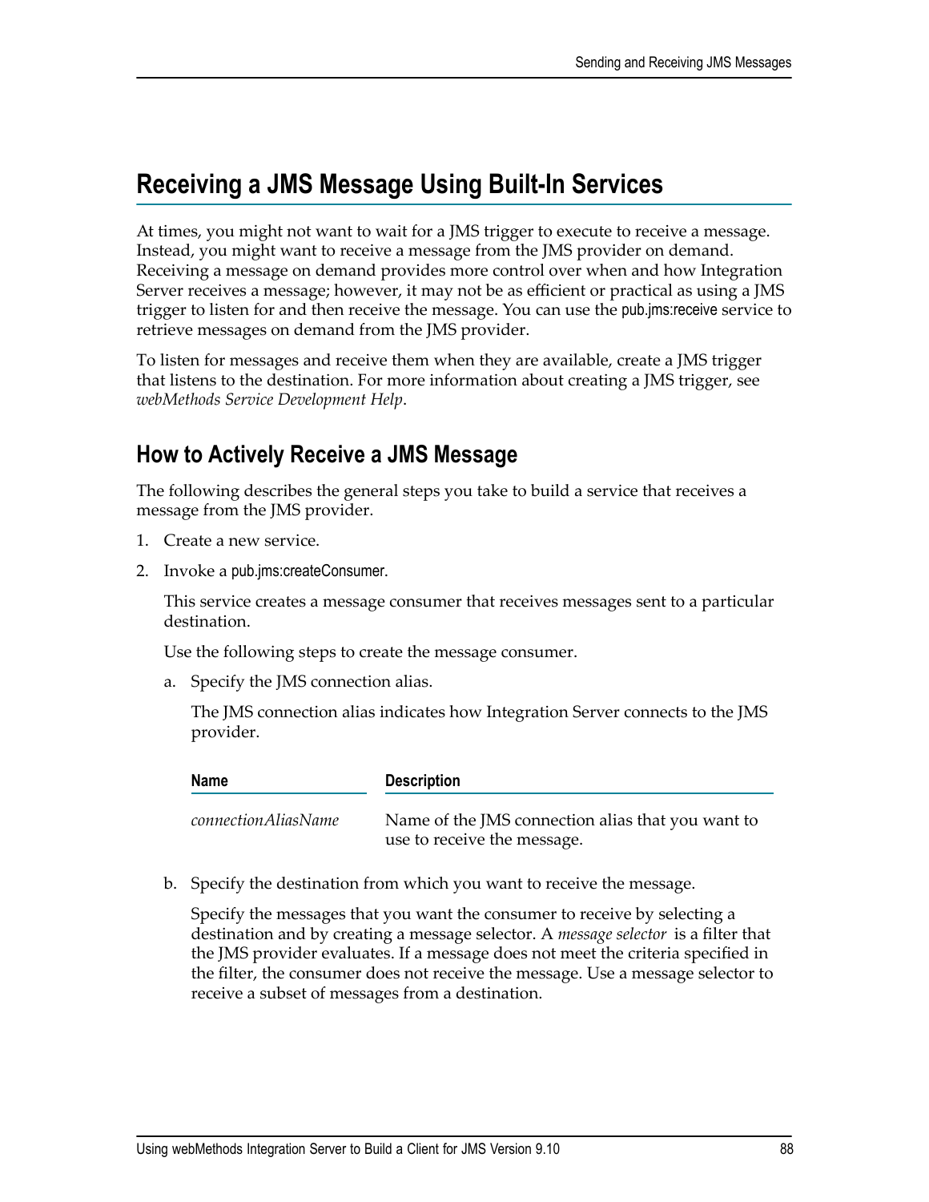# Receiving a JMS Message Using Built-In Services

At times, you might not want to wait for a JMS trigger to execute to receive a message. Instead, you might want to receive a message from the JMS provider on demand. Receiving a message on demand provides more control over when and how Integration Server receives a message; however, it may not be as efficient or practical as using a JMS trigger to listen for and then receive the message. You can use the pub.jms:receive service to retrieve messages on demand from the JMS provider.

To listen for messages and receive them when they are available, create a JMS trigger that listens to the destination. For more information about creating a JMS trigger, see *webMethods Service Development Help*.

## How to Actively Receive a JMS Message

The following describes the general steps you take to build a service that receives a message from the JMS provider.

1. Create a new service.
2. Invoke a pub.jms:createConsumer.

   This service creates a message consumer that receives messages sent to a particular destination.

   Use the following steps to create the message consumer.

   a. Specify the JMS connection alias.

      The JMS connection alias indicates how Integration Server connects to the JMS provider.

      | Name | Description |
      | --- | --- |
      | *connectionAliasName* | Name of the JMS connection alias that you want to use to receive the message. |

   b. Specify the destination from which you want to receive the message.

      Specify the messages that you want the consumer to receive by selecting a destination and by creating a message selector. A *message selector* is a filter that the JMS provider evaluates. If a message does not meet the criteria specified in the filter, the consumer does not receive the message. Use a message selector to receive a subset of messages from a destination.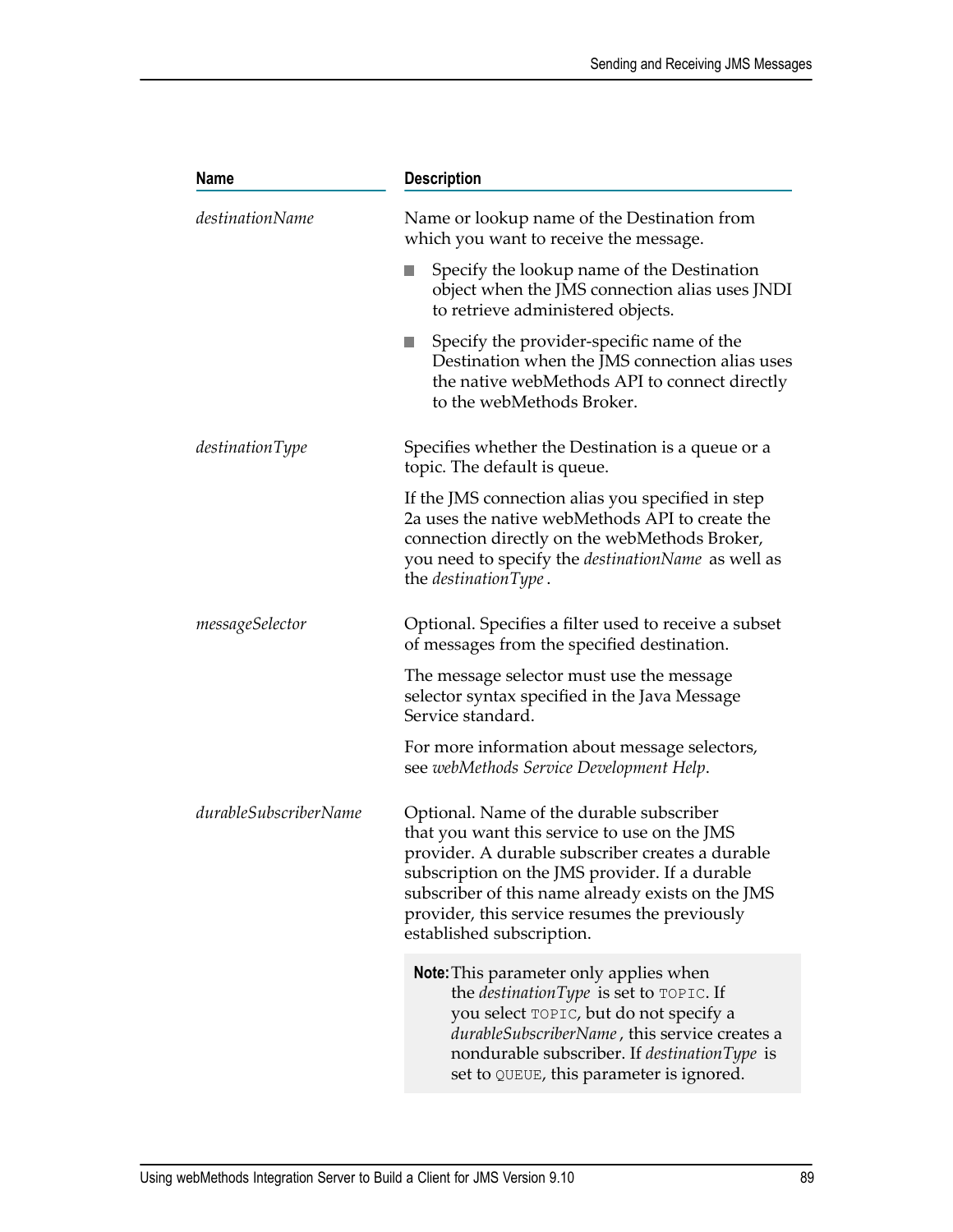| Name | Description |
|---|---|
| *destinationName* | Name or lookup name of the Destination from which you want to receive the message.<br><br>- Specify the lookup name of the Destination object when the JMS connection alias uses JNDI to retrieve administered objects.<br>- Specify the provider-specific name of the Destination when the JMS connection alias uses the native webMethods API to connect directly to the webMethods Broker. |
| *destinationType* | Specifies whether the Destination is a queue or a topic. The default is queue.<br><br>If the JMS connection alias you specified in step 2a uses the native webMethods API to create the connection directly on the webMethods Broker, you need to specify the *destinationName* as well as the *destinationType*. |
| *messageSelector* | Optional. Specifies a filter used to receive a subset of messages from the specified destination.<br><br>The message selector must use the message selector syntax specified in the Java Message Service standard.<br><br>For more information about message selectors, see *webMethods Service Development Help*. |
| *durableSubscriberName* | Optional. Name of the durable subscriber that you want this service to use on the JMS provider. A durable subscriber creates a durable subscription on the JMS provider. If a durable subscriber of this name already exists on the JMS provider, this service resumes the previously established subscription.<br><br>**Note:** This parameter only applies when the *destinationType* is set to `TOPIC`. If you select `TOPIC`, but do not specify a *durableSubscriberName*, this service creates a nondurable subscriber. If *destinationType* is set to `QUEUE`, this parameter is ignored. |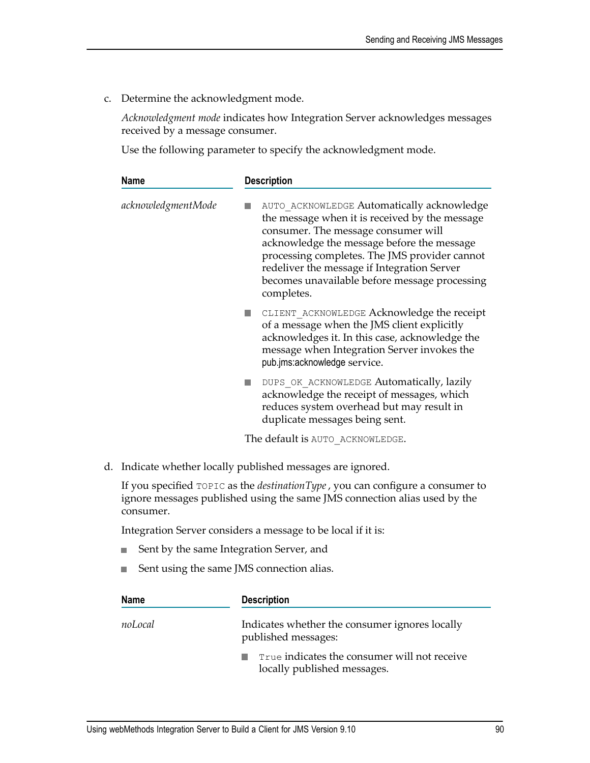c. Determine the acknowledgment mode.

   *Acknowledgment mode* indicates how Integration Server acknowledges messages received by a message consumer.

   Use the following parameter to specify the acknowledgment mode.

| Name | Description |
|---|---|
| *acknowledgmentMode* | ■ `AUTO_ACKNOWLEDGE` Automatically acknowledge the message when it is received by the message consumer. The message consumer will acknowledge the message before the message processing completes. The JMS provider cannot redeliver the message if Integration Server becomes unavailable before message processing completes.<br><br>■ `CLIENT_ACKNOWLEDGE` Acknowledge the receipt of a message when the JMS client explicitly acknowledges it. In this case, acknowledge the message when Integration Server invokes the pub.jms:acknowledge service.<br><br>■ `DUPS_OK_ACKNOWLEDGE` Automatically, lazily acknowledge the receipt of messages, which reduces system overhead but may result in duplicate messages being sent.<br><br>The default is `AUTO_ACKNOWLEDGE`. |

d. Indicate whether locally published messages are ignored.

   If you specified `TOPIC` as the *destinationType* , you can configure a consumer to ignore messages published using the same JMS connection alias used by the consumer.

   Integration Server considers a message to be local if it is:

   - Sent by the same Integration Server, and
   - Sent using the same JMS connection alias.

| Name | Description |
|---|---|
| *noLocal* | Indicates whether the consumer ignores locally published messages:<br><br>■ `True` indicates the consumer will not receive locally published messages. |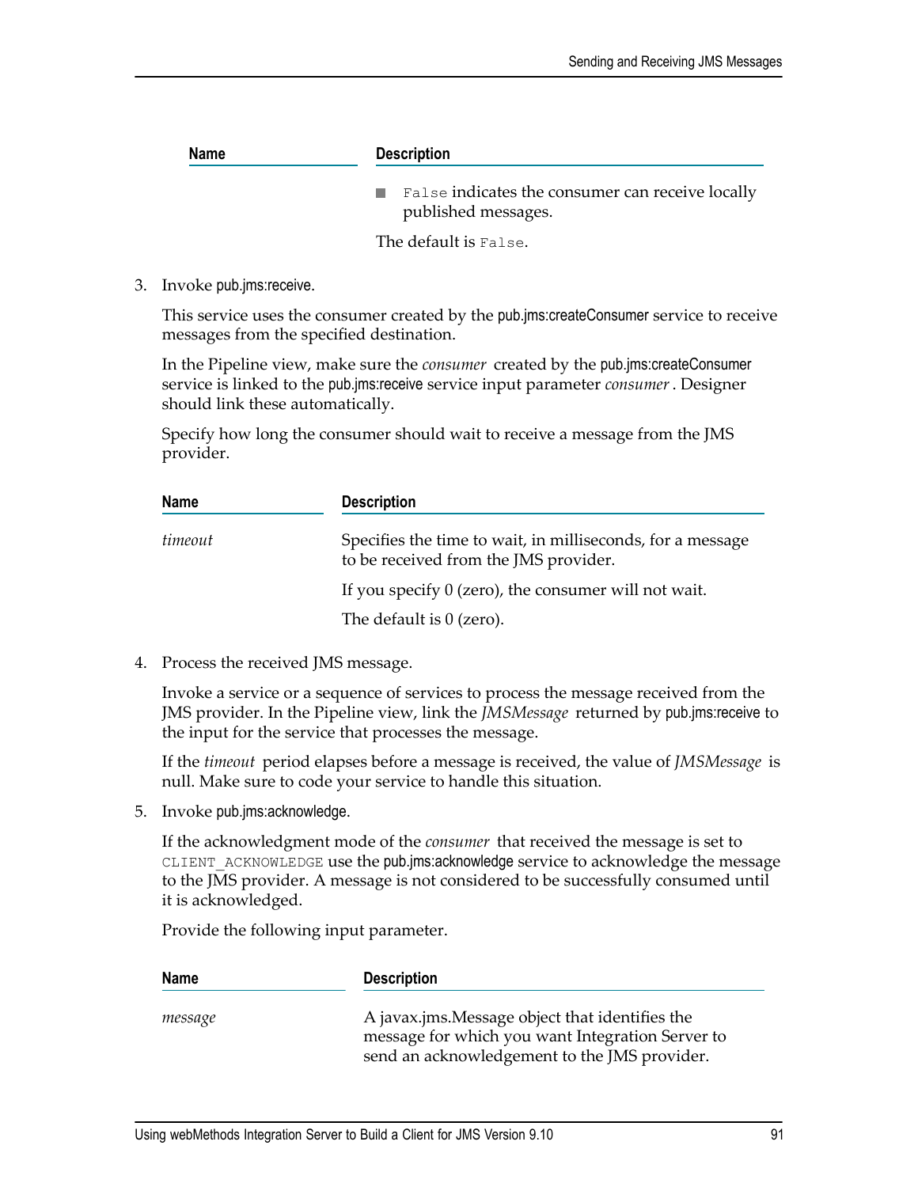| Name | Description |
|---|---|
| | ■ `False` indicates the consumer can receive locally published messages.<br><br>The default is `False`. |

3. Invoke pub.jms:receive.

   This service uses the consumer created by the pub.jms:createConsumer service to receive messages from the specified destination.

   In the Pipeline view, make sure the *consumer* created by the pub.jms:createConsumer service is linked to the pub.jms:receive service input parameter *consumer*. Designer should link these automatically.

   Specify how long the consumer should wait to receive a message from the JMS provider.

   | Name | Description |
   |---|---|
   | *timeout* | Specifies the time to wait, in milliseconds, for a message to be received from the JMS provider.<br><br>If you specify 0 (zero), the consumer will not wait.<br><br>The default is 0 (zero). |

4. Process the received JMS message.

   Invoke a service or a sequence of services to process the message received from the JMS provider. In the Pipeline view, link the *JMSMessage* returned by pub.jms:receive to the input for the service that processes the message.

   If the *timeout* period elapses before a message is received, the value of *JMSMessage* is null. Make sure to code your service to handle this situation.

5. Invoke pub.jms:acknowledge.

   If the acknowledgment mode of the *consumer* that received the message is set to `CLIENT_ACKNOWLEDGE` use the pub.jms:acknowledge service to acknowledge the message to the JMS provider. A message is not considered to be successfully consumed until it is acknowledged.

   Provide the following input parameter.

   | Name | Description |
   |---|---|
   | *message* | A javax.jms.Message object that identifies the message for which you want Integration Server to send an acknowledgement to the JMS provider. |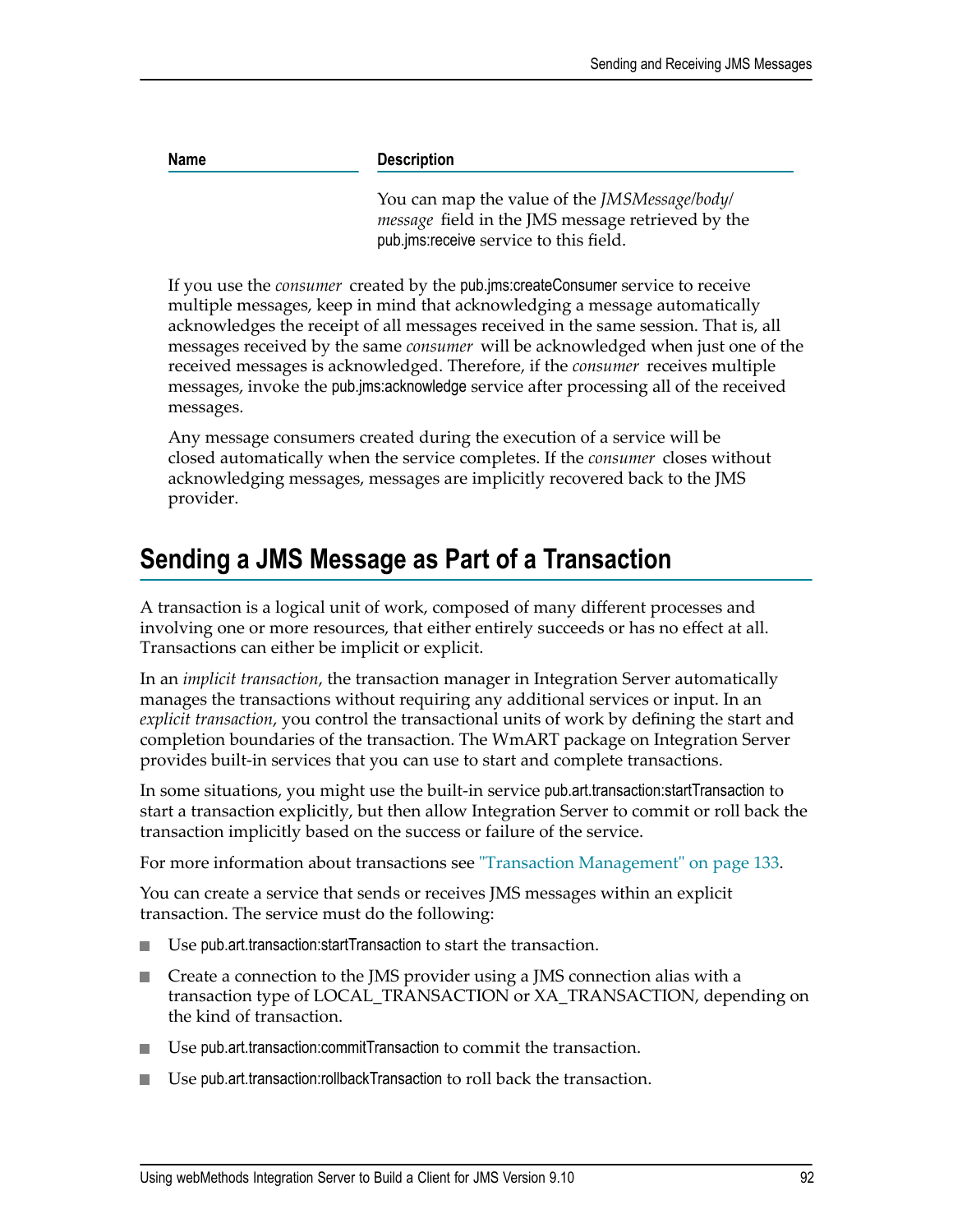| Name | Description |
|---|---|
| | You can map the value of the *JMSMessage/body/message* field in the JMS message retrieved by the pub.jms:receive service to this field. |

If you use the *consumer* created by the pub.jms:createConsumer service to receive multiple messages, keep in mind that acknowledging a message automatically acknowledges the receipt of all messages received in the same session. That is, all messages received by the same *consumer* will be acknowledged when just one of the received messages is acknowledged. Therefore, if the *consumer* receives multiple messages, invoke the pub.jms:acknowledge service after processing all of the received messages.

Any message consumers created during the execution of a service will be closed automatically when the service completes. If the *consumer* closes without acknowledging messages, messages are implicitly recovered back to the JMS provider.

## Sending a JMS Message as Part of a Transaction

A transaction is a logical unit of work, composed of many different processes and involving one or more resources, that either entirely succeeds or has no effect at all. Transactions can either be implicit or explicit.

In an *implicit transaction*, the transaction manager in Integration Server automatically manages the transactions without requiring any additional services or input. In an *explicit transaction*, you control the transactional units of work by defining the start and completion boundaries of the transaction. The WmART package on Integration Server provides built-in services that you can use to start and complete transactions.

In some situations, you might use the built-in service pub.art.transaction:startTransaction to start a transaction explicitly, but then allow Integration Server to commit or roll back the transaction implicitly based on the success or failure of the service.

For more information about transactions see "Transaction Management" on page 133.

You can create a service that sends or receives JMS messages within an explicit transaction. The service must do the following:

- Use pub.art.transaction:startTransaction to start the transaction.
- Create a connection to the JMS provider using a JMS connection alias with a transaction type of LOCAL_TRANSACTION or XA_TRANSACTION, depending on the kind of transaction.
- Use pub.art.transaction:commitTransaction to commit the transaction.
- Use pub.art.transaction:rollbackTransaction to roll back the transaction.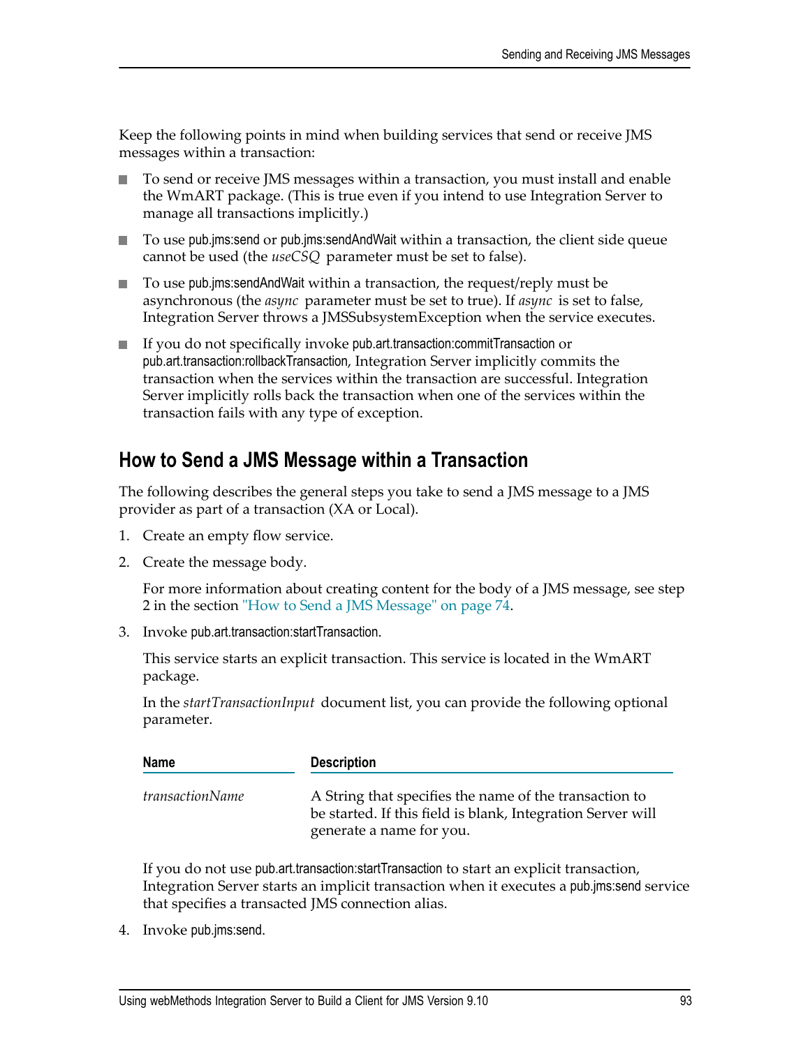Keep the following points in mind when building services that send or receive JMS messages within a transaction:

- To send or receive JMS messages within a transaction, you must install and enable the WmART package. (This is true even if you intend to use Integration Server to manage all transactions implicitly.)
- To use pub.jms:send or pub.jms:sendAndWait within a transaction, the client side queue cannot be used (the *useCSQ* parameter must be set to false).
- To use pub.jms:sendAndWait within a transaction, the request/reply must be asynchronous (the *async* parameter must be set to true). If *async* is set to false, Integration Server throws a JMSSubsystemException when the service executes.
- If you do not specifically invoke pub.art.transaction:commitTransaction or pub.art.transaction:rollbackTransaction, Integration Server implicitly commits the transaction when the services within the transaction are successful. Integration Server implicitly rolls back the transaction when one of the services within the transaction fails with any type of exception.

## How to Send a JMS Message within a Transaction

The following describes the general steps you take to send a JMS message to a JMS provider as part of a transaction (XA or Local).

1. Create an empty flow service.
2. Create the message body.

   For more information about creating content for the body of a JMS message, see step 2 in the section "How to Send a JMS Message" on page 74.

3. Invoke pub.art.transaction:startTransaction.

   This service starts an explicit transaction. This service is located in the WmART package.

   In the *startTransactionInput* document list, you can provide the following optional parameter.

   | Name | Description |
   | --- | --- |
   | *transactionName* | A String that specifies the name of the transaction to be started. If this field is blank, Integration Server will generate a name for you. |

   If you do not use pub.art.transaction:startTransaction to start an explicit transaction, Integration Server starts an implicit transaction when it executes a pub.jms:send service that specifies a transacted JMS connection alias.

4. Invoke pub.jms:send.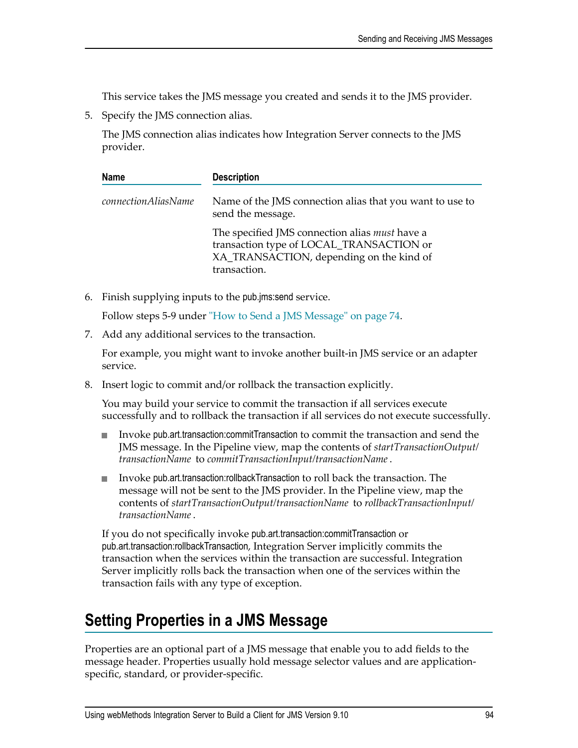This service takes the JMS message you created and sends it to the JMS provider.

5. Specify the JMS connection alias.

   The JMS connection alias indicates how Integration Server connects to the JMS provider.

| Name | Description |
|---|---|
| *connectionAliasName* | Name of the JMS connection alias that you want to use to send the message.<br><br>The specified JMS connection alias *must* have a transaction type of LOCAL_TRANSACTION or XA_TRANSACTION, depending on the kind of transaction. |

6. Finish supplying inputs to the pub.jms:send service.

   Follow steps 5-9 under "How to Send a JMS Message" on page 74.

7. Add any additional services to the transaction.

   For example, you might want to invoke another built-in JMS service or an adapter service.

8. Insert logic to commit and/or rollback the transaction explicitly.

   You may build your service to commit the transaction if all services execute successfully and to rollback the transaction if all services do not execute successfully.

   - Invoke pub.art.transaction:commitTransaction to commit the transaction and send the JMS message. In the Pipeline view, map the contents of *startTransactionOutput/transactionName* to *commitTransactionInput/transactionName*.
   - Invoke pub.art.transaction:rollbackTransaction to roll back the transaction. The message will not be sent to the JMS provider. In the Pipeline view, map the contents of *startTransactionOutput/transactionName* to *rollbackTransactionInput/transactionName*.

   If you do not specifically invoke pub.art.transaction:commitTransaction or pub.art.transaction:rollbackTransaction, Integration Server implicitly commits the transaction when the services within the transaction are successful. Integration Server implicitly rolls back the transaction when one of the services within the transaction fails with any type of exception.

## Setting Properties in a JMS Message

Properties are an optional part of a JMS message that enable you to add fields to the message header. Properties usually hold message selector values and are application-specific, standard, or provider-specific.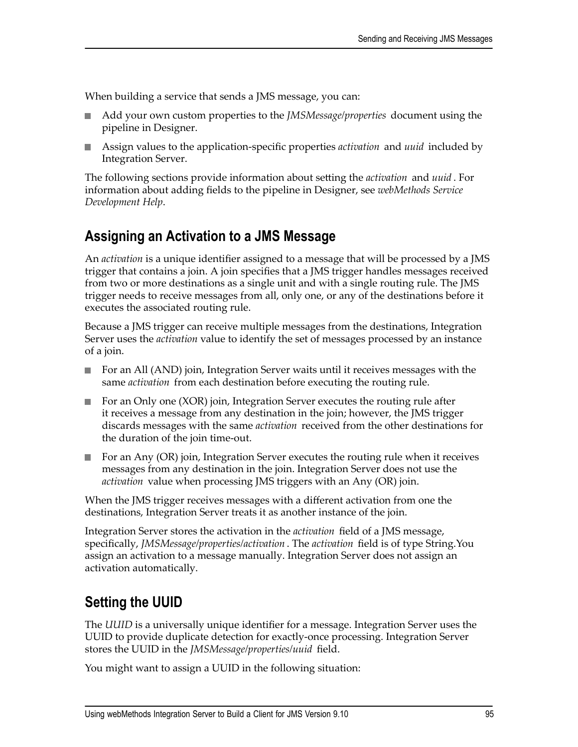When building a service that sends a JMS message, you can:

- Add your own custom properties to the *JMSMessage/properties* document using the pipeline in Designer.
- Assign values to the application-specific properties *activation* and *uuid* included by Integration Server.

The following sections provide information about setting the *activation* and *uuid*. For information about adding fields to the pipeline in Designer, see *webMethods Service Development Help*.

## Assigning an Activation to a JMS Message

An *activation* is a unique identifier assigned to a message that will be processed by a JMS trigger that contains a join. A join specifies that a JMS trigger handles messages received from two or more destinations as a single unit and with a single routing rule. The JMS trigger needs to receive messages from all, only one, or any of the destinations before it executes the associated routing rule.

Because a JMS trigger can receive multiple messages from the destinations, Integration Server uses the *activation* value to identify the set of messages processed by an instance of a join.

- For an All (AND) join, Integration Server waits until it receives messages with the same *activation* from each destination before executing the routing rule.
- For an Only one (XOR) join, Integration Server executes the routing rule after it receives a message from any destination in the join; however, the JMS trigger discards messages with the same *activation* received from the other destinations for the duration of the join time-out.
- For an Any (OR) join, Integration Server executes the routing rule when it receives messages from any destination in the join. Integration Server does not use the *activation* value when processing JMS triggers with an Any (OR) join.

When the JMS trigger receives messages with a different activation from one the destinations, Integration Server treats it as another instance of the join.

Integration Server stores the activation in the *activation* field of a JMS message, specifically, *JMSMessage/properties/activation*. The *activation* field is of type String.You assign an activation to a message manually. Integration Server does not assign an activation automatically.

## Setting the UUID

The *UUID* is a universally unique identifier for a message. Integration Server uses the UUID to provide duplicate detection for exactly-once processing. Integration Server stores the UUID in the *JMSMessage/properties/uuid* field.

You might want to assign a UUID in the following situation: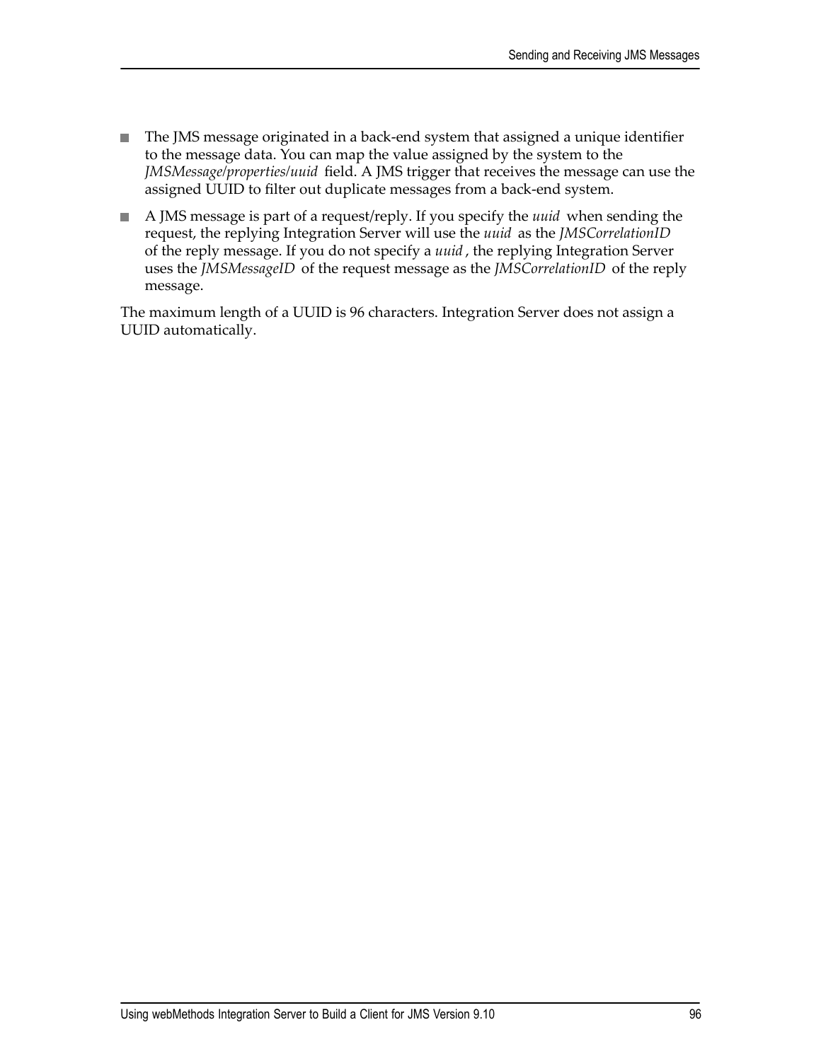- The JMS message originated in a back-end system that assigned a unique identifier to the message data. You can map the value assigned by the system to the *JMSMessage/properties/uuid* field. A JMS trigger that receives the message can use the assigned UUID to filter out duplicate messages from a back-end system.
- A JMS message is part of a request/reply. If you specify the *uuid* when sending the request, the replying Integration Server will use the *uuid* as the *JMSCorrelationID* of the reply message. If you do not specify a *uuid*, the replying Integration Server uses the *JMSMessageID* of the request message as the *JMSCorrelationID* of the reply message.

The maximum length of a UUID is 96 characters. Integration Server does not assign a UUID automatically.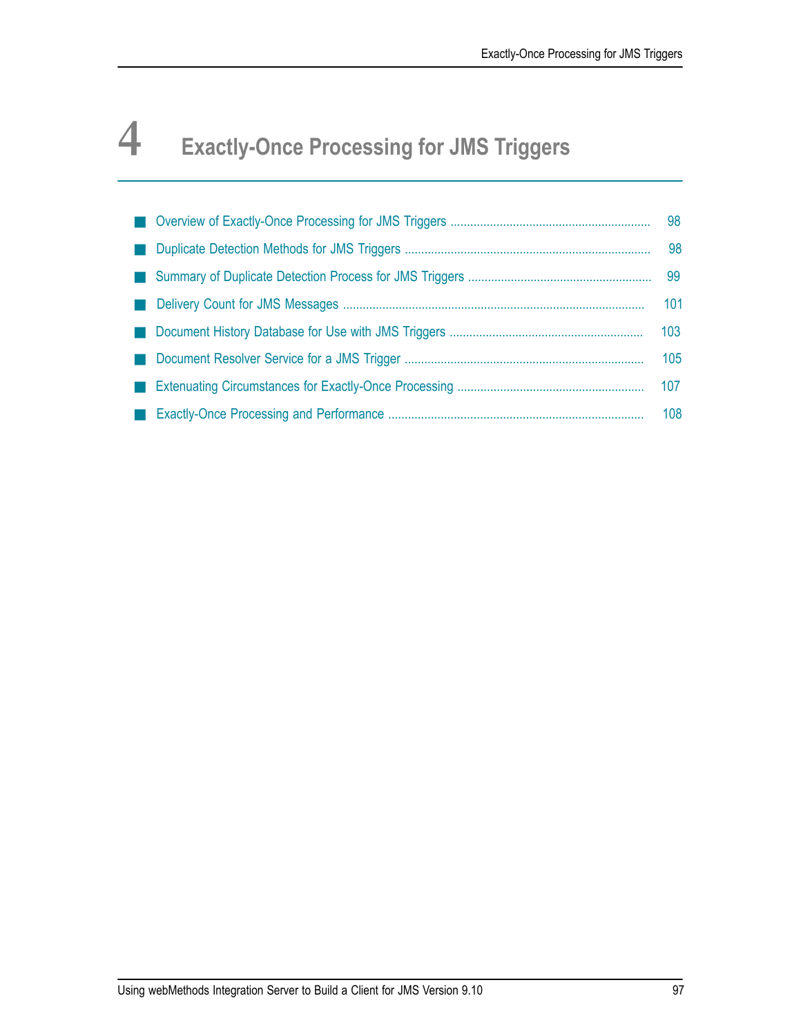# 4 Exactly-Once Processing for JMS Triggers

- Overview of Exactly-Once Processing for JMS Triggers ............ 98
- Duplicate Detection Methods for JMS Triggers ............ 98
- Summary of Duplicate Detection Process for JMS Triggers ............ 99
- Delivery Count for JMS Messages ............ 101
- Document History Database for Use with JMS Triggers ............ 103
- Document Resolver Service for a JMS Trigger ............ 105
- Extenuating Circumstances for Exactly-Once Processing ............ 107
- Exactly-Once Processing and Performance ............ 108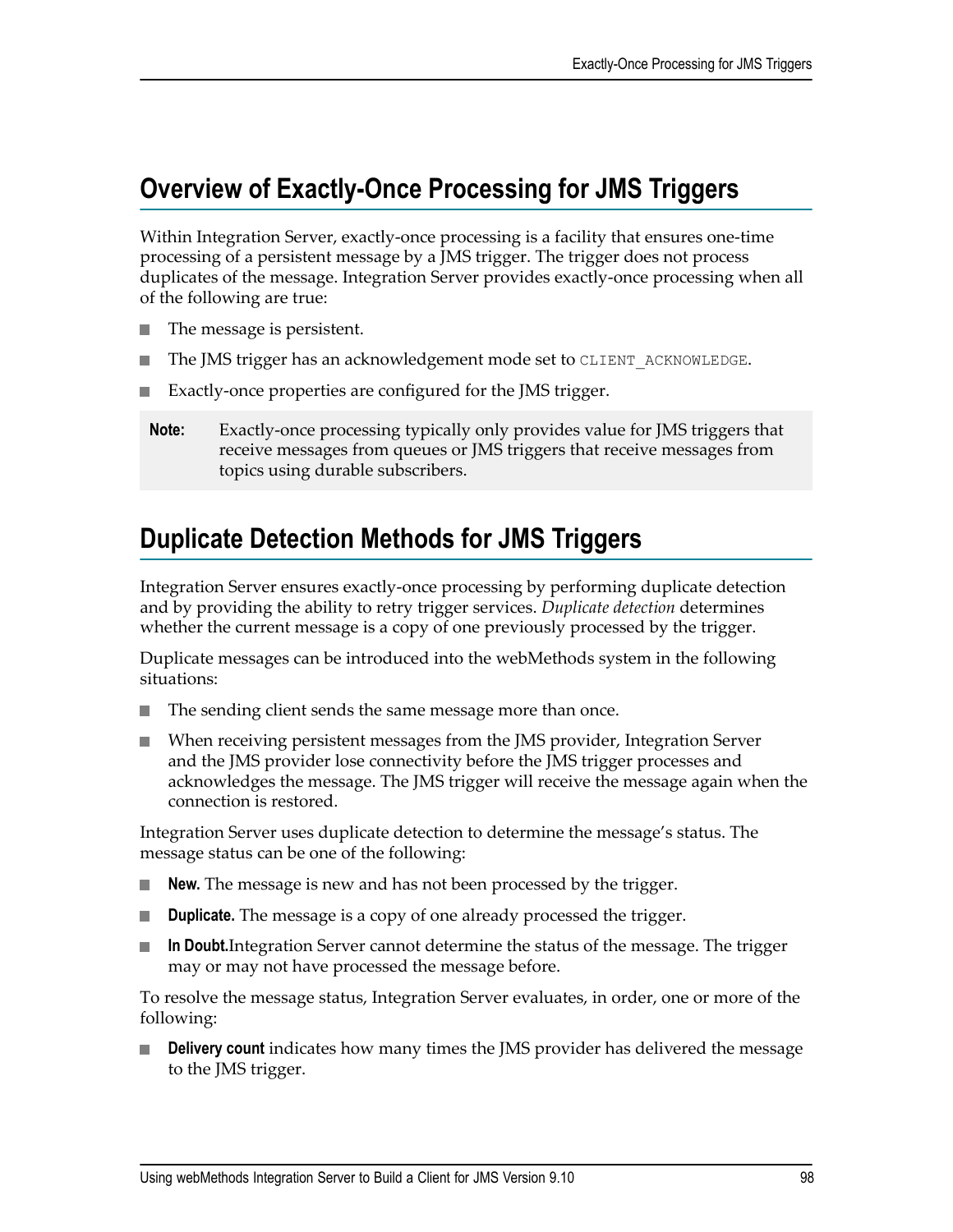## Overview of Exactly-Once Processing for JMS Triggers

Within Integration Server, exactly-once processing is a facility that ensures one-time processing of a persistent message by a JMS trigger. The trigger does not process duplicates of the message. Integration Server provides exactly-once processing when all of the following are true:

- The message is persistent.
- The JMS trigger has an acknowledgement mode set to `CLIENT_ACKNOWLEDGE`.
- Exactly-once properties are configured for the JMS trigger.

**Note:** Exactly-once processing typically only provides value for JMS triggers that receive messages from queues or JMS triggers that receive messages from topics using durable subscribers.

## Duplicate Detection Methods for JMS Triggers

Integration Server ensures exactly-once processing by performing duplicate detection and by providing the ability to retry trigger services. *Duplicate detection* determines whether the current message is a copy of one previously processed by the trigger.

Duplicate messages can be introduced into the webMethods system in the following situations:

- The sending client sends the same message more than once.
- When receiving persistent messages from the JMS provider, Integration Server and the JMS provider lose connectivity before the JMS trigger processes and acknowledges the message. The JMS trigger will receive the message again when the connection is restored.

Integration Server uses duplicate detection to determine the message's status. The message status can be one of the following:

- **New.** The message is new and has not been processed by the trigger.
- **Duplicate.** The message is a copy of one already processed the trigger.
- **In Doubt.**Integration Server cannot determine the status of the message. The trigger may or may not have processed the message before.

To resolve the message status, Integration Server evaluates, in order, one or more of the following:

- **Delivery count** indicates how many times the JMS provider has delivered the message to the JMS trigger.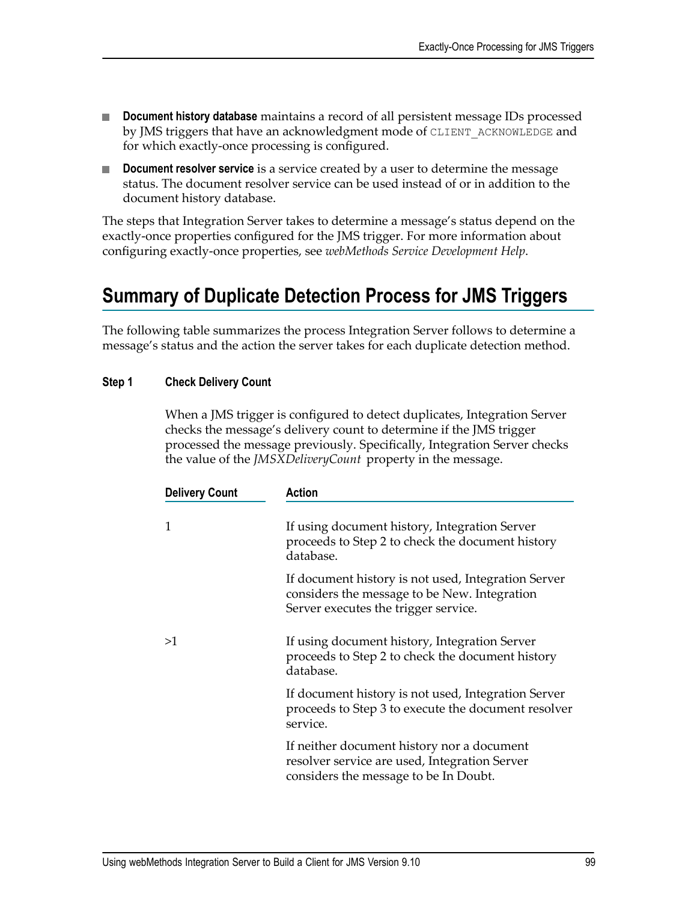- **Document history database** maintains a record of all persistent message IDs processed by JMS triggers that have an acknowledgment mode of `CLIENT_ACKNOWLEDGE` and for which exactly-once processing is configured.
- **Document resolver service** is a service created by a user to determine the message status. The document resolver service can be used instead of or in addition to the document history database.

The steps that Integration Server takes to determine a message's status depend on the exactly-once properties configured for the JMS trigger. For more information about configuring exactly-once properties, see *webMethods Service Development Help*.

## Summary of Duplicate Detection Process for JMS Triggers

The following table summarizes the process Integration Server follows to determine a message's status and the action the server takes for each duplicate detection method.

**Step 1 Check Delivery Count**

When a JMS trigger is configured to detect duplicates, Integration Server checks the message's delivery count to determine if the JMS trigger processed the message previously. Specifically, Integration Server checks the value of the *JMSXDeliveryCount* property in the message.

| Delivery Count | Action |
|---|---|
| 1 | If using document history, Integration Server proceeds to Step 2 to check the document history database.<br><br>If document history is not used, Integration Server considers the message to be New. Integration Server executes the trigger service. |
| >1 | If using document history, Integration Server proceeds to Step 2 to check the document history database.<br><br>If document history is not used, Integration Server proceeds to Step 3 to execute the document resolver service.<br><br>If neither document history nor a document resolver service are used, Integration Server considers the message to be In Doubt. |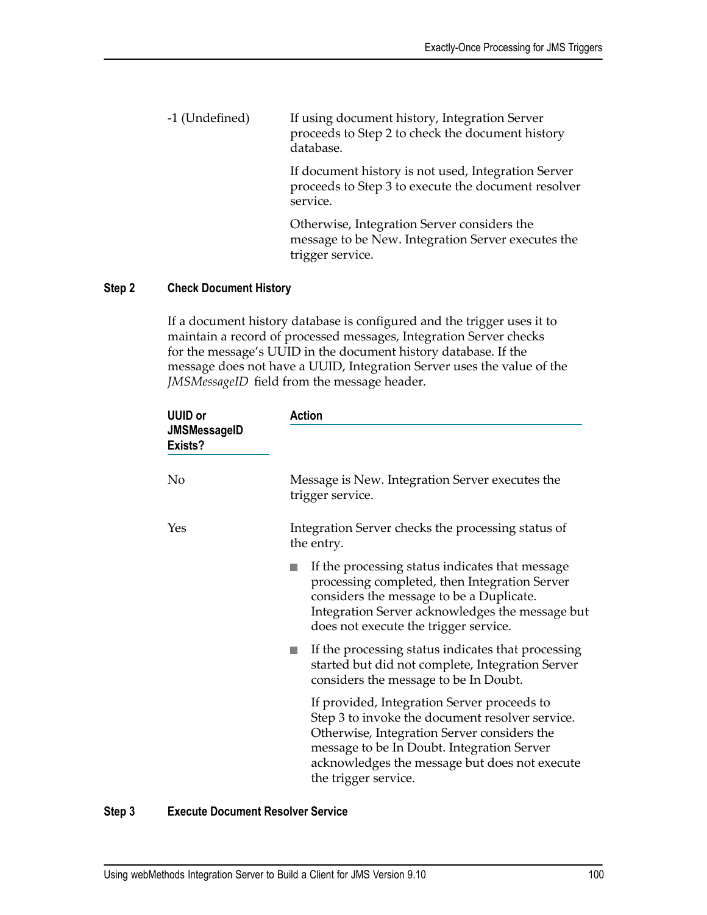| | |
|---|---|
| -1 (Undefined) | If using document history, Integration Server proceeds to Step 2 to check the document history database.<br><br>If document history is not used, Integration Server proceeds to Step 3 to execute the document resolver service.<br><br>Otherwise, Integration Server considers the message to be New. Integration Server executes the trigger service. |

### Step 2 Check Document History

If a document history database is configured and the trigger uses it to maintain a record of processed messages, Integration Server checks for the message's UUID in the document history database. If the message does not have a UUID, Integration Server uses the value of the *JMSMessageID* field from the message header.

| UUID or JMSMessageID Exists? | Action |
|---|---|
| No | Message is New. Integration Server executes the trigger service. |
| Yes | Integration Server checks the processing status of the entry.<br><br>■ If the processing status indicates that message processing completed, then Integration Server considers the message to be a Duplicate. Integration Server acknowledges the message but does not execute the trigger service.<br><br>■ If the processing status indicates that processing started but did not complete, Integration Server considers the message to be In Doubt.<br><br>If provided, Integration Server proceeds to Step 3 to invoke the document resolver service. Otherwise, Integration Server considers the message to be In Doubt. Integration Server acknowledges the message but does not execute the trigger service. |

### Step 3 Execute Document Resolver Service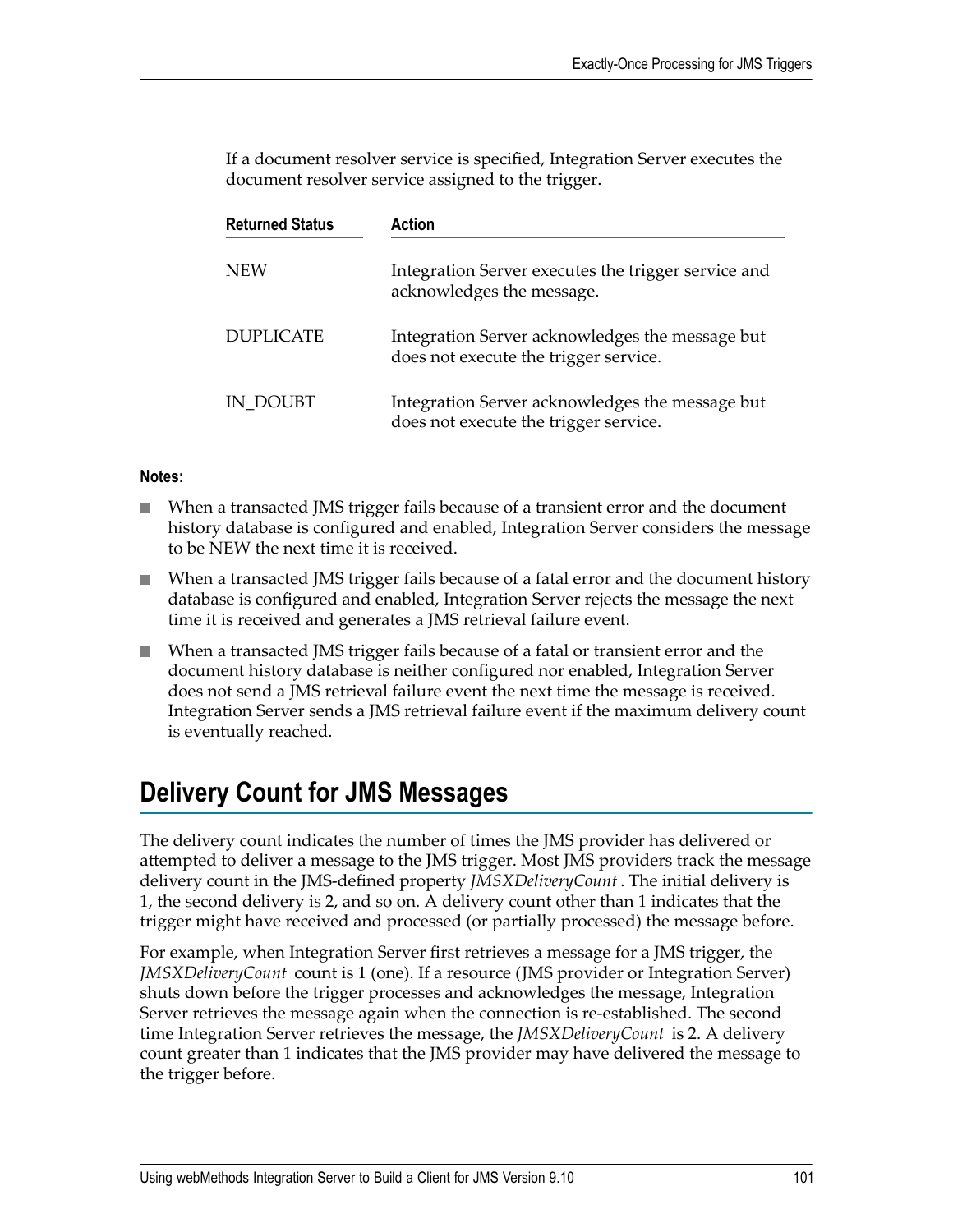If a document resolver service is specified, Integration Server executes the document resolver service assigned to the trigger.

| Returned Status | Action |
| --- | --- |
| NEW | Integration Server executes the trigger service and acknowledges the message. |
| DUPLICATE | Integration Server acknowledges the message but does not execute the trigger service. |
| IN_DOUBT | Integration Server acknowledges the message but does not execute the trigger service. |

**Notes:**

- When a transacted JMS trigger fails because of a transient error and the document history database is configured and enabled, Integration Server considers the message to be NEW the next time it is received.
- When a transacted JMS trigger fails because of a fatal error and the document history database is configured and enabled, Integration Server rejects the message the next time it is received and generates a JMS retrieval failure event.
- When a transacted JMS trigger fails because of a fatal or transient error and the document history database is neither configured nor enabled, Integration Server does not send a JMS retrieval failure event the next time the message is received. Integration Server sends a JMS retrieval failure event if the maximum delivery count is eventually reached.

## Delivery Count for JMS Messages

The delivery count indicates the number of times the JMS provider has delivered or attempted to deliver a message to the JMS trigger. Most JMS providers track the message delivery count in the JMS-defined property *JMSXDeliveryCount*. The initial delivery is 1, the second delivery is 2, and so on. A delivery count other than 1 indicates that the trigger might have received and processed (or partially processed) the message before.

For example, when Integration Server first retrieves a message for a JMS trigger, the *JMSXDeliveryCount* count is 1 (one). If a resource (JMS provider or Integration Server) shuts down before the trigger processes and acknowledges the message, Integration Server retrieves the message again when the connection is re-established. The second time Integration Server retrieves the message, the *JMSXDeliveryCount* is 2. A delivery count greater than 1 indicates that the JMS provider may have delivered the message to the trigger before.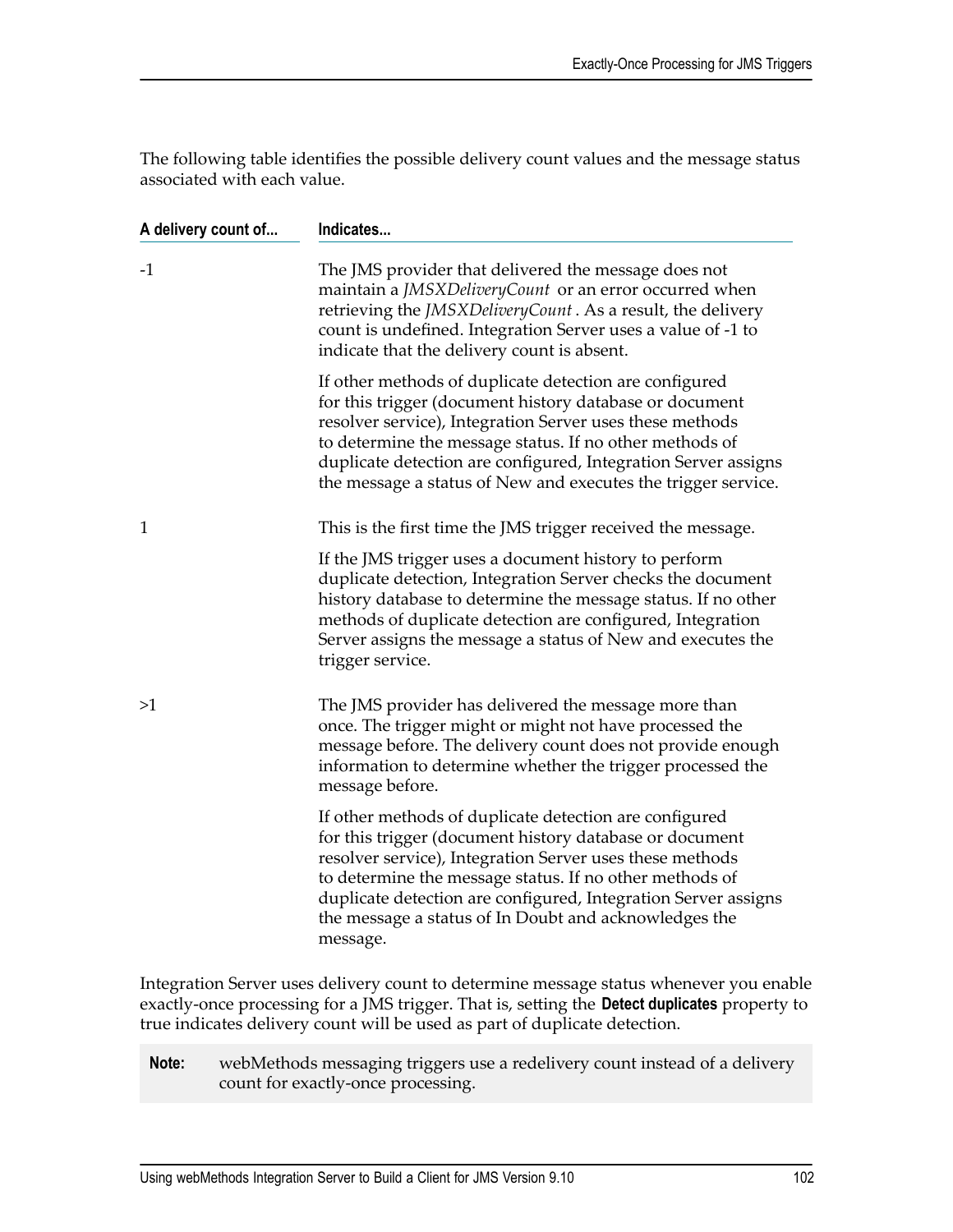The following table identifies the possible delivery count values and the message status associated with each value.

| A delivery count of... | Indicates... |
| --- | --- |
| -1 | The JMS provider that delivered the message does not maintain a *JMSXDeliveryCount* or an error occurred when retrieving the *JMSXDeliveryCount*. As a result, the delivery count is undefined. Integration Server uses a value of -1 to indicate that the delivery count is absent.<br><br>If other methods of duplicate detection are configured for this trigger (document history database or document resolver service), Integration Server uses these methods to determine the message status. If no other methods of duplicate detection are configured, Integration Server assigns the message a status of New and executes the trigger service. |
| 1 | This is the first time the JMS trigger received the message.<br><br>If the JMS trigger uses a document history to perform duplicate detection, Integration Server checks the document history database to determine the message status. If no other methods of duplicate detection are configured, Integration Server assigns the message a status of New and executes the trigger service. |
| >1 | The JMS provider has delivered the message more than once. The trigger might or might not have processed the message before. The delivery count does not provide enough information to determine whether the trigger processed the message before.<br><br>If other methods of duplicate detection are configured for this trigger (document history database or document resolver service), Integration Server uses these methods to determine the message status. If no other methods of duplicate detection are configured, Integration Server assigns the message a status of In Doubt and acknowledges the message. |

Integration Server uses delivery count to determine message status whenever you enable exactly-once processing for a JMS trigger. That is, setting the **Detect duplicates** property to true indicates delivery count will be used as part of duplicate detection.

> **Note:** webMethods messaging triggers use a redelivery count instead of a delivery count for exactly-once processing.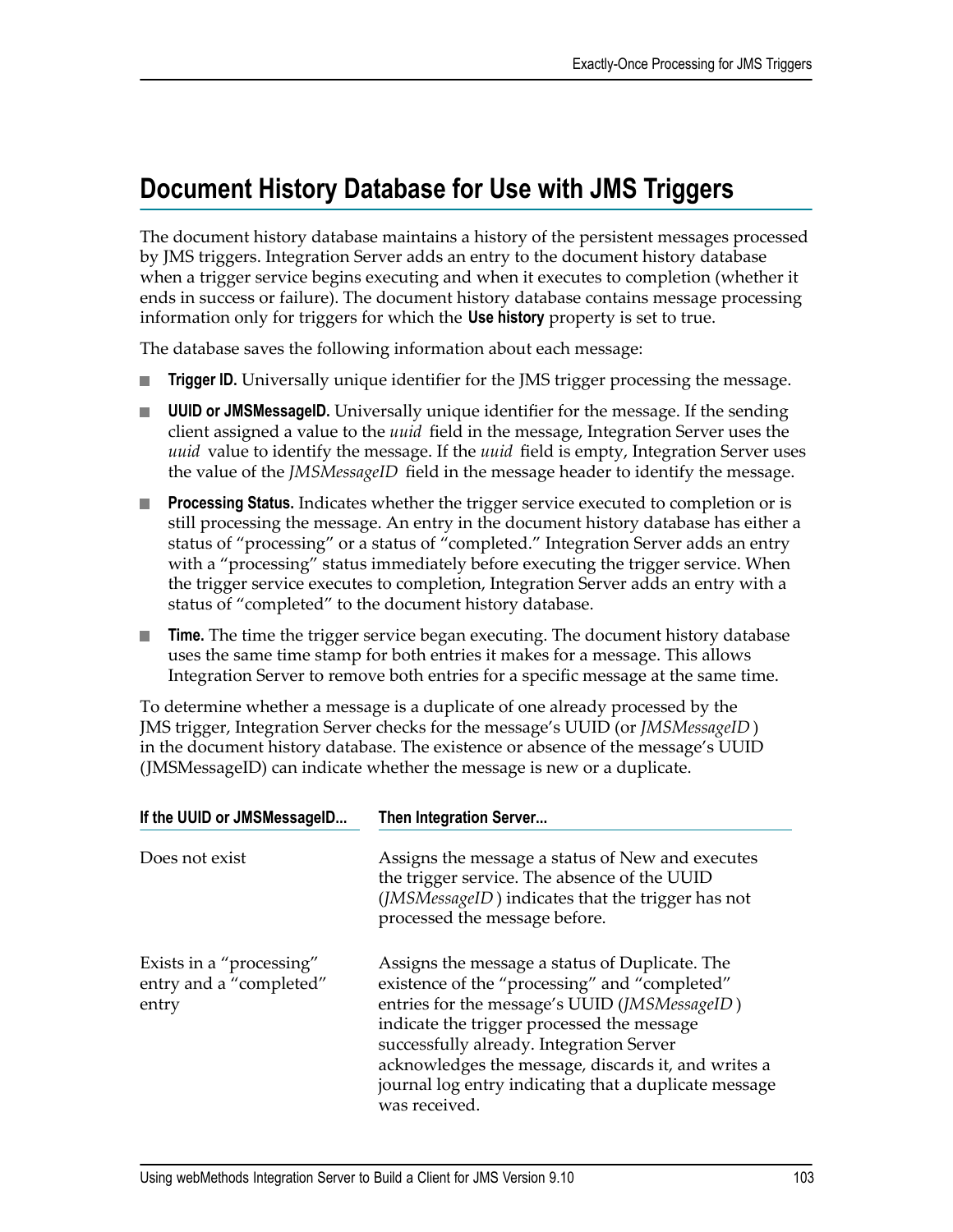# Document History Database for Use with JMS Triggers

The document history database maintains a history of the persistent messages processed by JMS triggers. Integration Server adds an entry to the document history database when a trigger service begins executing and when it executes to completion (whether it ends in success or failure). The document history database contains message processing information only for triggers for which the **Use history** property is set to true.

The database saves the following information about each message:

- **Trigger ID.** Universally unique identifier for the JMS trigger processing the message.
- **UUID or JMSMessageID.** Universally unique identifier for the message. If the sending client assigned a value to the *uuid* field in the message, Integration Server uses the *uuid* value to identify the message. If the *uuid* field is empty, Integration Server uses the value of the *JMSMessageID* field in the message header to identify the message.
- **Processing Status.** Indicates whether the trigger service executed to completion or is still processing the message. An entry in the document history database has either a status of "processing" or a status of "completed." Integration Server adds an entry with a "processing" status immediately before executing the trigger service. When the trigger service executes to completion, Integration Server adds an entry with a status of "completed" to the document history database.
- **Time.** The time the trigger service began executing. The document history database uses the same time stamp for both entries it makes for a message. This allows Integration Server to remove both entries for a specific message at the same time.

To determine whether a message is a duplicate of one already processed by the JMS trigger, Integration Server checks for the message's UUID (or *JMSMessageID*) in the document history database. The existence or absence of the message's UUID (JMSMessageID) can indicate whether the message is new or a duplicate.

| If the UUID or JMSMessageID... | Then Integration Server... |
|---|---|
| Does not exist | Assigns the message a status of New and executes the trigger service. The absence of the UUID (*JMSMessageID*) indicates that the trigger has not processed the message before. |
| Exists in a "processing" entry and a "completed" entry | Assigns the message a status of Duplicate. The existence of the "processing" and "completed" entries for the message's UUID (*JMSMessageID*) indicate the trigger processed the message successfully already. Integration Server acknowledges the message, discards it, and writes a journal log entry indicating that a duplicate message was received. |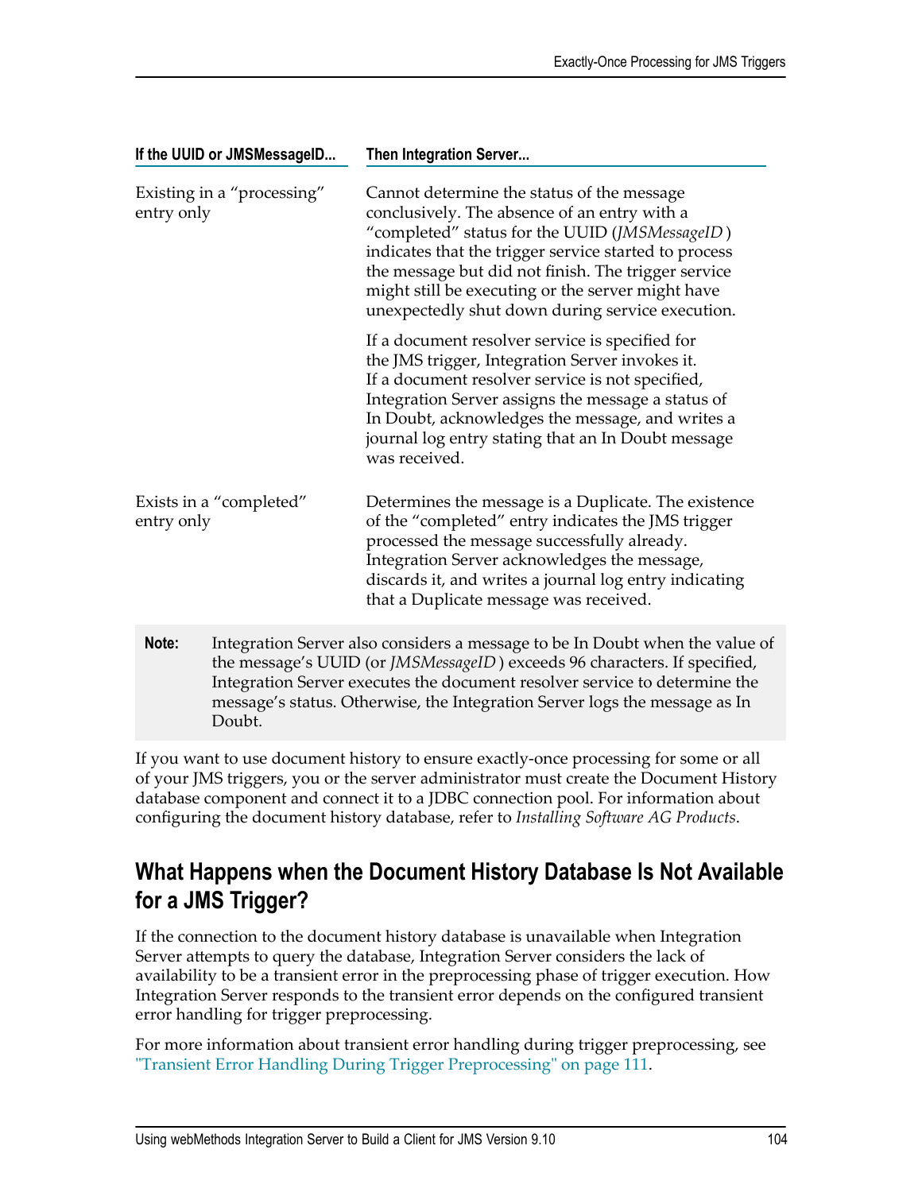| If the UUID or JMSMessageID... | Then Integration Server... |
| --- | --- |
| Existing in a “processing” entry only | Cannot determine the status of the message conclusively. The absence of an entry with a “completed” status for the UUID (*JMSMessageID* ) indicates that the trigger service started to process the message but did not finish. The trigger service might still be executing or the server might have unexpectedly shut down during service execution.<br><br>If a document resolver service is specified for the JMS trigger, Integration Server invokes it. If a document resolver service is not specified, Integration Server assigns the message a status of In Doubt, acknowledges the message, and writes a journal log entry stating that an In Doubt message was received. |
| Exists in a “completed” entry only | Determines the message is a Duplicate. The existence of the “completed” entry indicates the JMS trigger processed the message successfully already. Integration Server acknowledges the message, discards it, and writes a journal log entry indicating that a Duplicate message was received. |

**Note:** Integration Server also considers a message to be In Doubt when the value of the message’s UUID (or *JMSMessageID* ) exceeds 96 characters. If specified, Integration Server executes the document resolver service to determine the message’s status. Otherwise, the Integration Server logs the message as In Doubt.

If you want to use document history to ensure exactly-once processing for some or all of your JMS triggers, you or the server administrator must create the Document History database component and connect it to a JDBC connection pool. For information about configuring the document history database, refer to *Installing Software AG Products*.

## What Happens when the Document History Database Is Not Available for a JMS Trigger?

If the connection to the document history database is unavailable when Integration Server attempts to query the database, Integration Server considers the lack of availability to be a transient error in the preprocessing phase of trigger execution. How Integration Server responds to the transient error depends on the configured transient error handling for trigger preprocessing.

For more information about transient error handling during trigger preprocessing, see "Transient Error Handling During Trigger Preprocessing" on page 111.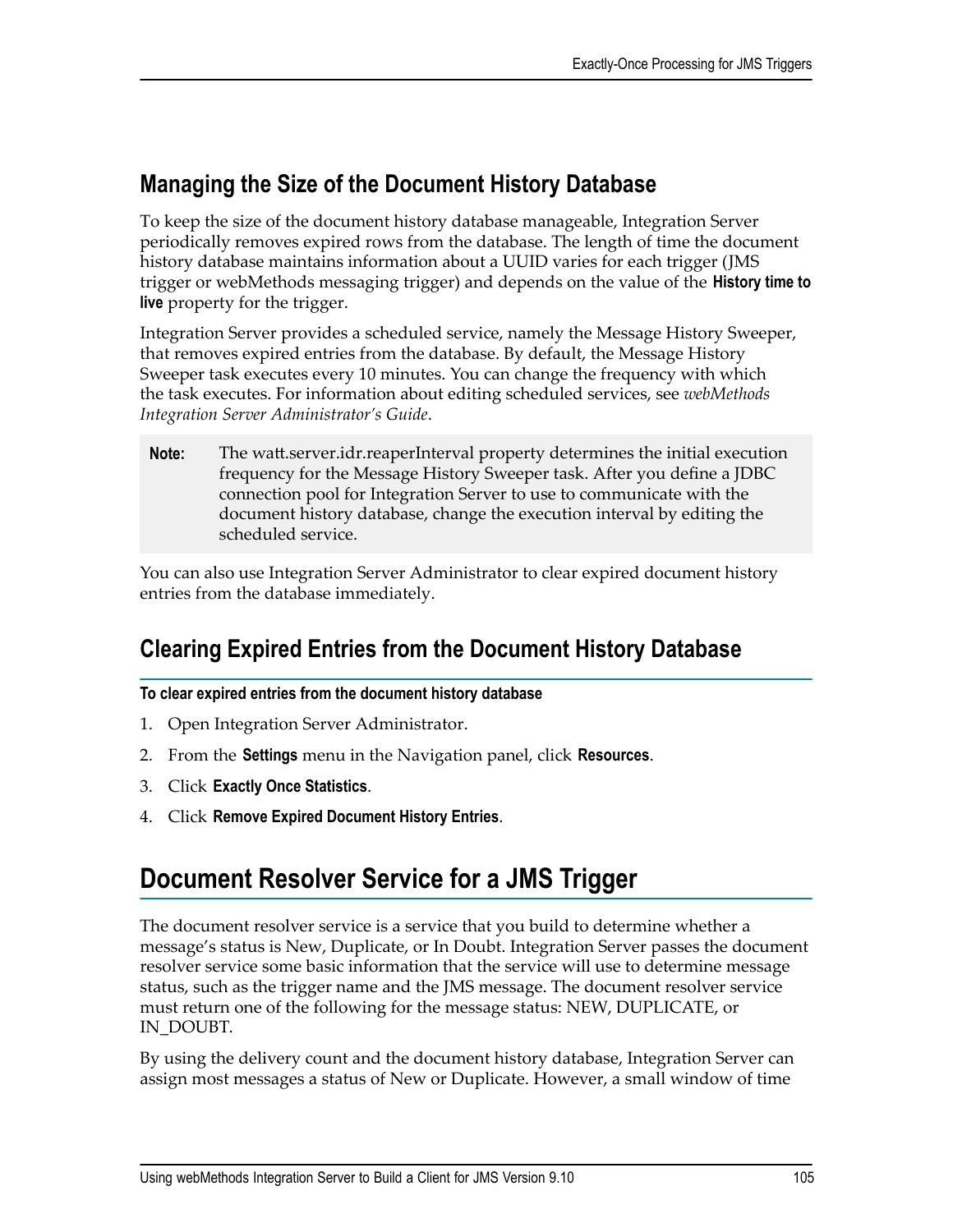## Managing the Size of the Document History Database

To keep the size of the document history database manageable, Integration Server periodically removes expired rows from the database. The length of time the document history database maintains information about a UUID varies for each trigger (JMS trigger or webMethods messaging trigger) and depends on the value of the **History time to live** property for the trigger.

Integration Server provides a scheduled service, namely the Message History Sweeper, that removes expired entries from the database. By default, the Message History Sweeper task executes every 10 minutes. You can change the frequency with which the task executes. For information about editing scheduled services, see *webMethods Integration Server Administrator's Guide*.

> **Note:** The watt.server.idr.reaperInterval property determines the initial execution frequency for the Message History Sweeper task. After you define a JDBC connection pool for Integration Server to use to communicate with the document history database, change the execution interval by editing the scheduled service.

You can also use Integration Server Administrator to clear expired document history entries from the database immediately.

## Clearing Expired Entries from the Document History Database

**To clear expired entries from the document history database**

1. Open Integration Server Administrator.
2. From the **Settings** menu in the Navigation panel, click **Resources**.
3. Click **Exactly Once Statistics**.
4. Click **Remove Expired Document History Entries**.

# Document Resolver Service for a JMS Trigger

The document resolver service is a service that you build to determine whether a message's status is New, Duplicate, or In Doubt. Integration Server passes the document resolver service some basic information that the service will use to determine message status, such as the trigger name and the JMS message. The document resolver service must return one of the following for the message status: NEW, DUPLICATE, or IN_DOUBT.

By using the delivery count and the document history database, Integration Server can assign most messages a status of New or Duplicate. However, a small window of time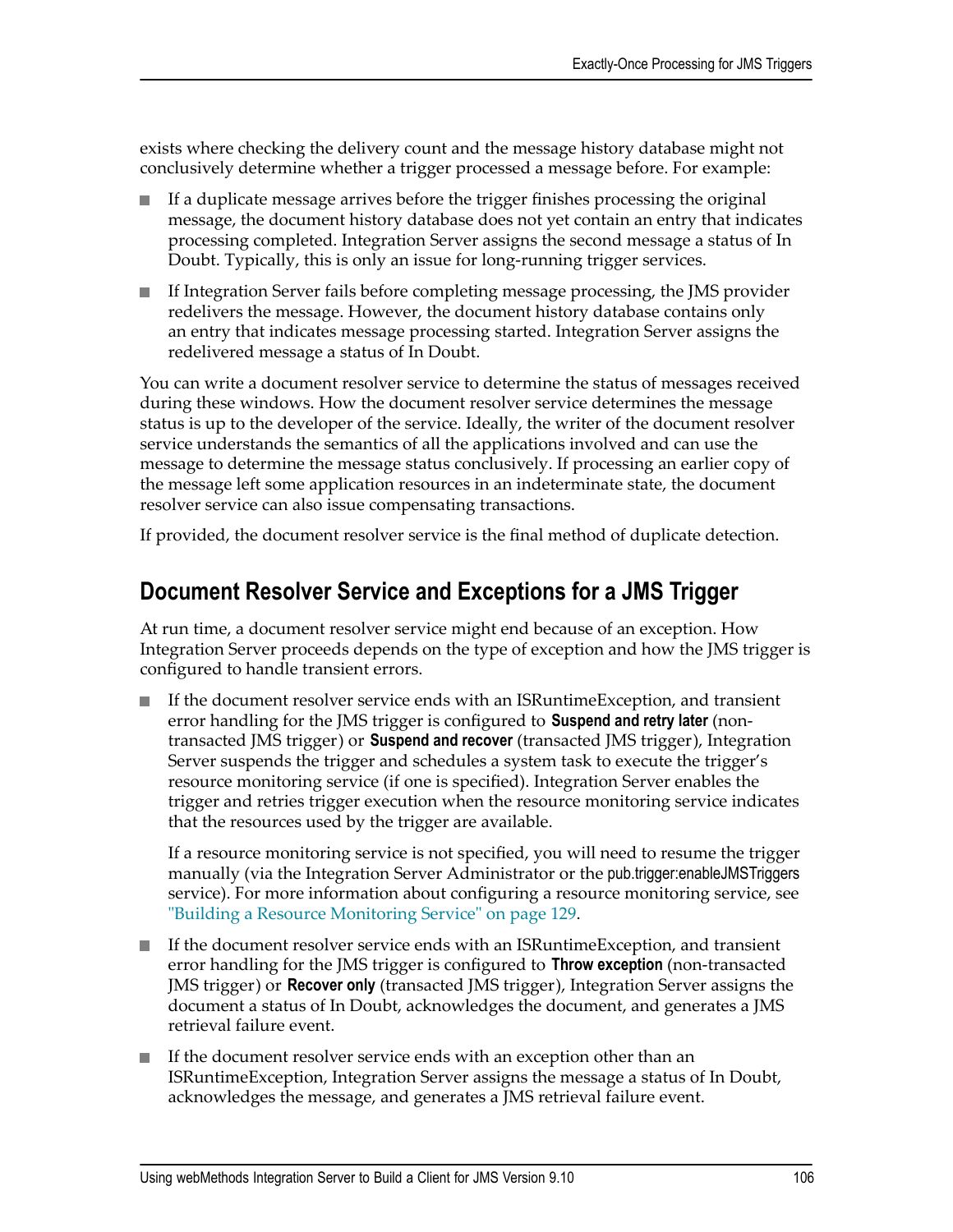exists where checking the delivery count and the message history database might not conclusively determine whether a trigger processed a message before. For example:

- If a duplicate message arrives before the trigger finishes processing the original message, the document history database does not yet contain an entry that indicates processing completed. Integration Server assigns the second message a status of In Doubt. Typically, this is only an issue for long-running trigger services.
- If Integration Server fails before completing message processing, the JMS provider redelivers the message. However, the document history database contains only an entry that indicates message processing started. Integration Server assigns the redelivered message a status of In Doubt.

You can write a document resolver service to determine the status of messages received during these windows. How the document resolver service determines the message status is up to the developer of the service. Ideally, the writer of the document resolver service understands the semantics of all the applications involved and can use the message to determine the message status conclusively. If processing an earlier copy of the message left some application resources in an indeterminate state, the document resolver service can also issue compensating transactions.

If provided, the document resolver service is the final method of duplicate detection.

## Document Resolver Service and Exceptions for a JMS Trigger

At run time, a document resolver service might end because of an exception. How Integration Server proceeds depends on the type of exception and how the JMS trigger is configured to handle transient errors.

- If the document resolver service ends with an ISRuntimeException, and transient error handling for the JMS trigger is configured to **Suspend and retry later** (non-transacted JMS trigger) or **Suspend and recover** (transacted JMS trigger), Integration Server suspends the trigger and schedules a system task to execute the trigger's resource monitoring service (if one is specified). Integration Server enables the trigger and retries trigger execution when the resource monitoring service indicates that the resources used by the trigger are available.

  If a resource monitoring service is not specified, you will need to resume the trigger manually (via the Integration Server Administrator or the pub.trigger:enableJMSTriggers service). For more information about configuring a resource monitoring service, see "Building a Resource Monitoring Service" on page 129.

- If the document resolver service ends with an ISRuntimeException, and transient error handling for the JMS trigger is configured to **Throw exception** (non-transacted JMS trigger) or **Recover only** (transacted JMS trigger), Integration Server assigns the document a status of In Doubt, acknowledges the document, and generates a JMS retrieval failure event.
- If the document resolver service ends with an exception other than an ISRuntimeException, Integration Server assigns the message a status of In Doubt, acknowledges the message, and generates a JMS retrieval failure event.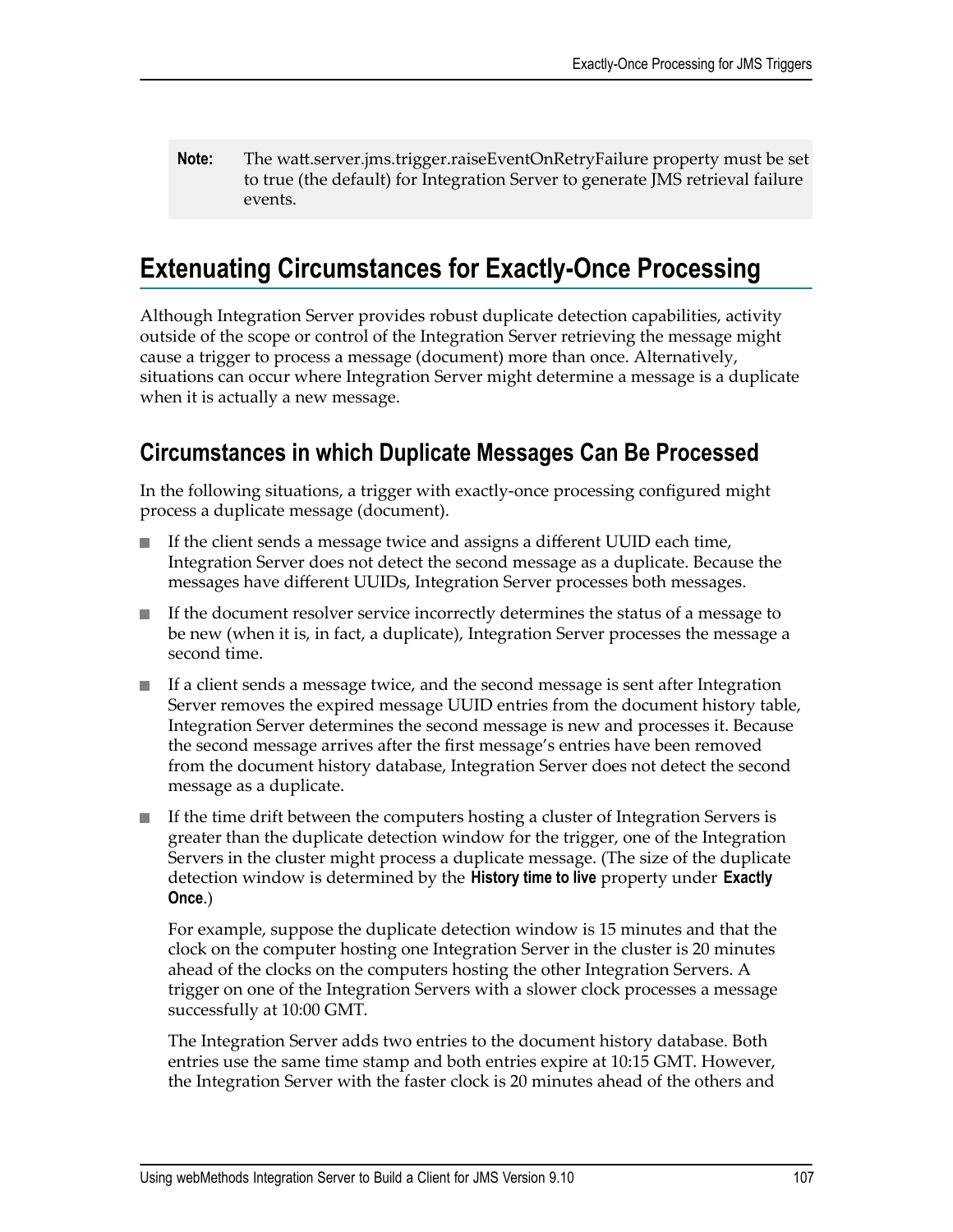**Note:** The watt.server.jms.trigger.raiseEventOnRetryFailure property must be set to true (the default) for Integration Server to generate JMS retrieval failure events.

# Extenuating Circumstances for Exactly-Once Processing

Although Integration Server provides robust duplicate detection capabilities, activity outside of the scope or control of the Integration Server retrieving the message might cause a trigger to process a message (document) more than once. Alternatively, situations can occur where Integration Server might determine a message is a duplicate when it is actually a new message.

## Circumstances in which Duplicate Messages Can Be Processed

In the following situations, a trigger with exactly-once processing configured might process a duplicate message (document).

- If the client sends a message twice and assigns a different UUID each time, Integration Server does not detect the second message as a duplicate. Because the messages have different UUIDs, Integration Server processes both messages.
- If the document resolver service incorrectly determines the status of a message to be new (when it is, in fact, a duplicate), Integration Server processes the message a second time.
- If a client sends a message twice, and the second message is sent after Integration Server removes the expired message UUID entries from the document history table, Integration Server determines the second message is new and processes it. Because the second message arrives after the first message's entries have been removed from the document history database, Integration Server does not detect the second message as a duplicate.
- If the time drift between the computers hosting a cluster of Integration Servers is greater than the duplicate detection window for the trigger, one of the Integration Servers in the cluster might process a duplicate message. (The size of the duplicate detection window is determined by the **History time to live** property under **Exactly Once**.)

  For example, suppose the duplicate detection window is 15 minutes and that the clock on the computer hosting one Integration Server in the cluster is 20 minutes ahead of the clocks on the computers hosting the other Integration Servers. A trigger on one of the Integration Servers with a slower clock processes a message successfully at 10:00 GMT.

  The Integration Server adds two entries to the document history database. Both entries use the same time stamp and both entries expire at 10:15 GMT. However, the Integration Server with the faster clock is 20 minutes ahead of the others and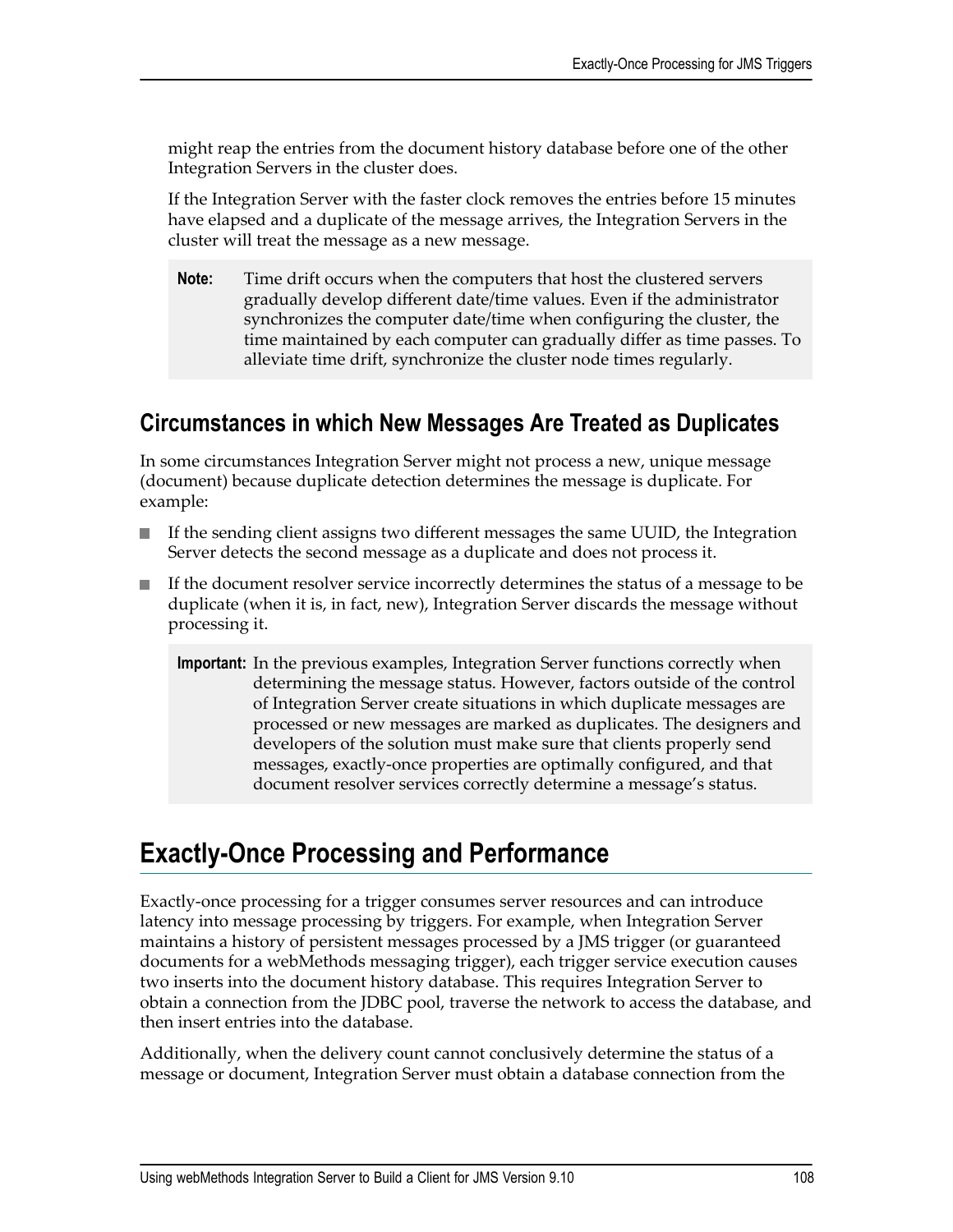might reap the entries from the document history database before one of the other Integration Servers in the cluster does.

If the Integration Server with the faster clock removes the entries before 15 minutes have elapsed and a duplicate of the message arrives, the Integration Servers in the cluster will treat the message as a new message.

> **Note:** Time drift occurs when the computers that host the clustered servers gradually develop different date/time values. Even if the administrator synchronizes the computer date/time when configuring the cluster, the time maintained by each computer can gradually differ as time passes. To alleviate time drift, synchronize the cluster node times regularly.

## Circumstances in which New Messages Are Treated as Duplicates

In some circumstances Integration Server might not process a new, unique message (document) because duplicate detection determines the message is duplicate. For example:

- If the sending client assigns two different messages the same UUID, the Integration Server detects the second message as a duplicate and does not process it.
- If the document resolver service incorrectly determines the status of a message to be duplicate (when it is, in fact, new), Integration Server discards the message without processing it.

> **Important:** In the previous examples, Integration Server functions correctly when determining the message status. However, factors outside of the control of Integration Server create situations in which duplicate messages are processed or new messages are marked as duplicates. The designers and developers of the solution must make sure that clients properly send messages, exactly-once properties are optimally configured, and that document resolver services correctly determine a message's status.

# Exactly-Once Processing and Performance

Exactly-once processing for a trigger consumes server resources and can introduce latency into message processing by triggers. For example, when Integration Server maintains a history of persistent messages processed by a JMS trigger (or guaranteed documents for a webMethods messaging trigger), each trigger service execution causes two inserts into the document history database. This requires Integration Server to obtain a connection from the JDBC pool, traverse the network to access the database, and then insert entries into the database.

Additionally, when the delivery count cannot conclusively determine the status of a message or document, Integration Server must obtain a database connection from the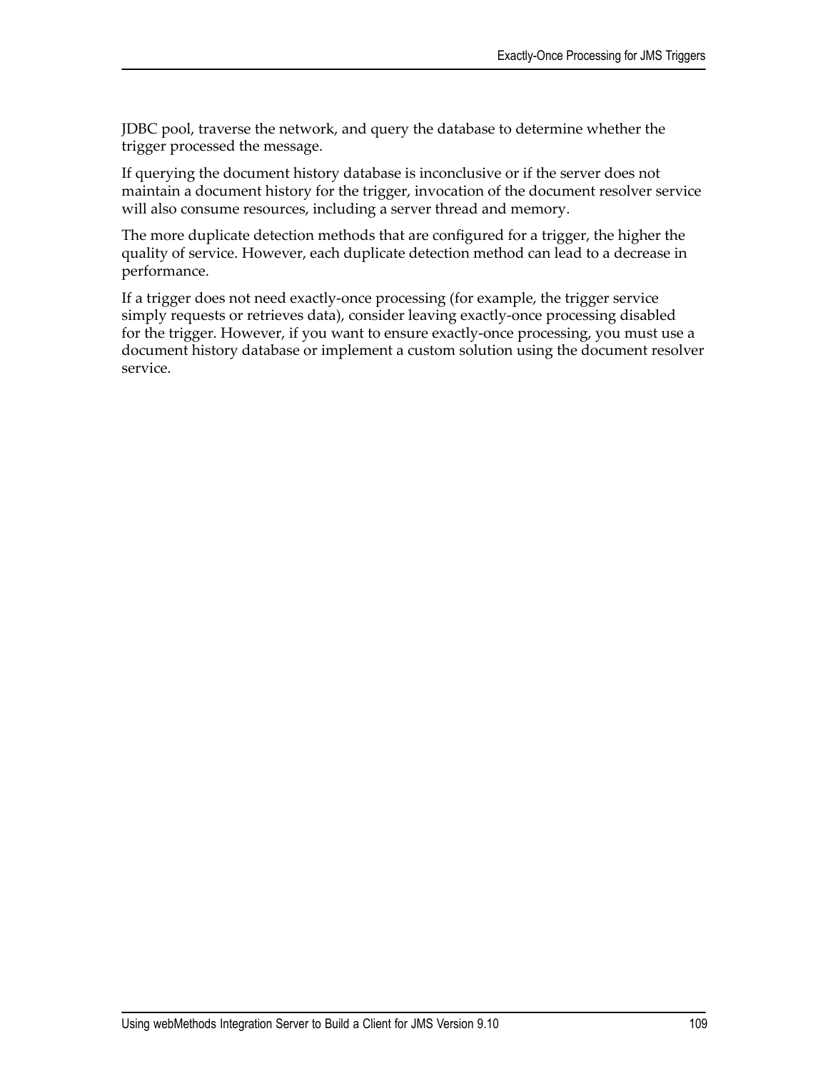JDBC pool, traverse the network, and query the database to determine whether the trigger processed the message.

If querying the document history database is inconclusive or if the server does not maintain a document history for the trigger, invocation of the document resolver service will also consume resources, including a server thread and memory.

The more duplicate detection methods that are configured for a trigger, the higher the quality of service. However, each duplicate detection method can lead to a decrease in performance.

If a trigger does not need exactly-once processing (for example, the trigger service simply requests or retrieves data), consider leaving exactly-once processing disabled for the trigger. However, if you want to ensure exactly-once processing, you must use a document history database or implement a custom solution using the document resolver service.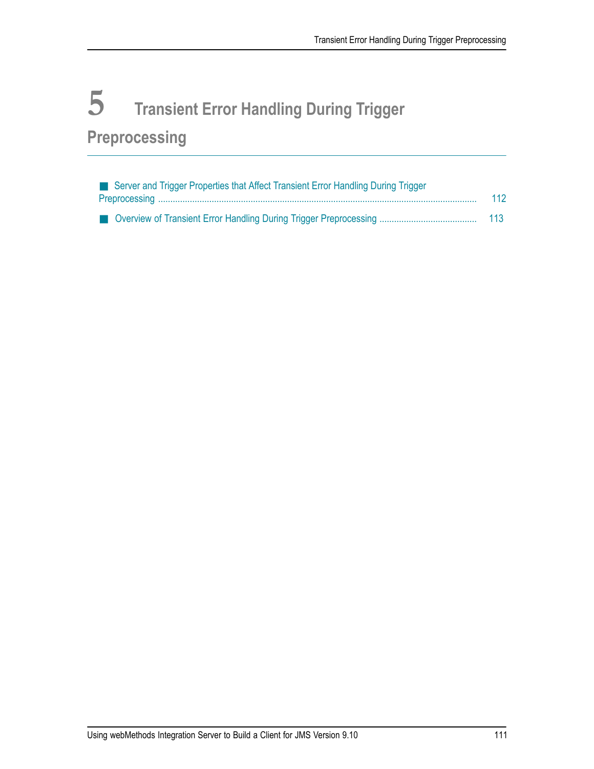# 5 Transient Error Handling During Trigger Preprocessing

- Server and Trigger Properties that Affect Transient Error Handling During Trigger Preprocessing ..... 112
- Overview of Transient Error Handling During Trigger Preprocessing ..... 113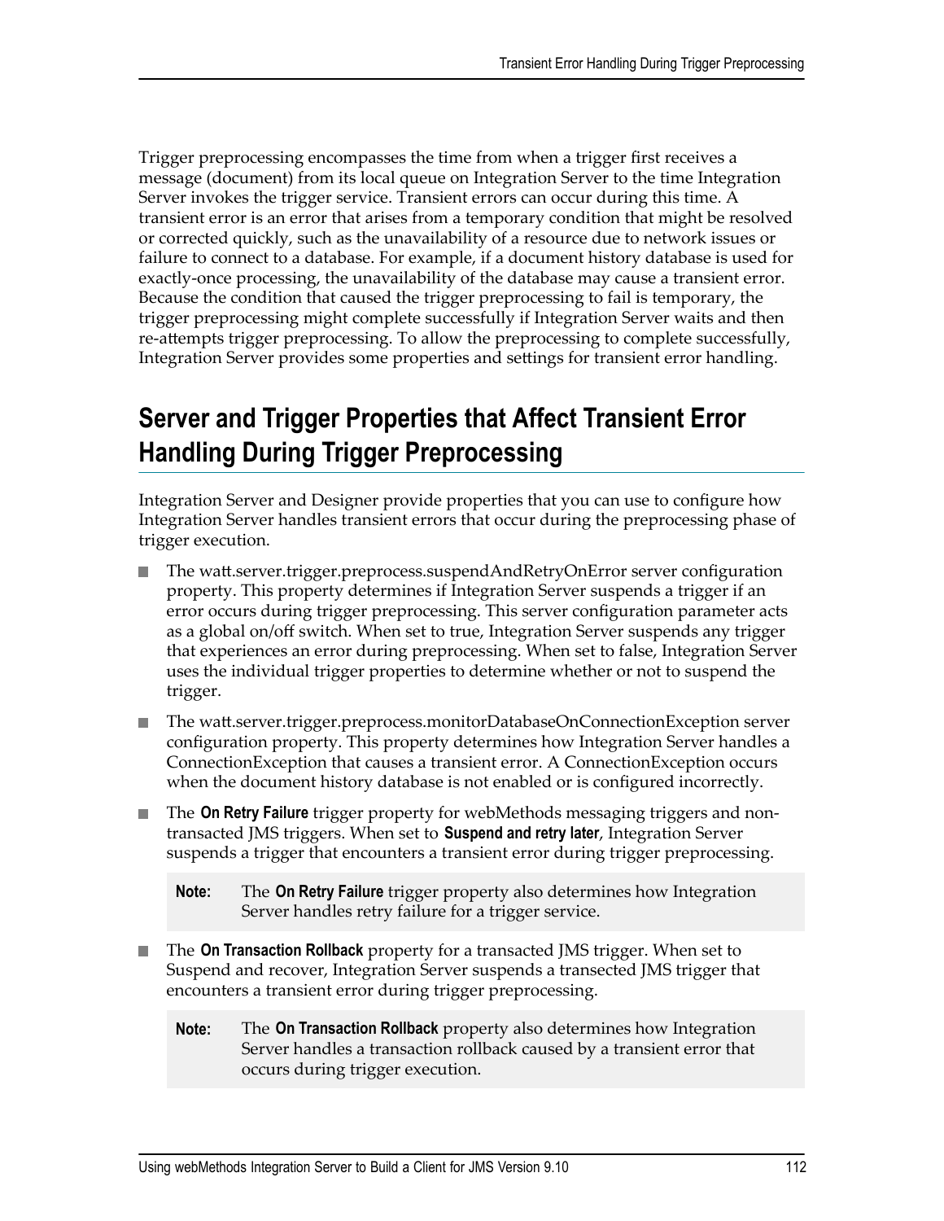Trigger preprocessing encompasses the time from when a trigger first receives a message (document) from its local queue on Integration Server to the time Integration Server invokes the trigger service. Transient errors can occur during this time. A transient error is an error that arises from a temporary condition that might be resolved or corrected quickly, such as the unavailability of a resource due to network issues or failure to connect to a database. For example, if a document history database is used for exactly-once processing, the unavailability of the database may cause a transient error. Because the condition that caused the trigger preprocessing to fail is temporary, the trigger preprocessing might complete successfully if Integration Server waits and then re-attempts trigger preprocessing. To allow the preprocessing to complete successfully, Integration Server provides some properties and settings for transient error handling.

## Server and Trigger Properties that Affect Transient Error Handling During Trigger Preprocessing

Integration Server and Designer provide properties that you can use to configure how Integration Server handles transient errors that occur during the preprocessing phase of trigger execution.

- The watt.server.trigger.preprocess.suspendAndRetryOnError server configuration property. This property determines if Integration Server suspends a trigger if an error occurs during trigger preprocessing. This server configuration parameter acts as a global on/off switch. When set to true, Integration Server suspends any trigger that experiences an error during preprocessing. When set to false, Integration Server uses the individual trigger properties to determine whether or not to suspend the trigger.
- The watt.server.trigger.preprocess.monitorDatabaseOnConnectionException server configuration property. This property determines how Integration Server handles a ConnectionException that causes a transient error. A ConnectionException occurs when the document history database is not enabled or is configured incorrectly.
- The **On Retry Failure** trigger property for webMethods messaging triggers and non-transacted JMS triggers. When set to **Suspend and retry later**, Integration Server suspends a trigger that encounters a transient error during trigger preprocessing.

  **Note:** The **On Retry Failure** trigger property also determines how Integration Server handles retry failure for a trigger service.

- The **On Transaction Rollback** property for a transacted JMS trigger. When set to Suspend and recover, Integration Server suspends a transected JMS trigger that encounters a transient error during trigger preprocessing.

  **Note:** The **On Transaction Rollback** property also determines how Integration Server handles a transaction rollback caused by a transient error that occurs during trigger execution.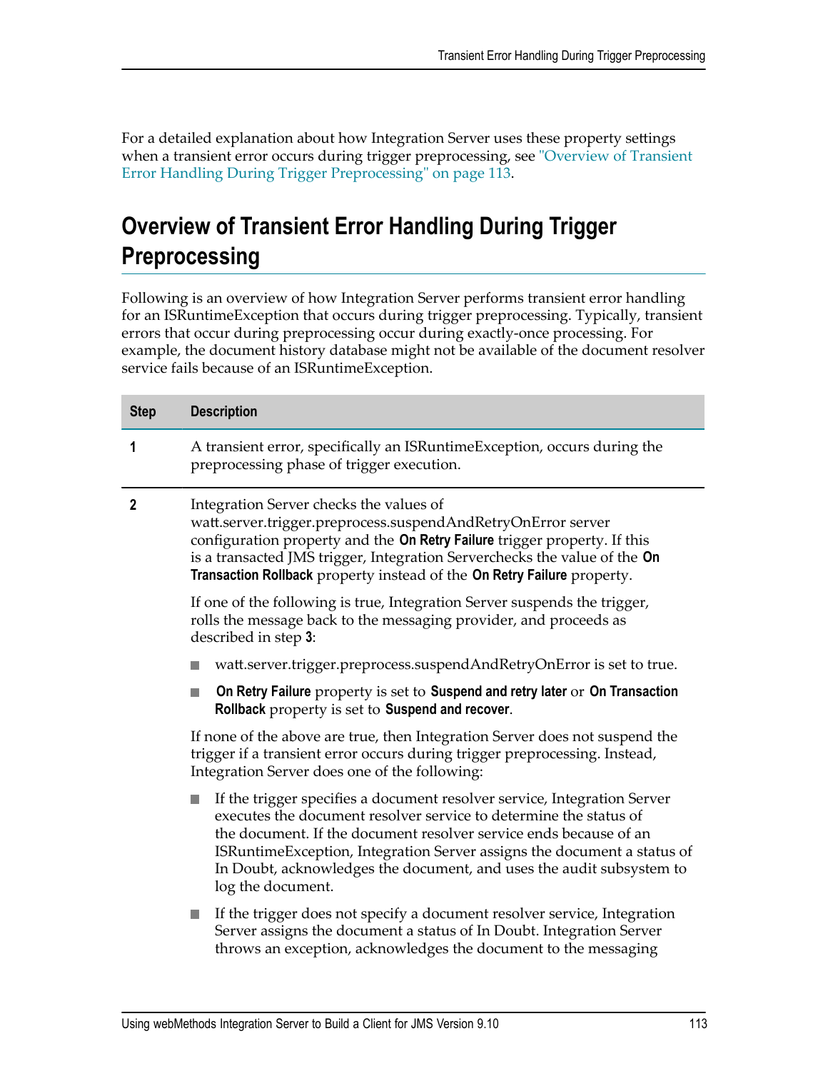For a detailed explanation about how Integration Server uses these property settings when a transient error occurs during trigger preprocessing, see "Overview of Transient Error Handling During Trigger Preprocessing" on page 113.

## Overview of Transient Error Handling During Trigger Preprocessing

Following is an overview of how Integration Server performs transient error handling for an ISRuntimeException that occurs during trigger preprocessing. Typically, transient errors that occur during preprocessing occur during exactly-once processing. For example, the document history database might not be available of the document resolver service fails because of an ISRuntimeException.

| Step | Description |
|---|---|
| **1** | A transient error, specifically an ISRuntimeException, occurs during the preprocessing phase of trigger execution. |
| **2** | Integration Server checks the values of watt.server.trigger.preprocess.suspendAndRetryOnError server configuration property and the **On Retry Failure** trigger property. If this is a transacted JMS trigger, Integration Serverchecks the value of the **On Transaction Rollback** property instead of the **On Retry Failure** property.<br><br>If one of the following is true, Integration Server suspends the trigger, rolls the message back to the messaging provider, and proceeds as described in step **3**:<br><br>■ watt.server.trigger.preprocess.suspendAndRetryOnError is set to true.<br><br>■ **On Retry Failure** property is set to **Suspend and retry later** or **On Transaction Rollback** property is set to **Suspend and recover**.<br><br>If none of the above are true, then Integration Server does not suspend the trigger if a transient error occurs during trigger preprocessing. Instead, Integration Server does one of the following:<br><br>■ If the trigger specifies a document resolver service, Integration Server executes the document resolver service to determine the status of the document. If the document resolver service ends because of an ISRuntimeException, Integration Server assigns the document a status of In Doubt, acknowledges the document, and uses the audit subsystem to log the document.<br><br>■ If the trigger does not specify a document resolver service, Integration Server assigns the document a status of In Doubt. Integration Server throws an exception, acknowledges the document to the messaging |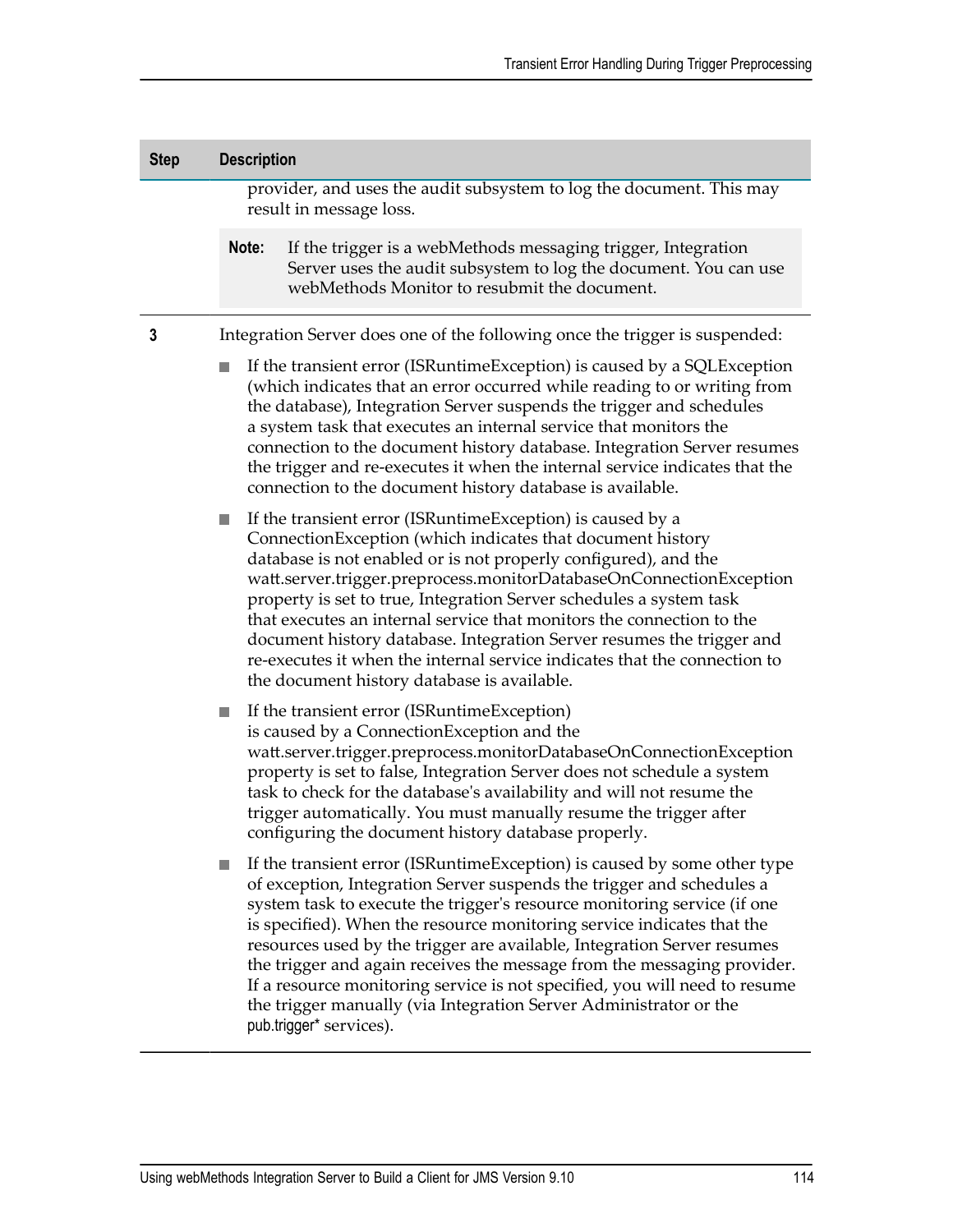| Step | Description |
| --- | --- |
| | provider, and uses the audit subsystem to log the document. This may result in message loss.<br><br>**Note:** If the trigger is a webMethods messaging trigger, Integration Server uses the audit subsystem to log the document. You can use webMethods Monitor to resubmit the document. |
| 3 | Integration Server does one of the following once the trigger is suspended:<br><br>■ If the transient error (ISRuntimeException) is caused by a SQLException (which indicates that an error occurred while reading to or writing from the database), Integration Server suspends the trigger and schedules a system task that executes an internal service that monitors the connection to the document history database. Integration Server resumes the trigger and re-executes it when the internal service indicates that the connection to the document history database is available.<br><br>■ If the transient error (ISRuntimeException) is caused by a ConnectionException (which indicates that document history database is not enabled or is not properly configured), and the watt.server.trigger.preprocess.monitorDatabaseOnConnectionException property is set to true, Integration Server schedules a system task that executes an internal service that monitors the connection to the document history database. Integration Server resumes the trigger and re-executes it when the internal service indicates that the connection to the document history database is available.<br><br>■ If the transient error (ISRuntimeException) is caused by a ConnectionException and the watt.server.trigger.preprocess.monitorDatabaseOnConnectionException property is set to false, Integration Server does not schedule a system task to check for the database's availability and will not resume the trigger automatically. You must manually resume the trigger after configuring the document history database properly.<br><br>■ If the transient error (ISRuntimeException) is caused by some other type of exception, Integration Server suspends the trigger and schedules a system task to execute the trigger's resource monitoring service (if one is specified). When the resource monitoring service indicates that the resources used by the trigger are available, Integration Server resumes the trigger and again receives the message from the messaging provider. If a resource monitoring service is not specified, you will need to resume the trigger manually (via Integration Server Administrator or the pub.trigger* services). |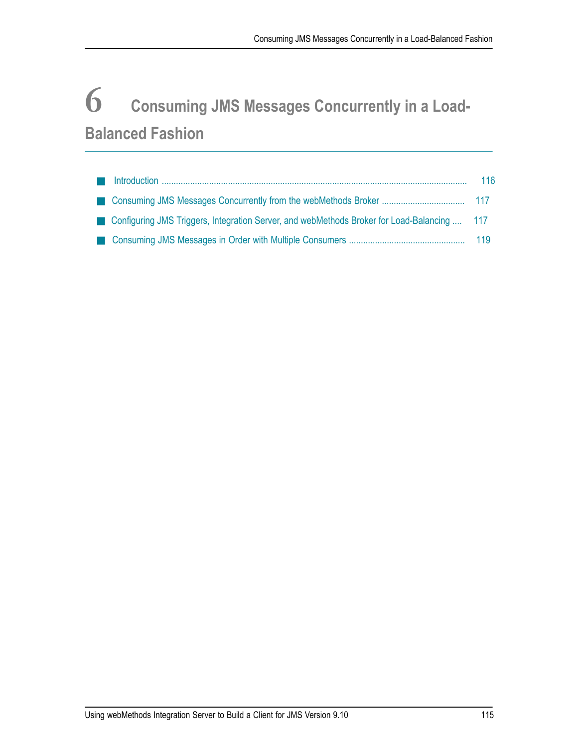# 6 Consuming JMS Messages Concurrently in a Load-Balanced Fashion

- Introduction ..... 116
- Consuming JMS Messages Concurrently from the webMethods Broker ..... 117
- Configuring JMS Triggers, Integration Server, and webMethods Broker for Load-Balancing ..... 117
- Consuming JMS Messages in Order with Multiple Consumers ..... 119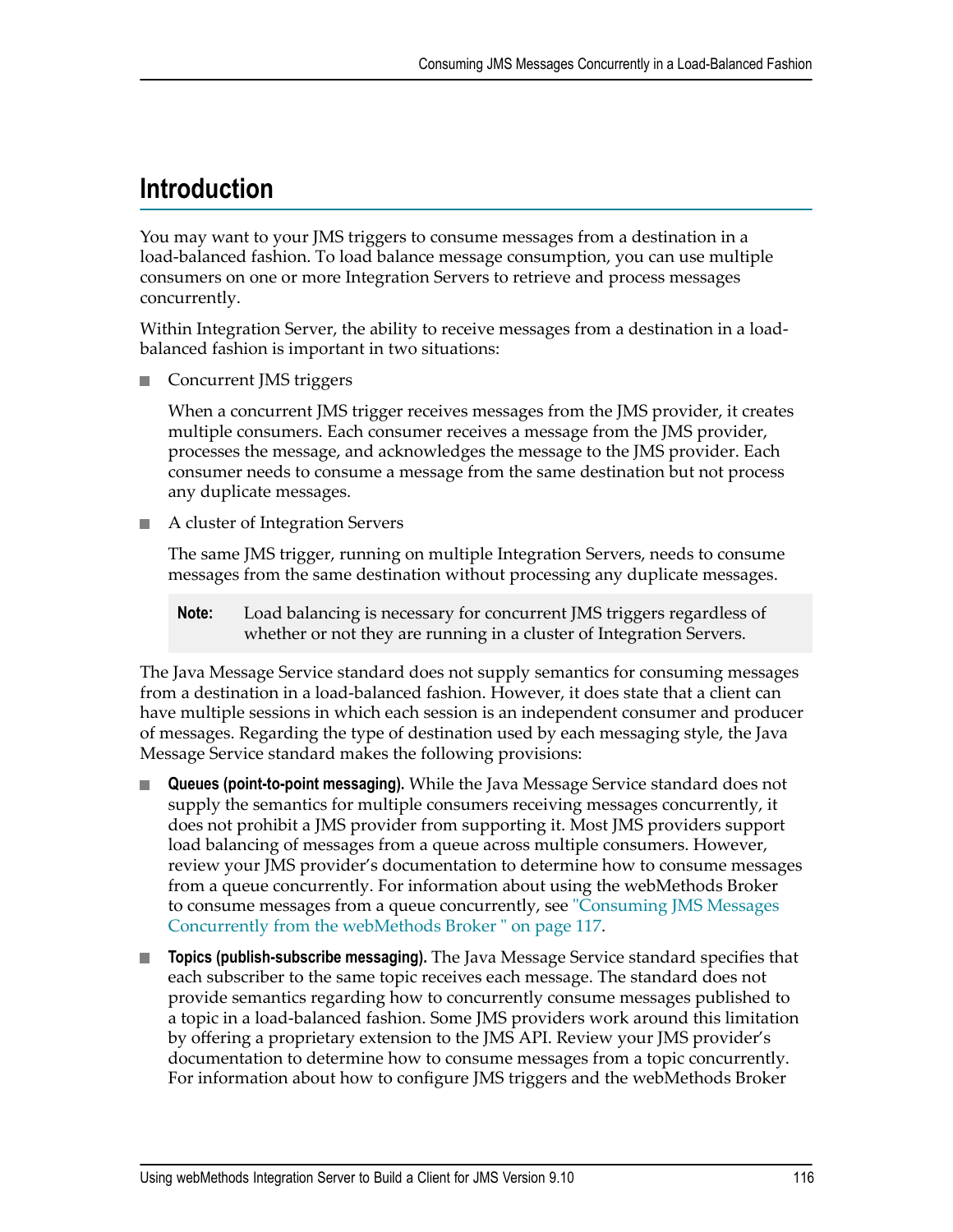## Introduction

You may want to your JMS triggers to consume messages from a destination in a load-balanced fashion. To load balance message consumption, you can use multiple consumers on one or more Integration Servers to retrieve and process messages concurrently.

Within Integration Server, the ability to receive messages from a destination in a load-balanced fashion is important in two situations:

- Concurrent JMS triggers

  When a concurrent JMS trigger receives messages from the JMS provider, it creates multiple consumers. Each consumer receives a message from the JMS provider, processes the message, and acknowledges the message to the JMS provider. Each consumer needs to consume a message from the same destination but not process any duplicate messages.

- A cluster of Integration Servers

  The same JMS trigger, running on multiple Integration Servers, needs to consume messages from the same destination without processing any duplicate messages.

  **Note:** Load balancing is necessary for concurrent JMS triggers regardless of whether or not they are running in a cluster of Integration Servers.

The Java Message Service standard does not supply semantics for consuming messages from a destination in a load-balanced fashion. However, it does state that a client can have multiple sessions in which each session is an independent consumer and producer of messages. Regarding the type of destination used by each messaging style, the Java Message Service standard makes the following provisions:

- **Queues (point-to-point messaging).** While the Java Message Service standard does not supply the semantics for multiple consumers receiving messages concurrently, it does not prohibit a JMS provider from supporting it. Most JMS providers support load balancing of messages from a queue across multiple consumers. However, review your JMS provider's documentation to determine how to consume messages from a queue concurrently. For information about using the webMethods Broker to consume messages from a queue concurrently, see "Consuming JMS Messages Concurrently from the webMethods Broker " on page 117.

- **Topics (publish-subscribe messaging).** The Java Message Service standard specifies that each subscriber to the same topic receives each message. The standard does not provide semantics regarding how to concurrently consume messages published to a topic in a load-balanced fashion. Some JMS providers work around this limitation by offering a proprietary extension to the JMS API. Review your JMS provider's documentation to determine how to consume messages from a topic concurrently. For information about how to configure JMS triggers and the webMethods Broker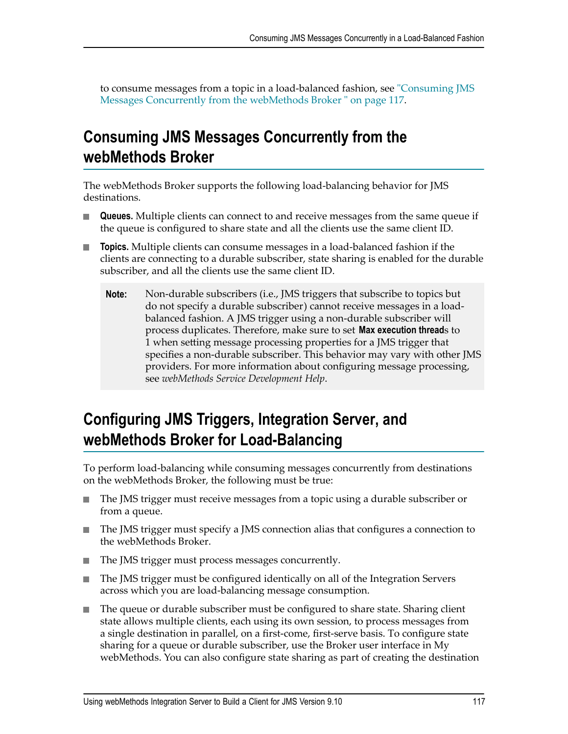to consume messages from a topic in a load-balanced fashion, see "Consuming JMS Messages Concurrently from the webMethods Broker " on page 117.

## Consuming JMS Messages Concurrently from the webMethods Broker

The webMethods Broker supports the following load-balancing behavior for JMS destinations.

- **Queues.** Multiple clients can connect to and receive messages from the same queue if the queue is configured to share state and all the clients use the same client ID.
- **Topics.** Multiple clients can consume messages in a load-balanced fashion if the clients are connecting to a durable subscriber, state sharing is enabled for the durable subscriber, and all the clients use the same client ID.

> **Note:** Non-durable subscribers (i.e., JMS triggers that subscribe to topics but do not specify a durable subscriber) cannot receive messages in a load-balanced fashion. A JMS trigger using a non-durable subscriber will process duplicates. Therefore, make sure to set **Max execution thread**s to 1 when setting message processing properties for a JMS trigger that specifies a non-durable subscriber. This behavior may vary with other JMS providers. For more information about configuring message processing, see *webMethods Service Development Help*.

## Configuring JMS Triggers, Integration Server, and webMethods Broker for Load-Balancing

To perform load-balancing while consuming messages concurrently from destinations on the webMethods Broker, the following must be true:

- The JMS trigger must receive messages from a topic using a durable subscriber or from a queue.
- The JMS trigger must specify a JMS connection alias that configures a connection to the webMethods Broker.
- The JMS trigger must process messages concurrently.
- The JMS trigger must be configured identically on all of the Integration Servers across which you are load-balancing message consumption.
- The queue or durable subscriber must be configured to share state. Sharing client state allows multiple clients, each using its own session, to process messages from a single destination in parallel, on a first-come, first-serve basis. To configure state sharing for a queue or durable subscriber, use the Broker user interface in My webMethods. You can also configure state sharing as part of creating the destination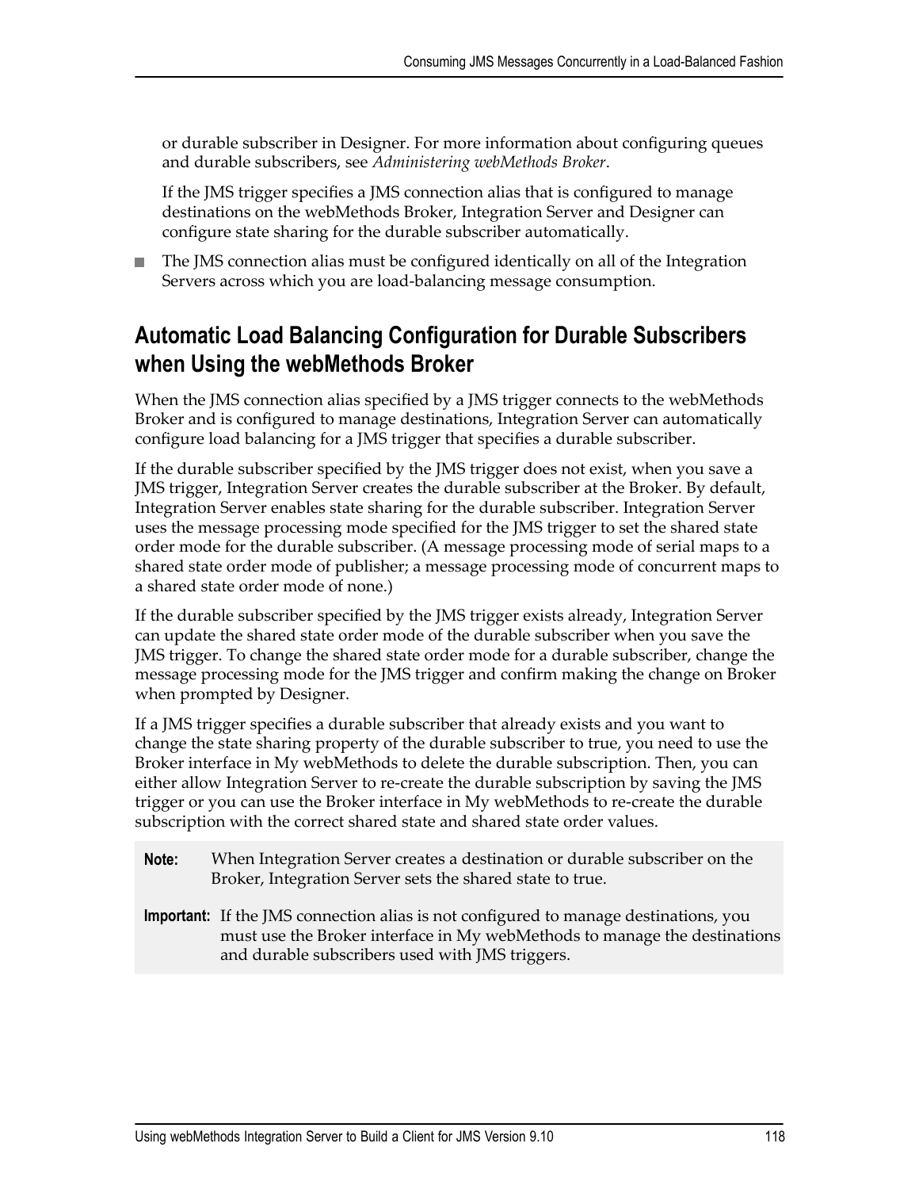or durable subscriber in Designer. For more information about configuring queues and durable subscribers, see *Administering webMethods Broker*.

If the JMS trigger specifies a JMS connection alias that is configured to manage destinations on the webMethods Broker, Integration Server and Designer can configure state sharing for the durable subscriber automatically.

- The JMS connection alias must be configured identically on all of the Integration Servers across which you are load-balancing message consumption.

## Automatic Load Balancing Configuration for Durable Subscribers when Using the webMethods Broker

When the JMS connection alias specified by a JMS trigger connects to the webMethods Broker and is configured to manage destinations, Integration Server can automatically configure load balancing for a JMS trigger that specifies a durable subscriber.

If the durable subscriber specified by the JMS trigger does not exist, when you save a JMS trigger, Integration Server creates the durable subscriber at the Broker. By default, Integration Server enables state sharing for the durable subscriber. Integration Server uses the message processing mode specified for the JMS trigger to set the shared state order mode for the durable subscriber. (A message processing mode of serial maps to a shared state order mode of publisher; a message processing mode of concurrent maps to a shared state order mode of none.)

If the durable subscriber specified by the JMS trigger exists already, Integration Server can update the shared state order mode of the durable subscriber when you save the JMS trigger. To change the shared state order mode for a durable subscriber, change the message processing mode for the JMS trigger and confirm making the change on Broker when prompted by Designer.

If a JMS trigger specifies a durable subscriber that already exists and you want to change the state sharing property of the durable subscriber to true, you need to use the Broker interface in My webMethods to delete the durable subscription. Then, you can either allow Integration Server to re-create the durable subscription by saving the JMS trigger or you can use the Broker interface in My webMethods to re-create the durable subscription with the correct shared state and shared state order values.

**Note:** When Integration Server creates a destination or durable subscriber on the Broker, Integration Server sets the shared state to true.

**Important:** If the JMS connection alias is not configured to manage destinations, you must use the Broker interface in My webMethods to manage the destinations and durable subscribers used with JMS triggers.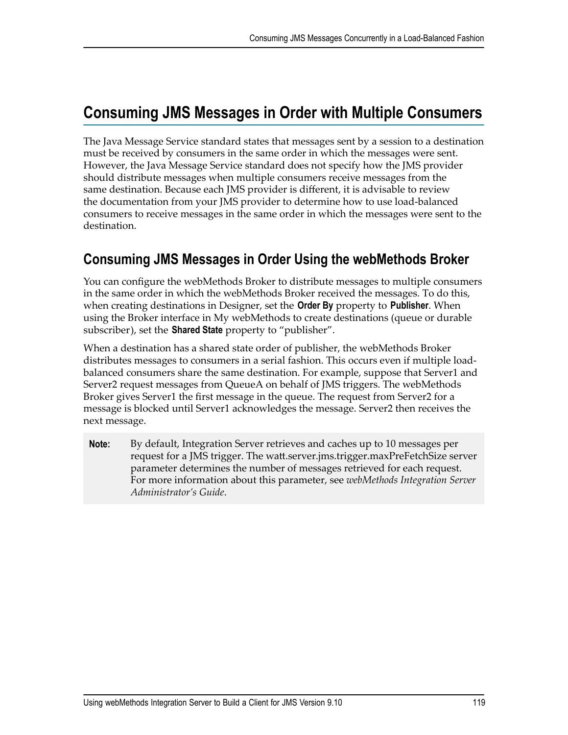# Consuming JMS Messages in Order with Multiple Consumers

The Java Message Service standard states that messages sent by a session to a destination must be received by consumers in the same order in which the messages were sent. However, the Java Message Service standard does not specify how the JMS provider should distribute messages when multiple consumers receive messages from the same destination. Because each JMS provider is different, it is advisable to review the documentation from your JMS provider to determine how to use load-balanced consumers to receive messages in the same order in which the messages were sent to the destination.

## Consuming JMS Messages in Order Using the webMethods Broker

You can configure the webMethods Broker to distribute messages to multiple consumers in the same order in which the webMethods Broker received the messages. To do this, when creating destinations in Designer, set the **Order By** property to **Publisher**. When using the Broker interface in My webMethods to create destinations (queue or durable subscriber), set the **Shared State** property to "publisher".

When a destination has a shared state order of publisher, the webMethods Broker distributes messages to consumers in a serial fashion. This occurs even if multiple load-balanced consumers share the same destination. For example, suppose that Server1 and Server2 request messages from QueueA on behalf of JMS triggers. The webMethods Broker gives Server1 the first message in the queue. The request from Server2 for a message is blocked until Server1 acknowledges the message. Server2 then receives the next message.

> **Note:** By default, Integration Server retrieves and caches up to 10 messages per request for a JMS trigger. The watt.server.jms.trigger.maxPreFetchSize server parameter determines the number of messages retrieved for each request. For more information about this parameter, see *webMethods Integration Server Administrator's Guide*.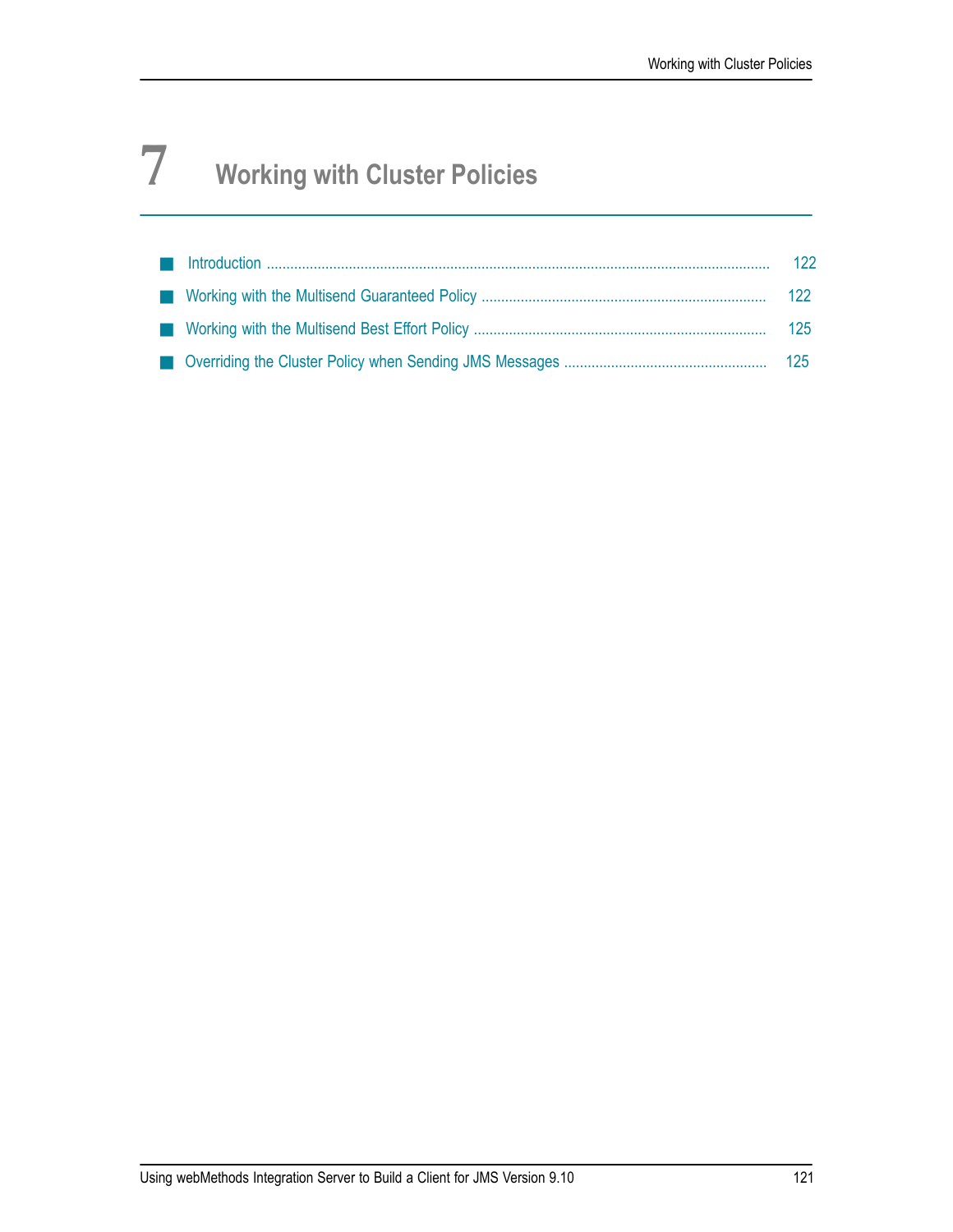# 7 Working with Cluster Policies

- Introduction ..... 122
- Working with the Multisend Guaranteed Policy ..... 122
- Working with the Multisend Best Effort Policy ..... 125
- Overriding the Cluster Policy when Sending JMS Messages ..... 125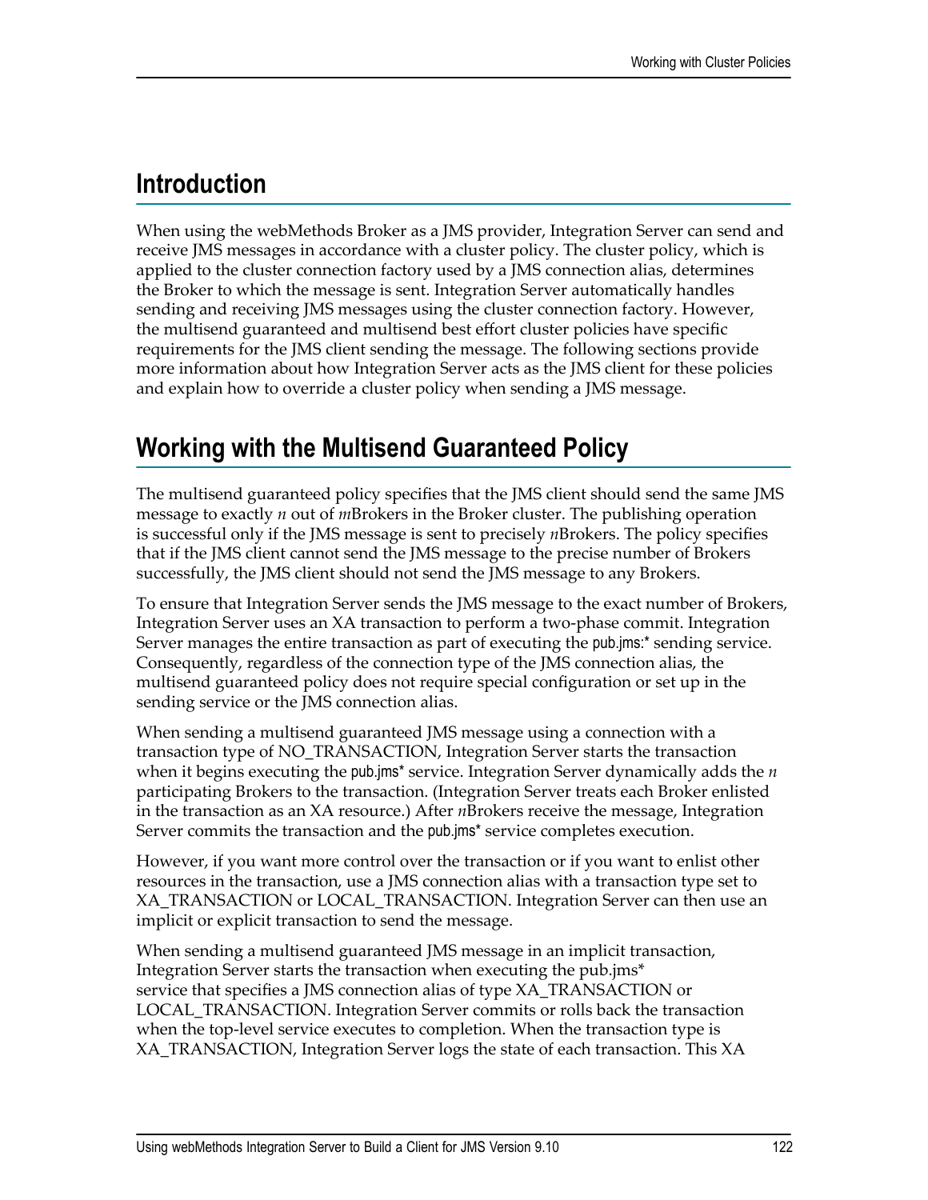## Introduction

When using the webMethods Broker as a JMS provider, Integration Server can send and receive JMS messages in accordance with a cluster policy. The cluster policy, which is applied to the cluster connection factory used by a JMS connection alias, determines the Broker to which the message is sent. Integration Server automatically handles sending and receiving JMS messages using the cluster connection factory. However, the multisend guaranteed and multisend best effort cluster policies have specific requirements for the JMS client sending the message. The following sections provide more information about how Integration Server acts as the JMS client for these policies and explain how to override a cluster policy when sending a JMS message.

## Working with the Multisend Guaranteed Policy

The multisend guaranteed policy specifies that the JMS client should send the same JMS message to exactly *n* out of *m*Brokers in the Broker cluster. The publishing operation is successful only if the JMS message is sent to precisely *n*Brokers. The policy specifies that if the JMS client cannot send the JMS message to the precise number of Brokers successfully, the JMS client should not send the JMS message to any Brokers.

To ensure that Integration Server sends the JMS message to the exact number of Brokers, Integration Server uses an XA transaction to perform a two-phase commit. Integration Server manages the entire transaction as part of executing the pub.jms:* sending service. Consequently, regardless of the connection type of the JMS connection alias, the multisend guaranteed policy does not require special configuration or set up in the sending service or the JMS connection alias.

When sending a multisend guaranteed JMS message using a connection with a transaction type of NO_TRANSACTION, Integration Server starts the transaction when it begins executing the pub.jms* service. Integration Server dynamically adds the *n* participating Brokers to the transaction. (Integration Server treats each Broker enlisted in the transaction as an XA resource.) After *n*Brokers receive the message, Integration Server commits the transaction and the pub.jms* service completes execution.

However, if you want more control over the transaction or if you want to enlist other resources in the transaction, use a JMS connection alias with a transaction type set to XA_TRANSACTION or LOCAL_TRANSACTION. Integration Server can then use an implicit or explicit transaction to send the message.

When sending a multisend guaranteed JMS message in an implicit transaction, Integration Server starts the transaction when executing the pub.jms* service that specifies a JMS connection alias of type XA_TRANSACTION or LOCAL_TRANSACTION. Integration Server commits or rolls back the transaction when the top-level service executes to completion. When the transaction type is XA_TRANSACTION, Integration Server logs the state of each transaction. This XA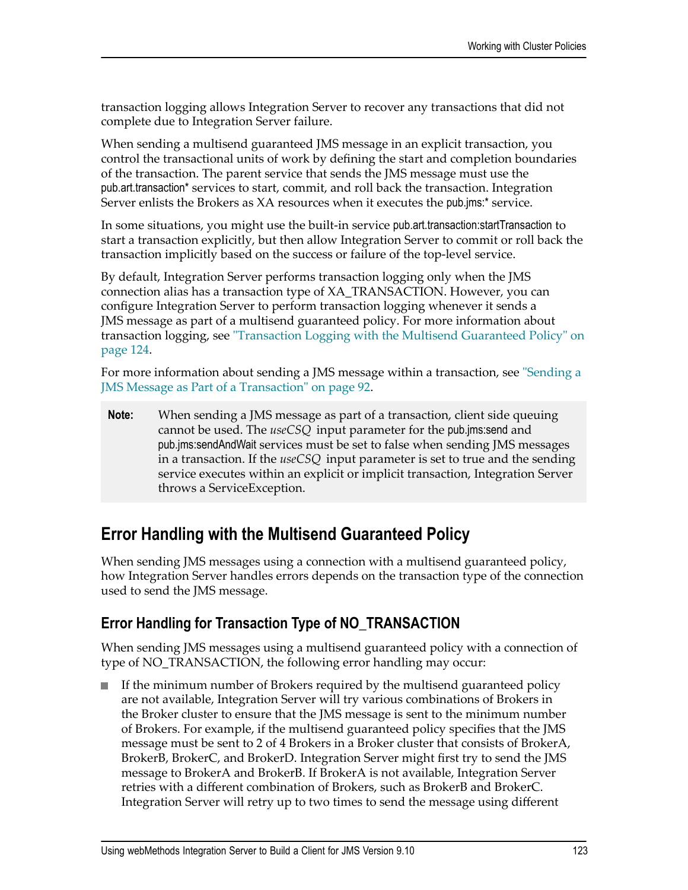transaction logging allows Integration Server to recover any transactions that did not complete due to Integration Server failure.

When sending a multisend guaranteed JMS message in an explicit transaction, you control the transactional units of work by defining the start and completion boundaries of the transaction. The parent service that sends the JMS message must use the pub.art.transaction* services to start, commit, and roll back the transaction. Integration Server enlists the Brokers as XA resources when it executes the pub.jms:* service.

In some situations, you might use the built-in service pub.art.transaction:startTransaction to start a transaction explicitly, but then allow Integration Server to commit or roll back the transaction implicitly based on the success or failure of the top-level service.

By default, Integration Server performs transaction logging only when the JMS connection alias has a transaction type of XA_TRANSACTION. However, you can configure Integration Server to perform transaction logging whenever it sends a JMS message as part of a multisend guaranteed policy. For more information about transaction logging, see "Transaction Logging with the Multisend Guaranteed Policy" on page 124.

For more information about sending a JMS message within a transaction, see "Sending a JMS Message as Part of a Transaction" on page 92.

**Note:** When sending a JMS message as part of a transaction, client side queuing cannot be used. The *useCSQ* input parameter for the pub.jms:send and pub.jms:sendAndWait services must be set to false when sending JMS messages in a transaction. If the *useCSQ* input parameter is set to true and the sending service executes within an explicit or implicit transaction, Integration Server throws a ServiceException.

## Error Handling with the Multisend Guaranteed Policy

When sending JMS messages using a connection with a multisend guaranteed policy, how Integration Server handles errors depends on the transaction type of the connection used to send the JMS message.

### Error Handling for Transaction Type of NO_TRANSACTION

When sending JMS messages using a multisend guaranteed policy with a connection of type of NO_TRANSACTION, the following error handling may occur:

- If the minimum number of Brokers required by the multisend guaranteed policy are not available, Integration Server will try various combinations of Brokers in the Broker cluster to ensure that the JMS message is sent to the minimum number of Brokers. For example, if the multisend guaranteed policy specifies that the JMS message must be sent to 2 of 4 Brokers in a Broker cluster that consists of BrokerA, BrokerB, BrokerC, and BrokerD. Integration Server might first try to send the JMS message to BrokerA and BrokerB. If BrokerA is not available, Integration Server retries with a different combination of Brokers, such as BrokerB and BrokerC. Integration Server will retry up to two times to send the message using different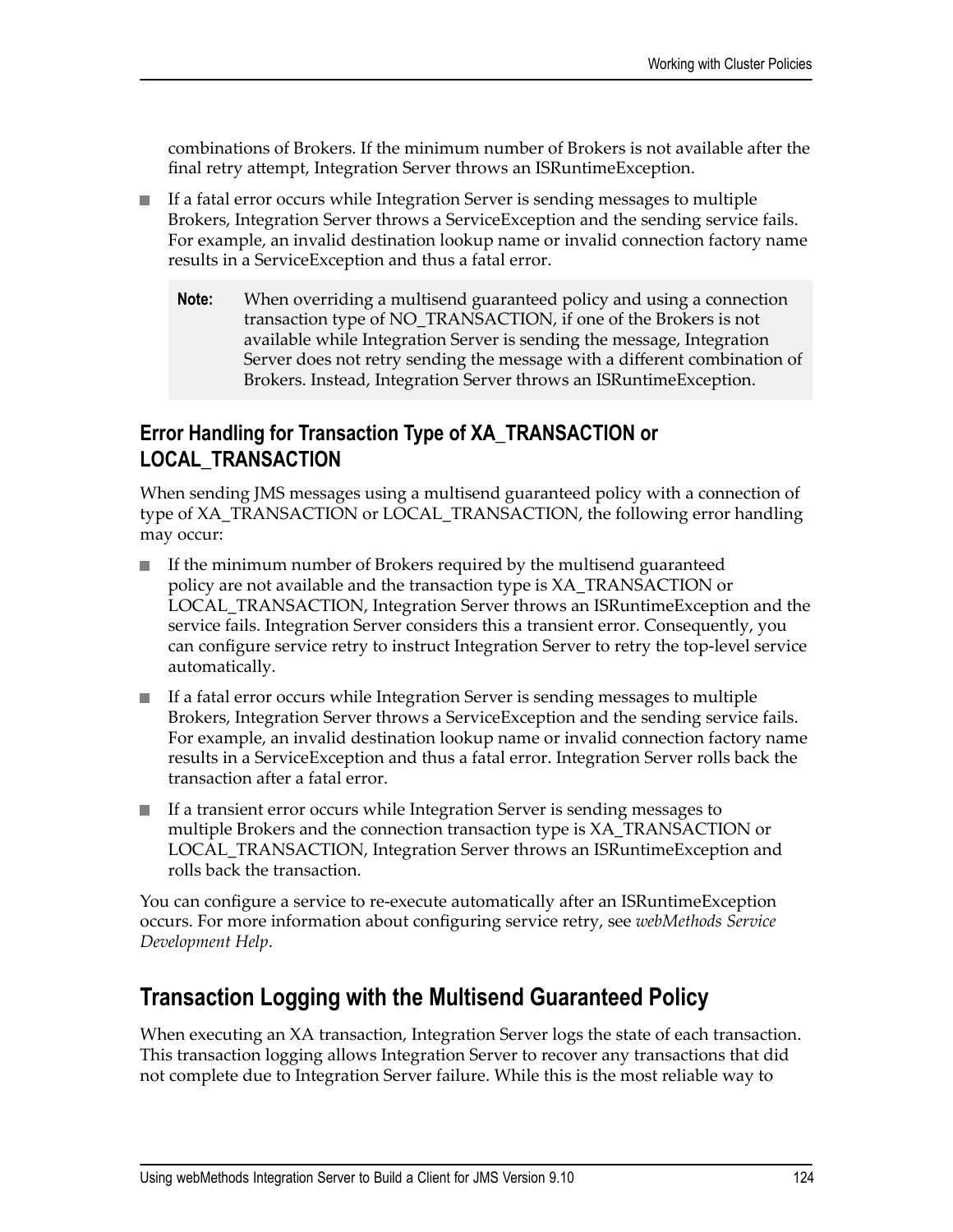combinations of Brokers. If the minimum number of Brokers is not available after the final retry attempt, Integration Server throws an ISRuntimeException.

- If a fatal error occurs while Integration Server is sending messages to multiple Brokers, Integration Server throws a ServiceException and the sending service fails. For example, an invalid destination lookup name or invalid connection factory name results in a ServiceException and thus a fatal error.

> **Note:** When overriding a multisend guaranteed policy and using a connection transaction type of NO_TRANSACTION, if one of the Brokers is not available while Integration Server is sending the message, Integration Server does not retry sending the message with a different combination of Brokers. Instead, Integration Server throws an ISRuntimeException.

### Error Handling for Transaction Type of XA_TRANSACTION or LOCAL_TRANSACTION

When sending JMS messages using a multisend guaranteed policy with a connection of type of XA_TRANSACTION or LOCAL_TRANSACTION, the following error handling may occur:

- If the minimum number of Brokers required by the multisend guaranteed policy are not available and the transaction type is XA_TRANSACTION or LOCAL_TRANSACTION, Integration Server throws an ISRuntimeException and the service fails. Integration Server considers this a transient error. Consequently, you can configure service retry to instruct Integration Server to retry the top-level service automatically.
- If a fatal error occurs while Integration Server is sending messages to multiple Brokers, Integration Server throws a ServiceException and the sending service fails. For example, an invalid destination lookup name or invalid connection factory name results in a ServiceException and thus a fatal error. Integration Server rolls back the transaction after a fatal error.
- If a transient error occurs while Integration Server is sending messages to multiple Brokers and the connection transaction type is XA_TRANSACTION or LOCAL_TRANSACTION, Integration Server throws an ISRuntimeException and rolls back the transaction.

You can configure a service to re-execute automatically after an ISRuntimeException occurs. For more information about configuring service retry, see *webMethods Service Development Help*.

## Transaction Logging with the Multisend Guaranteed Policy

When executing an XA transaction, Integration Server logs the state of each transaction. This transaction logging allows Integration Server to recover any transactions that did not complete due to Integration Server failure. While this is the most reliable way to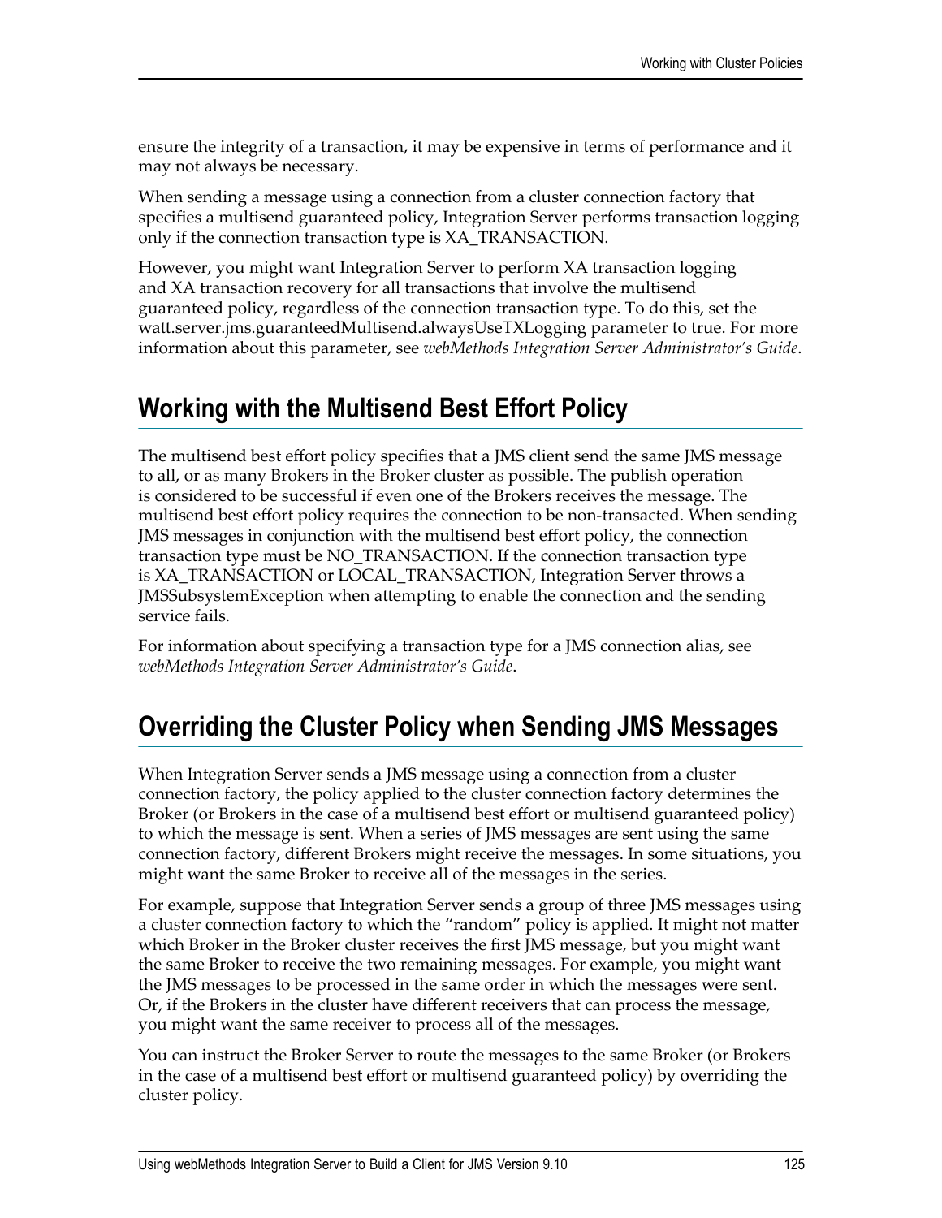ensure the integrity of a transaction, it may be expensive in terms of performance and it may not always be necessary.

When sending a message using a connection from a cluster connection factory that specifies a multisend guaranteed policy, Integration Server performs transaction logging only if the connection transaction type is XA_TRANSACTION.

However, you might want Integration Server to perform XA transaction logging and XA transaction recovery for all transactions that involve the multisend guaranteed policy, regardless of the connection transaction type. To do this, set the watt.server.jms.guaranteedMultisend.alwaysUseTXLogging parameter to true. For more information about this parameter, see *webMethods Integration Server Administrator's Guide*.

## Working with the Multisend Best Effort Policy

The multisend best effort policy specifies that a JMS client send the same JMS message to all, or as many Brokers in the Broker cluster as possible. The publish operation is considered to be successful if even one of the Brokers receives the message. The multisend best effort policy requires the connection to be non-transacted. When sending JMS messages in conjunction with the multisend best effort policy, the connection transaction type must be NO_TRANSACTION. If the connection transaction type is XA_TRANSACTION or LOCAL_TRANSACTION, Integration Server throws a JMSSubsystemException when attempting to enable the connection and the sending service fails.

For information about specifying a transaction type for a JMS connection alias, see *webMethods Integration Server Administrator's Guide*.

## Overriding the Cluster Policy when Sending JMS Messages

When Integration Server sends a JMS message using a connection from a cluster connection factory, the policy applied to the cluster connection factory determines the Broker (or Brokers in the case of a multisend best effort or multisend guaranteed policy) to which the message is sent. When a series of JMS messages are sent using the same connection factory, different Brokers might receive the messages. In some situations, you might want the same Broker to receive all of the messages in the series.

For example, suppose that Integration Server sends a group of three JMS messages using a cluster connection factory to which the "random" policy is applied. It might not matter which Broker in the Broker cluster receives the first JMS message, but you might want the same Broker to receive the two remaining messages. For example, you might want the JMS messages to be processed in the same order in which the messages were sent. Or, if the Brokers in the cluster have different receivers that can process the message, you might want the same receiver to process all of the messages.

You can instruct the Broker Server to route the messages to the same Broker (or Brokers in the case of a multisend best effort or multisend guaranteed policy) by overriding the cluster policy.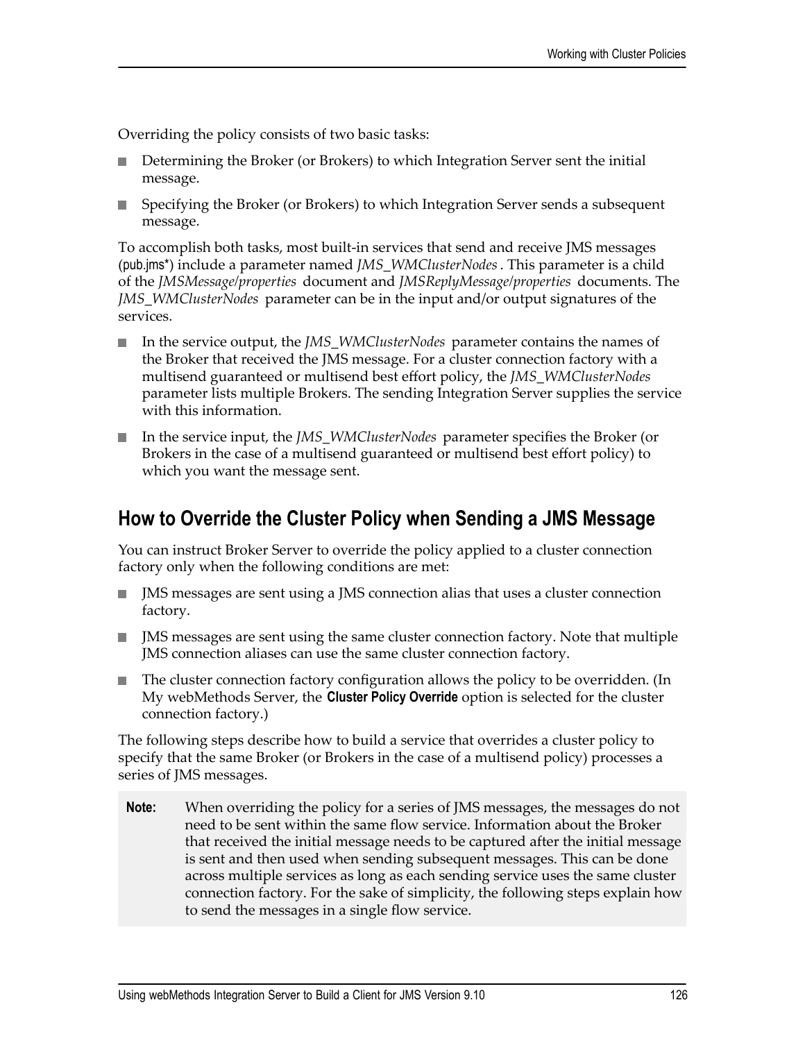Overriding the policy consists of two basic tasks:

- Determining the Broker (or Brokers) to which Integration Server sent the initial message.
- Specifying the Broker (or Brokers) to which Integration Server sends a subsequent message.

To accomplish both tasks, most built-in services that send and receive JMS messages (pub.jms*) include a parameter named *JMS_WMClusterNodes* . This parameter is a child of the *JMSMessage/properties* document and *JMSReplyMessage/properties* documents. The *JMS_WMClusterNodes* parameter can be in the input and/or output signatures of the services.

- In the service output, the *JMS_WMClusterNodes* parameter contains the names of the Broker that received the JMS message. For a cluster connection factory with a multisend guaranteed or multisend best effort policy, the *JMS_WMClusterNodes* parameter lists multiple Brokers. The sending Integration Server supplies the service with this information.
- In the service input, the *JMS_WMClusterNodes* parameter specifies the Broker (or Brokers in the case of a multisend guaranteed or multisend best effort policy) to which you want the message sent.

## How to Override the Cluster Policy when Sending a JMS Message

You can instruct Broker Server to override the policy applied to a cluster connection factory only when the following conditions are met:

- JMS messages are sent using a JMS connection alias that uses a cluster connection factory.
- JMS messages are sent using the same cluster connection factory. Note that multiple JMS connection aliases can use the same cluster connection factory.
- The cluster connection factory configuration allows the policy to be overridden. (In My webMethods Server, the **Cluster Policy Override** option is selected for the cluster connection factory.)

The following steps describe how to build a service that overrides a cluster policy to specify that the same Broker (or Brokers in the case of a multisend policy) processes a series of JMS messages.

**Note:** When overriding the policy for a series of JMS messages, the messages do not need to be sent within the same flow service. Information about the Broker that received the initial message needs to be captured after the initial message is sent and then used when sending subsequent messages. This can be done across multiple services as long as each sending service uses the same cluster connection factory. For the sake of simplicity, the following steps explain how to send the messages in a single flow service.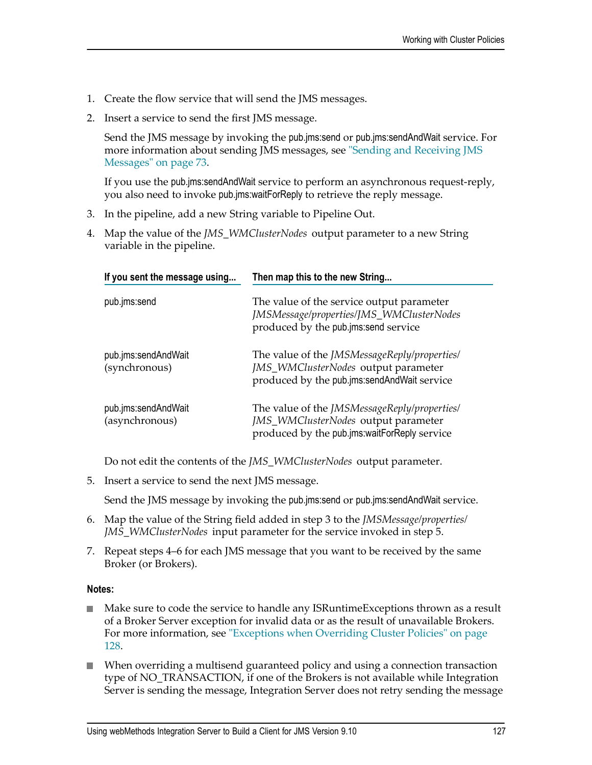1. Create the flow service that will send the JMS messages.
2. Insert a service to send the first JMS message.

   Send the JMS message by invoking the pub.jms:send or pub.jms:sendAndWait service. For more information about sending JMS messages, see "Sending and Receiving JMS Messages" on page 73.

   If you use the pub.jms:sendAndWait service to perform an asynchronous request-reply, you also need to invoke pub.jms:waitForReply to retrieve the reply message.
3. In the pipeline, add a new String variable to Pipeline Out.
4. Map the value of the *JMS_WMClusterNodes* output parameter to a new String variable in the pipeline.

   | If you sent the message using... | Then map this to the new String... |
   |---|---|
   | pub.jms:send | The value of the service output parameter *JMSMessage/properties/JMS_WMClusterNodes* produced by the pub.jms:send service |
   | pub.jms:sendAndWait (synchronous) | The value of the *JMSMessageReply/properties/JMS_WMClusterNodes* output parameter produced by the pub.jms:sendAndWait service |
   | pub.jms:sendAndWait (asynchronous) | The value of the *JMSMessageReply/properties/JMS_WMClusterNodes* output parameter produced by the pub.jms:waitForReply service |

   Do not edit the contents of the *JMS_WMClusterNodes* output parameter.
5. Insert a service to send the next JMS message.

   Send the JMS message by invoking the pub.jms:send or pub.jms:sendAndWait service.
6. Map the value of the String field added in step 3 to the *JMSMessage/properties/JMS_WMClusterNodes* input parameter for the service invoked in step 5.
7. Repeat steps 4–6 for each JMS message that you want to be received by the same Broker (or Brokers).

**Notes:**

- Make sure to code the service to handle any ISRuntimeExceptions thrown as a result of a Broker Server exception for invalid data or as the result of unavailable Brokers. For more information, see "Exceptions when Overriding Cluster Policies" on page 128.
- When overriding a multisend guaranteed policy and using a connection transaction type of NO_TRANSACTION, if one of the Brokers is not available while Integration Server is sending the message, Integration Server does not retry sending the message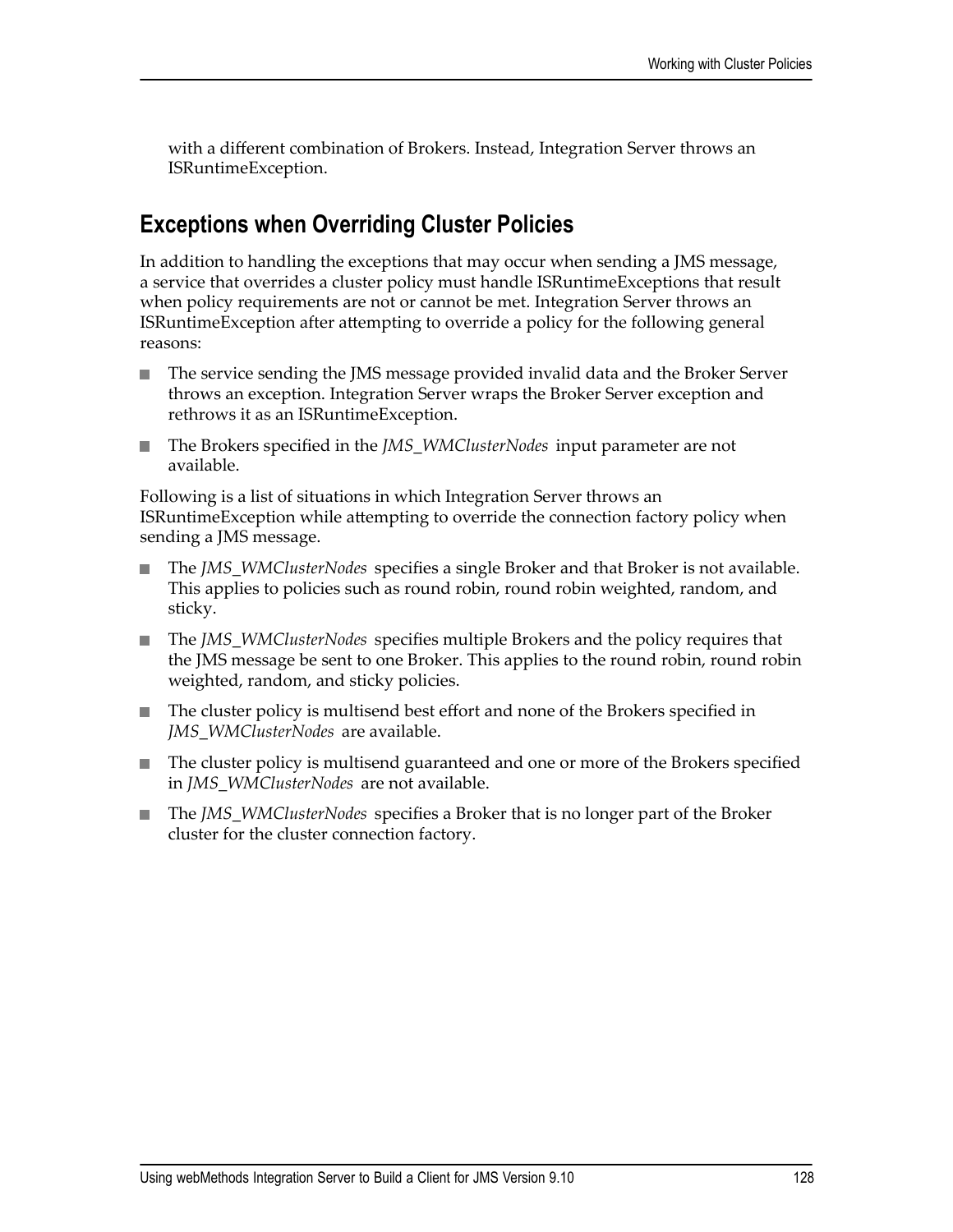with a different combination of Brokers. Instead, Integration Server throws an ISRuntimeException.

## Exceptions when Overriding Cluster Policies

In addition to handling the exceptions that may occur when sending a JMS message, a service that overrides a cluster policy must handle ISRuntimeExceptions that result when policy requirements are not or cannot be met. Integration Server throws an ISRuntimeException after attempting to override a policy for the following general reasons:

- The service sending the JMS message provided invalid data and the Broker Server throws an exception. Integration Server wraps the Broker Server exception and rethrows it as an ISRuntimeException.
- The Brokers specified in the *JMS_WMClusterNodes* input parameter are not available.

Following is a list of situations in which Integration Server throws an ISRuntimeException while attempting to override the connection factory policy when sending a JMS message.

- The *JMS_WMClusterNodes* specifies a single Broker and that Broker is not available. This applies to policies such as round robin, round robin weighted, random, and sticky.
- The *JMS_WMClusterNodes* specifies multiple Brokers and the policy requires that the JMS message be sent to one Broker. This applies to the round robin, round robin weighted, random, and sticky policies.
- The cluster policy is multisend best effort and none of the Brokers specified in *JMS_WMClusterNodes* are available.
- The cluster policy is multisend guaranteed and one or more of the Brokers specified in *JMS_WMClusterNodes* are not available.
- The *JMS_WMClusterNodes* specifies a Broker that is no longer part of the Broker cluster for the cluster connection factory.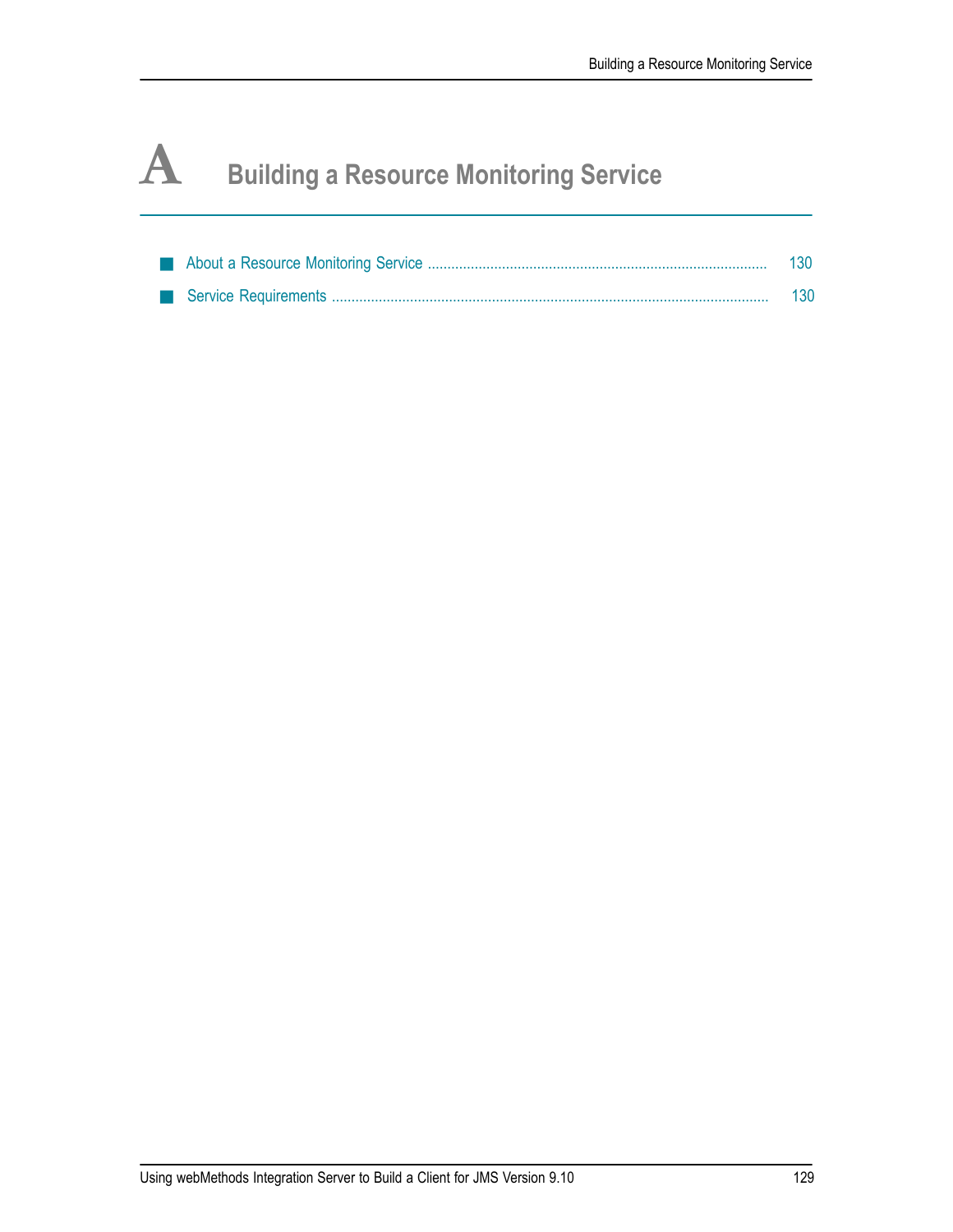# A Building a Resource Monitoring Service

- About a Resource Monitoring Service ..................................................................................... 130
- Service Requirements ............................................................................................................. 130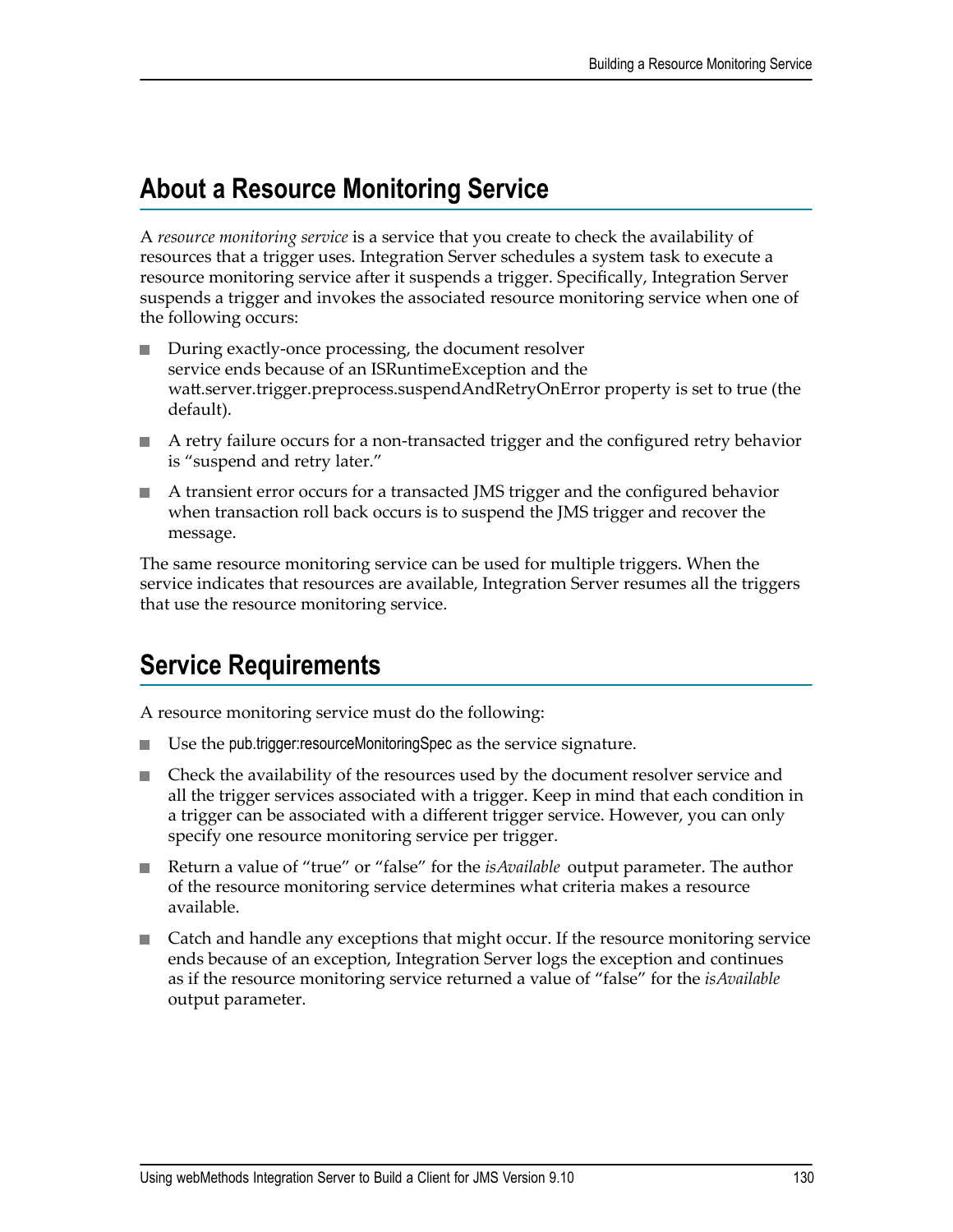## About a Resource Monitoring Service

A *resource monitoring service* is a service that you create to check the availability of resources that a trigger uses. Integration Server schedules a system task to execute a resource monitoring service after it suspends a trigger. Specifically, Integration Server suspends a trigger and invokes the associated resource monitoring service when one of the following occurs:

- During exactly-once processing, the document resolver service ends because of an ISRuntimeException and the watt.server.trigger.preprocess.suspendAndRetryOnError property is set to true (the default).
- A retry failure occurs for a non-transacted trigger and the configured retry behavior is "suspend and retry later."
- A transient error occurs for a transacted JMS trigger and the configured behavior when transaction roll back occurs is to suspend the JMS trigger and recover the message.

The same resource monitoring service can be used for multiple triggers. When the service indicates that resources are available, Integration Server resumes all the triggers that use the resource monitoring service.

## Service Requirements

A resource monitoring service must do the following:

- Use the pub.trigger:resourceMonitoringSpec as the service signature.
- Check the availability of the resources used by the document resolver service and all the trigger services associated with a trigger. Keep in mind that each condition in a trigger can be associated with a different trigger service. However, you can only specify one resource monitoring service per trigger.
- Return a value of "true" or "false" for the *isAvailable* output parameter. The author of the resource monitoring service determines what criteria makes a resource available.
- Catch and handle any exceptions that might occur. If the resource monitoring service ends because of an exception, Integration Server logs the exception and continues as if the resource monitoring service returned a value of "false" for the *isAvailable* output parameter.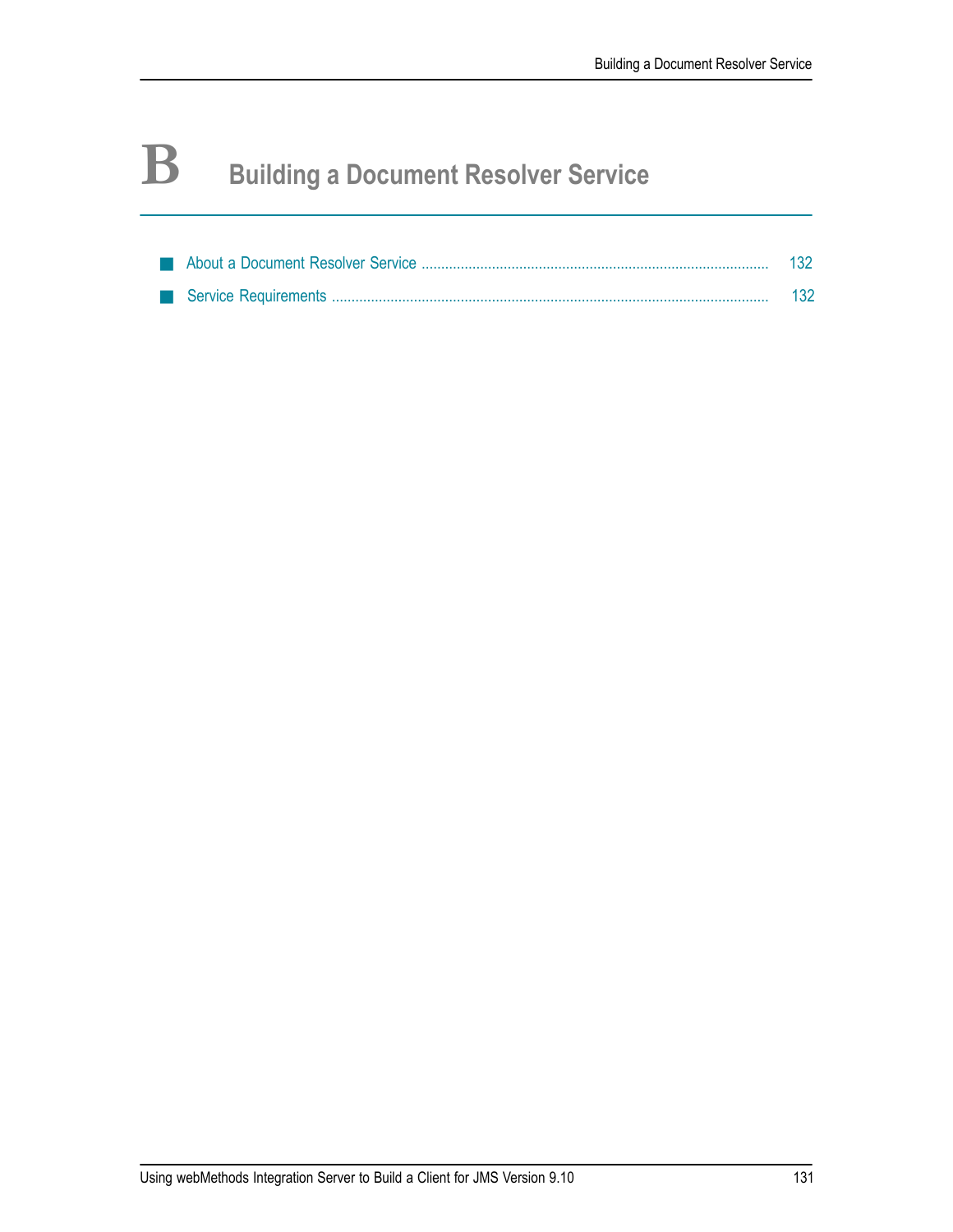# B Building a Document Resolver Service

- About a Document Resolver Service ........................................................................................ 132
- Service Requirements ............................................................................................................. 132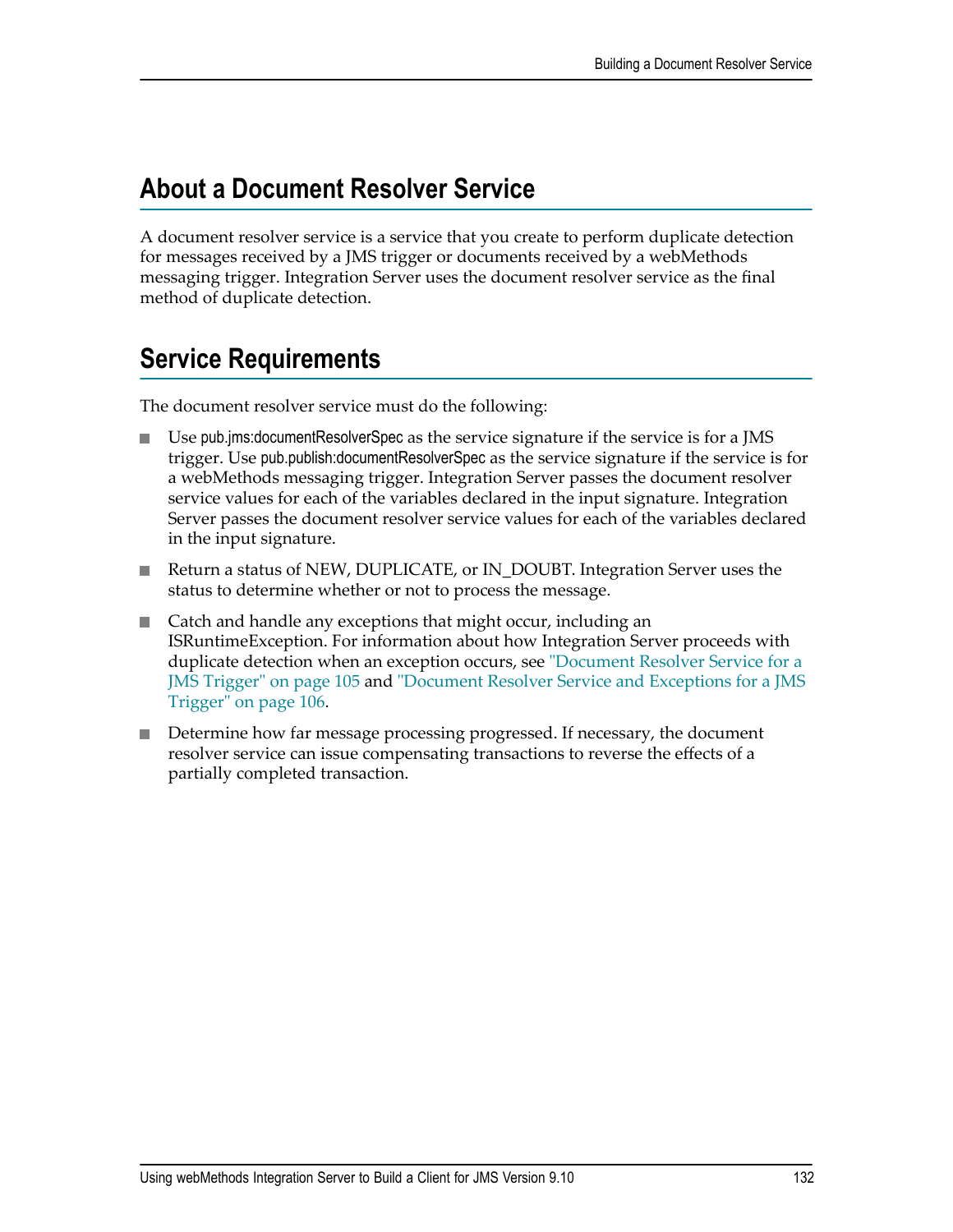## About a Document Resolver Service

A document resolver service is a service that you create to perform duplicate detection for messages received by a JMS trigger or documents received by a webMethods messaging trigger. Integration Server uses the document resolver service as the final method of duplicate detection.

## Service Requirements

The document resolver service must do the following:

- Use pub.jms:documentResolverSpec as the service signature if the service is for a JMS trigger. Use pub.publish:documentResolverSpec as the service signature if the service is for a webMethods messaging trigger. Integration Server passes the document resolver service values for each of the variables declared in the input signature. Integration Server passes the document resolver service values for each of the variables declared in the input signature.
- Return a status of NEW, DUPLICATE, or IN_DOUBT. Integration Server uses the status to determine whether or not to process the message.
- Catch and handle any exceptions that might occur, including an ISRuntimeException. For information about how Integration Server proceeds with duplicate detection when an exception occurs, see "Document Resolver Service for a JMS Trigger" on page 105 and "Document Resolver Service and Exceptions for a JMS Trigger" on page 106.
- Determine how far message processing progressed. If necessary, the document resolver service can issue compensating transactions to reverse the effects of a partially completed transaction.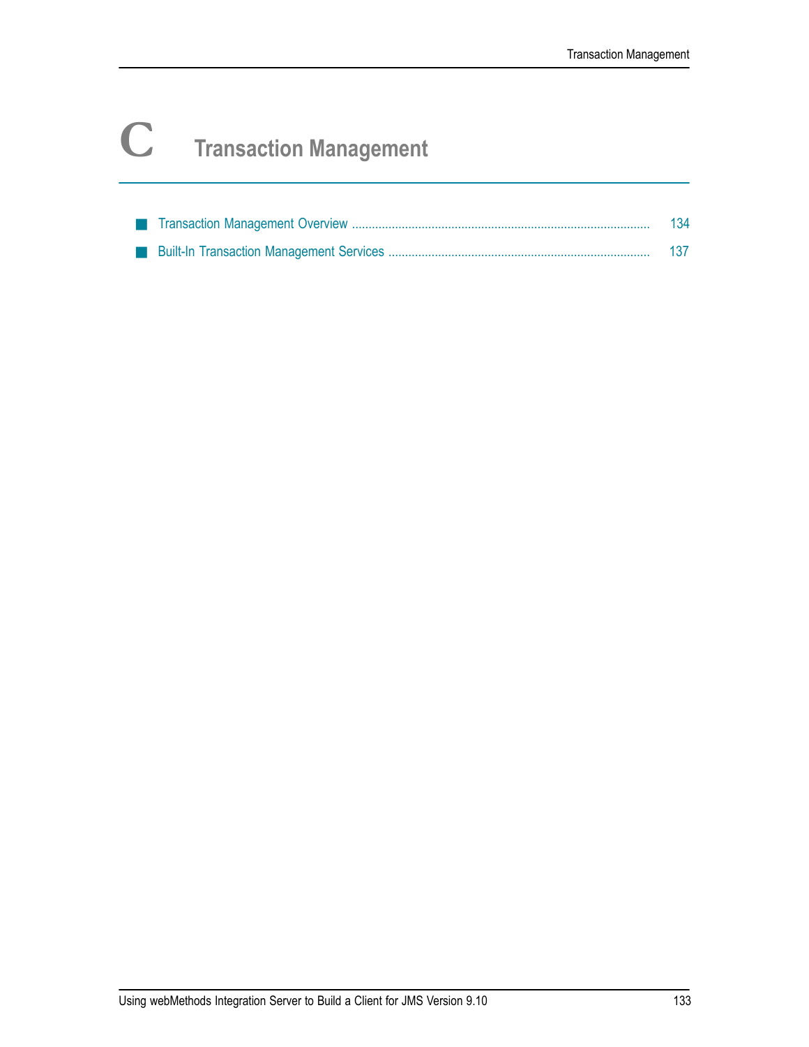# C Transaction Management

- Transaction Management Overview ........................................................................................ 134
- Built-In Transaction Management Services .............................................................................. 137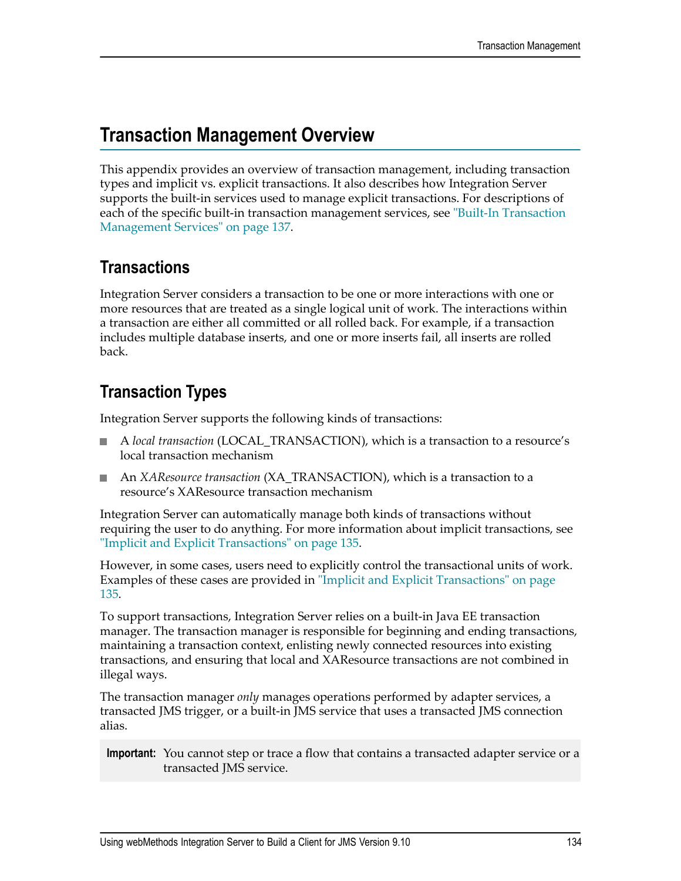# Transaction Management Overview

This appendix provides an overview of transaction management, including transaction types and implicit vs. explicit transactions. It also describes how Integration Server supports the built-in services used to manage explicit transactions. For descriptions of each of the specific built-in transaction management services, see "Built-In Transaction Management Services" on page 137.

## Transactions

Integration Server considers a transaction to be one or more interactions with one or more resources that are treated as a single logical unit of work. The interactions within a transaction are either all committed or all rolled back. For example, if a transaction includes multiple database inserts, and one or more inserts fail, all inserts are rolled back.

## Transaction Types

Integration Server supports the following kinds of transactions:

- A *local transaction* (LOCAL_TRANSACTION), which is a transaction to a resource's local transaction mechanism
- An *XAResource transaction* (XA_TRANSACTION), which is a transaction to a resource's XAResource transaction mechanism

Integration Server can automatically manage both kinds of transactions without requiring the user to do anything. For more information about implicit transactions, see "Implicit and Explicit Transactions" on page 135.

However, in some cases, users need to explicitly control the transactional units of work. Examples of these cases are provided in "Implicit and Explicit Transactions" on page 135.

To support transactions, Integration Server relies on a built-in Java EE transaction manager. The transaction manager is responsible for beginning and ending transactions, maintaining a transaction context, enlisting newly connected resources into existing transactions, and ensuring that local and XAResource transactions are not combined in illegal ways.

The transaction manager *only* manages operations performed by adapter services, a transacted JMS trigger, or a built-in JMS service that uses a transacted JMS connection alias.

> **Important:** You cannot step or trace a flow that contains a transacted adapter service or a transacted JMS service.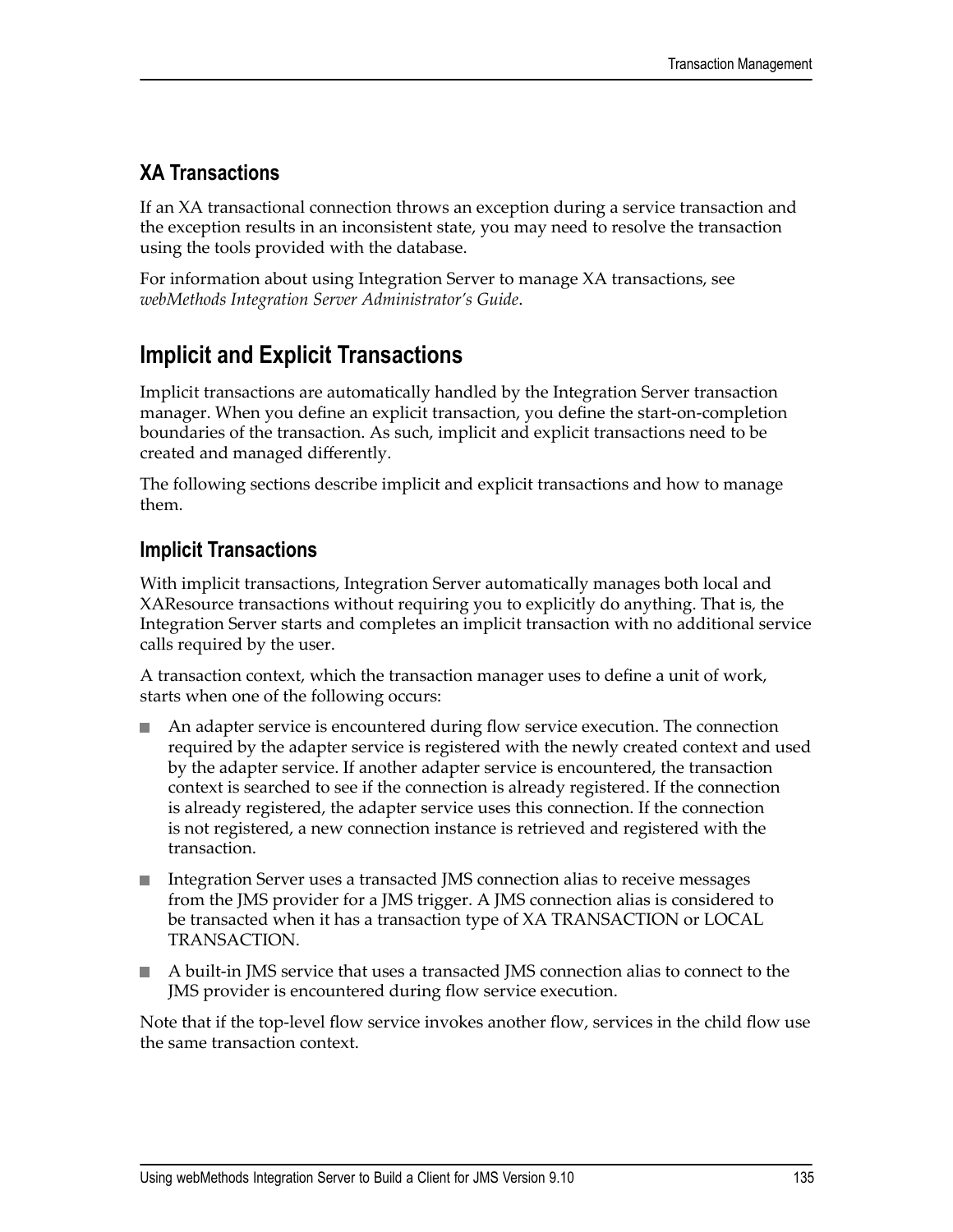### XA Transactions

If an XA transactional connection throws an exception during a service transaction and the exception results in an inconsistent state, you may need to resolve the transaction using the tools provided with the database.

For information about using Integration Server to manage XA transactions, see *webMethods Integration Server Administrator's Guide*.

## Implicit and Explicit Transactions

Implicit transactions are automatically handled by the Integration Server transaction manager. When you define an explicit transaction, you define the start-on-completion boundaries of the transaction. As such, implicit and explicit transactions need to be created and managed differently.

The following sections describe implicit and explicit transactions and how to manage them.

### Implicit Transactions

With implicit transactions, Integration Server automatically manages both local and XAResource transactions without requiring you to explicitly do anything. That is, the Integration Server starts and completes an implicit transaction with no additional service calls required by the user.

A transaction context, which the transaction manager uses to define a unit of work, starts when one of the following occurs:

- An adapter service is encountered during flow service execution. The connection required by the adapter service is registered with the newly created context and used by the adapter service. If another adapter service is encountered, the transaction context is searched to see if the connection is already registered. If the connection is already registered, the adapter service uses this connection. If the connection is not registered, a new connection instance is retrieved and registered with the transaction.
- Integration Server uses a transacted JMS connection alias to receive messages from the JMS provider for a JMS trigger. A JMS connection alias is considered to be transacted when it has a transaction type of XA TRANSACTION or LOCAL TRANSACTION.
- A built-in JMS service that uses a transacted JMS connection alias to connect to the JMS provider is encountered during flow service execution.

Note that if the top-level flow service invokes another flow, services in the child flow use the same transaction context.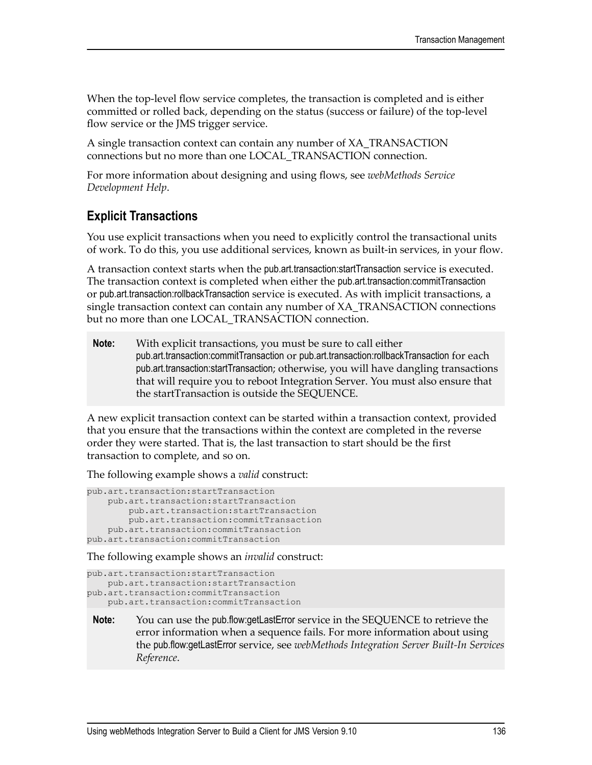When the top-level flow service completes, the transaction is completed and is either committed or rolled back, depending on the status (success or failure) of the top-level flow service or the JMS trigger service.

A single transaction context can contain any number of XA_TRANSACTION connections but no more than one LOCAL_TRANSACTION connection.

For more information about designing and using flows, see *webMethods Service Development Help*.

## Explicit Transactions

You use explicit transactions when you need to explicitly control the transactional units of work. To do this, you use additional services, known as built-in services, in your flow.

A transaction context starts when the pub.art.transaction:startTransaction service is executed. The transaction context is completed when either the pub.art.transaction:commitTransaction or pub.art.transaction:rollbackTransaction service is executed. As with implicit transactions, a single transaction context can contain any number of XA_TRANSACTION connections but no more than one LOCAL_TRANSACTION connection.

> **Note:** With explicit transactions, you must be sure to call either pub.art.transaction:commitTransaction or pub.art.transaction:rollbackTransaction for each pub.art.transaction:startTransaction; otherwise, you will have dangling transactions that will require you to reboot Integration Server. You must also ensure that the startTransaction is outside the SEQUENCE.

A new explicit transaction context can be started within a transaction context, provided that you ensure that the transactions within the context are completed in the reverse order they were started. That is, the last transaction to start should be the first transaction to complete, and so on.

The following example shows a *valid* construct:

```
pub.art.transaction:startTransaction
    pub.art.transaction:startTransaction
        pub.art.transaction:startTransaction
        pub.art.transaction:commitTransaction
    pub.art.transaction:commitTransaction
pub.art.transaction:commitTransaction
```

The following example shows an *invalid* construct:

```
pub.art.transaction:startTransaction
    pub.art.transaction:startTransaction
pub.art.transaction:commitTransaction
    pub.art.transaction:commitTransaction
```

> **Note:** You can use the pub.flow:getLastError service in the SEQUENCE to retrieve the error information when a sequence fails. For more information about using the pub.flow:getLastError service, see *webMethods Integration Server Built-In Services Reference*.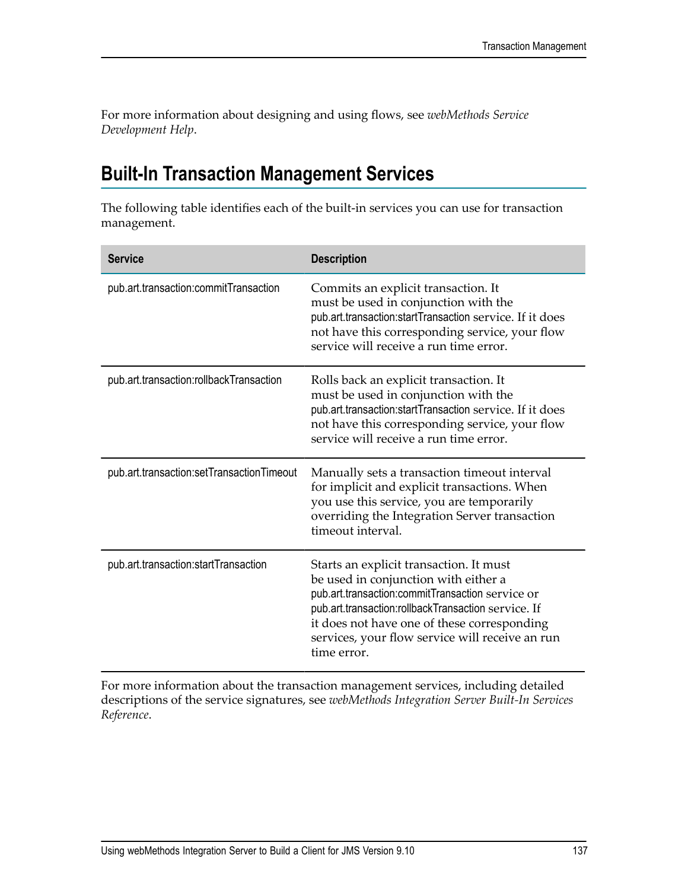For more information about designing and using flows, see *webMethods Service Development Help*.

## Built-In Transaction Management Services

The following table identifies each of the built-in services you can use for transaction management.

| Service | Description |
| --- | --- |
| pub.art.transaction:commitTransaction | Commits an explicit transaction. It must be used in conjunction with the pub.art.transaction:startTransaction service. If it does not have this corresponding service, your flow service will receive a run time error. |
| pub.art.transaction:rollbackTransaction | Rolls back an explicit transaction. It must be used in conjunction with the pub.art.transaction:startTransaction service. If it does not have this corresponding service, your flow service will receive a run time error. |
| pub.art.transaction:setTransactionTimeout | Manually sets a transaction timeout interval for implicit and explicit transactions. When you use this service, you are temporarily overriding the Integration Server transaction timeout interval. |
| pub.art.transaction:startTransaction | Starts an explicit transaction. It must be used in conjunction with either a pub.art.transaction:commitTransaction service or pub.art.transaction:rollbackTransaction service. If it does not have one of these corresponding services, your flow service will receive an run time error. |

For more information about the transaction management services, including detailed descriptions of the service signatures, see *webMethods Integration Server Built-In Services Reference*.